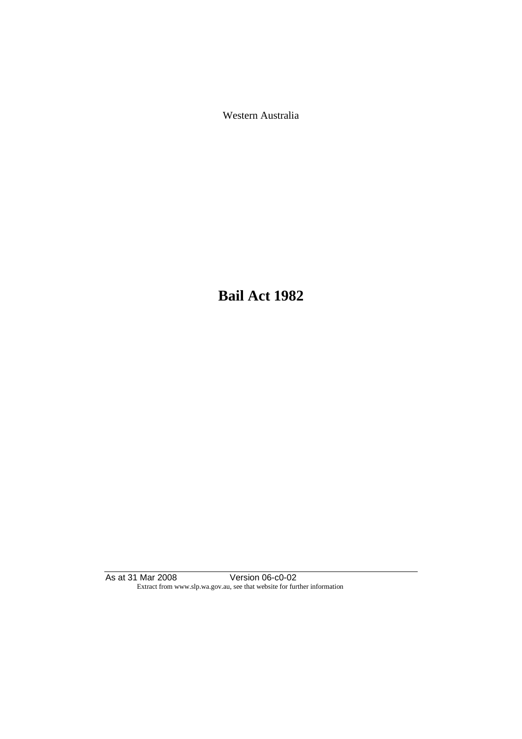Western Australia

# Bail Act 1982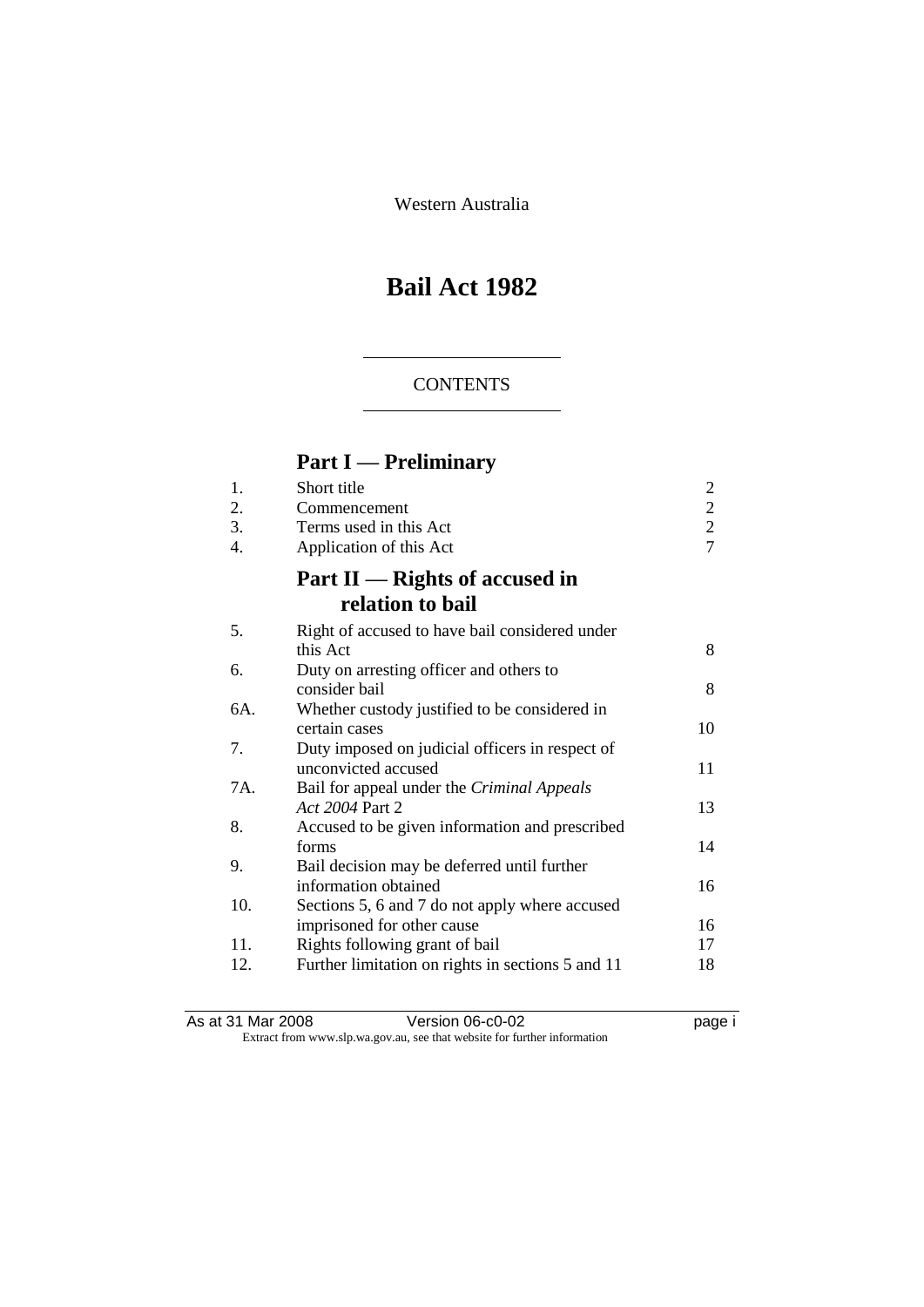Western Australia

# Bail Act 1982

CONTENTS

## Part I — Preliminary

| | | |
|---|---|---|
| 1. | Short title | 2 |
| 2. | Commencement | 2 |
| 3. | Terms used in this Act | 2 |
| 4. | Application of this Act | 7 |

## Part II — Rights of accused in relation to bail

| | | |
|---|---|---|
| 5. | Right of accused to have bail considered under this Act | 8 |
| 6. | Duty on arresting officer and others to consider bail | 8 |
| 6A. | Whether custody justified to be considered in certain cases | 10 |
| 7. | Duty imposed on judicial officers in respect of unconvicted accused | 11 |
| 7A. | Bail for appeal under the *Criminal Appeals Act 2004* Part 2 | 13 |
| 8. | Accused to be given information and prescribed forms | 14 |
| 9. | Bail decision may be deferred until further information obtained | 16 |
| 10. | Sections 5, 6 and 7 do not apply where accused imprisoned for other cause | 16 |
| 11. | Rights following grant of bail | 17 |
| 12. | Further limitation on rights in sections 5 and 11 | 18 |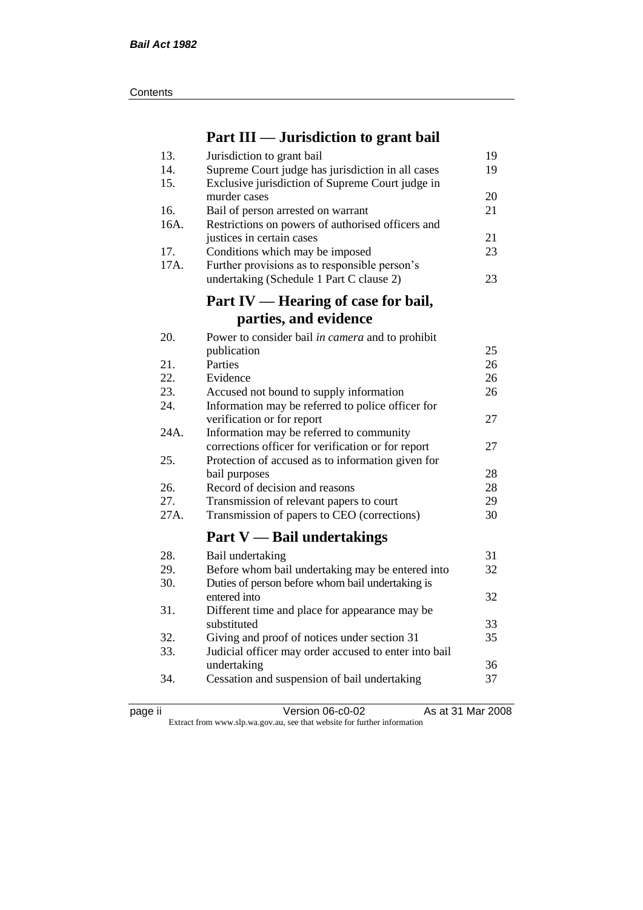## Part III — Jurisdiction to grant bail

| | | |
|---|---|---|
| 13. | Jurisdiction to grant bail | 19 |
| 14. | Supreme Court judge has jurisdiction in all cases | 19 |
| 15. | Exclusive jurisdiction of Supreme Court judge in murder cases | 20 |
| 16. | Bail of person arrested on warrant | 21 |
| 16A. | Restrictions on powers of authorised officers and justices in certain cases | 21 |
| 17. | Conditions which may be imposed | 23 |
| 17A. | Further provisions as to responsible person's undertaking (Schedule 1 Part C clause 2) | 23 |

## Part IV — Hearing of case for bail, parties, and evidence

| | | |
|---|---|---|
| 20. | Power to consider bail *in camera* and to prohibit publication | 25 |
| 21. | Parties | 26 |
| 22. | Evidence | 26 |
| 23. | Accused not bound to supply information | 26 |
| 24. | Information may be referred to police officer for verification or for report | 27 |
| 24A. | Information may be referred to community corrections officer for verification or for report | 27 |
| 25. | Protection of accused as to information given for bail purposes | 28 |
| 26. | Record of decision and reasons | 28 |
| 27. | Transmission of relevant papers to court | 29 |
| 27A. | Transmission of papers to CEO (corrections) | 30 |

## Part V — Bail undertakings

| | | |
|---|---|---|
| 28. | Bail undertaking | 31 |
| 29. | Before whom bail undertaking may be entered into | 32 |
| 30. | Duties of person before whom bail undertaking is entered into | 32 |
| 31. | Different time and place for appearance may be substituted | 33 |
| 32. | Giving and proof of notices under section 31 | 35 |
| 33. | Judicial officer may order accused to enter into bail undertaking | 36 |
| 34. | Cessation and suspension of bail undertaking | 37 |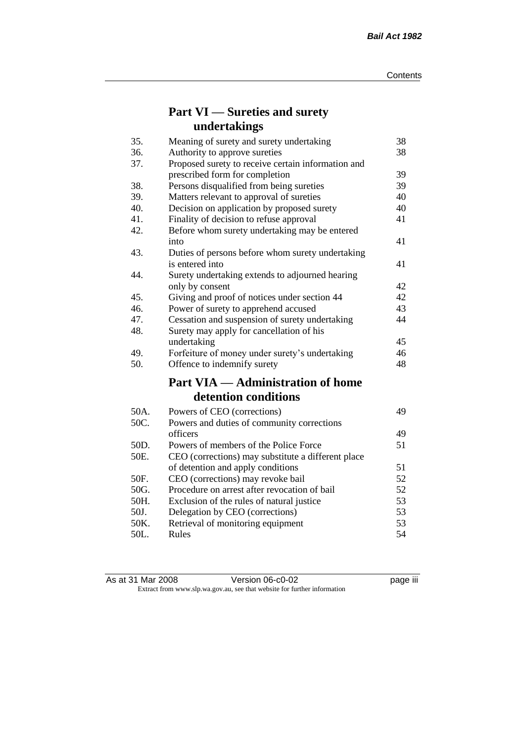## Part VI — Sureties and surety undertakings

| | | |
|---|---|---|
| 35. | Meaning of surety and surety undertaking | 38 |
| 36. | Authority to approve sureties | 38 |
| 37. | Proposed surety to receive certain information and prescribed form for completion | 39 |
| 38. | Persons disqualified from being sureties | 39 |
| 39. | Matters relevant to approval of sureties | 40 |
| 40. | Decision on application by proposed surety | 40 |
| 41. | Finality of decision to refuse approval | 41 |
| 42. | Before whom surety undertaking may be entered into | 41 |
| 43. | Duties of persons before whom surety undertaking is entered into | 41 |
| 44. | Surety undertaking extends to adjourned hearing only by consent | 42 |
| 45. | Giving and proof of notices under section 44 | 42 |
| 46. | Power of surety to apprehend accused | 43 |
| 47. | Cessation and suspension of surety undertaking | 44 |
| 48. | Surety may apply for cancellation of his undertaking | 45 |
| 49. | Forfeiture of money under surety's undertaking | 46 |
| 50. | Offence to indemnify surety | 48 |

## Part VIA — Administration of home detention conditions

| | | |
|---|---|---|
| 50A. | Powers of CEO (corrections) | 49 |
| 50C. | Powers and duties of community corrections officers | 49 |
| 50D. | Powers of members of the Police Force | 51 |
| 50E. | CEO (corrections) may substitute a different place of detention and apply conditions | 51 |
| 50F. | CEO (corrections) may revoke bail | 52 |
| 50G. | Procedure on arrest after revocation of bail | 52 |
| 50H. | Exclusion of the rules of natural justice | 53 |
| 50J. | Delegation by CEO (corrections) | 53 |
| 50K. | Retrieval of monitoring equipment | 53 |
| 50L. | Rules | 54 |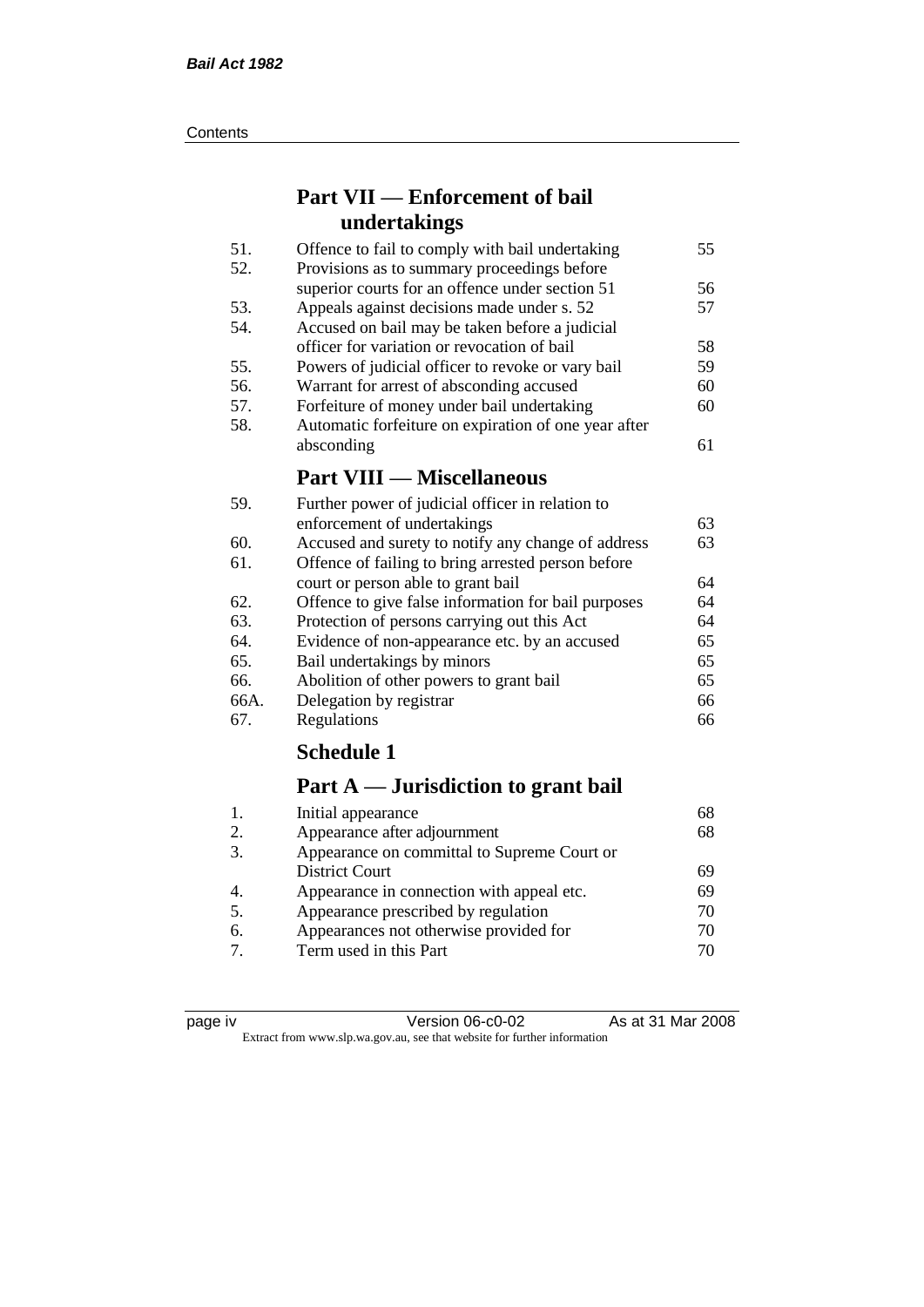## Part VII — Enforcement of bail undertakings

| | | |
|---|---|---|
| 51. | Offence to fail to comply with bail undertaking | 55 |
| 52. | Provisions as to summary proceedings before superior courts for an offence under section 51 | 56 |
| 53. | Appeals against decisions made under s. 52 | 57 |
| 54. | Accused on bail may be taken before a judicial officer for variation or revocation of bail | 58 |
| 55. | Powers of judicial officer to revoke or vary bail | 59 |
| 56. | Warrant for arrest of absconding accused | 60 |
| 57. | Forfeiture of money under bail undertaking | 60 |
| 58. | Automatic forfeiture on expiration of one year after absconding | 61 |

## Part VIII — Miscellaneous

| | | |
|---|---|---|
| 59. | Further power of judicial officer in relation to enforcement of undertakings | 63 |
| 60. | Accused and surety to notify any change of address | 63 |
| 61. | Offence of failing to bring arrested person before court or person able to grant bail | 64 |
| 62. | Offence to give false information for bail purposes | 64 |
| 63. | Protection of persons carrying out this Act | 64 |
| 64. | Evidence of non-appearance etc. by an accused | 65 |
| 65. | Bail undertakings by minors | 65 |
| 66. | Abolition of other powers to grant bail | 65 |
| 66A. | Delegation by registrar | 66 |
| 67. | Regulations | 66 |

## Schedule 1

## Part A — Jurisdiction to grant bail

| | | |
|---|---|---|
| 1. | Initial appearance | 68 |
| 2. | Appearance after adjournment | 68 |
| 3. | Appearance on committal to Supreme Court or District Court | 69 |
| 4. | Appearance in connection with appeal etc. | 69 |
| 5. | Appearance prescribed by regulation | 70 |
| 6. | Appearances not otherwise provided for | 70 |
| 7. | Term used in this Part | 70 |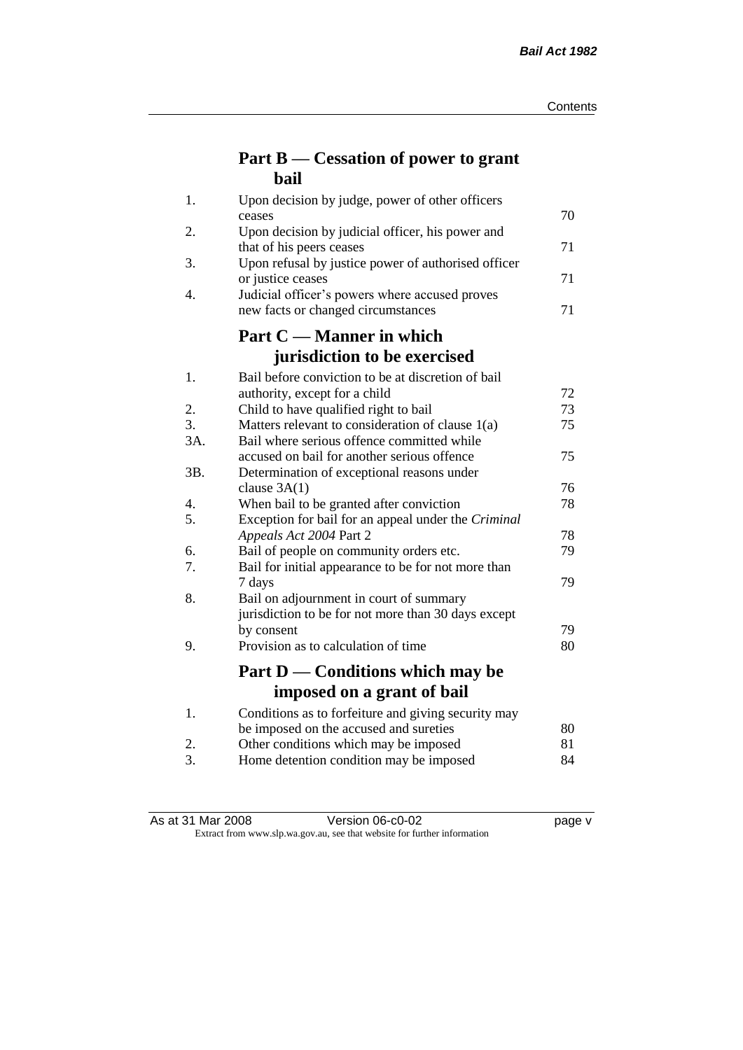## Part B — Cessation of power to grant bail

| | | |
|---|---|---|
| 1. | Upon decision by judge, power of other officers ceases | 70 |
| 2. | Upon decision by judicial officer, his power and that of his peers ceases | 71 |
| 3. | Upon refusal by justice power of authorised officer or justice ceases | 71 |
| 4. | Judicial officer's powers where accused proves new facts or changed circumstances | 71 |

## Part C — Manner in which jurisdiction to be exercised

| | | |
|---|---|---|
| 1. | Bail before conviction to be at discretion of bail authority, except for a child | 72 |
| 2. | Child to have qualified right to bail | 73 |
| 3. | Matters relevant to consideration of clause 1(a) | 75 |
| 3A. | Bail where serious offence committed while accused on bail for another serious offence | 75 |
| 3B. | Determination of exceptional reasons under clause 3A(1) | 76 |
| 4. | When bail to be granted after conviction | 78 |
| 5. | Exception for bail for an appeal under the *Criminal Appeals Act 2004* Part 2 | 78 |
| 6. | Bail of people on community orders etc. | 79 |
| 7. | Bail for initial appearance to be for not more than 7 days | 79 |
| 8. | Bail on adjournment in court of summary jurisdiction to be for not more than 30 days except by consent | 79 |
| 9. | Provision as to calculation of time | 80 |

## Part D — Conditions which may be imposed on a grant of bail

| | | |
|---|---|---|
| 1. | Conditions as to forfeiture and giving security may be imposed on the accused and sureties | 80 |
| 2. | Other conditions which may be imposed | 81 |
| 3. | Home detention condition may be imposed | 84 |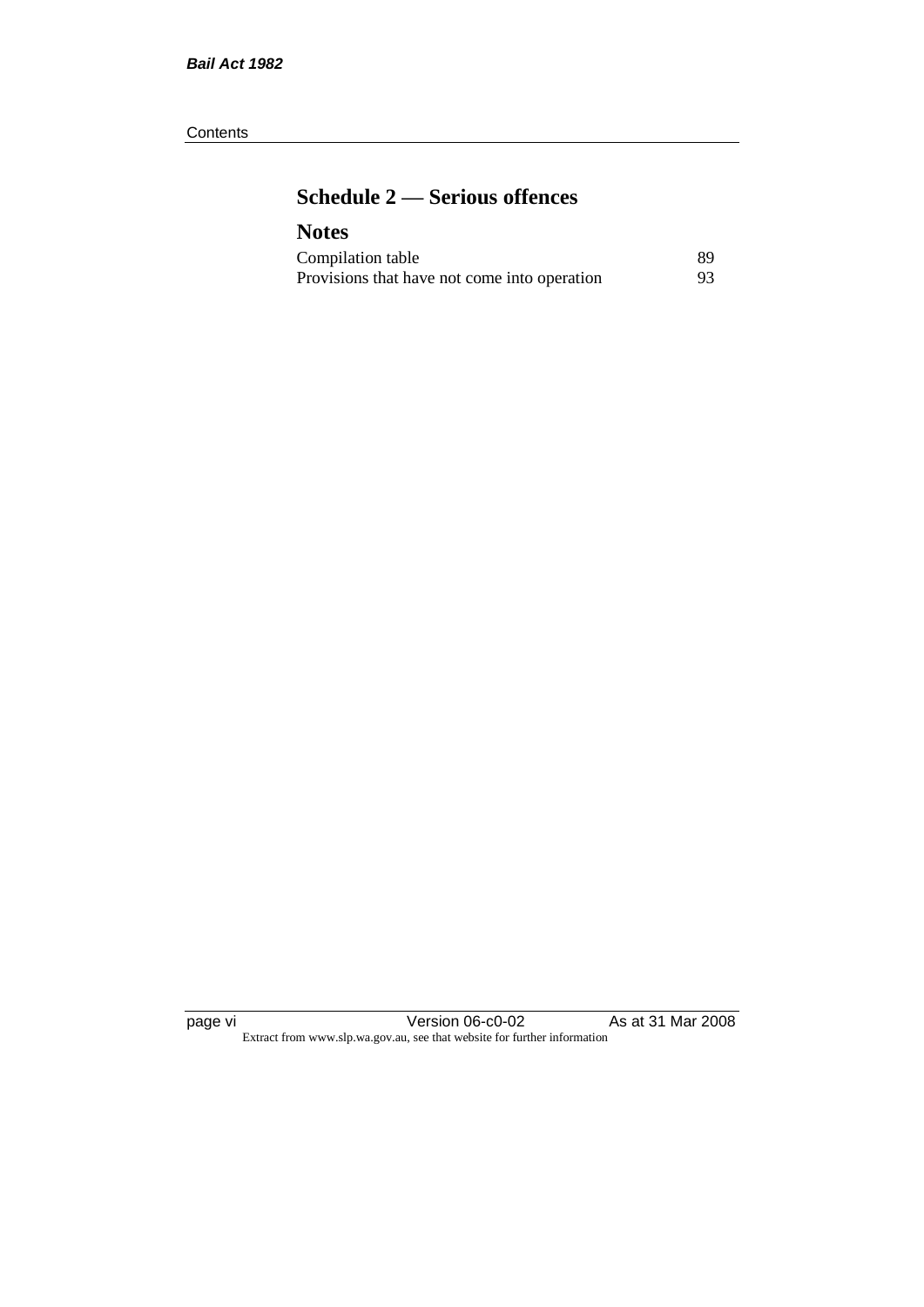## Schedule 2 — Serious offences

## Notes

| Compilation table | 89 |
| --- | --- |
| Provisions that have not come into operation | 93 |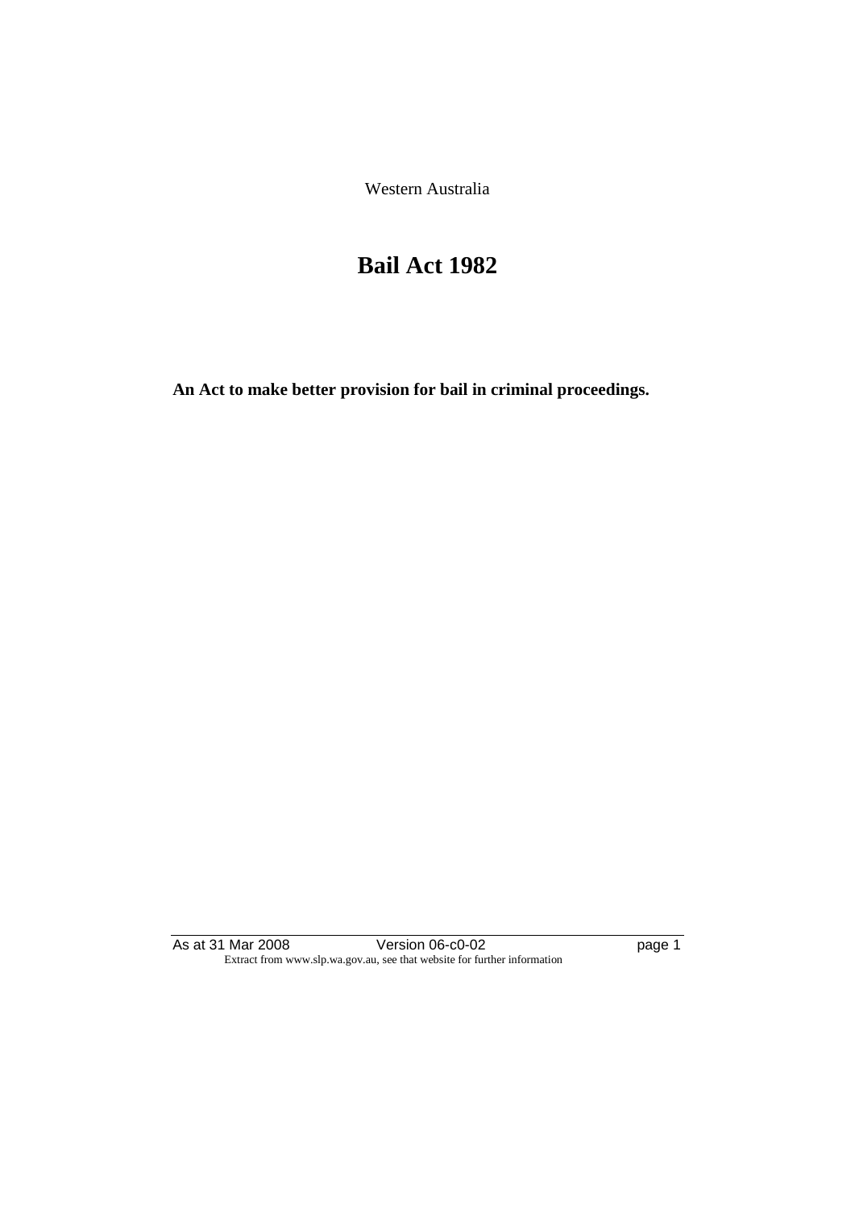Western Australia

# Bail Act 1982

**An Act to make better provision for bail in criminal proceedings.**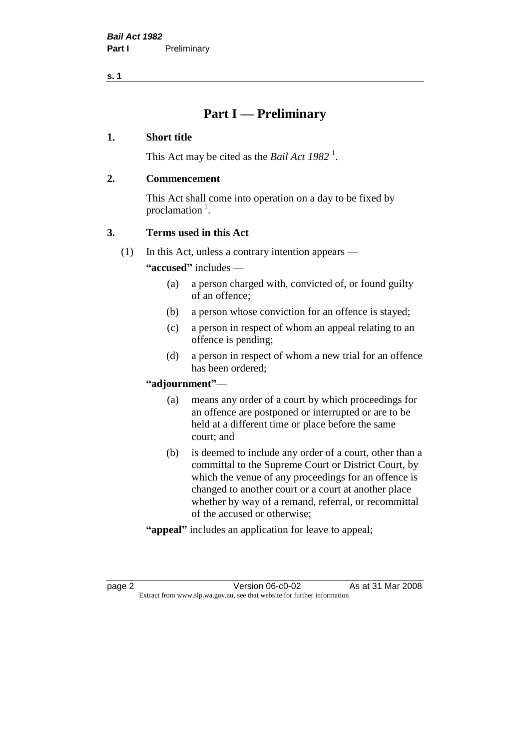# Part I — Preliminary

## 1. Short title

This Act may be cited as the *Bail Act 1982* [1].

## 2. Commencement

This Act shall come into operation on a day to be fixed by proclamation [1].

## 3. Terms used in this Act

(1) In this Act, unless a contrary intention appears —

**"accused"** includes —

- (a) a person charged with, convicted of, or found guilty of an offence;
- (b) a person whose conviction for an offence is stayed;
- (c) a person in respect of whom an appeal relating to an offence is pending;
- (d) a person in respect of whom a new trial for an offence has been ordered;

**"adjournment"**—

- (a) means any order of a court by which proceedings for an offence are postponed or interrupted or are to be held at a different time or place before the same court; and
- (b) is deemed to include any order of a court, other than a committal to the Supreme Court or District Court, by which the venue of any proceedings for an offence is changed to another court or a court at another place whether by way of a remand, referral, or recommittal of the accused or otherwise;

**"appeal"** includes an application for leave to appeal;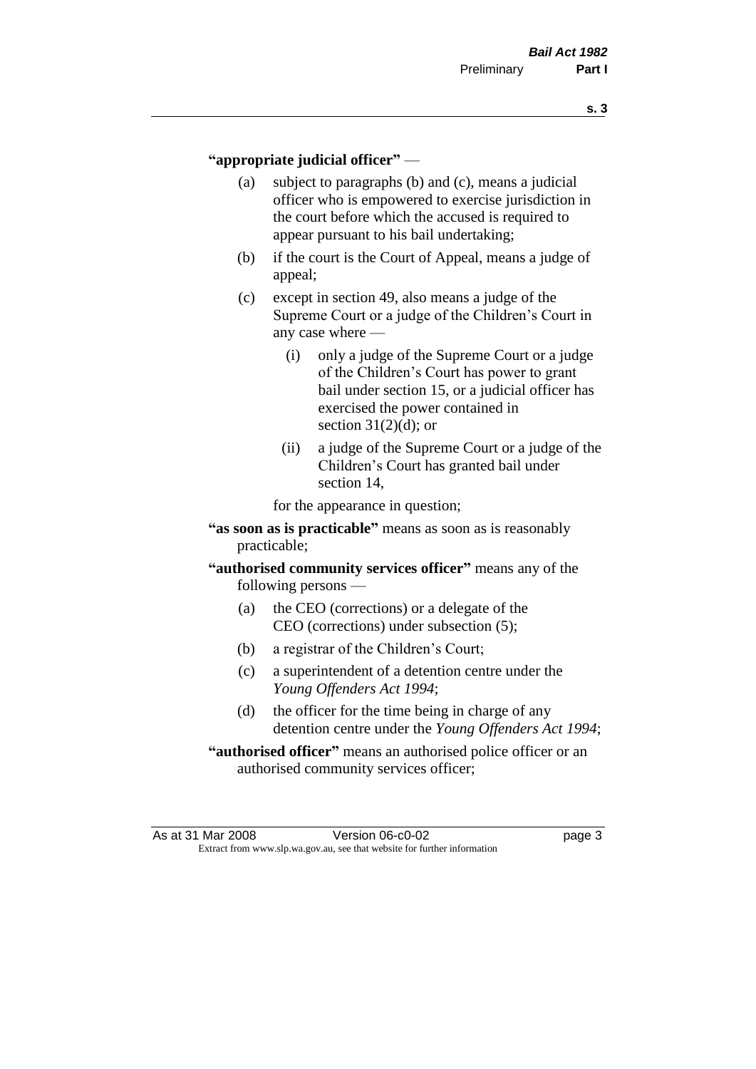**"appropriate judicial officer"** —

(a) subject to paragraphs (b) and (c), means a judicial officer who is empowered to exercise jurisdiction in the court before which the accused is required to appear pursuant to his bail undertaking;

(b) if the court is the Court of Appeal, means a judge of appeal;

(c) except in section 49, also means a judge of the Supreme Court or a judge of the Children's Court in any case where —

(i) only a judge of the Supreme Court or a judge of the Children's Court has power to grant bail under section 15, or a judicial officer has exercised the power contained in section 31(2)(d); or

(ii) a judge of the Supreme Court or a judge of the Children's Court has granted bail under section 14,

for the appearance in question;

**"as soon as is practicable"** means as soon as is reasonably practicable;

**"authorised community services officer"** means any of the following persons —

(a) the CEO (corrections) or a delegate of the CEO (corrections) under subsection (5);

(b) a registrar of the Children's Court;

(c) a superintendent of a detention centre under the *Young Offenders Act 1994*;

(d) the officer for the time being in charge of any detention centre under the *Young Offenders Act 1994*;

**"authorised officer"** means an authorised police officer or an authorised community services officer;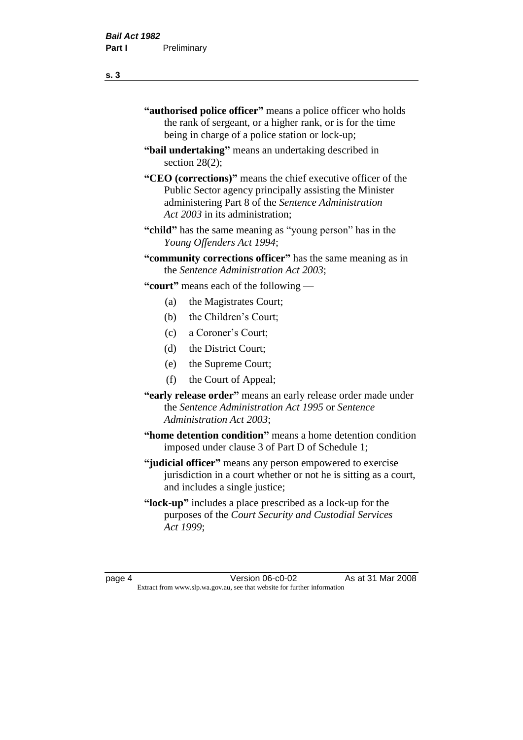"**authorised police officer**" means a police officer who holds the rank of sergeant, or a higher rank, or is for the time being in charge of a police station or lock-up;

"**bail undertaking**" means an undertaking described in section 28(2);

"**CEO (corrections)**" means the chief executive officer of the Public Sector agency principally assisting the Minister administering Part 8 of the *Sentence Administration Act 2003* in its administration;

"**child**" has the same meaning as "young person" has in the *Young Offenders Act 1994*;

"**community corrections officer**" has the same meaning as in the *Sentence Administration Act 2003*;

"**court**" means each of the following —

(a) the Magistrates Court;

(b) the Children's Court;

(c) a Coroner's Court;

(d) the District Court;

(e) the Supreme Court;

(f) the Court of Appeal;

"**early release order**" means an early release order made under the *Sentence Administration Act 1995* or *Sentence Administration Act 2003*;

"**home detention condition**" means a home detention condition imposed under clause 3 of Part D of Schedule 1;

"**judicial officer**" means any person empowered to exercise jurisdiction in a court whether or not he is sitting as a court, and includes a single justice;

"**lock-up**" includes a place prescribed as a lock-up for the purposes of the *Court Security and Custodial Services Act 1999*;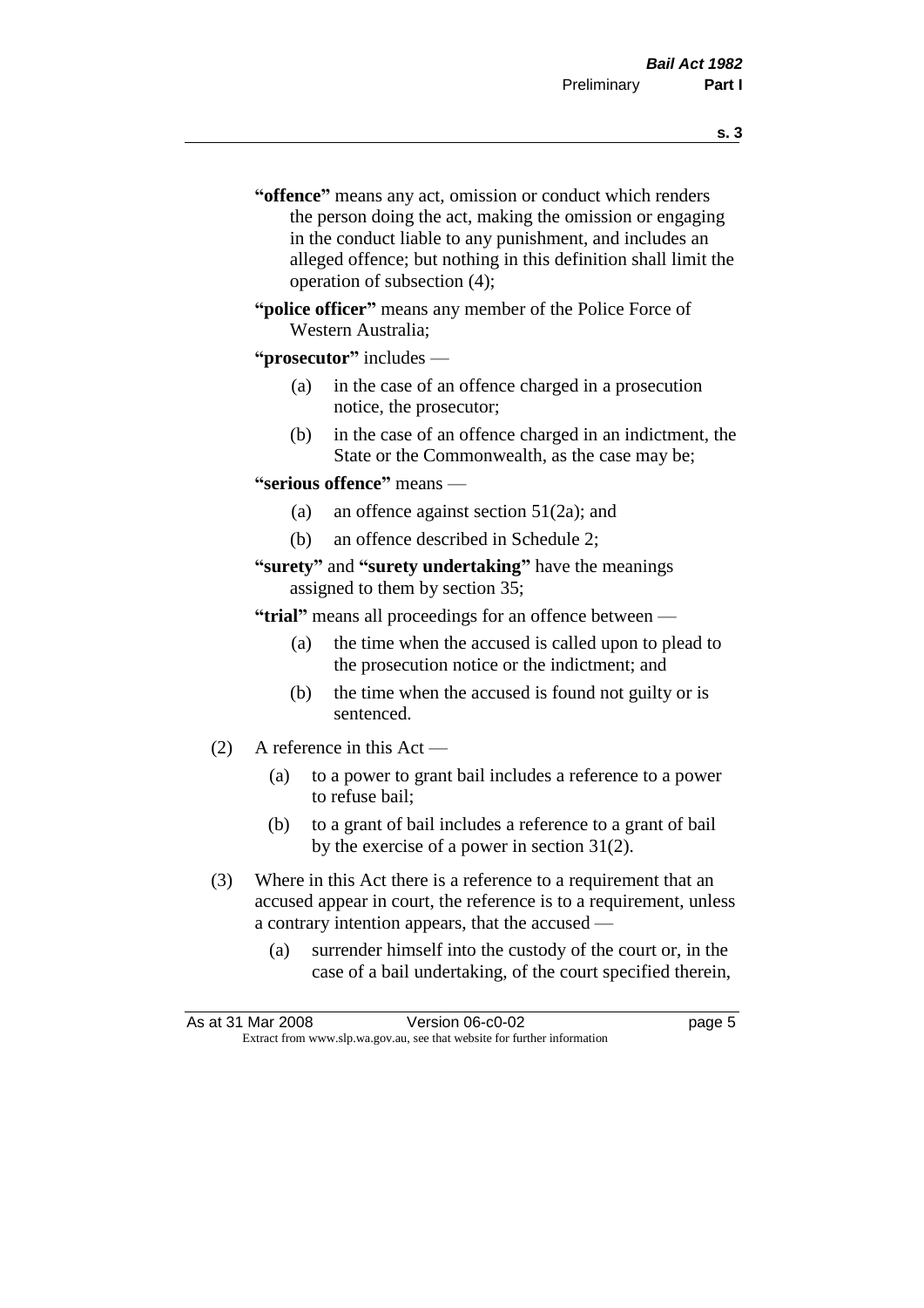**"offence"** means any act, omission or conduct which renders the person doing the act, making the omission or engaging in the conduct liable to any punishment, and includes an alleged offence; but nothing in this definition shall limit the operation of subsection (4);

**"police officer"** means any member of the Police Force of Western Australia;

**"prosecutor"** includes —

(a) in the case of an offence charged in a prosecution notice, the prosecutor;

(b) in the case of an offence charged in an indictment, the State or the Commonwealth, as the case may be;

**"serious offence"** means —

(a) an offence against section 51(2a); and

(b) an offence described in Schedule 2;

**"surety"** and **"surety undertaking"** have the meanings assigned to them by section 35;

**"trial"** means all proceedings for an offence between —

(a) the time when the accused is called upon to plead to the prosecution notice or the indictment; and

(b) the time when the accused is found not guilty or is sentenced.

(2) A reference in this Act —

(a) to a power to grant bail includes a reference to a power to refuse bail;

(b) to a grant of bail includes a reference to a grant of bail by the exercise of a power in section 31(2).

(3) Where in this Act there is a reference to a requirement that an accused appear in court, the reference is to a requirement, unless a contrary intention appears, that the accused —

(a) surrender himself into the custody of the court or, in the case of a bail undertaking, of the court specified therein,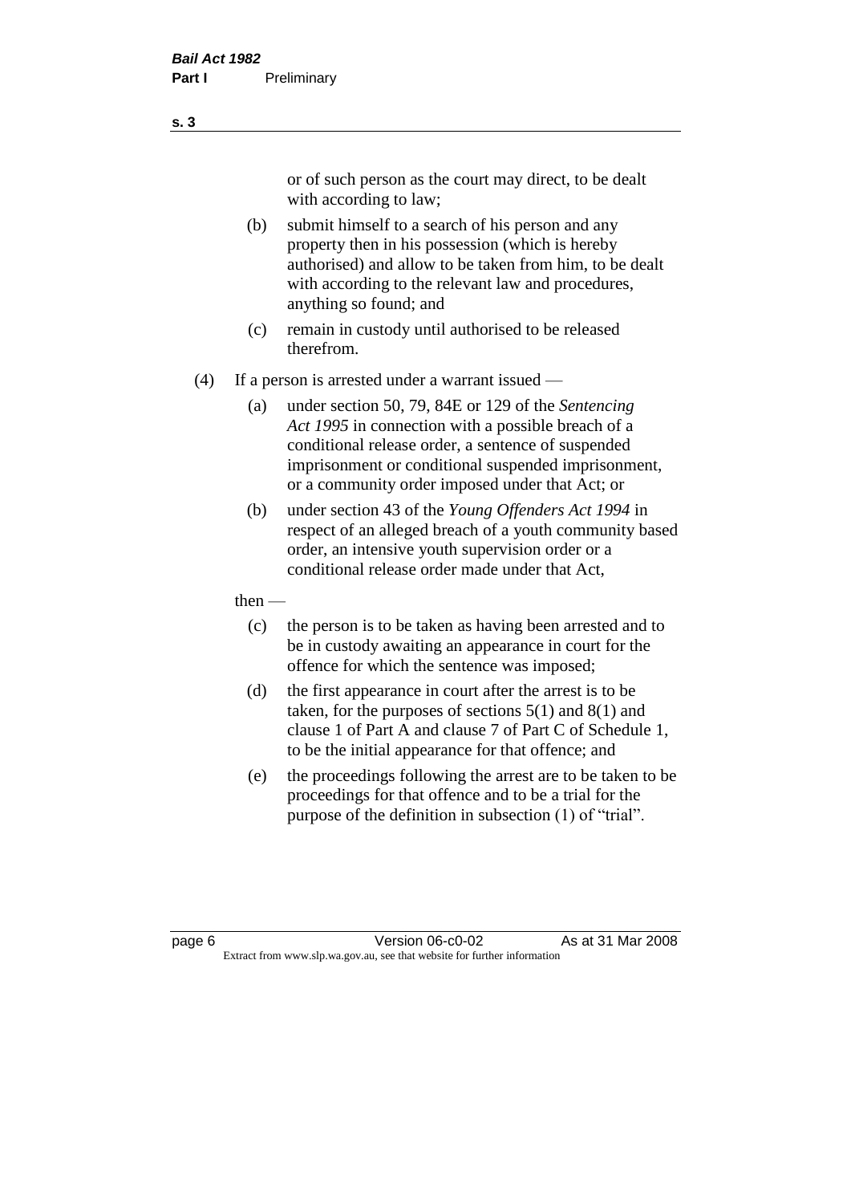or of such person as the court may direct, to be dealt with according to law;

(b) submit himself to a search of his person and any property then in his possession (which is hereby authorised) and allow to be taken from him, to be dealt with according to the relevant law and procedures, anything so found; and

(c) remain in custody until authorised to be released therefrom.

(4) If a person is arrested under a warrant issued —

(a) under section 50, 79, 84E or 129 of the *Sentencing Act 1995* in connection with a possible breach of a conditional release order, a sentence of suspended imprisonment or conditional suspended imprisonment, or a community order imposed under that Act; or

(b) under section 43 of the *Young Offenders Act 1994* in respect of an alleged breach of a youth community based order, an intensive youth supervision order or a conditional release order made under that Act,

then —

(c) the person is to be taken as having been arrested and to be in custody awaiting an appearance in court for the offence for which the sentence was imposed;

(d) the first appearance in court after the arrest is to be taken, for the purposes of sections 5(1) and 8(1) and clause 1 of Part A and clause 7 of Part C of Schedule 1, to be the initial appearance for that offence; and

(e) the proceedings following the arrest are to be taken to be proceedings for that offence and to be a trial for the purpose of the definition in subsection (1) of "trial".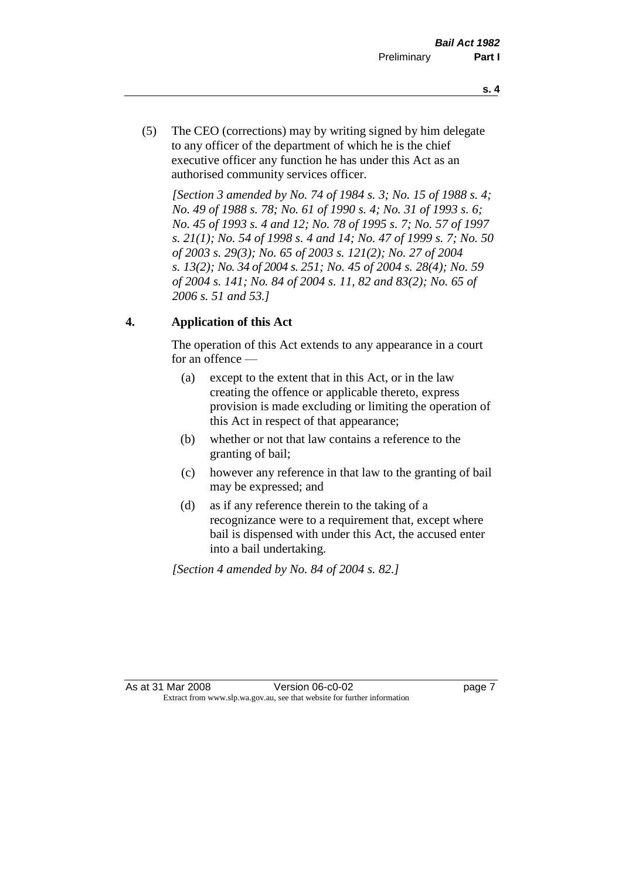(5) The CEO (corrections) may by writing signed by him delegate to any officer of the department of which he is the chief executive officer any function he has under this Act as an authorised community services officer.

*[Section 3 amended by No. 74 of 1984 s. 3; No. 15 of 1988 s. 4; No. 49 of 1988 s. 78; No. 61 of 1990 s. 4; No. 31 of 1993 s. 6; No. 45 of 1993 s. 4 and 12; No. 78 of 1995 s. 7; No. 57 of 1997 s. 21(1); No. 54 of 1998 s. 4 and 14; No. 47 of 1999 s. 7; No. 50 of 2003 s. 29(3); No. 65 of 2003 s. 121(2); No. 27 of 2004 s. 13(2); No. 34 of 2004 s. 251; No. 45 of 2004 s. 28(4); No. 59 of 2004 s. 141; No. 84 of 2004 s. 11, 82 and 83(2); No. 65 of 2006 s. 51 and 53.]*

## 4. Application of this Act

The operation of this Act extends to any appearance in a court for an offence —

(a) except to the extent that in this Act, or in the law creating the offence or applicable thereto, express provision is made excluding or limiting the operation of this Act in respect of that appearance;

(b) whether or not that law contains a reference to the granting of bail;

(c) however any reference in that law to the granting of bail may be expressed; and

(d) as if any reference therein to the taking of a recognizance were to a requirement that, except where bail is dispensed with under this Act, the accused enter into a bail undertaking.

*[Section 4 amended by No. 84 of 2004 s. 82.]*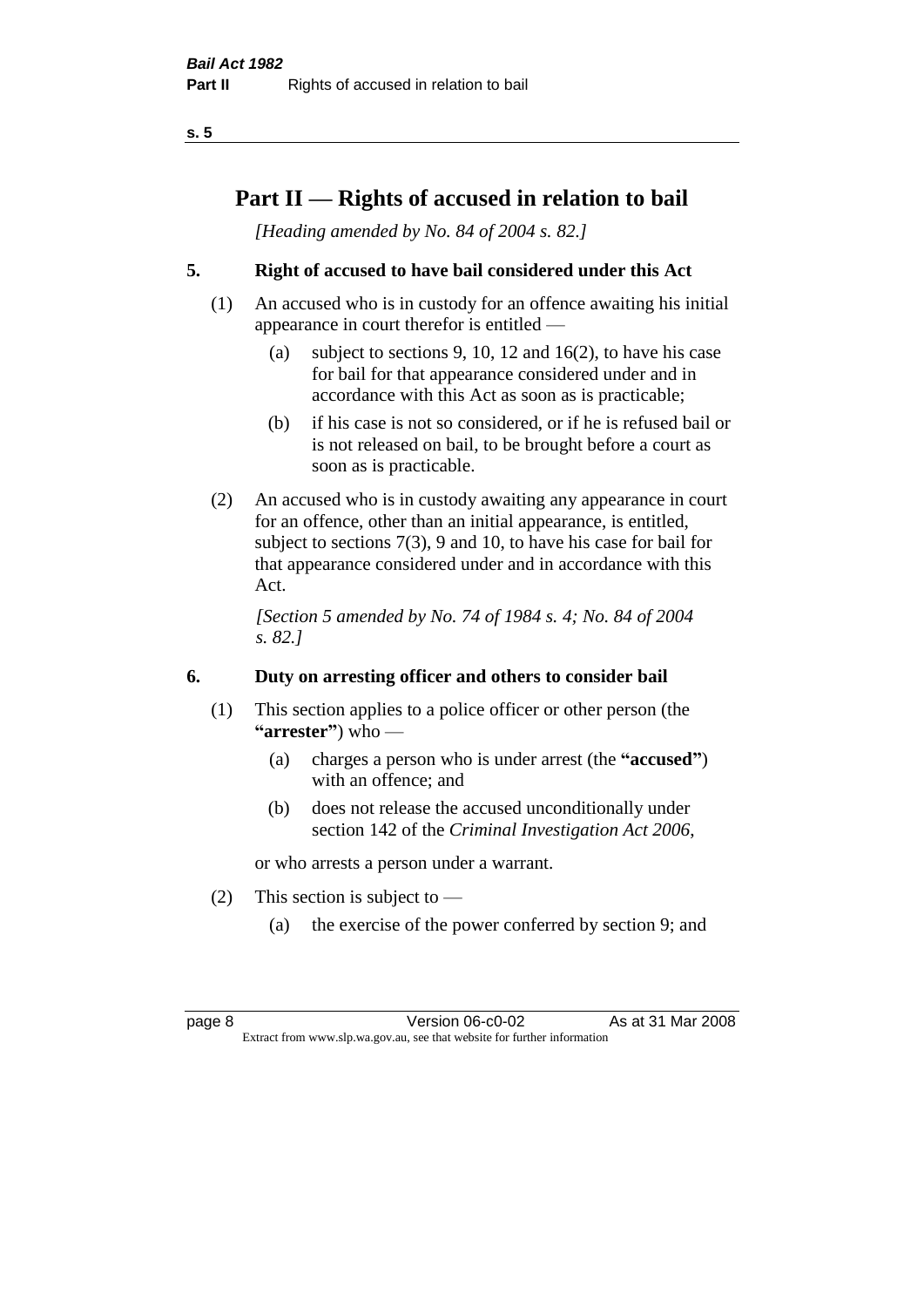# Part II — Rights of accused in relation to bail

*[Heading amended by No. 84 of 2004 s. 82.]*

## 5. Right of accused to have bail considered under this Act

(1) An accused who is in custody for an offence awaiting his initial appearance in court therefor is entitled —

- (a) subject to sections 9, 10, 12 and 16(2), to have his case for bail for that appearance considered under and in accordance with this Act as soon as is practicable;
- (b) if his case is not so considered, or if he is refused bail or is not released on bail, to be brought before a court as soon as is practicable.

(2) An accused who is in custody awaiting any appearance in court for an offence, other than an initial appearance, is entitled, subject to sections 7(3), 9 and 10, to have his case for bail for that appearance considered under and in accordance with this Act.

*[Section 5 amended by No. 74 of 1984 s. 4; No. 84 of 2004 s. 82.]*

## 6. Duty on arresting officer and others to consider bail

(1) This section applies to a police officer or other person (the **"arrester"**) who —

- (a) charges a person who is under arrest (the **"accused"**) with an offence; and
- (b) does not release the accused unconditionally under section 142 of the *Criminal Investigation Act 2006*,

or who arrests a person under a warrant.

(2) This section is subject to —

- (a) the exercise of the power conferred by section 9; and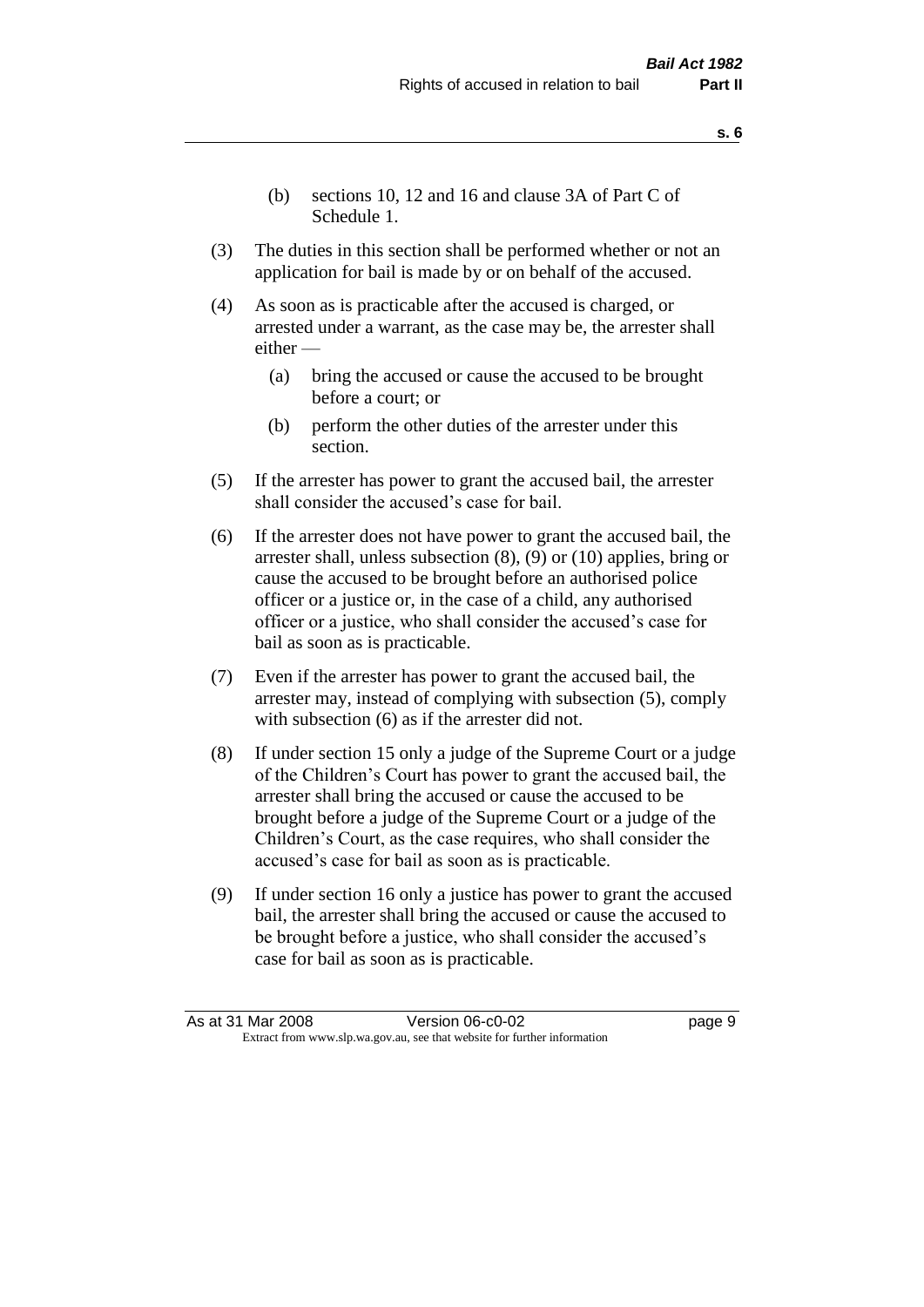(b) sections 10, 12 and 16 and clause 3A of Part C of Schedule 1.

(3) The duties in this section shall be performed whether or not an application for bail is made by or on behalf of the accused.

(4) As soon as is practicable after the accused is charged, or arrested under a warrant, as the case may be, the arrester shall either —

(a) bring the accused or cause the accused to be brought before a court; or

(b) perform the other duties of the arrester under this section.

(5) If the arrester has power to grant the accused bail, the arrester shall consider the accused's case for bail.

(6) If the arrester does not have power to grant the accused bail, the arrester shall, unless subsection (8), (9) or (10) applies, bring or cause the accused to be brought before an authorised police officer or a justice or, in the case of a child, any authorised officer or a justice, who shall consider the accused's case for bail as soon as is practicable.

(7) Even if the arrester has power to grant the accused bail, the arrester may, instead of complying with subsection (5), comply with subsection (6) as if the arrester did not.

(8) If under section 15 only a judge of the Supreme Court or a judge of the Children's Court has power to grant the accused bail, the arrester shall bring the accused or cause the accused to be brought before a judge of the Supreme Court or a judge of the Children's Court, as the case requires, who shall consider the accused's case for bail as soon as is practicable.

(9) If under section 16 only a justice has power to grant the accused bail, the arrester shall bring the accused or cause the accused to be brought before a justice, who shall consider the accused's case for bail as soon as is practicable.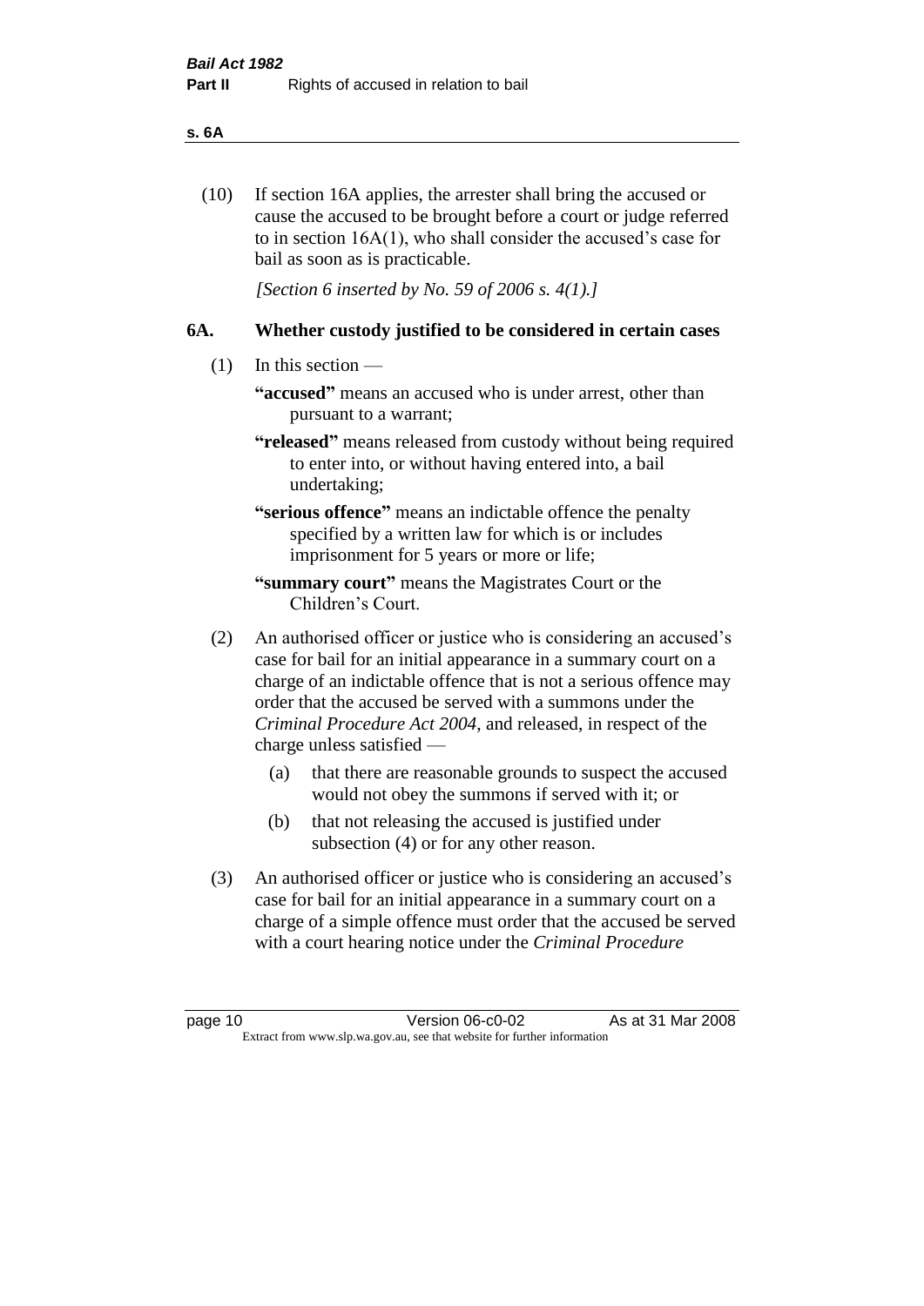(10) If section 16A applies, the arrester shall bring the accused or cause the accused to be brought before a court or judge referred to in section 16A(1), who shall consider the accused's case for bail as soon as is practicable.

*[Section 6 inserted by No. 59 of 2006 s. 4(1).]*

### 6A. Whether custody justified to be considered in certain cases

(1) In this section —

**"accused"** means an accused who is under arrest, other than pursuant to a warrant;

**"released"** means released from custody without being required to enter into, or without having entered into, a bail undertaking;

**"serious offence"** means an indictable offence the penalty specified by a written law for which is or includes imprisonment for 5 years or more or life;

**"summary court"** means the Magistrates Court or the Children's Court.

(2) An authorised officer or justice who is considering an accused's case for bail for an initial appearance in a summary court on a charge of an indictable offence that is not a serious offence may order that the accused be served with a summons under the *Criminal Procedure Act 2004*, and released, in respect of the charge unless satisfied —

(a) that there are reasonable grounds to suspect the accused would not obey the summons if served with it; or

(b) that not releasing the accused is justified under subsection (4) or for any other reason.

(3) An authorised officer or justice who is considering an accused's case for bail for an initial appearance in a summary court on a charge of a simple offence must order that the accused be served with a court hearing notice under the *Criminal Procedure*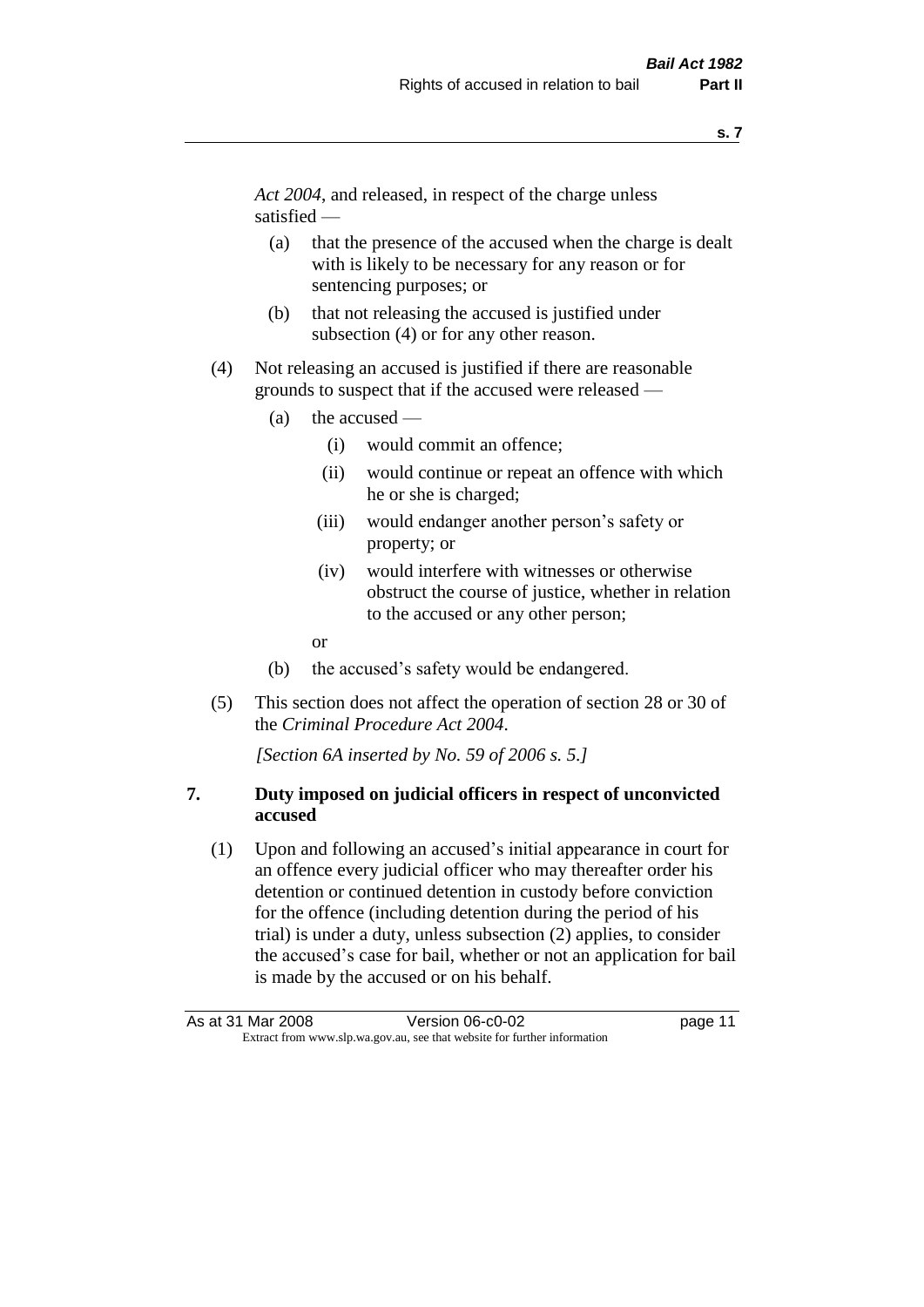*Act 2004*, and released, in respect of the charge unless satisfied —

(a) that the presence of the accused when the charge is dealt with is likely to be necessary for any reason or for sentencing purposes; or

(b) that not releasing the accused is justified under subsection (4) or for any other reason.

(4) Not releasing an accused is justified if there are reasonable grounds to suspect that if the accused were released —

(a) the accused —

(i) would commit an offence;

(ii) would continue or repeat an offence with which he or she is charged;

(iii) would endanger another person's safety or property; or

(iv) would interfere with witnesses or otherwise obstruct the course of justice, whether in relation to the accused or any other person;

or

(b) the accused's safety would be endangered.

(5) This section does not affect the operation of section 28 or 30 of the *Criminal Procedure Act 2004*.

*[Section 6A inserted by No. 59 of 2006 s. 5.]*

## 7. Duty imposed on judicial officers in respect of unconvicted accused

(1) Upon and following an accused's initial appearance in court for an offence every judicial officer who may thereafter order his detention or continued detention in custody before conviction for the offence (including detention during the period of his trial) is under a duty, unless subsection (2) applies, to consider the accused's case for bail, whether or not an application for bail is made by the accused or on his behalf.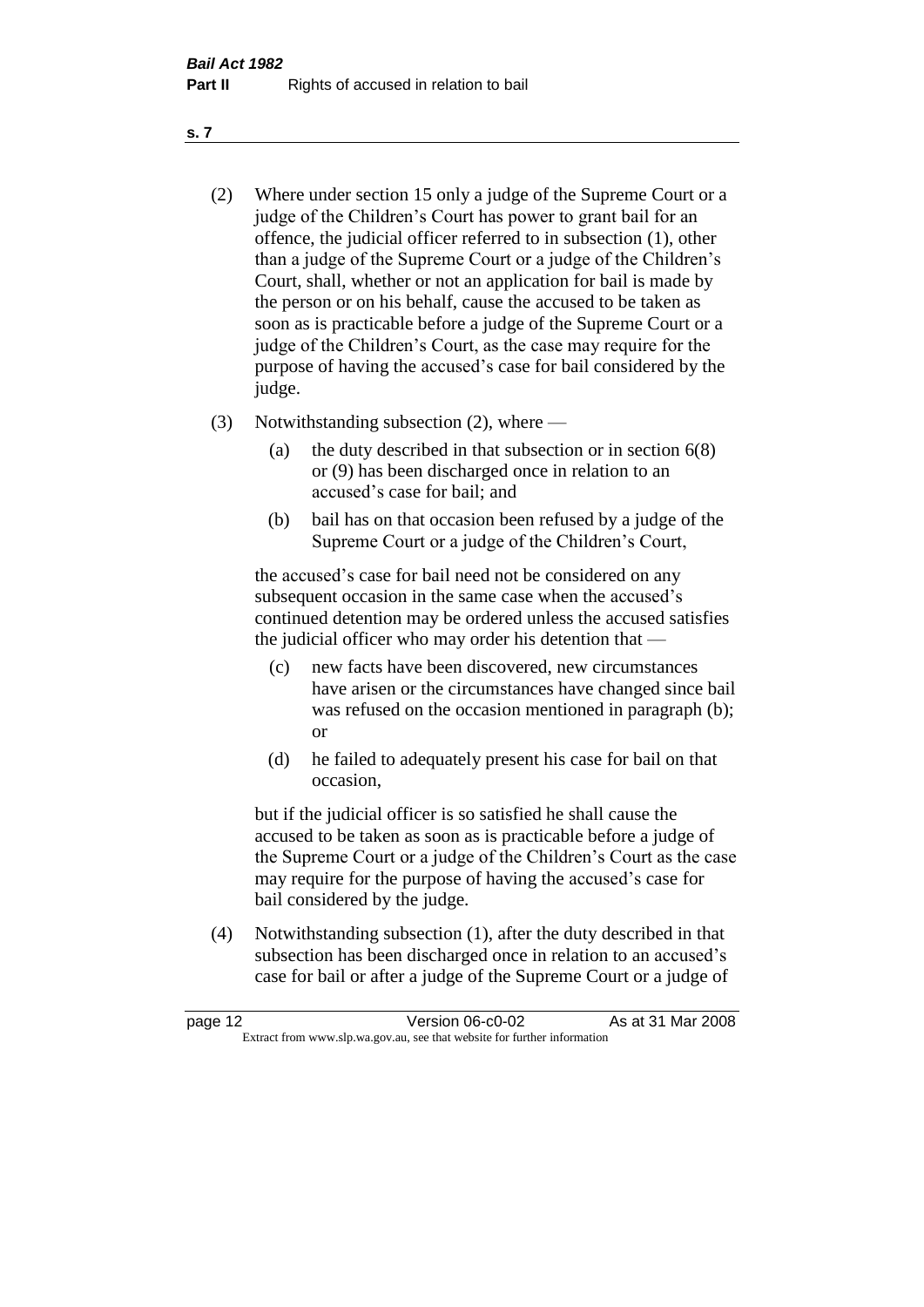(2) Where under section 15 only a judge of the Supreme Court or a judge of the Children's Court has power to grant bail for an offence, the judicial officer referred to in subsection (1), other than a judge of the Supreme Court or a judge of the Children's Court, shall, whether or not an application for bail is made by the person or on his behalf, cause the accused to be taken as soon as is practicable before a judge of the Supreme Court or a judge of the Children's Court, as the case may require for the purpose of having the accused's case for bail considered by the judge.

(3) Notwithstanding subsection (2), where —

(a) the duty described in that subsection or in section 6(8) or (9) has been discharged once in relation to an accused's case for bail; and

(b) bail has on that occasion been refused by a judge of the Supreme Court or a judge of the Children's Court,

the accused's case for bail need not be considered on any subsequent occasion in the same case when the accused's continued detention may be ordered unless the accused satisfies the judicial officer who may order his detention that —

(c) new facts have been discovered, new circumstances have arisen or the circumstances have changed since bail was refused on the occasion mentioned in paragraph (b); or

(d) he failed to adequately present his case for bail on that occasion,

but if the judicial officer is so satisfied he shall cause the accused to be taken as soon as is practicable before a judge of the Supreme Court or a judge of the Children's Court as the case may require for the purpose of having the accused's case for bail considered by the judge.

(4) Notwithstanding subsection (1), after the duty described in that subsection has been discharged once in relation to an accused's case for bail or after a judge of the Supreme Court or a judge of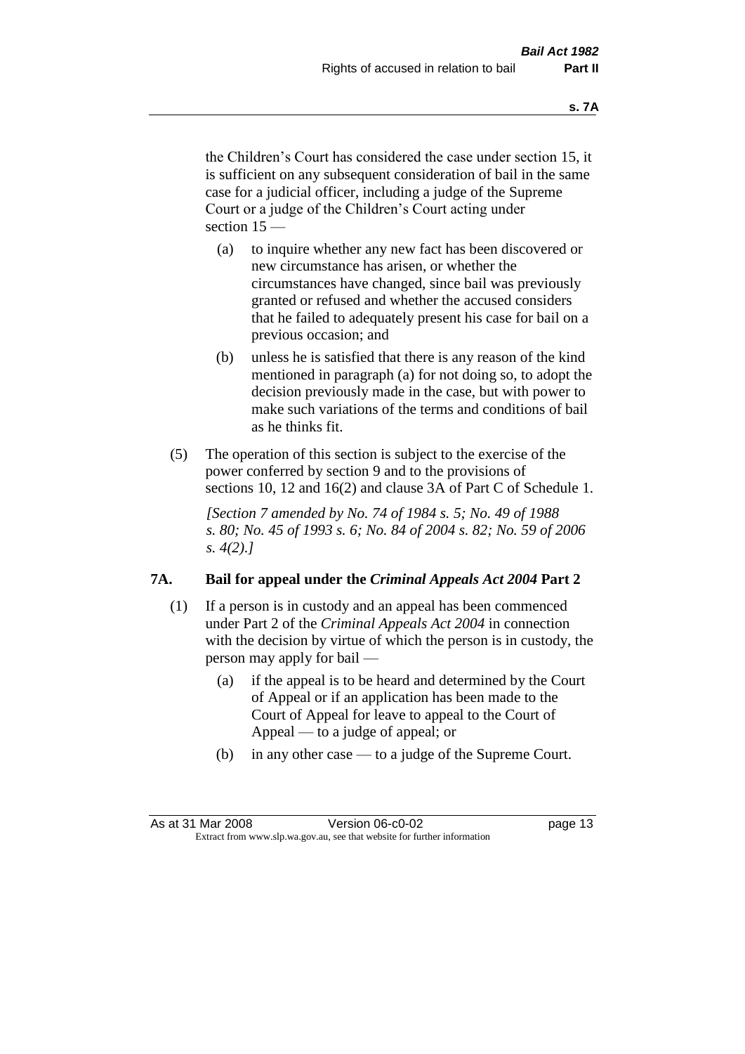the Children's Court has considered the case under section 15, it is sufficient on any subsequent consideration of bail in the same case for a judicial officer, including a judge of the Supreme Court or a judge of the Children's Court acting under section 15 —

(a) to inquire whether any new fact has been discovered or new circumstance has arisen, or whether the circumstances have changed, since bail was previously granted or refused and whether the accused considers that he failed to adequately present his case for bail on a previous occasion; and

(b) unless he is satisfied that there is any reason of the kind mentioned in paragraph (a) for not doing so, to adopt the decision previously made in the case, but with power to make such variations of the terms and conditions of bail as he thinks fit.

(5) The operation of this section is subject to the exercise of the power conferred by section 9 and to the provisions of sections 10, 12 and 16(2) and clause 3A of Part C of Schedule 1.

*[Section 7 amended by No. 74 of 1984 s. 5; No. 49 of 1988 s. 80; No. 45 of 1993 s. 6; No. 84 of 2004 s. 82; No. 59 of 2006 s. 4(2).]*

## 7A. Bail for appeal under the *Criminal Appeals Act 2004* Part 2

(1) If a person is in custody and an appeal has been commenced under Part 2 of the *Criminal Appeals Act 2004* in connection with the decision by virtue of which the person is in custody, the person may apply for bail —

(a) if the appeal is to be heard and determined by the Court of Appeal or if an application has been made to the Court of Appeal for leave to appeal to the Court of Appeal — to a judge of appeal; or

(b) in any other case — to a judge of the Supreme Court.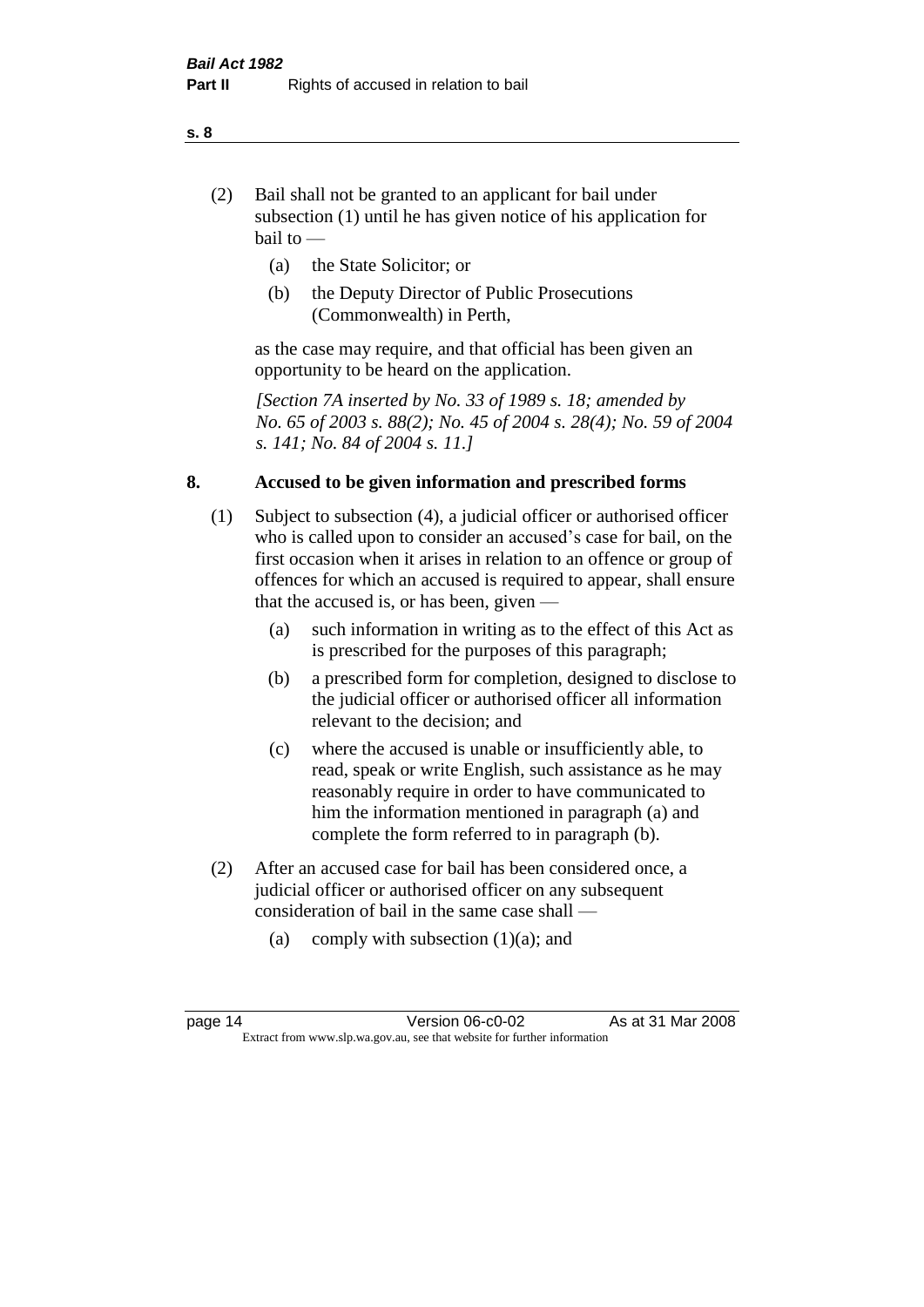(2) Bail shall not be granted to an applicant for bail under subsection (1) until he has given notice of his application for bail to —

   (a) the State Solicitor; or

   (b) the Deputy Director of Public Prosecutions (Commonwealth) in Perth,

as the case may require, and that official has been given an opportunity to be heard on the application.

*[Section 7A inserted by No. 33 of 1989 s. 18; amended by No. 65 of 2003 s. 88(2); No. 45 of 2004 s. 28(4); No. 59 of 2004 s. 141; No. 84 of 2004 s. 11.]*

## 8. Accused to be given information and prescribed forms

(1) Subject to subsection (4), a judicial officer or authorised officer who is called upon to consider an accused's case for bail, on the first occasion when it arises in relation to an offence or group of offences for which an accused is required to appear, shall ensure that the accused is, or has been, given —

   (a) such information in writing as to the effect of this Act as is prescribed for the purposes of this paragraph;

   (b) a prescribed form for completion, designed to disclose to the judicial officer or authorised officer all information relevant to the decision; and

   (c) where the accused is unable or insufficiently able, to read, speak or write English, such assistance as he may reasonably require in order to have communicated to him the information mentioned in paragraph (a) and complete the form referred to in paragraph (b).

(2) After an accused case for bail has been considered once, a judicial officer or authorised officer on any subsequent consideration of bail in the same case shall —

   (a) comply with subsection (1)(a); and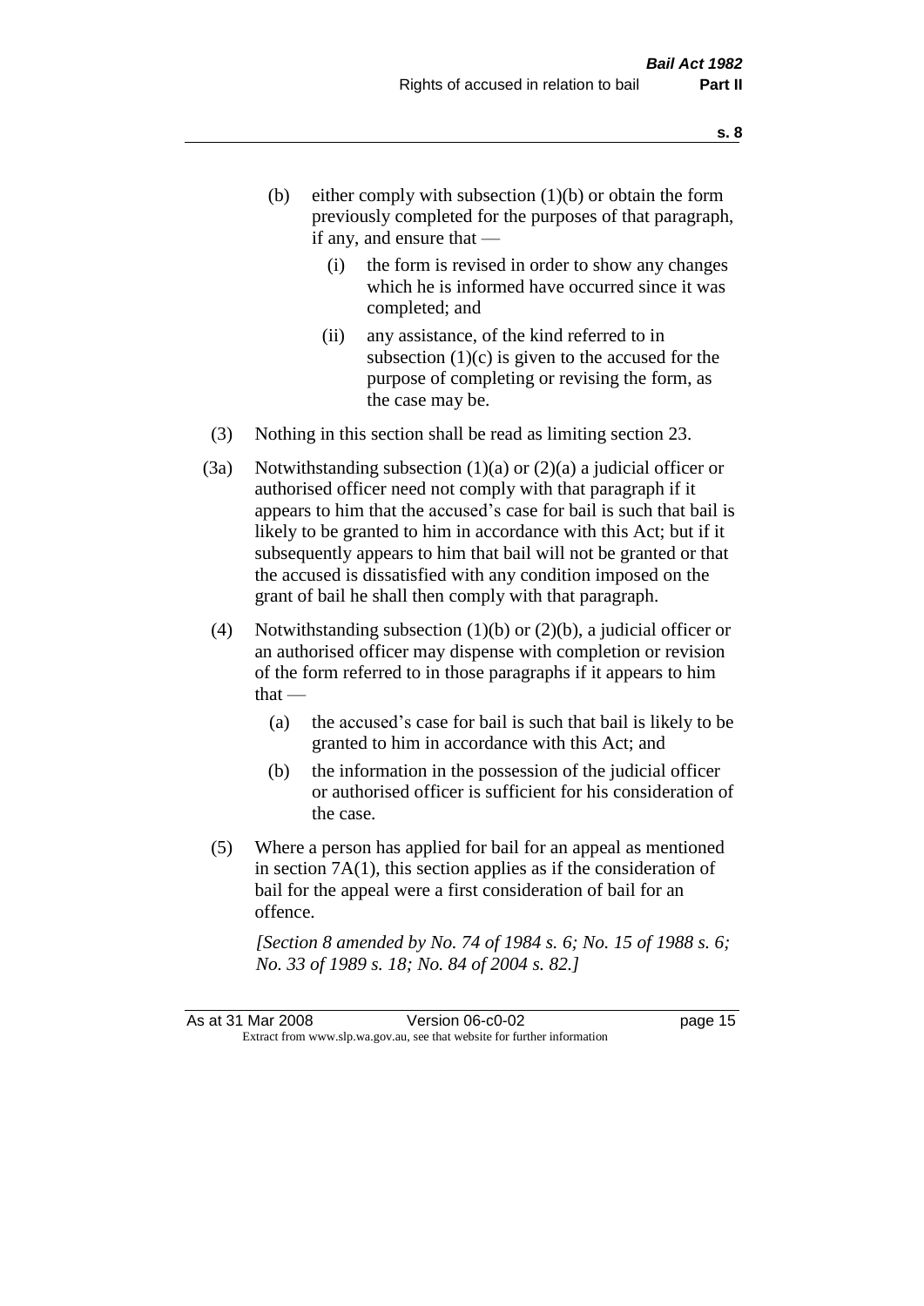(b) either comply with subsection (1)(b) or obtain the form previously completed for the purposes of that paragraph, if any, and ensure that —

   (i) the form is revised in order to show any changes which he is informed have occurred since it was completed; and

   (ii) any assistance, of the kind referred to in subsection (1)(c) is given to the accused for the purpose of completing or revising the form, as the case may be.

(3) Nothing in this section shall be read as limiting section 23.

(3a) Notwithstanding subsection (1)(a) or (2)(a) a judicial officer or authorised officer need not comply with that paragraph if it appears to him that the accused's case for bail is such that bail is likely to be granted to him in accordance with this Act; but if it subsequently appears to him that bail will not be granted or that the accused is dissatisfied with any condition imposed on the grant of bail he shall then comply with that paragraph.

(4) Notwithstanding subsection (1)(b) or (2)(b), a judicial officer or an authorised officer may dispense with completion or revision of the form referred to in those paragraphs if it appears to him that —

   (a) the accused's case for bail is such that bail is likely to be granted to him in accordance with this Act; and

   (b) the information in the possession of the judicial officer or authorised officer is sufficient for his consideration of the case.

(5) Where a person has applied for bail for an appeal as mentioned in section 7A(1), this section applies as if the consideration of bail for the appeal were a first consideration of bail for an offence.

*[Section 8 amended by No. 74 of 1984 s. 6; No. 15 of 1988 s. 6; No. 33 of 1989 s. 18; No. 84 of 2004 s. 82.]*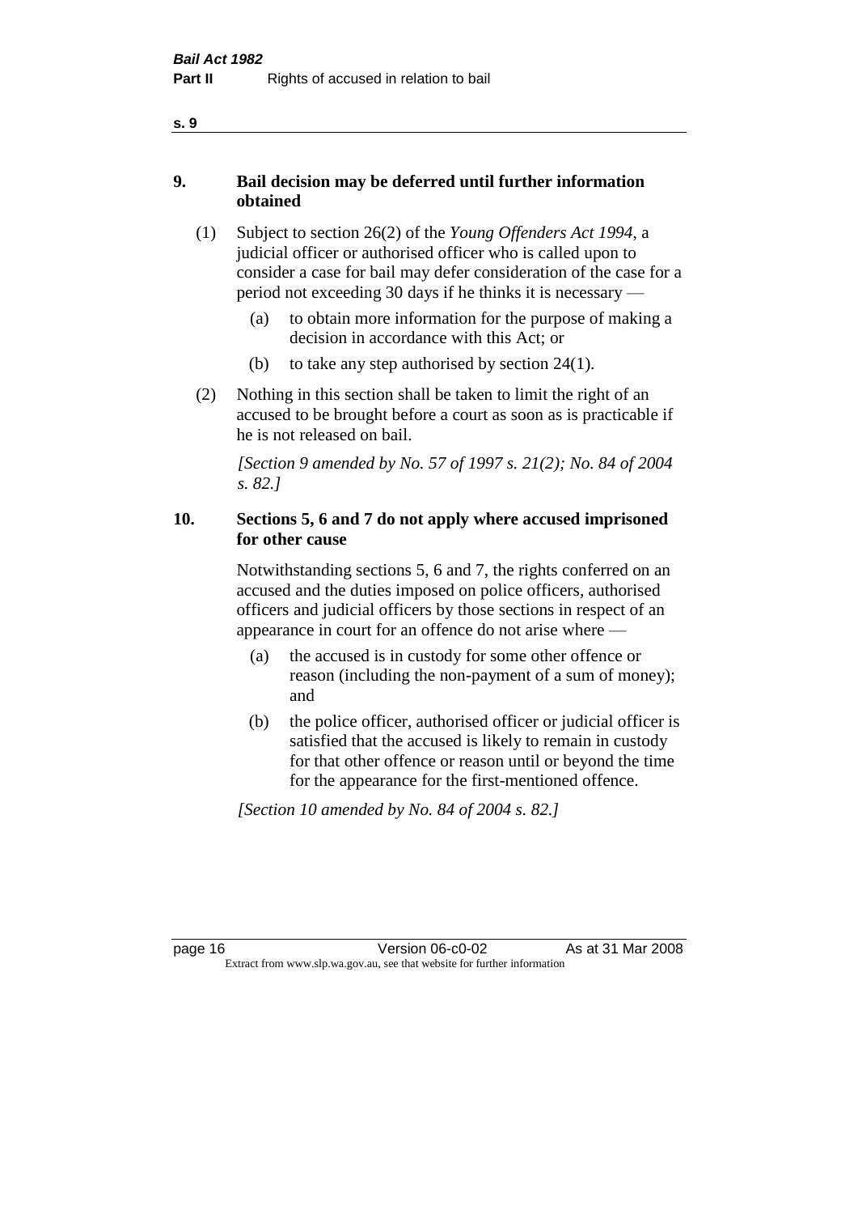### 9. Bail decision may be deferred until further information obtained

(1) Subject to section 26(2) of the *Young Offenders Act 1994*, a judicial officer or authorised officer who is called upon to consider a case for bail may defer consideration of the case for a period not exceeding 30 days if he thinks it is necessary —

(a) to obtain more information for the purpose of making a decision in accordance with this Act; or

(b) to take any step authorised by section 24(1).

(2) Nothing in this section shall be taken to limit the right of an accused to be brought before a court as soon as is practicable if he is not released on bail.

*[Section 9 amended by No. 57 of 1997 s. 21(2); No. 84 of 2004 s. 82.]*

### 10. Sections 5, 6 and 7 do not apply where accused imprisoned for other cause

Notwithstanding sections 5, 6 and 7, the rights conferred on an accused and the duties imposed on police officers, authorised officers and judicial officers by those sections in respect of an appearance in court for an offence do not arise where —

(a) the accused is in custody for some other offence or reason (including the non-payment of a sum of money); and

(b) the police officer, authorised officer or judicial officer is satisfied that the accused is likely to remain in custody for that other offence or reason until or beyond the time for the appearance for the first-mentioned offence.

*[Section 10 amended by No. 84 of 2004 s. 82.]*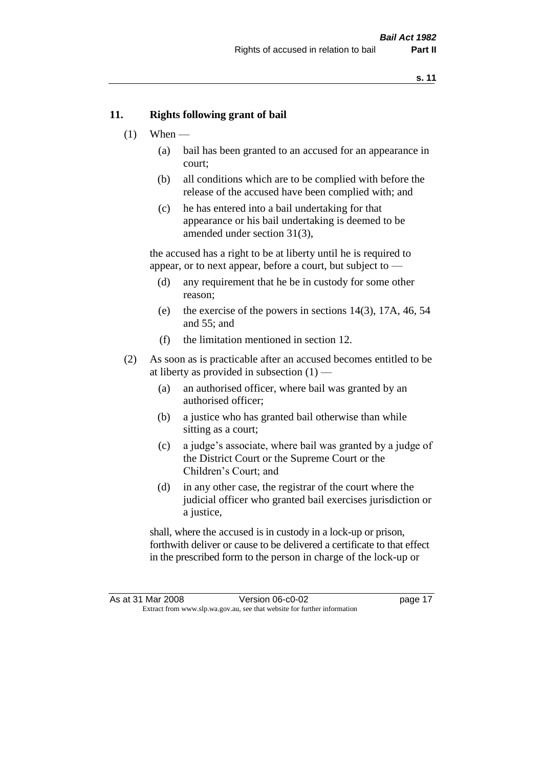## 11. Rights following grant of bail

(1) When —

  (a) bail has been granted to an accused for an appearance in court;

  (b) all conditions which are to be complied with before the release of the accused have been complied with; and

  (c) he has entered into a bail undertaking for that appearance or his bail undertaking is deemed to be amended under section 31(3),

the accused has a right to be at liberty until he is required to appear, or to next appear, before a court, but subject to —

  (d) any requirement that he be in custody for some other reason;

  (e) the exercise of the powers in sections 14(3), 17A, 46, 54 and 55; and

  (f) the limitation mentioned in section 12.

(2) As soon as is practicable after an accused becomes entitled to be at liberty as provided in subsection (1) —

  (a) an authorised officer, where bail was granted by an authorised officer;

  (b) a justice who has granted bail otherwise than while sitting as a court;

  (c) a judge's associate, where bail was granted by a judge of the District Court or the Supreme Court or the Children's Court; and

  (d) in any other case, the registrar of the court where the judicial officer who granted bail exercises jurisdiction or a justice,

shall, where the accused is in custody in a lock-up or prison, forthwith deliver or cause to be delivered a certificate to that effect in the prescribed form to the person in charge of the lock-up or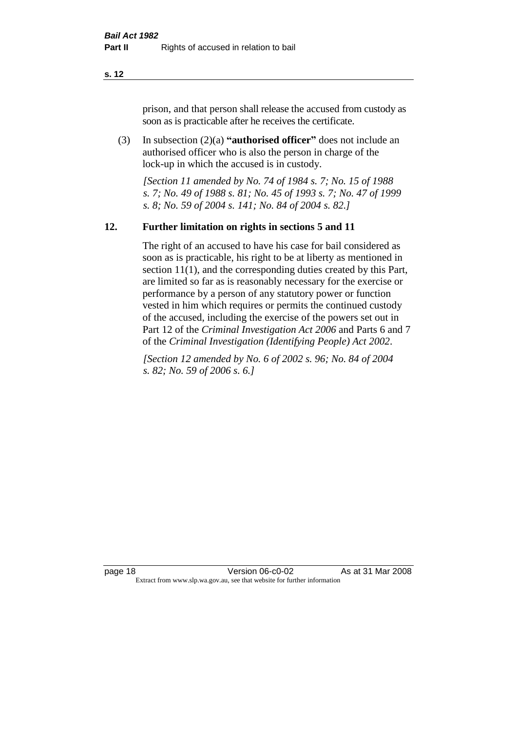prison, and that person shall release the accused from custody as soon as is practicable after he receives the certificate.

(3) In subsection (2)(a) **"authorised officer"** does not include an authorised officer who is also the person in charge of the lock-up in which the accused is in custody.

*[Section 11 amended by No. 74 of 1984 s. 7; No. 15 of 1988 s. 7; No. 49 of 1988 s. 81; No. 45 of 1993 s. 7; No. 47 of 1999 s. 8; No. 59 of 2004 s. 141; No. 84 of 2004 s. 82.]*

## 12. Further limitation on rights in sections 5 and 11

The right of an accused to have his case for bail considered as soon as is practicable, his right to be at liberty as mentioned in section 11(1), and the corresponding duties created by this Part, are limited so far as is reasonably necessary for the exercise or performance by a person of any statutory power or function vested in him which requires or permits the continued custody of the accused, including the exercise of the powers set out in Part 12 of the *Criminal Investigation Act 2006* and Parts 6 and 7 of the *Criminal Investigation (Identifying People) Act 2002*.

*[Section 12 amended by No. 6 of 2002 s. 96; No. 84 of 2004 s. 82; No. 59 of 2006 s. 6.]*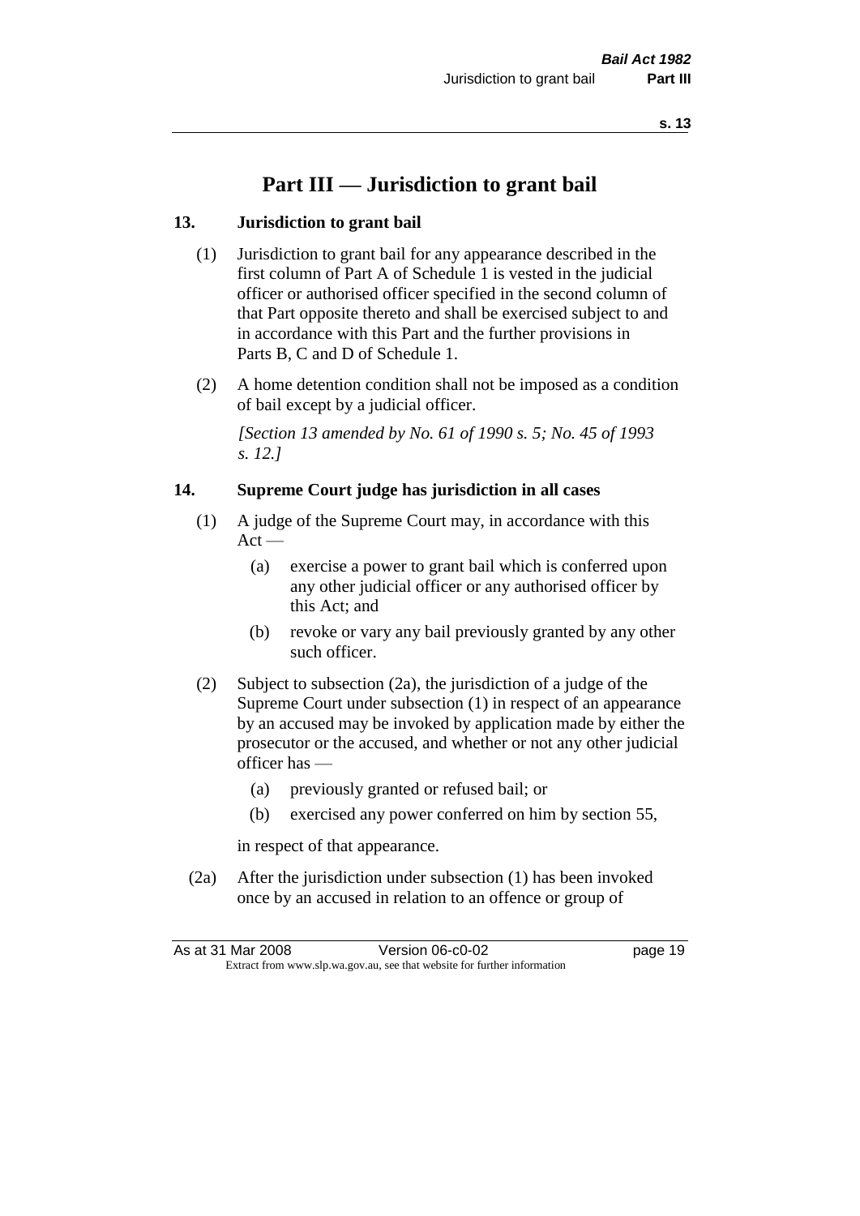# Part III — Jurisdiction to grant bail

### 13. Jurisdiction to grant bail

(1) Jurisdiction to grant bail for any appearance described in the first column of Part A of Schedule 1 is vested in the judicial officer or authorised officer specified in the second column of that Part opposite thereto and shall be exercised subject to and in accordance with this Part and the further provisions in Parts B, C and D of Schedule 1.

(2) A home detention condition shall not be imposed as a condition of bail except by a judicial officer.

*[Section 13 amended by No. 61 of 1990 s. 5; No. 45 of 1993 s. 12.]*

### 14. Supreme Court judge has jurisdiction in all cases

(1) A judge of the Supreme Court may, in accordance with this Act —

- (a) exercise a power to grant bail which is conferred upon any other judicial officer or any authorised officer by this Act; and
- (b) revoke or vary any bail previously granted by any other such officer.

(2) Subject to subsection (2a), the jurisdiction of a judge of the Supreme Court under subsection (1) in respect of an appearance by an accused may be invoked by application made by either the prosecutor or the accused, and whether or not any other judicial officer has —

- (a) previously granted or refused bail; or
- (b) exercised any power conferred on him by section 55,

in respect of that appearance.

(2a) After the jurisdiction under subsection (1) has been invoked once by an accused in relation to an offence or group of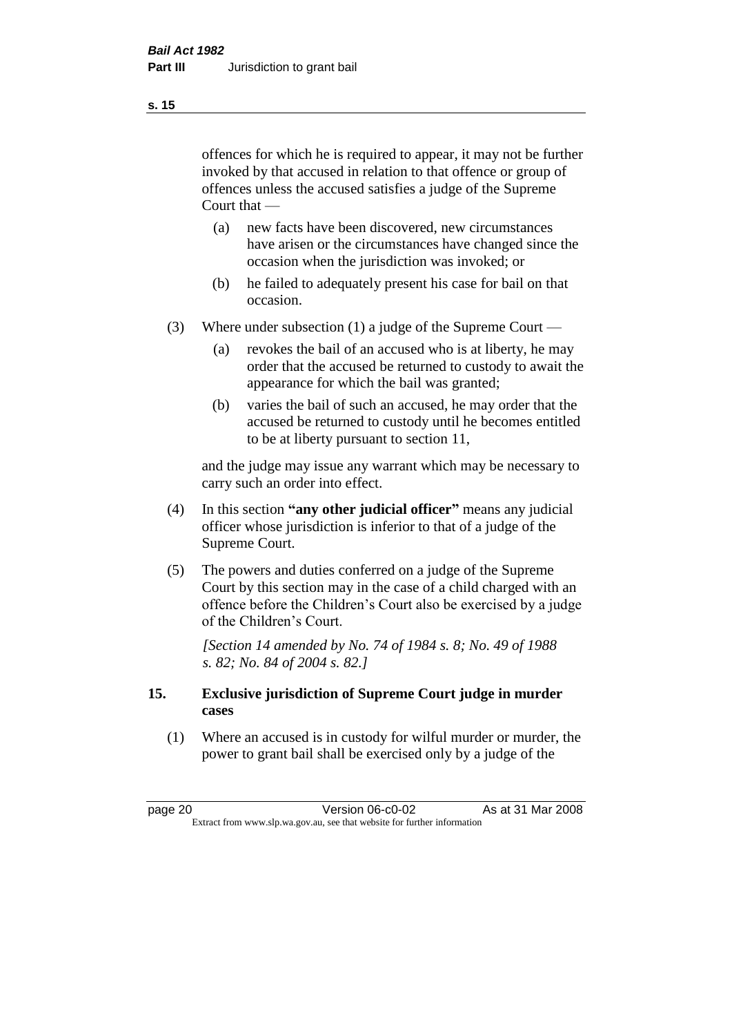offences for which he is required to appear, it may not be further invoked by that accused in relation to that offence or group of offences unless the accused satisfies a judge of the Supreme Court that —

(a) new facts have been discovered, new circumstances have arisen or the circumstances have changed since the occasion when the jurisdiction was invoked; or

(b) he failed to adequately present his case for bail on that occasion.

(3) Where under subsection (1) a judge of the Supreme Court —

(a) revokes the bail of an accused who is at liberty, he may order that the accused be returned to custody to await the appearance for which the bail was granted;

(b) varies the bail of such an accused, he may order that the accused be returned to custody until he becomes entitled to be at liberty pursuant to section 11,

and the judge may issue any warrant which may be necessary to carry such an order into effect.

(4) In this section **"any other judicial officer"** means any judicial officer whose jurisdiction is inferior to that of a judge of the Supreme Court.

(5) The powers and duties conferred on a judge of the Supreme Court by this section may in the case of a child charged with an offence before the Children's Court also be exercised by a judge of the Children's Court.

*[Section 14 amended by No. 74 of 1984 s. 8; No. 49 of 1988 s. 82; No. 84 of 2004 s. 82.]*

### 15. Exclusive jurisdiction of Supreme Court judge in murder cases

(1) Where an accused is in custody for wilful murder or murder, the power to grant bail shall be exercised only by a judge of the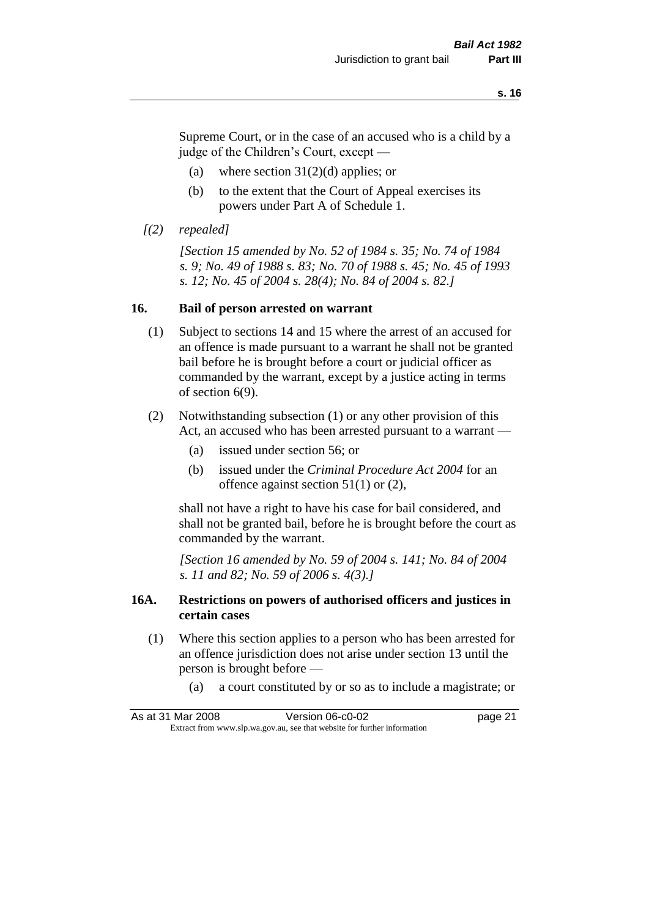Supreme Court, or in the case of an accused who is a child by a judge of the Children's Court, except —

(a) where section 31(2)(d) applies; or

(b) to the extent that the Court of Appeal exercises its powers under Part A of Schedule 1.

*[(2) repealed]*

*[Section 15 amended by No. 52 of 1984 s. 35; No. 74 of 1984 s. 9; No. 49 of 1988 s. 83; No. 70 of 1988 s. 45; No. 45 of 1993 s. 12; No. 45 of 2004 s. 28(4); No. 84 of 2004 s. 82.]*

## 16. Bail of person arrested on warrant

(1) Subject to sections 14 and 15 where the arrest of an accused for an offence is made pursuant to a warrant he shall not be granted bail before he is brought before a court or judicial officer as commanded by the warrant, except by a justice acting in terms of section 6(9).

(2) Notwithstanding subsection (1) or any other provision of this Act, an accused who has been arrested pursuant to a warrant —

(a) issued under section 56; or

(b) issued under the *Criminal Procedure Act 2004* for an offence against section 51(1) or (2),

shall not have a right to have his case for bail considered, and shall not be granted bail, before he is brought before the court as commanded by the warrant.

*[Section 16 amended by No. 59 of 2004 s. 141; No. 84 of 2004 s. 11 and 82; No. 59 of 2006 s. 4(3).]*

## 16A. Restrictions on powers of authorised officers and justices in certain cases

(1) Where this section applies to a person who has been arrested for an offence jurisdiction does not arise under section 13 until the person is brought before —

(a) a court constituted by or so as to include a magistrate; or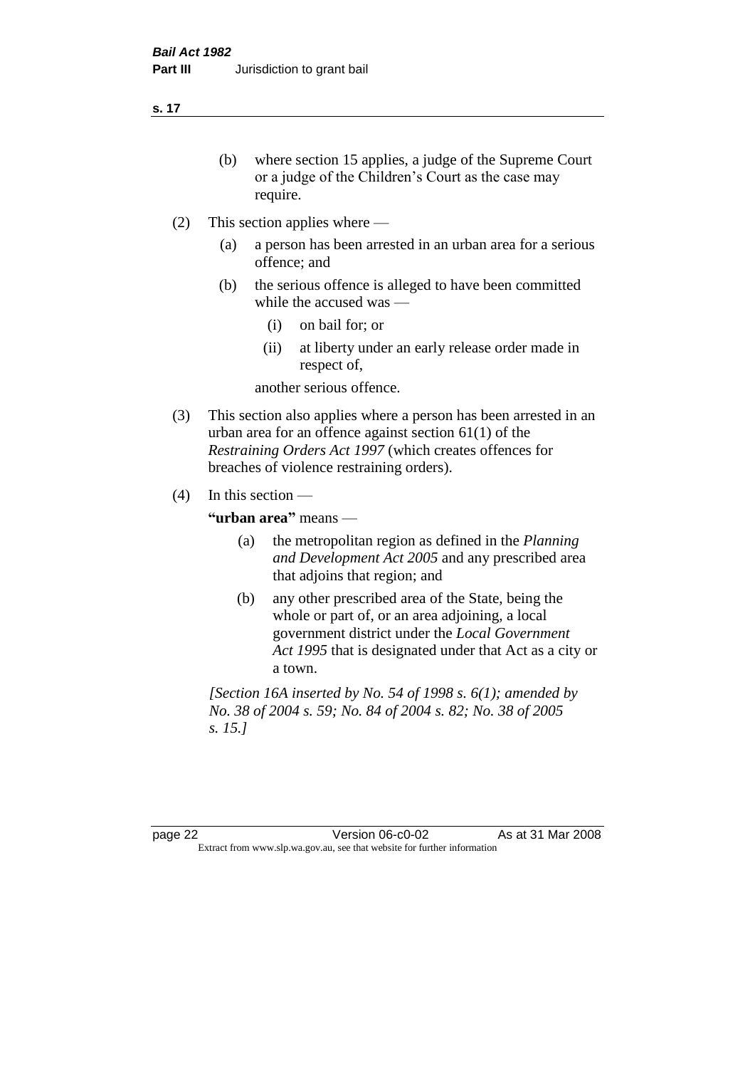(b) where section 15 applies, a judge of the Supreme Court or a judge of the Children's Court as the case may require.

(2) This section applies where —

(a) a person has been arrested in an urban area for a serious offence; and

(b) the serious offence is alleged to have been committed while the accused was —

(i) on bail for; or

(ii) at liberty under an early release order made in respect of,

another serious offence.

(3) This section also applies where a person has been arrested in an urban area for an offence against section 61(1) of the *Restraining Orders Act 1997* (which creates offences for breaches of violence restraining orders).

(4) In this section —

**"urban area"** means —

(a) the metropolitan region as defined in the *Planning and Development Act 2005* and any prescribed area that adjoins that region; and

(b) any other prescribed area of the State, being the whole or part of, or an area adjoining, a local government district under the *Local Government Act 1995* that is designated under that Act as a city or a town.

*[Section 16A inserted by No. 54 of 1998 s. 6(1); amended by No. 38 of 2004 s. 59; No. 84 of 2004 s. 82; No. 38 of 2005 s. 15.]*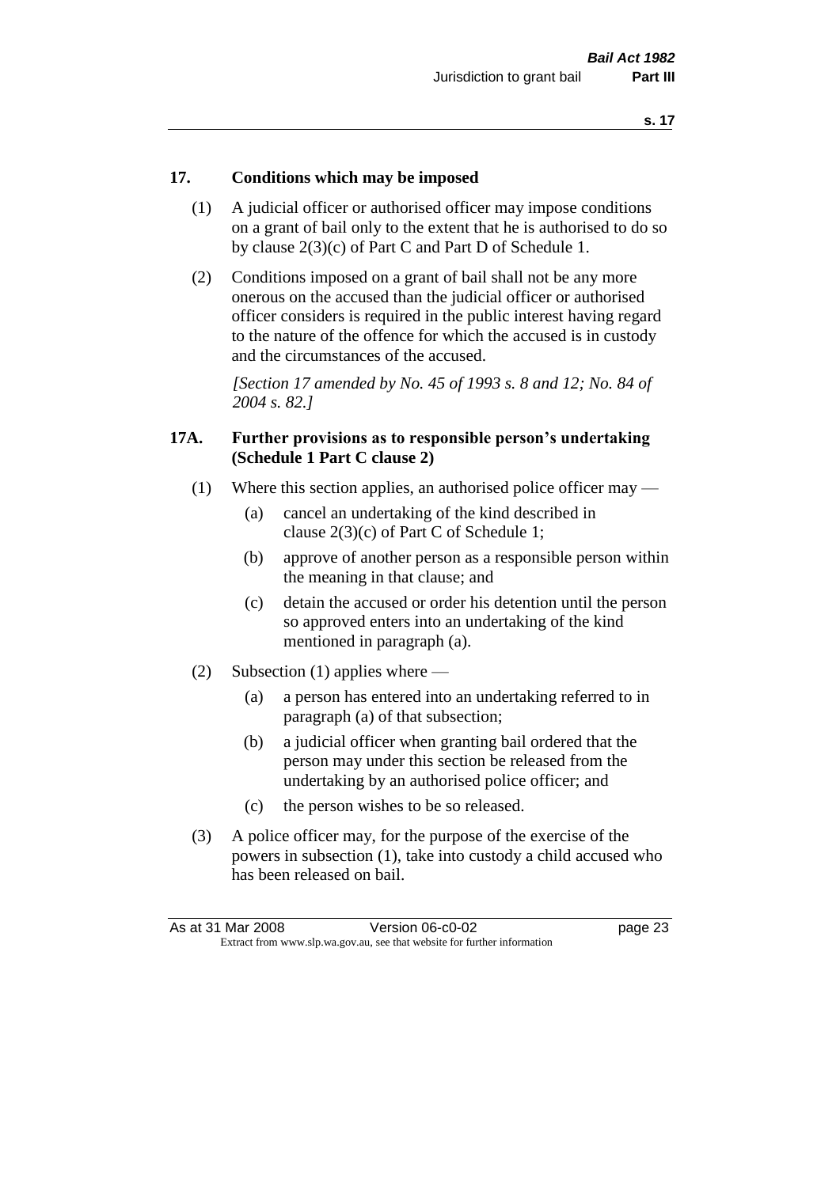## 17. Conditions which may be imposed

(1) A judicial officer or authorised officer may impose conditions on a grant of bail only to the extent that he is authorised to do so by clause 2(3)(c) of Part C and Part D of Schedule 1.

(2) Conditions imposed on a grant of bail shall not be any more onerous on the accused than the judicial officer or authorised officer considers is required in the public interest having regard to the nature of the offence for which the accused is in custody and the circumstances of the accused.

*[Section 17 amended by No. 45 of 1993 s. 8 and 12; No. 84 of 2004 s. 82.]*

## 17A. Further provisions as to responsible person's undertaking (Schedule 1 Part C clause 2)

(1) Where this section applies, an authorised police officer may —

(a) cancel an undertaking of the kind described in clause 2(3)(c) of Part C of Schedule 1;

(b) approve of another person as a responsible person within the meaning in that clause; and

(c) detain the accused or order his detention until the person so approved enters into an undertaking of the kind mentioned in paragraph (a).

(2) Subsection (1) applies where —

(a) a person has entered into an undertaking referred to in paragraph (a) of that subsection;

(b) a judicial officer when granting bail ordered that the person may under this section be released from the undertaking by an authorised police officer; and

(c) the person wishes to be so released.

(3) A police officer may, for the purpose of the exercise of the powers in subsection (1), take into custody a child accused who has been released on bail.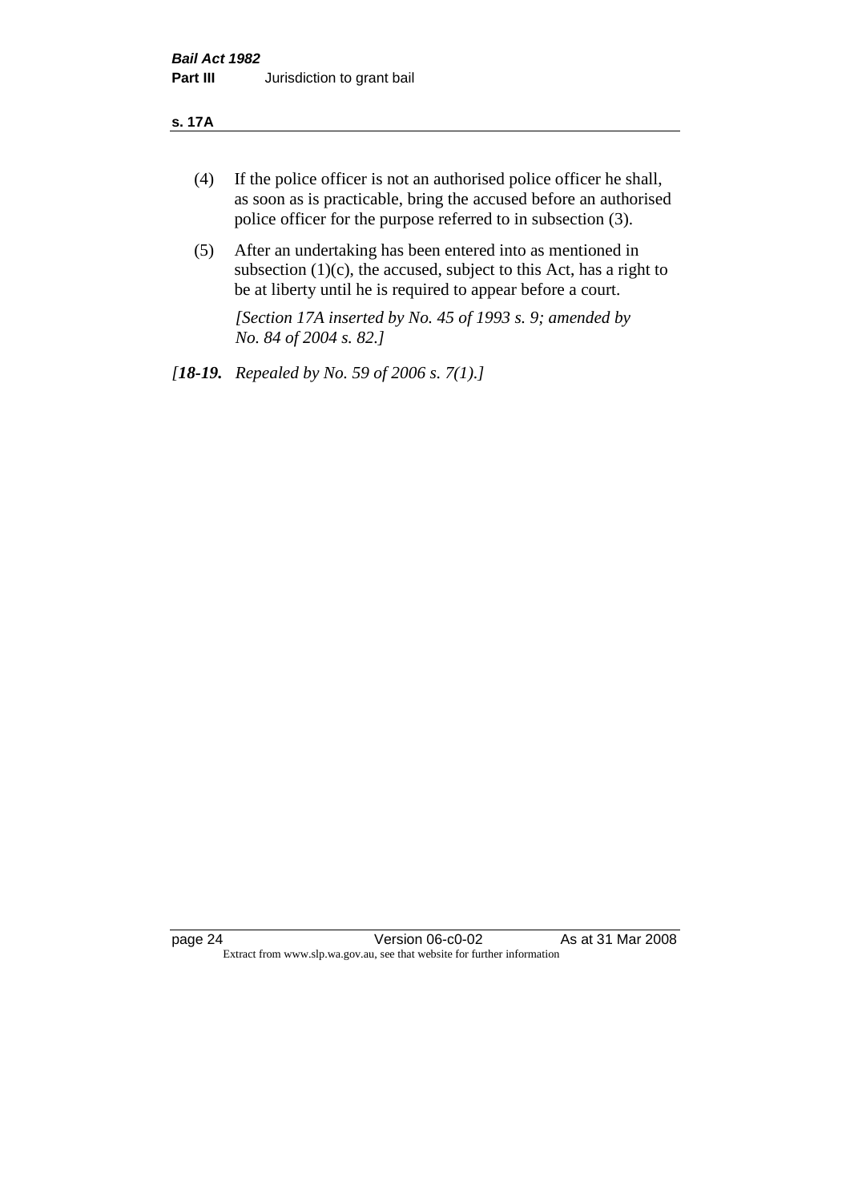(4) If the police officer is not an authorised police officer he shall, as soon as is practicable, bring the accused before an authorised police officer for the purpose referred to in subsection (3).

(5) After an undertaking has been entered into as mentioned in subsection (1)(c), the accused, subject to this Act, has a right to be at liberty until he is required to appear before a court.

*[Section 17A inserted by No. 45 of 1993 s. 9; amended by No. 84 of 2004 s. 82.]*

*[**18-19.** Repealed by No. 59 of 2006 s. 7(1).]*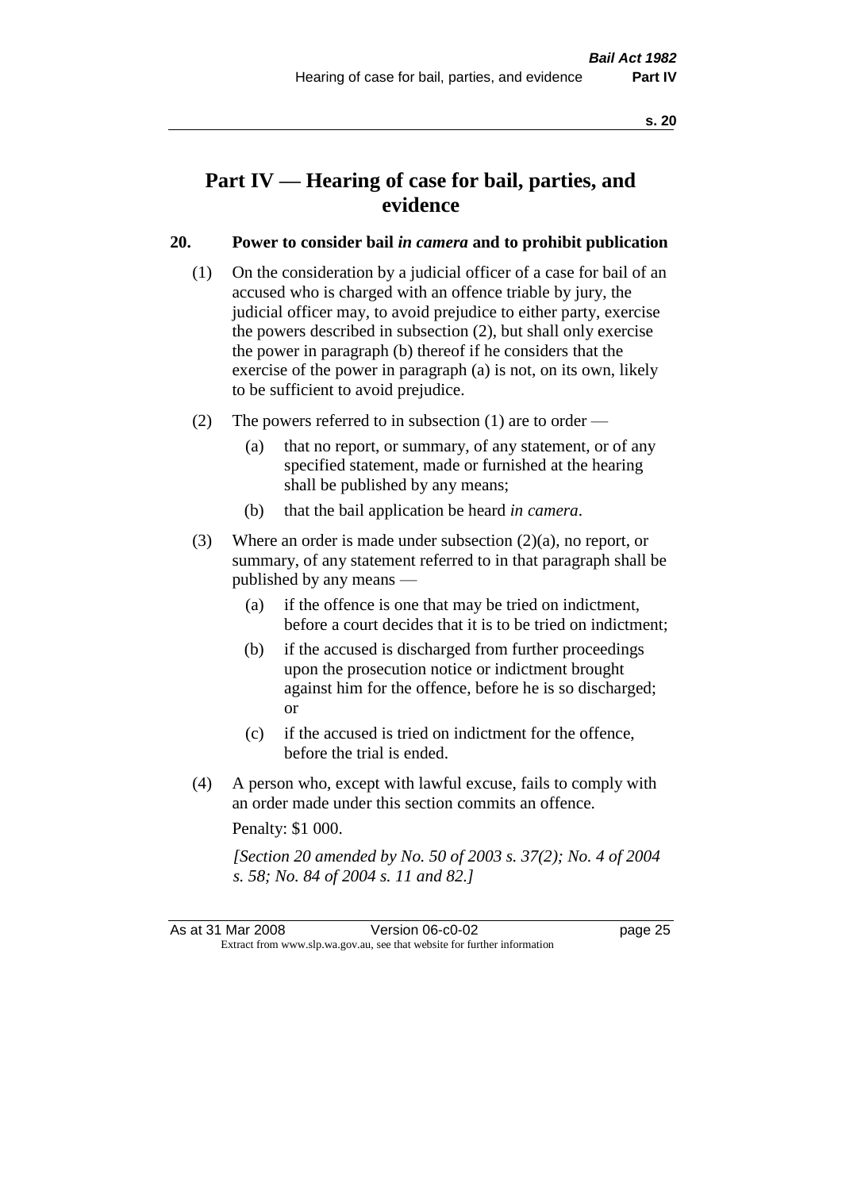# Part IV — Hearing of case for bail, parties, and evidence

## 20. Power to consider bail *in camera* and to prohibit publication

(1) On the consideration by a judicial officer of a case for bail of an accused who is charged with an offence triable by jury, the judicial officer may, to avoid prejudice to either party, exercise the powers described in subsection (2), but shall only exercise the power in paragraph (b) thereof if he considers that the exercise of the power in paragraph (a) is not, on its own, likely to be sufficient to avoid prejudice.

(2) The powers referred to in subsection (1) are to order —

- (a) that no report, or summary, of any statement, or of any specified statement, made or furnished at the hearing shall be published by any means;
- (b) that the bail application be heard *in camera*.

(3) Where an order is made under subsection (2)(a), no report, or summary, of any statement referred to in that paragraph shall be published by any means —

- (a) if the offence is one that may be tried on indictment, before a court decides that it is to be tried on indictment;
- (b) if the accused is discharged from further proceedings upon the prosecution notice or indictment brought against him for the offence, before he is so discharged; or
- (c) if the accused is tried on indictment for the offence, before the trial is ended.

(4) A person who, except with lawful excuse, fails to comply with an order made under this section commits an offence.

Penalty: $1 000.

*[Section 20 amended by No. 50 of 2003 s. 37(2); No. 4 of 2004 s. 58; No. 84 of 2004 s. 11 and 82.]*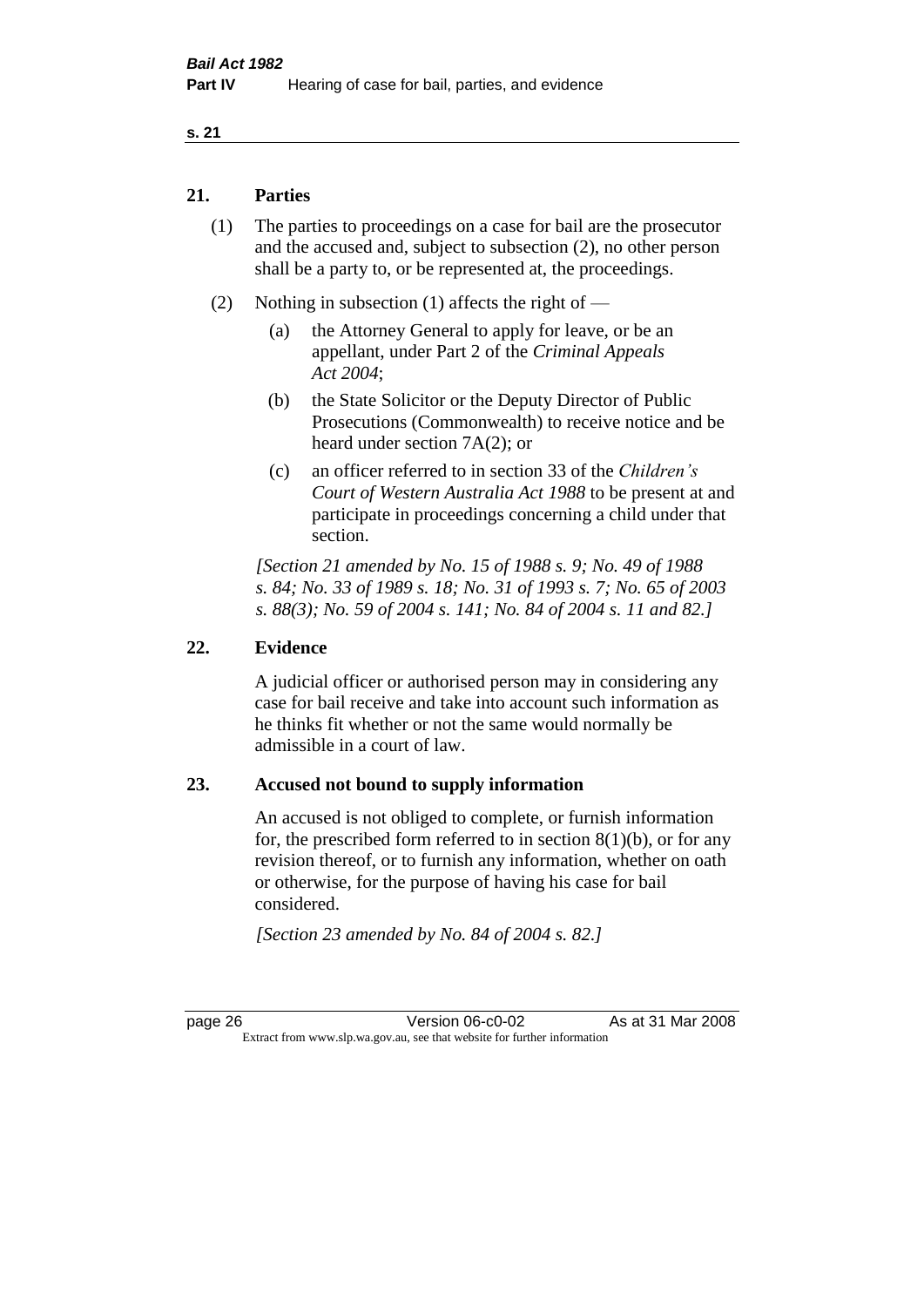## 21. Parties

(1) The parties to proceedings on a case for bail are the prosecutor and the accused and, subject to subsection (2), no other person shall be a party to, or be represented at, the proceedings.

(2) Nothing in subsection (1) affects the right of —

   (a) the Attorney General to apply for leave, or be an appellant, under Part 2 of the *Criminal Appeals Act 2004*;

   (b) the State Solicitor or the Deputy Director of Public Prosecutions (Commonwealth) to receive notice and be heard under section 7A(2); or

   (c) an officer referred to in section 33 of the *Children's Court of Western Australia Act 1988* to be present at and participate in proceedings concerning a child under that section.

*[Section 21 amended by No. 15 of 1988 s. 9; No. 49 of 1988 s. 84; No. 33 of 1989 s. 18; No. 31 of 1993 s. 7; No. 65 of 2003 s. 88(3); No. 59 of 2004 s. 141; No. 84 of 2004 s. 11 and 82.]*

## 22. Evidence

A judicial officer or authorised person may in considering any case for bail receive and take into account such information as he thinks fit whether or not the same would normally be admissible in a court of law.

## 23. Accused not bound to supply information

An accused is not obliged to complete, or furnish information for, the prescribed form referred to in section 8(1)(b), or for any revision thereof, or to furnish any information, whether on oath or otherwise, for the purpose of having his case for bail considered.

*[Section 23 amended by No. 84 of 2004 s. 82.]*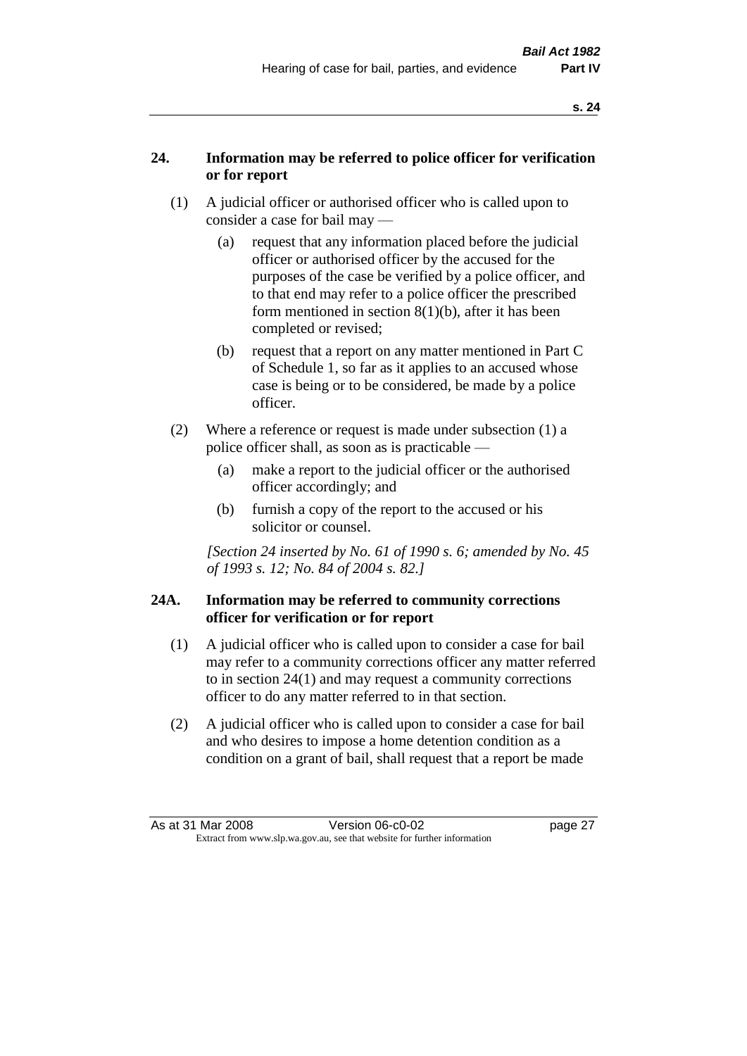### 24. Information may be referred to police officer for verification or for report

(1) A judicial officer or authorised officer who is called upon to consider a case for bail may —

(a) request that any information placed before the judicial officer or authorised officer by the accused for the purposes of the case be verified by a police officer, and to that end may refer to a police officer the prescribed form mentioned in section 8(1)(b), after it has been completed or revised;

(b) request that a report on any matter mentioned in Part C of Schedule 1, so far as it applies to an accused whose case is being or to be considered, be made by a police officer.

(2) Where a reference or request is made under subsection (1) a police officer shall, as soon as is practicable —

(a) make a report to the judicial officer or the authorised officer accordingly; and

(b) furnish a copy of the report to the accused or his solicitor or counsel.

*[Section 24 inserted by No. 61 of 1990 s. 6; amended by No. 45 of 1993 s. 12; No. 84 of 2004 s. 82.]*

### 24A. Information may be referred to community corrections officer for verification or for report

(1) A judicial officer who is called upon to consider a case for bail may refer to a community corrections officer any matter referred to in section 24(1) and may request a community corrections officer to do any matter referred to in that section.

(2) A judicial officer who is called upon to consider a case for bail and who desires to impose a home detention condition as a condition on a grant of bail, shall request that a report be made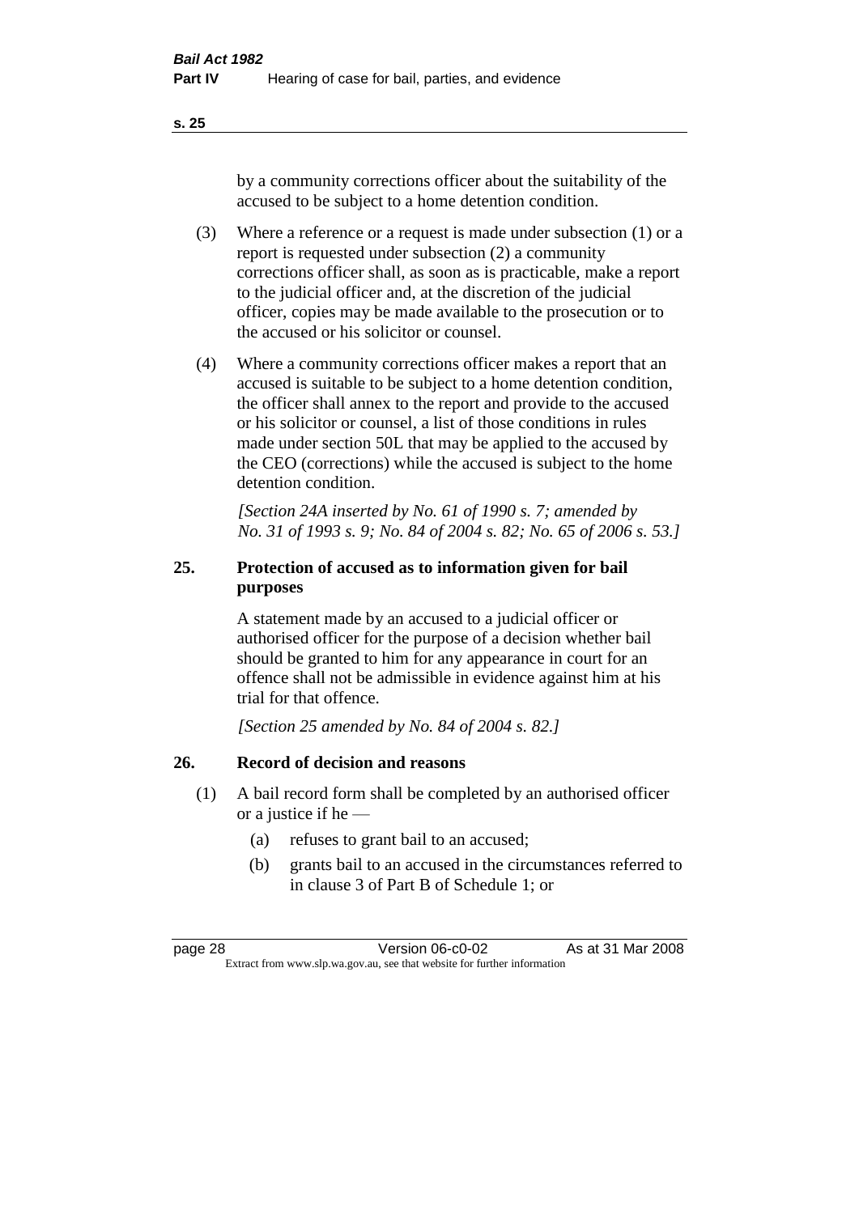by a community corrections officer about the suitability of the accused to be subject to a home detention condition.

(3) Where a reference or a request is made under subsection (1) or a report is requested under subsection (2) a community corrections officer shall, as soon as is practicable, make a report to the judicial officer and, at the discretion of the judicial officer, copies may be made available to the prosecution or to the accused or his solicitor or counsel.

(4) Where a community corrections officer makes a report that an accused is suitable to be subject to a home detention condition, the officer shall annex to the report and provide to the accused or his solicitor or counsel, a list of those conditions in rules made under section 50L that may be applied to the accused by the CEO (corrections) while the accused is subject to the home detention condition.

*[Section 24A inserted by No. 61 of 1990 s. 7; amended by No. 31 of 1993 s. 9; No. 84 of 2004 s. 82; No. 65 of 2006 s. 53.]*

## 25. Protection of accused as to information given for bail purposes

A statement made by an accused to a judicial officer or authorised officer for the purpose of a decision whether bail should be granted to him for any appearance in court for an offence shall not be admissible in evidence against him at his trial for that offence.

*[Section 25 amended by No. 84 of 2004 s. 82.]*

## 26. Record of decision and reasons

(1) A bail record form shall be completed by an authorised officer or a justice if he —

(a) refuses to grant bail to an accused;

(b) grants bail to an accused in the circumstances referred to in clause 3 of Part B of Schedule 1; or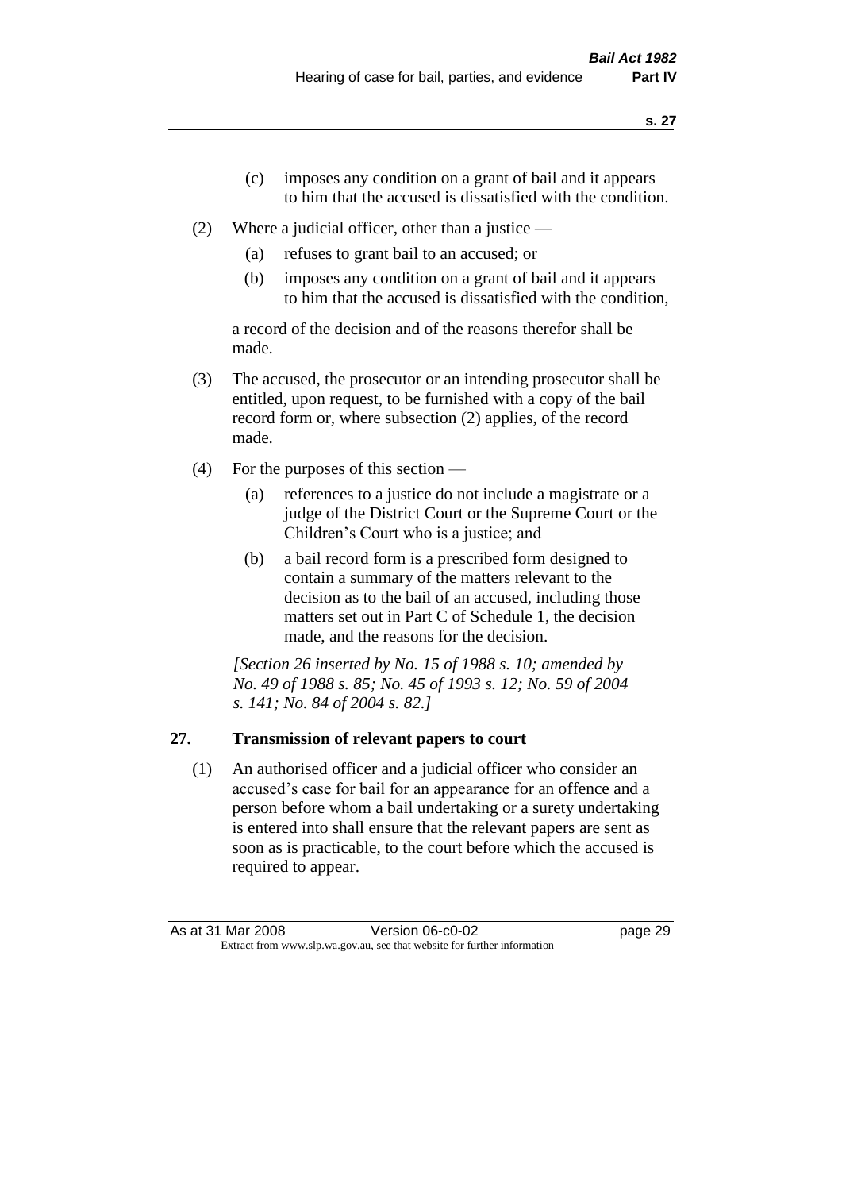(c) imposes any condition on a grant of bail and it appears to him that the accused is dissatisfied with the condition.

(2) Where a judicial officer, other than a justice —

(a) refuses to grant bail to an accused; or

(b) imposes any condition on a grant of bail and it appears to him that the accused is dissatisfied with the condition,

a record of the decision and of the reasons therefor shall be made.

(3) The accused, the prosecutor or an intending prosecutor shall be entitled, upon request, to be furnished with a copy of the bail record form or, where subsection (2) applies, of the record made.

(4) For the purposes of this section —

(a) references to a justice do not include a magistrate or a judge of the District Court or the Supreme Court or the Children's Court who is a justice; and

(b) a bail record form is a prescribed form designed to contain a summary of the matters relevant to the decision as to the bail of an accused, including those matters set out in Part C of Schedule 1, the decision made, and the reasons for the decision.

*[Section 26 inserted by No. 15 of 1988 s. 10; amended by No. 49 of 1988 s. 85; No. 45 of 1993 s. 12; No. 59 of 2004 s. 141; No. 84 of 2004 s. 82.]*

## 27. Transmission of relevant papers to court

(1) An authorised officer and a judicial officer who consider an accused's case for bail for an appearance for an offence and a person before whom a bail undertaking or a surety undertaking is entered into shall ensure that the relevant papers are sent as soon as is practicable, to the court before which the accused is required to appear.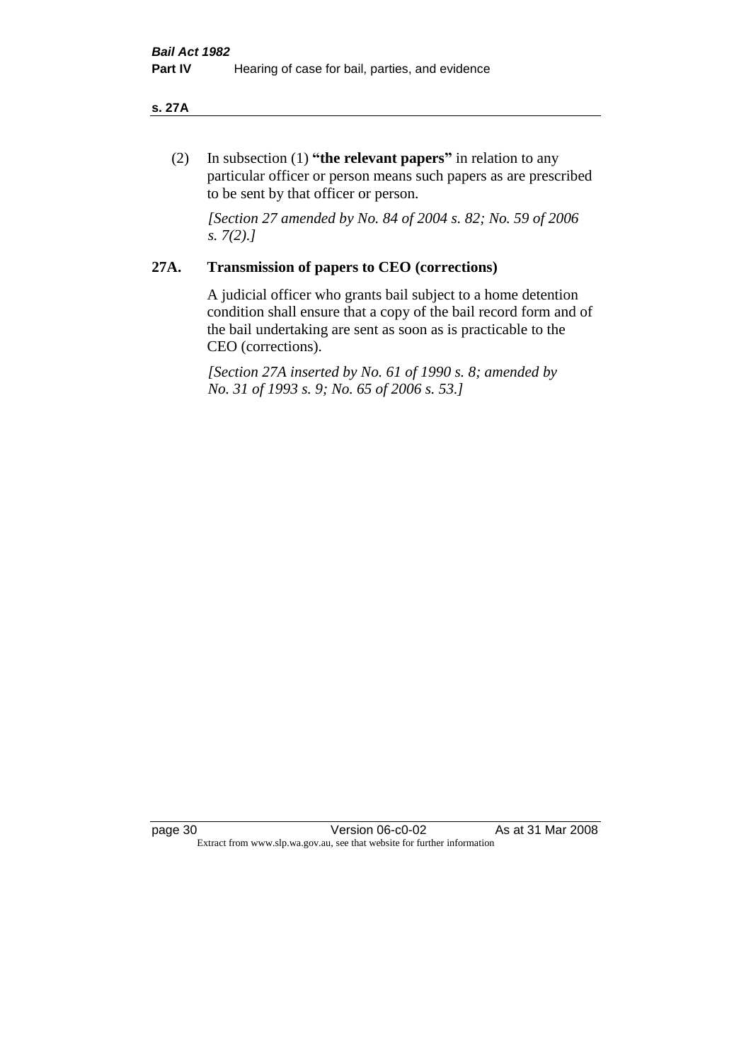(2) In subsection (1) **"the relevant papers"** in relation to any particular officer or person means such papers as are prescribed to be sent by that officer or person.

*[Section 27 amended by No. 84 of 2004 s. 82; No. 59 of 2006 s. 7(2).]*

## 27A. Transmission of papers to CEO (corrections)

A judicial officer who grants bail subject to a home detention condition shall ensure that a copy of the bail record form and of the bail undertaking are sent as soon as is practicable to the CEO (corrections).

*[Section 27A inserted by No. 61 of 1990 s. 8; amended by No. 31 of 1993 s. 9; No. 65 of 2006 s. 53.]*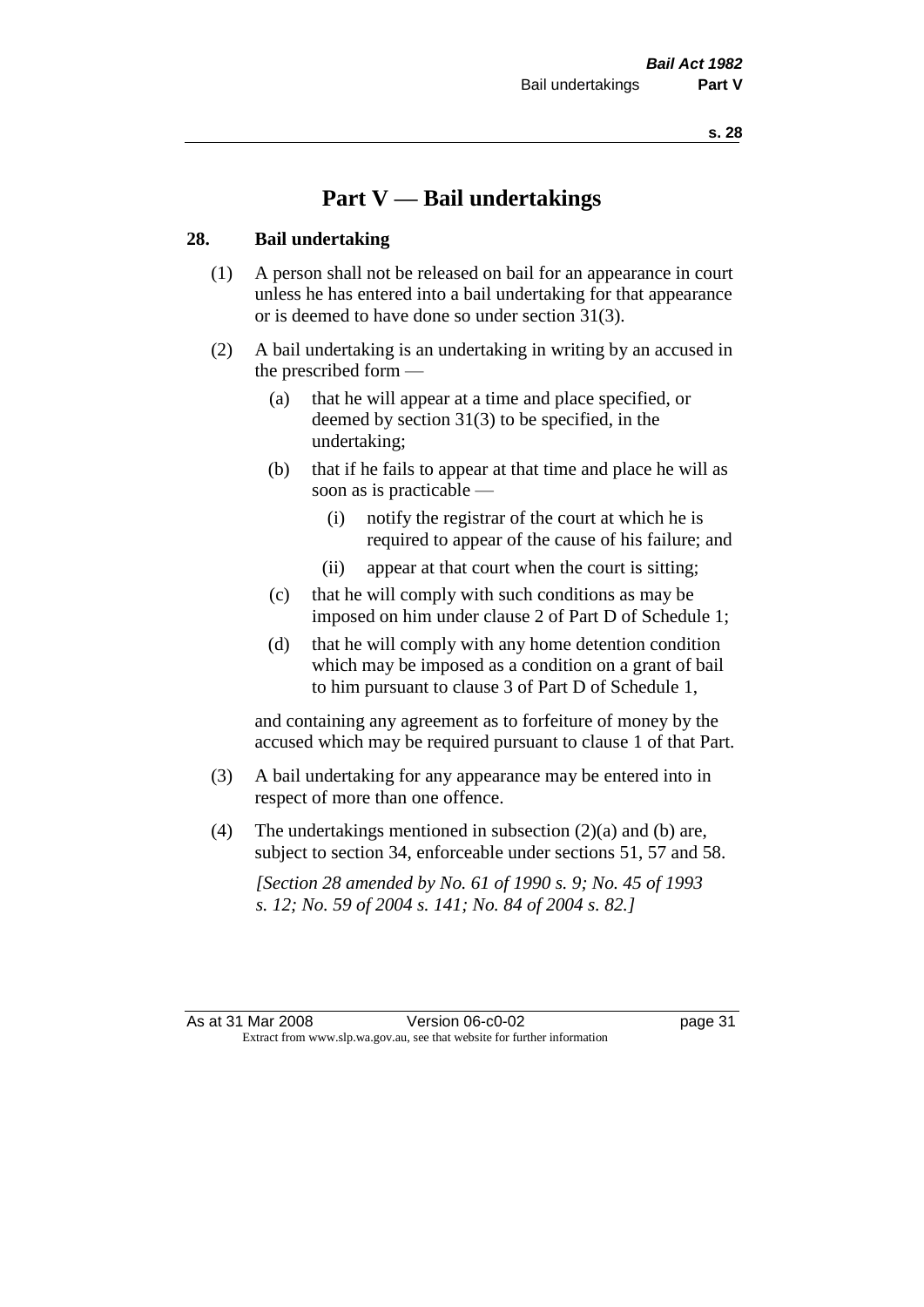# Part V — Bail undertakings

## 28. Bail undertaking

(1) A person shall not be released on bail for an appearance in court unless he has entered into a bail undertaking for that appearance or is deemed to have done so under section 31(3).

(2) A bail undertaking is an undertaking in writing by an accused in the prescribed form —

- (a) that he will appear at a time and place specified, or deemed by section 31(3) to be specified, in the undertaking;
- (b) that if he fails to appear at that time and place he will as soon as is practicable —
  - (i) notify the registrar of the court at which he is required to appear of the cause of his failure; and
  - (ii) appear at that court when the court is sitting;
- (c) that he will comply with such conditions as may be imposed on him under clause 2 of Part D of Schedule 1;
- (d) that he will comply with any home detention condition which may be imposed as a condition on a grant of bail to him pursuant to clause 3 of Part D of Schedule 1,

and containing any agreement as to forfeiture of money by the accused which may be required pursuant to clause 1 of that Part.

(3) A bail undertaking for any appearance may be entered into in respect of more than one offence.

(4) The undertakings mentioned in subsection (2)(a) and (b) are, subject to section 34, enforceable under sections 51, 57 and 58.

*[Section 28 amended by No. 61 of 1990 s. 9; No. 45 of 1993 s. 12; No. 59 of 2004 s. 141; No. 84 of 2004 s. 82.]*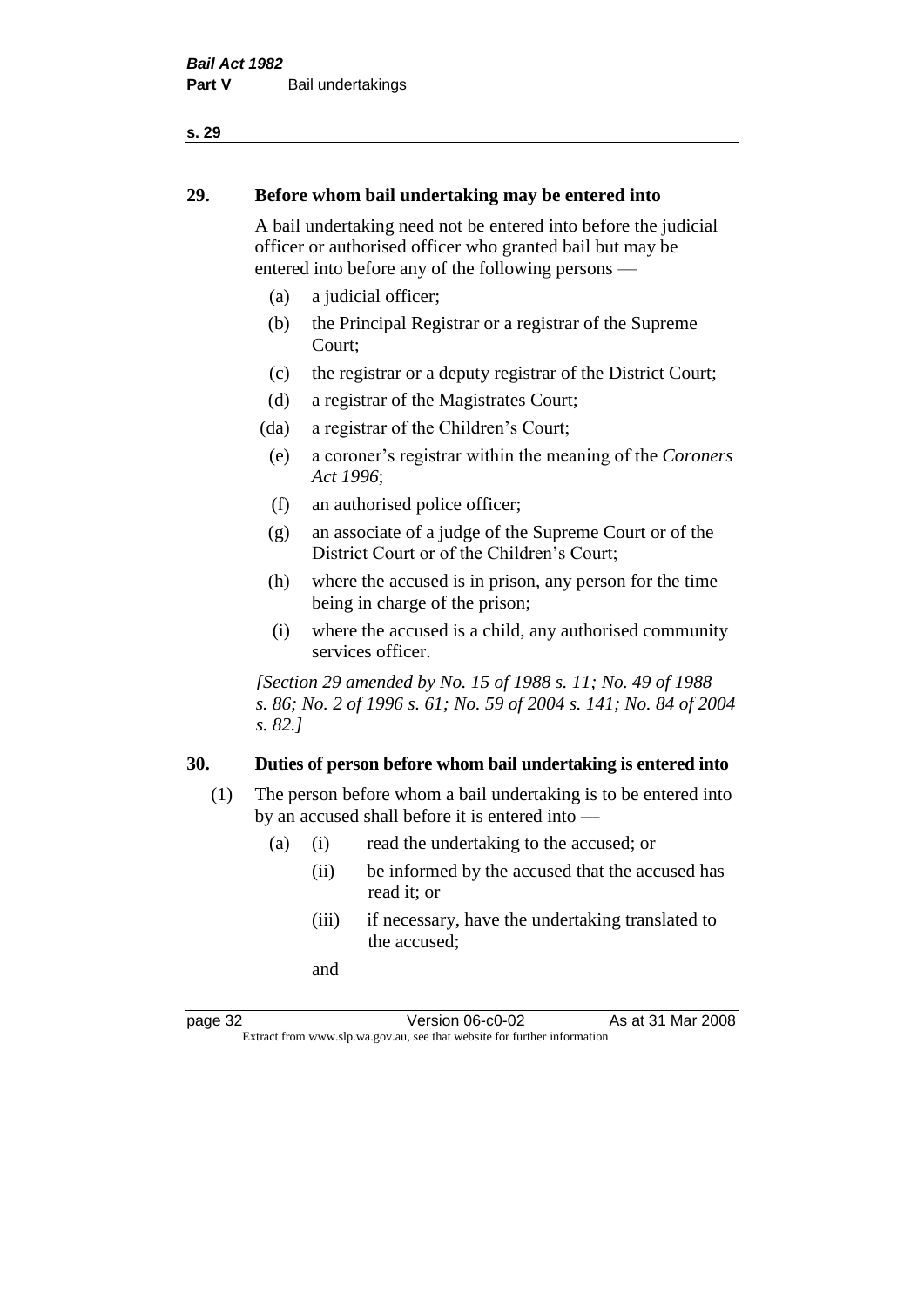## 29. Before whom bail undertaking may be entered into

A bail undertaking need not be entered into before the judicial officer or authorised officer who granted bail but may be entered into before any of the following persons —

(a) a judicial officer;

(b) the Principal Registrar or a registrar of the Supreme Court;

(c) the registrar or a deputy registrar of the District Court;

(d) a registrar of the Magistrates Court;

(da) a registrar of the Children's Court;

(e) a coroner's registrar within the meaning of the *Coroners Act 1996*;

(f) an authorised police officer;

(g) an associate of a judge of the Supreme Court or of the District Court or of the Children's Court;

(h) where the accused is in prison, any person for the time being in charge of the prison;

(i) where the accused is a child, any authorised community services officer.

*[Section 29 amended by No. 15 of 1988 s. 11; No. 49 of 1988 s. 86; No. 2 of 1996 s. 61; No. 59 of 2004 s. 141; No. 84 of 2004 s. 82.]*

## 30. Duties of person before whom bail undertaking is entered into

(1) The person before whom a bail undertaking is to be entered into by an accused shall before it is entered into —

(a) (i) read the undertaking to the accused; or

(ii) be informed by the accused that the accused has read it; or

(iii) if necessary, have the undertaking translated to the accused;

and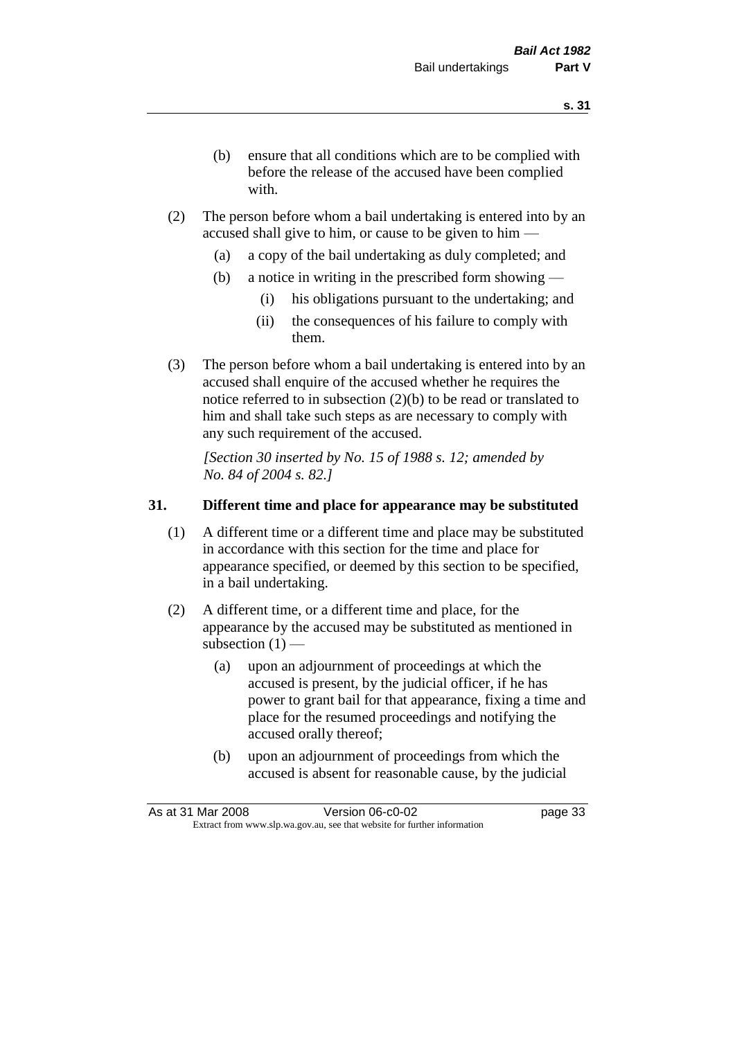(b) ensure that all conditions which are to be complied with before the release of the accused have been complied with.

(2) The person before whom a bail undertaking is entered into by an accused shall give to him, or cause to be given to him —

(a) a copy of the bail undertaking as duly completed; and

(b) a notice in writing in the prescribed form showing —

(i) his obligations pursuant to the undertaking; and

(ii) the consequences of his failure to comply with them.

(3) The person before whom a bail undertaking is entered into by an accused shall enquire of the accused whether he requires the notice referred to in subsection (2)(b) to be read or translated to him and shall take such steps as are necessary to comply with any such requirement of the accused.

*[Section 30 inserted by No. 15 of 1988 s. 12; amended by No. 84 of 2004 s. 82.]*

### 31. Different time and place for appearance may be substituted

(1) A different time or a different time and place may be substituted in accordance with this section for the time and place for appearance specified, or deemed by this section to be specified, in a bail undertaking.

(2) A different time, or a different time and place, for the appearance by the accused may be substituted as mentioned in subsection (1) —

(a) upon an adjournment of proceedings at which the accused is present, by the judicial officer, if he has power to grant bail for that appearance, fixing a time and place for the resumed proceedings and notifying the accused orally thereof;

(b) upon an adjournment of proceedings from which the accused is absent for reasonable cause, by the judicial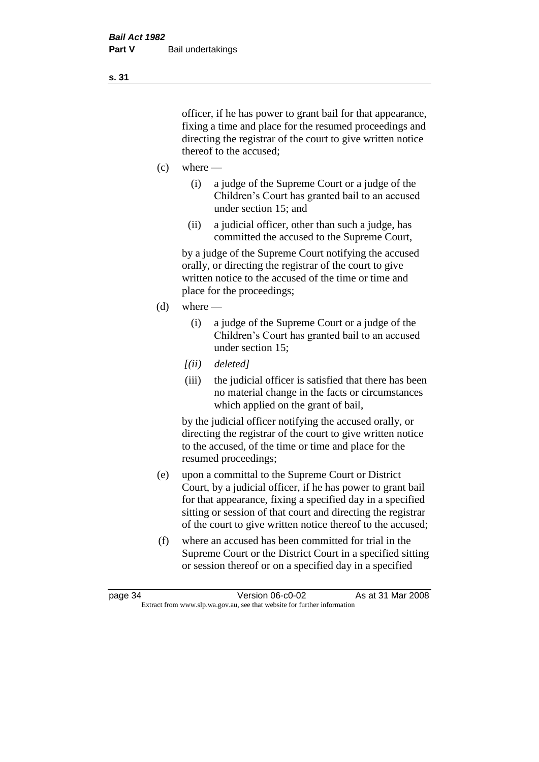officer, if he has power to grant bail for that appearance, fixing a time and place for the resumed proceedings and directing the registrar of the court to give written notice thereof to the accused;

(c) where —

   (i) a judge of the Supreme Court or a judge of the Children's Court has granted bail to an accused under section 15; and

   (ii) a judicial officer, other than such a judge, has committed the accused to the Supreme Court,

   by a judge of the Supreme Court notifying the accused orally, or directing the registrar of the court to give written notice to the accused of the time or time and place for the proceedings;

(d) where —

   (i) a judge of the Supreme Court or a judge of the Children's Court has granted bail to an accused under section 15;

   *[(ii) deleted]*

   (iii) the judicial officer is satisfied that there has been no material change in the facts or circumstances which applied on the grant of bail,

   by the judicial officer notifying the accused orally, or directing the registrar of the court to give written notice to the accused, of the time or time and place for the resumed proceedings;

(e) upon a committal to the Supreme Court or District Court, by a judicial officer, if he has power to grant bail for that appearance, fixing a specified day in a specified sitting or session of that court and directing the registrar of the court to give written notice thereof to the accused;

(f) where an accused has been committed for trial in the Supreme Court or the District Court in a specified sitting or session thereof or on a specified day in a specified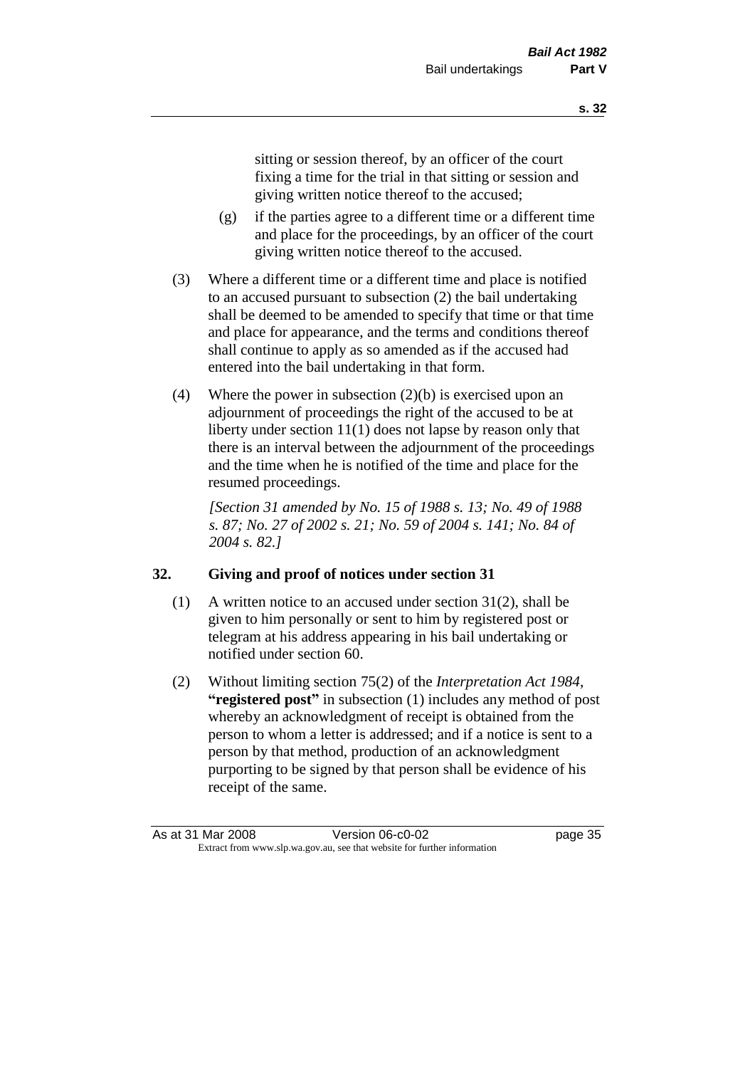sitting or session thereof, by an officer of the court fixing a time for the trial in that sitting or session and giving written notice thereof to the accused;

(g) if the parties agree to a different time or a different time and place for the proceedings, by an officer of the court giving written notice thereof to the accused.

(3) Where a different time or a different time and place is notified to an accused pursuant to subsection (2) the bail undertaking shall be deemed to be amended to specify that time or that time and place for appearance, and the terms and conditions thereof shall continue to apply as so amended as if the accused had entered into the bail undertaking in that form.

(4) Where the power in subsection (2)(b) is exercised upon an adjournment of proceedings the right of the accused to be at liberty under section 11(1) does not lapse by reason only that there is an interval between the adjournment of the proceedings and the time when he is notified of the time and place for the resumed proceedings.

*[Section 31 amended by No. 15 of 1988 s. 13; No. 49 of 1988 s. 87; No. 27 of 2002 s. 21; No. 59 of 2004 s. 141; No. 84 of 2004 s. 82.]*

## 32. Giving and proof of notices under section 31

(1) A written notice to an accused under section 31(2), shall be given to him personally or sent to him by registered post or telegram at his address appearing in his bail undertaking or notified under section 60.

(2) Without limiting section 75(2) of the *Interpretation Act 1984*, **"registered post"** in subsection (1) includes any method of post whereby an acknowledgment of receipt is obtained from the person to whom a letter is addressed; and if a notice is sent to a person by that method, production of an acknowledgment purporting to be signed by that person shall be evidence of his receipt of the same.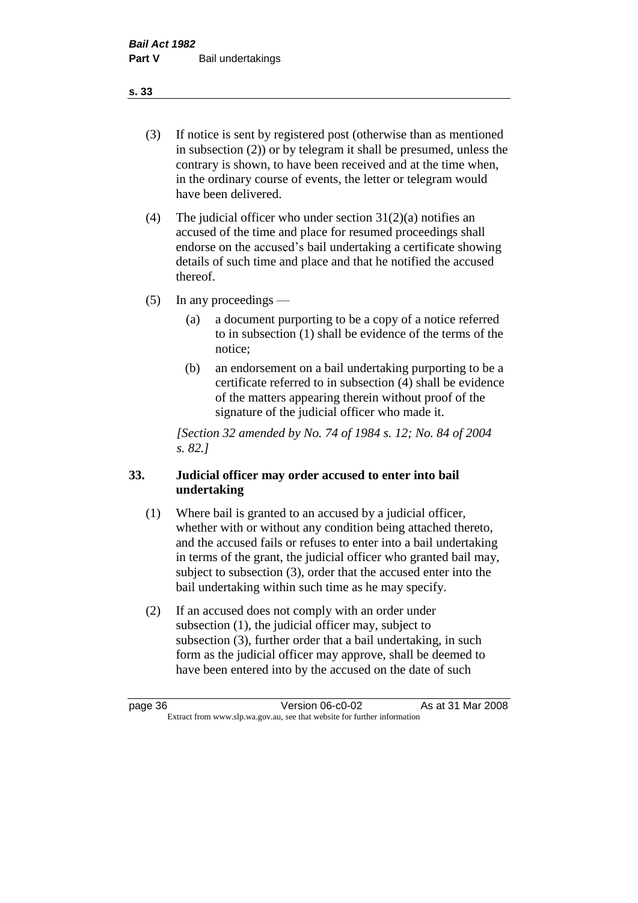(3) If notice is sent by registered post (otherwise than as mentioned in subsection (2)) or by telegram it shall be presumed, unless the contrary is shown, to have been received and at the time when, in the ordinary course of events, the letter or telegram would have been delivered.

(4) The judicial officer who under section 31(2)(a) notifies an accused of the time and place for resumed proceedings shall endorse on the accused's bail undertaking a certificate showing details of such time and place and that he notified the accused thereof.

(5) In any proceedings —

  (a) a document purporting to be a copy of a notice referred to in subsection (1) shall be evidence of the terms of the notice;

  (b) an endorsement on a bail undertaking purporting to be a certificate referred to in subsection (4) shall be evidence of the matters appearing therein without proof of the signature of the judicial officer who made it.

*[Section 32 amended by No. 74 of 1984 s. 12; No. 84 of 2004 s. 82.]*

### 33. Judicial officer may order accused to enter into bail undertaking

(1) Where bail is granted to an accused by a judicial officer, whether with or without any condition being attached thereto, and the accused fails or refuses to enter into a bail undertaking in terms of the grant, the judicial officer who granted bail may, subject to subsection (3), order that the accused enter into the bail undertaking within such time as he may specify.

(2) If an accused does not comply with an order under subsection (1), the judicial officer may, subject to subsection (3), further order that a bail undertaking, in such form as the judicial officer may approve, shall be deemed to have been entered into by the accused on the date of such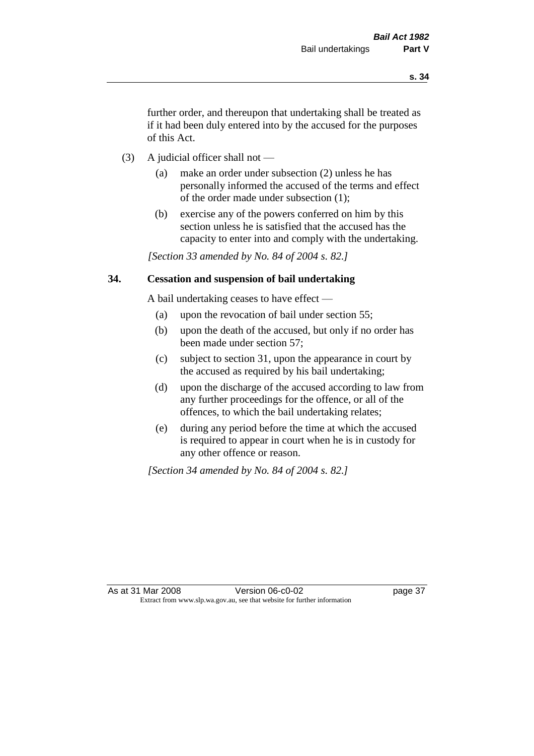further order, and thereupon that undertaking shall be treated as if it had been duly entered into by the accused for the purposes of this Act.

(3) A judicial officer shall not —

  (a) make an order under subsection (2) unless he has personally informed the accused of the terms and effect of the order made under subsection (1);

  (b) exercise any of the powers conferred on him by this section unless he is satisfied that the accused has the capacity to enter into and comply with the undertaking.

*[Section 33 amended by No. 84 of 2004 s. 82.]*

### 34. Cessation and suspension of bail undertaking

A bail undertaking ceases to have effect —

  (a) upon the revocation of bail under section 55;

  (b) upon the death of the accused, but only if no order has been made under section 57;

  (c) subject to section 31, upon the appearance in court by the accused as required by his bail undertaking;

  (d) upon the discharge of the accused according to law from any further proceedings for the offence, or all of the offences, to which the bail undertaking relates;

  (e) during any period before the time at which the accused is required to appear in court when he is in custody for any other offence or reason.

*[Section 34 amended by No. 84 of 2004 s. 82.]*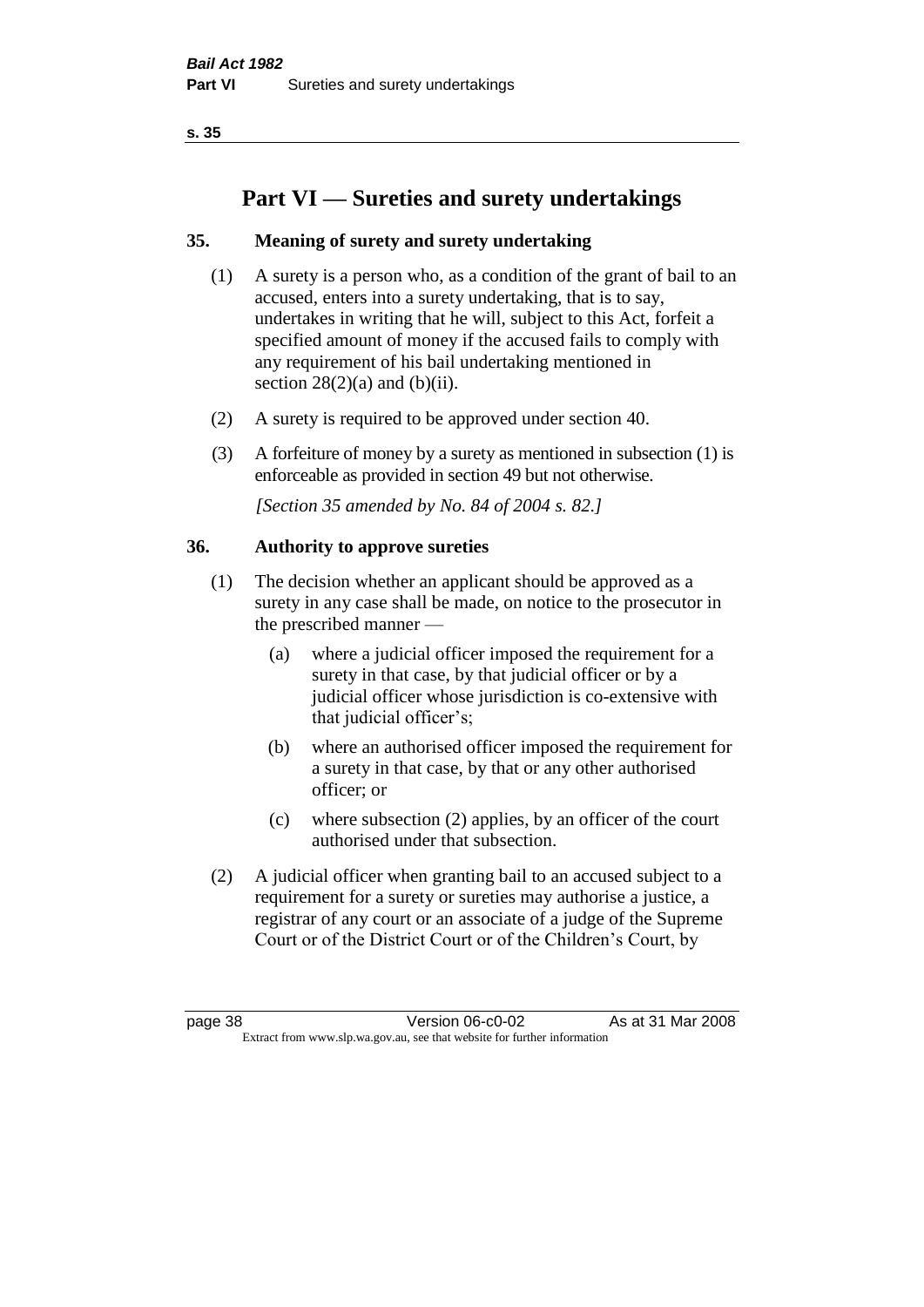# Part VI — Sureties and surety undertakings

## 35. Meaning of surety and surety undertaking

(1) A surety is a person who, as a condition of the grant of bail to an accused, enters into a surety undertaking, that is to say, undertakes in writing that he will, subject to this Act, forfeit a specified amount of money if the accused fails to comply with any requirement of his bail undertaking mentioned in section 28(2)(a) and (b)(ii).

(2) A surety is required to be approved under section 40.

(3) A forfeiture of money by a surety as mentioned in subsection (1) is enforceable as provided in section 49 but not otherwise.

*[Section 35 amended by No. 84 of 2004 s. 82.]*

## 36. Authority to approve sureties

(1) The decision whether an applicant should be approved as a surety in any case shall be made, on notice to the prosecutor in the prescribed manner —

- (a) where a judicial officer imposed the requirement for a surety in that case, by that judicial officer or by a judicial officer whose jurisdiction is co-extensive with that judicial officer's;
- (b) where an authorised officer imposed the requirement for a surety in that case, by that or any other authorised officer; or
- (c) where subsection (2) applies, by an officer of the court authorised under that subsection.

(2) A judicial officer when granting bail to an accused subject to a requirement for a surety or sureties may authorise a justice, a registrar of any court or an associate of a judge of the Supreme Court or of the District Court or of the Children's Court, by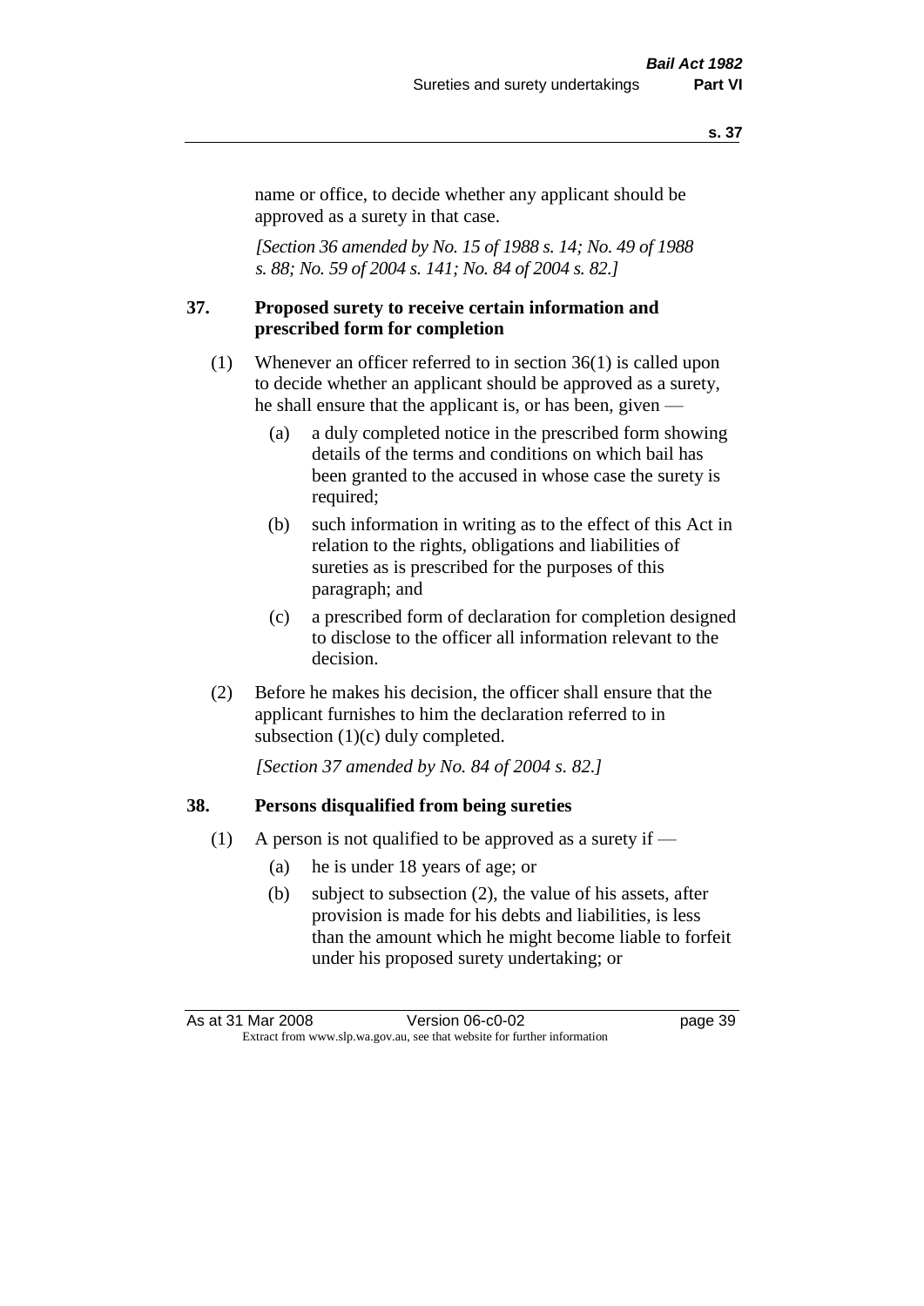name or office, to decide whether any applicant should be approved as a surety in that case.

*[Section 36 amended by No. 15 of 1988 s. 14; No. 49 of 1988 s. 88; No. 59 of 2004 s. 141; No. 84 of 2004 s. 82.]*

## 37. Proposed surety to receive certain information and prescribed form for completion

(1) Whenever an officer referred to in section 36(1) is called upon to decide whether an applicant should be approved as a surety, he shall ensure that the applicant is, or has been, given —

- (a) a duly completed notice in the prescribed form showing details of the terms and conditions on which bail has been granted to the accused in whose case the surety is required;
- (b) such information in writing as to the effect of this Act in relation to the rights, obligations and liabilities of sureties as is prescribed for the purposes of this paragraph; and
- (c) a prescribed form of declaration for completion designed to disclose to the officer all information relevant to the decision.

(2) Before he makes his decision, the officer shall ensure that the applicant furnishes to him the declaration referred to in subsection (1)(c) duly completed.

*[Section 37 amended by No. 84 of 2004 s. 82.]*

## 38. Persons disqualified from being sureties

(1) A person is not qualified to be approved as a surety if —

- (a) he is under 18 years of age; or
- (b) subject to subsection (2), the value of his assets, after provision is made for his debts and liabilities, is less than the amount which he might become liable to forfeit under his proposed surety undertaking; or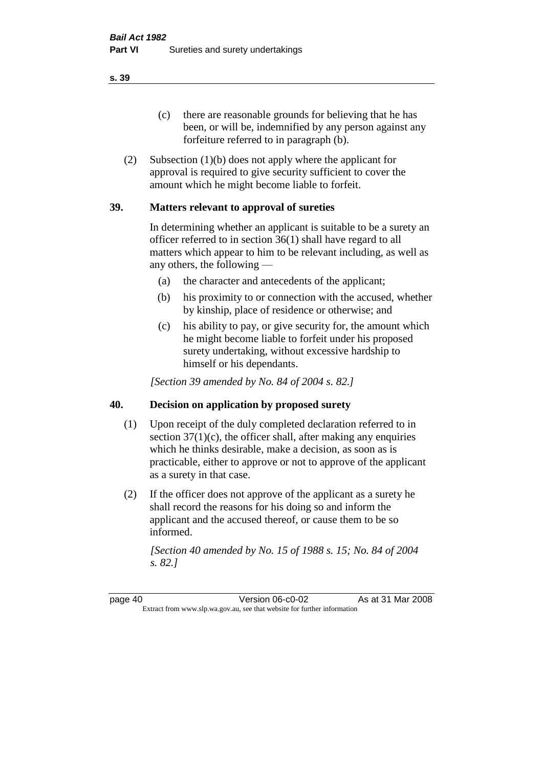(c) there are reasonable grounds for believing that he has been, or will be, indemnified by any person against any forfeiture referred to in paragraph (b).

(2) Subsection (1)(b) does not apply where the applicant for approval is required to give security sufficient to cover the amount which he might become liable to forfeit.

## 39. Matters relevant to approval of sureties

In determining whether an applicant is suitable to be a surety an officer referred to in section 36(1) shall have regard to all matters which appear to him to be relevant including, as well as any others, the following —

(a) the character and antecedents of the applicant;

(b) his proximity to or connection with the accused, whether by kinship, place of residence or otherwise; and

(c) his ability to pay, or give security for, the amount which he might become liable to forfeit under his proposed surety undertaking, without excessive hardship to himself or his dependants.

*[Section 39 amended by No. 84 of 2004 s. 82.]*

## 40. Decision on application by proposed surety

(1) Upon receipt of the duly completed declaration referred to in section 37(1)(c), the officer shall, after making any enquiries which he thinks desirable, make a decision, as soon as is practicable, either to approve or not to approve of the applicant as a surety in that case.

(2) If the officer does not approve of the applicant as a surety he shall record the reasons for his doing so and inform the applicant and the accused thereof, or cause them to be so informed.

*[Section 40 amended by No. 15 of 1988 s. 15; No. 84 of 2004 s. 82.]*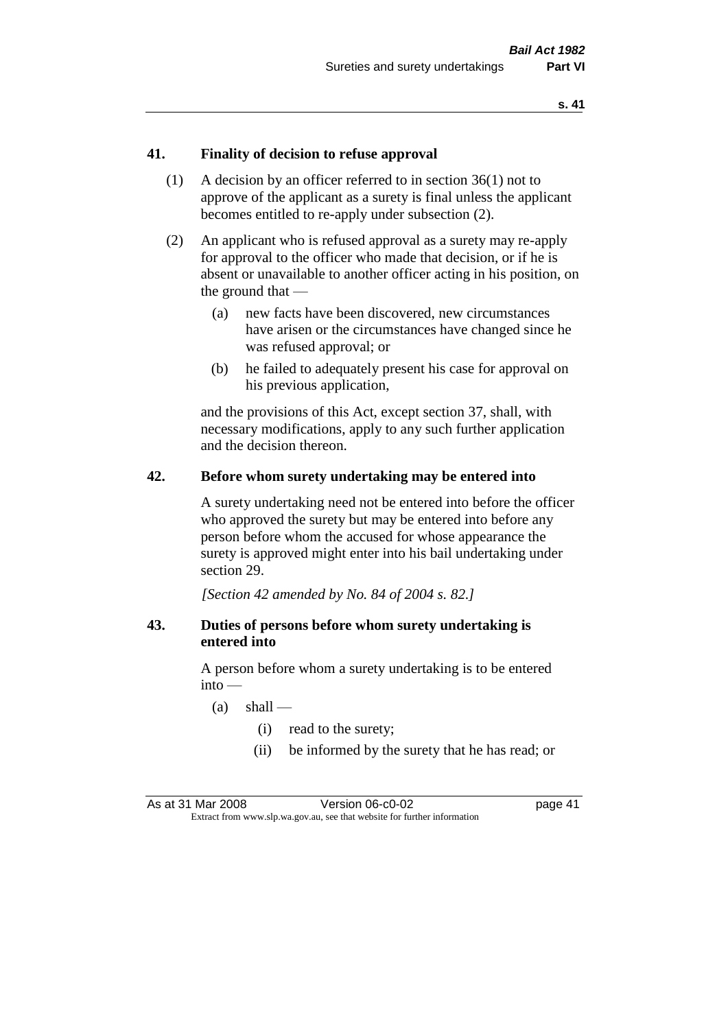## 41. Finality of decision to refuse approval

(1) A decision by an officer referred to in section 36(1) not to approve of the applicant as a surety is final unless the applicant becomes entitled to re-apply under subsection (2).

(2) An applicant who is refused approval as a surety may re-apply for approval to the officer who made that decision, or if he is absent or unavailable to another officer acting in his position, on the ground that —

(a) new facts have been discovered, new circumstances have arisen or the circumstances have changed since he was refused approval; or

(b) he failed to adequately present his case for approval on his previous application,

and the provisions of this Act, except section 37, shall, with necessary modifications, apply to any such further application and the decision thereon.

## 42. Before whom surety undertaking may be entered into

A surety undertaking need not be entered into before the officer who approved the surety but may be entered into before any person before whom the accused for whose appearance the surety is approved might enter into his bail undertaking under section 29.

*[Section 42 amended by No. 84 of 2004 s. 82.]*

## 43. Duties of persons before whom surety undertaking is entered into

A person before whom a surety undertaking is to be entered into —

(a) shall —

(i) read to the surety;

(ii) be informed by the surety that he has read; or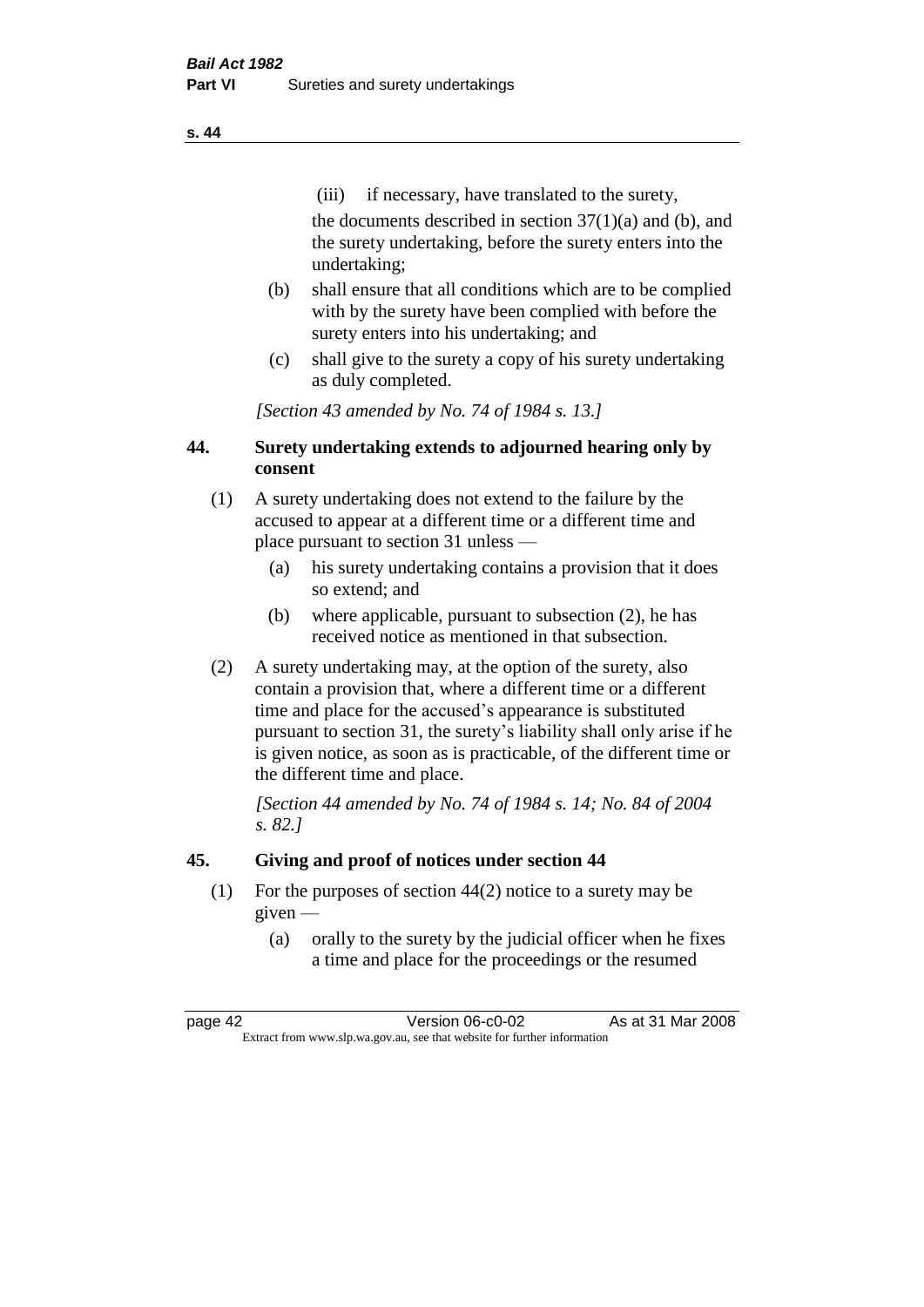(iii) if necessary, have translated to the surety,

the documents described in section 37(1)(a) and (b), and the surety undertaking, before the surety enters into the undertaking;

(b) shall ensure that all conditions which are to be complied with by the surety have been complied with before the surety enters into his undertaking; and

(c) shall give to the surety a copy of his surety undertaking as duly completed.

*[Section 43 amended by No. 74 of 1984 s. 13.]*

## 44. Surety undertaking extends to adjourned hearing only by consent

(1) A surety undertaking does not extend to the failure by the accused to appear at a different time or a different time and place pursuant to section 31 unless —

(a) his surety undertaking contains a provision that it does so extend; and

(b) where applicable, pursuant to subsection (2), he has received notice as mentioned in that subsection.

(2) A surety undertaking may, at the option of the surety, also contain a provision that, where a different time or a different time and place for the accused's appearance is substituted pursuant to section 31, the surety's liability shall only arise if he is given notice, as soon as is practicable, of the different time or the different time and place.

*[Section 44 amended by No. 74 of 1984 s. 14; No. 84 of 2004 s. 82.]*

## 45. Giving and proof of notices under section 44

(1) For the purposes of section 44(2) notice to a surety may be given —

(a) orally to the surety by the judicial officer when he fixes a time and place for the proceedings or the resumed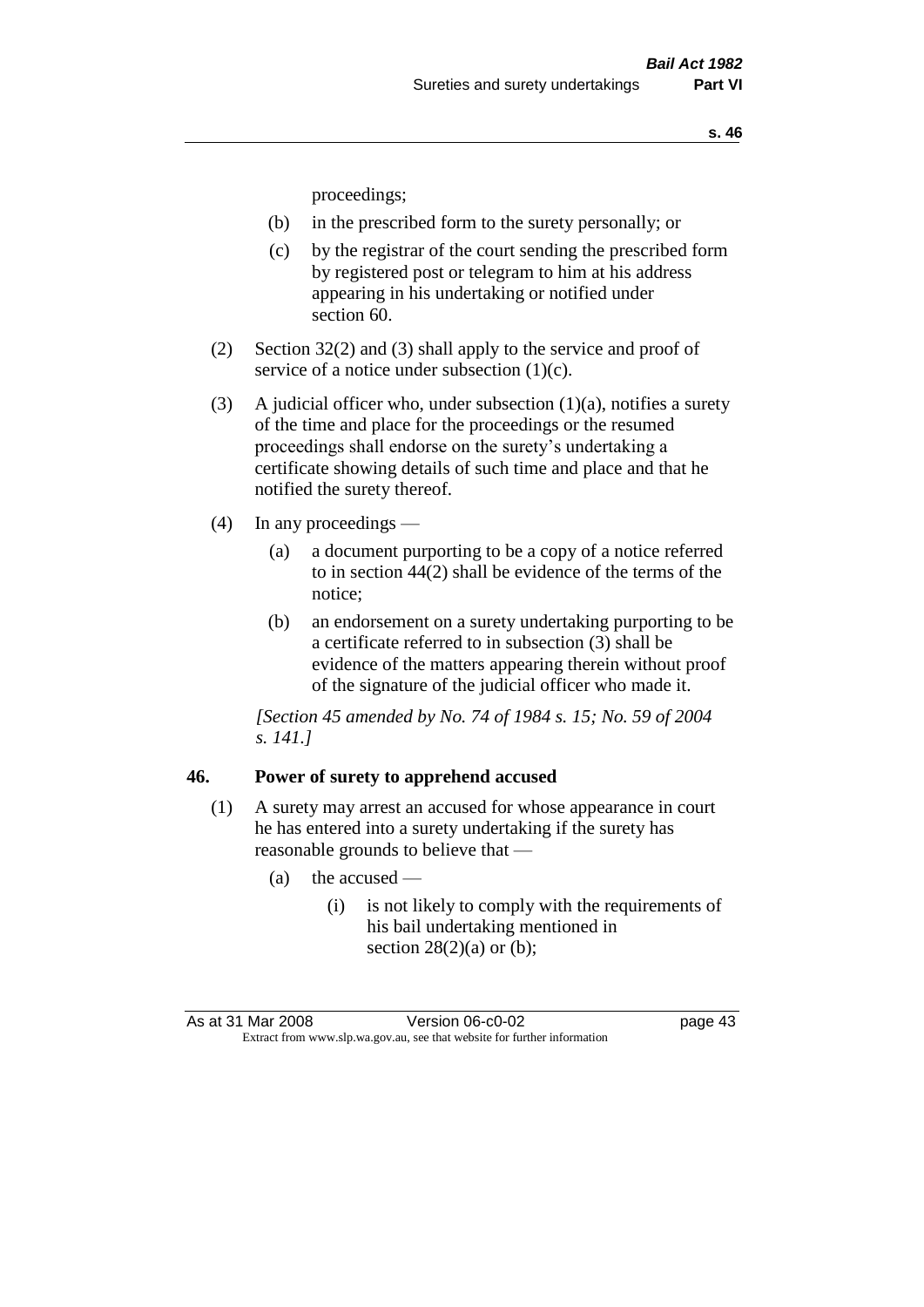proceedings;

- (b) in the prescribed form to the surety personally; or
- (c) by the registrar of the court sending the prescribed form by registered post or telegram to him at his address appearing in his undertaking or notified under section 60.

(2) Section 32(2) and (3) shall apply to the service and proof of service of a notice under subsection (1)(c).

(3) A judicial officer who, under subsection (1)(a), notifies a surety of the time and place for the proceedings or the resumed proceedings shall endorse on the surety's undertaking a certificate showing details of such time and place and that he notified the surety thereof.

(4) In any proceedings —

- (a) a document purporting to be a copy of a notice referred to in section 44(2) shall be evidence of the terms of the notice;
- (b) an endorsement on a surety undertaking purporting to be a certificate referred to in subsection (3) shall be evidence of the matters appearing therein without proof of the signature of the judicial officer who made it.

*[Section 45 amended by No. 74 of 1984 s. 15; No. 59 of 2004 s. 141.]*

**46. Power of surety to apprehend accused**

(1) A surety may arrest an accused for whose appearance in court he has entered into a surety undertaking if the surety has reasonable grounds to believe that —

- (a) the accused —
  - (i) is not likely to comply with the requirements of his bail undertaking mentioned in section 28(2)(a) or (b);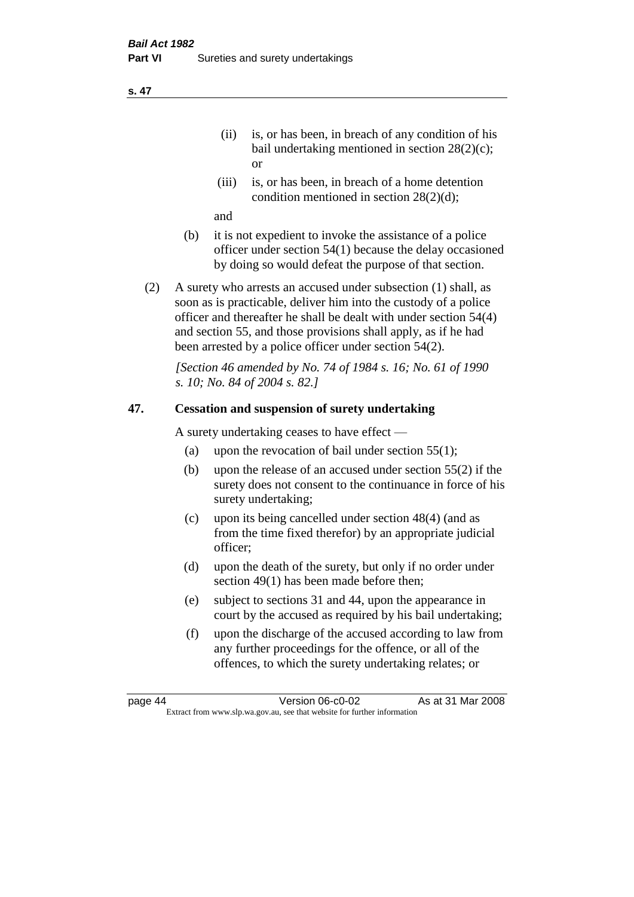(ii) is, or has been, in breach of any condition of his bail undertaking mentioned in section 28(2)(c); or

(iii) is, or has been, in breach of a home detention condition mentioned in section 28(2)(d);

and

(b) it is not expedient to invoke the assistance of a police officer under section 54(1) because the delay occasioned by doing so would defeat the purpose of that section.

(2) A surety who arrests an accused under subsection (1) shall, as soon as is practicable, deliver him into the custody of a police officer and thereafter he shall be dealt with under section 54(4) and section 55, and those provisions shall apply, as if he had been arrested by a police officer under section 54(2).

*[Section 46 amended by No. 74 of 1984 s. 16; No. 61 of 1990 s. 10; No. 84 of 2004 s. 82.]*

## 47. Cessation and suspension of surety undertaking

A surety undertaking ceases to have effect —

(a) upon the revocation of bail under section 55(1);

(b) upon the release of an accused under section 55(2) if the surety does not consent to the continuance in force of his surety undertaking;

(c) upon its being cancelled under section 48(4) (and as from the time fixed therefor) by an appropriate judicial officer;

(d) upon the death of the surety, but only if no order under section 49(1) has been made before then;

(e) subject to sections 31 and 44, upon the appearance in court by the accused as required by his bail undertaking;

(f) upon the discharge of the accused according to law from any further proceedings for the offence, or all of the offences, to which the surety undertaking relates; or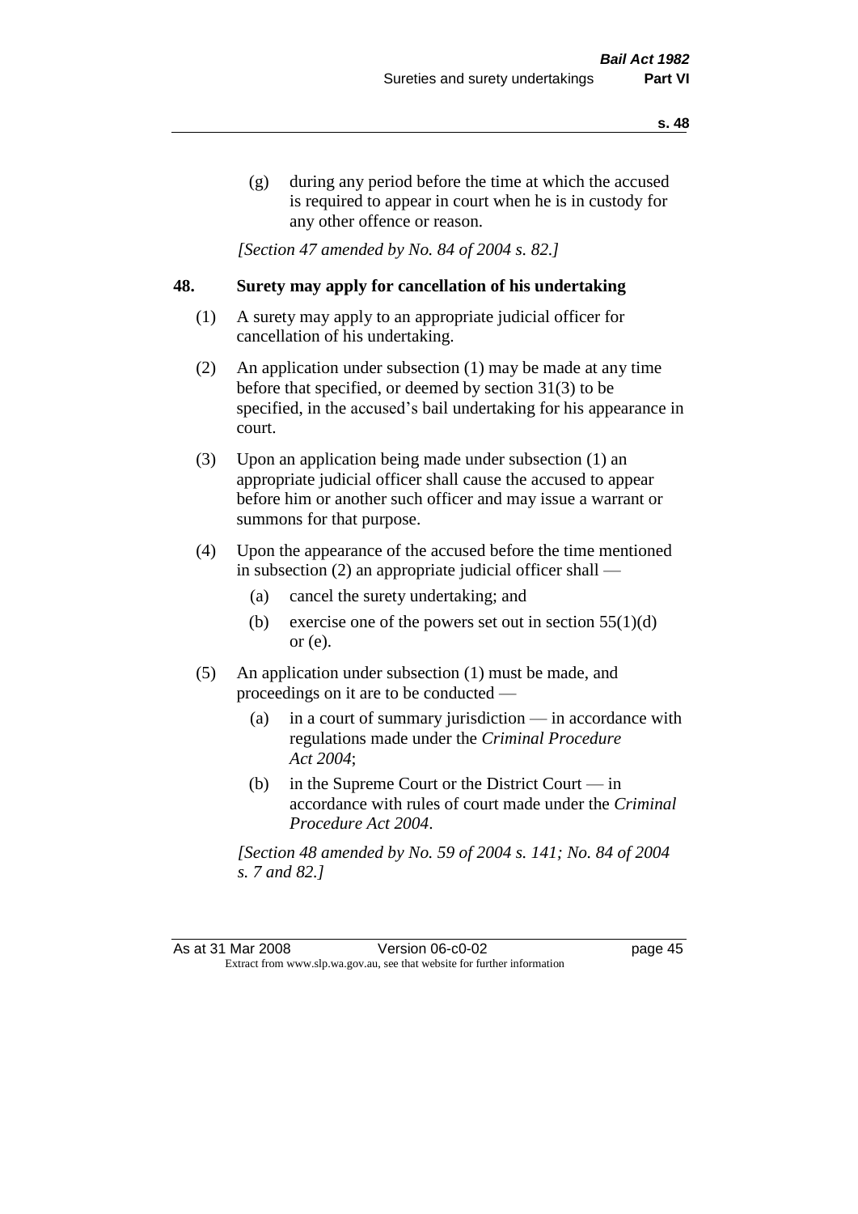(g) during any period before the time at which the accused is required to appear in court when he is in custody for any other offence or reason.

*[Section 47 amended by No. 84 of 2004 s. 82.]*

## 48. Surety may apply for cancellation of his undertaking

(1) A surety may apply to an appropriate judicial officer for cancellation of his undertaking.

(2) An application under subsection (1) may be made at any time before that specified, or deemed by section 31(3) to be specified, in the accused's bail undertaking for his appearance in court.

(3) Upon an application being made under subsection (1) an appropriate judicial officer shall cause the accused to appear before him or another such officer and may issue a warrant or summons for that purpose.

(4) Upon the appearance of the accused before the time mentioned in subsection (2) an appropriate judicial officer shall —

- (a) cancel the surety undertaking; and
- (b) exercise one of the powers set out in section 55(1)(d) or (e).

(5) An application under subsection (1) must be made, and proceedings on it are to be conducted —

- (a) in a court of summary jurisdiction — in accordance with regulations made under the *Criminal Procedure Act 2004*;
- (b) in the Supreme Court or the District Court — in accordance with rules of court made under the *Criminal Procedure Act 2004*.

*[Section 48 amended by No. 59 of 2004 s. 141; No. 84 of 2004 s. 7 and 82.]*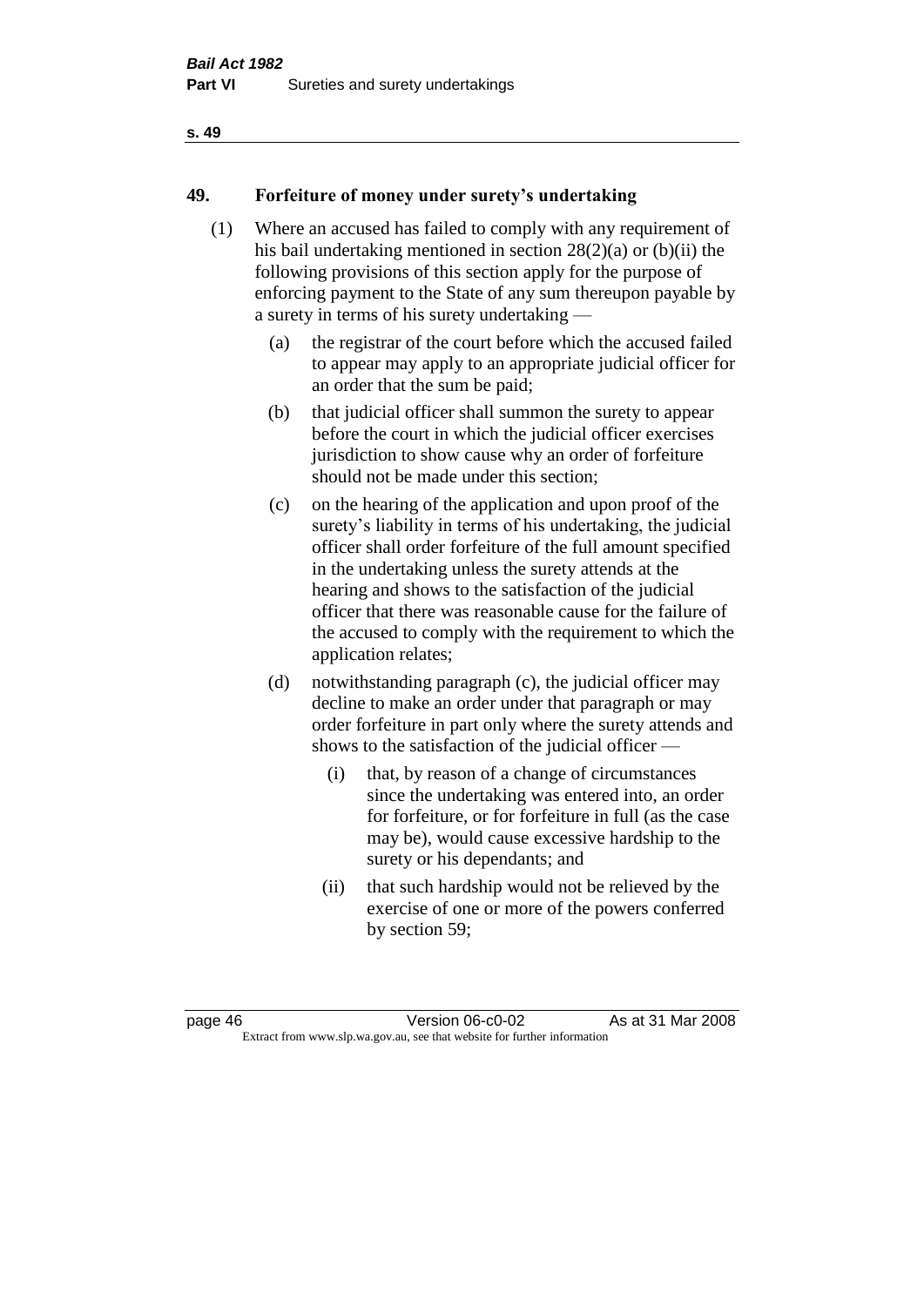## 49. Forfeiture of money under surety's undertaking

(1) Where an accused has failed to comply with any requirement of his bail undertaking mentioned in section 28(2)(a) or (b)(ii) the following provisions of this section apply for the purpose of enforcing payment to the State of any sum thereupon payable by a surety in terms of his surety undertaking —

  (a) the registrar of the court before which the accused failed to appear may apply to an appropriate judicial officer for an order that the sum be paid;

  (b) that judicial officer shall summon the surety to appear before the court in which the judicial officer exercises jurisdiction to show cause why an order of forfeiture should not be made under this section;

  (c) on the hearing of the application and upon proof of the surety's liability in terms of his undertaking, the judicial officer shall order forfeiture of the full amount specified in the undertaking unless the surety attends at the hearing and shows to the satisfaction of the judicial officer that there was reasonable cause for the failure of the accused to comply with the requirement to which the application relates;

  (d) notwithstanding paragraph (c), the judicial officer may decline to make an order under that paragraph or may order forfeiture in part only where the surety attends and shows to the satisfaction of the judicial officer —

    (i) that, by reason of a change of circumstances since the undertaking was entered into, an order for forfeiture, or for forfeiture in full (as the case may be), would cause excessive hardship to the surety or his dependants; and

    (ii) that such hardship would not be relieved by the exercise of one or more of the powers conferred by section 59;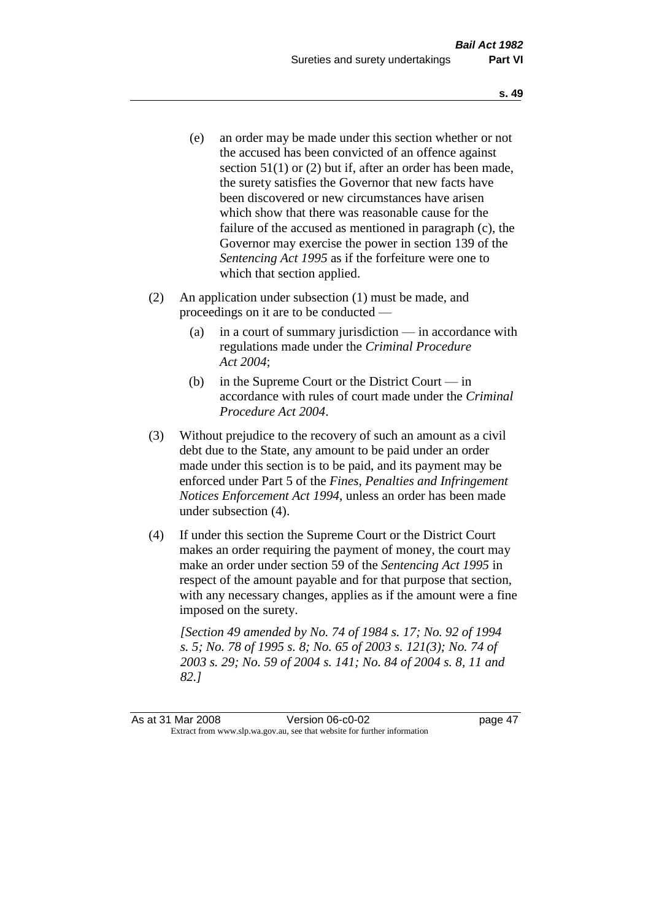(e) an order may be made under this section whether or not the accused has been convicted of an offence against section 51(1) or (2) but if, after an order has been made, the surety satisfies the Governor that new facts have been discovered or new circumstances have arisen which show that there was reasonable cause for the failure of the accused as mentioned in paragraph (c), the Governor may exercise the power in section 139 of the *Sentencing Act 1995* as if the forfeiture were one to which that section applied.

(2) An application under subsection (1) must be made, and proceedings on it are to be conducted —

(a) in a court of summary jurisdiction — in accordance with regulations made under the *Criminal Procedure Act 2004*;

(b) in the Supreme Court or the District Court — in accordance with rules of court made under the *Criminal Procedure Act 2004*.

(3) Without prejudice to the recovery of such an amount as a civil debt due to the State, any amount to be paid under an order made under this section is to be paid, and its payment may be enforced under Part 5 of the *Fines, Penalties and Infringement Notices Enforcement Act 1994*, unless an order has been made under subsection (4).

(4) If under this section the Supreme Court or the District Court makes an order requiring the payment of money, the court may make an order under section 59 of the *Sentencing Act 1995* in respect of the amount payable and for that purpose that section, with any necessary changes, applies as if the amount were a fine imposed on the surety.

*[Section 49 amended by No. 74 of 1984 s. 17; No. 92 of 1994 s. 5; No. 78 of 1995 s. 8; No. 65 of 2003 s. 121(3); No. 74 of 2003 s. 29; No. 59 of 2004 s. 141; No. 84 of 2004 s. 8, 11 and 82.]*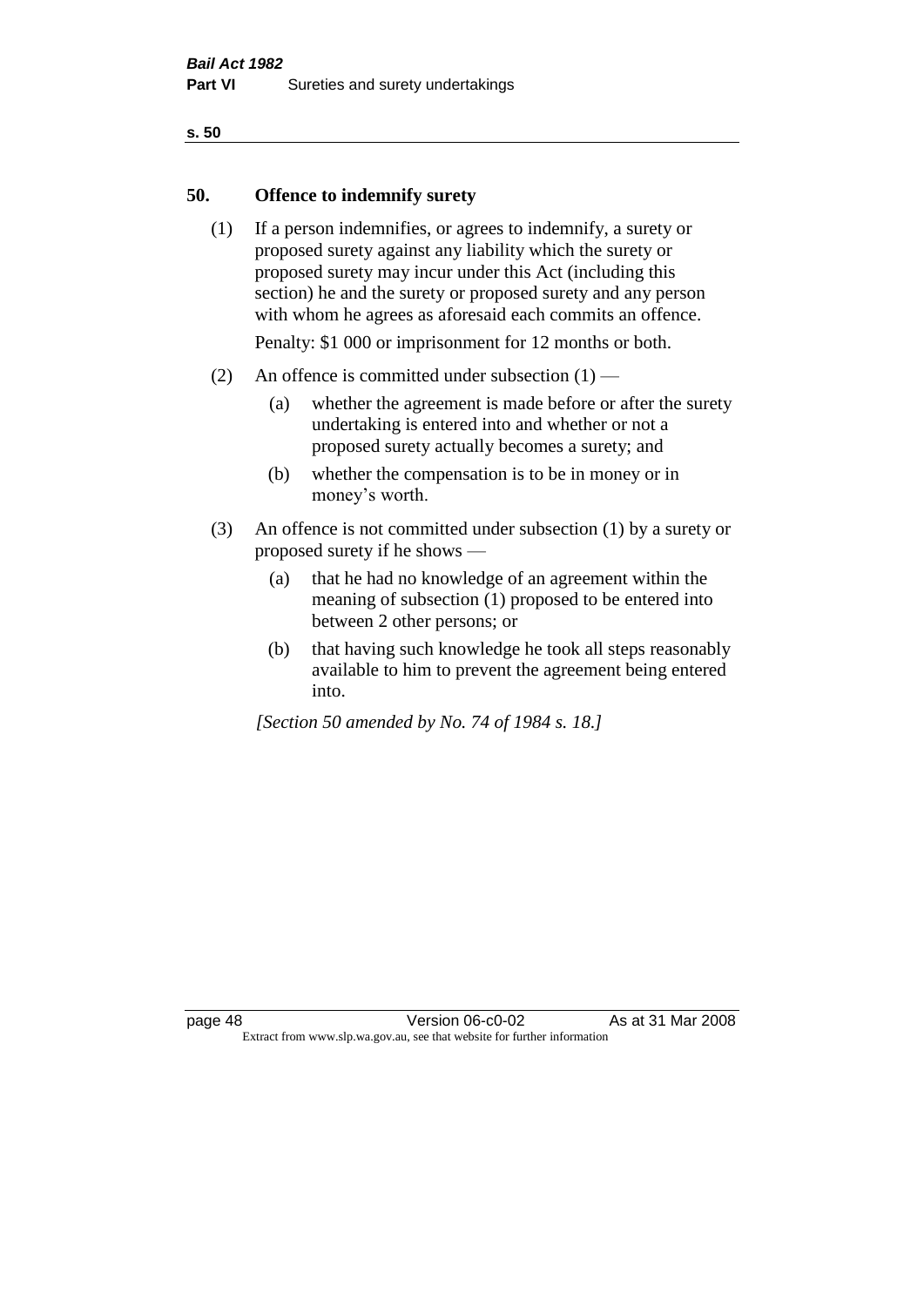## 50. Offence to indemnify surety

(1) If a person indemnifies, or agrees to indemnify, a surety or proposed surety against any liability which the surety or proposed surety may incur under this Act (including this section) he and the surety or proposed surety and any person with whom he agrees as aforesaid each commits an offence.

Penalty: $1 000 or imprisonment for 12 months or both.

(2) An offence is committed under subsection (1) —

- (a) whether the agreement is made before or after the surety undertaking is entered into and whether or not a proposed surety actually becomes a surety; and
- (b) whether the compensation is to be in money or in money's worth.

(3) An offence is not committed under subsection (1) by a surety or proposed surety if he shows —

- (a) that he had no knowledge of an agreement within the meaning of subsection (1) proposed to be entered into between 2 other persons; or
- (b) that having such knowledge he took all steps reasonably available to him to prevent the agreement being entered into.

*[Section 50 amended by No. 74 of 1984 s. 18.]*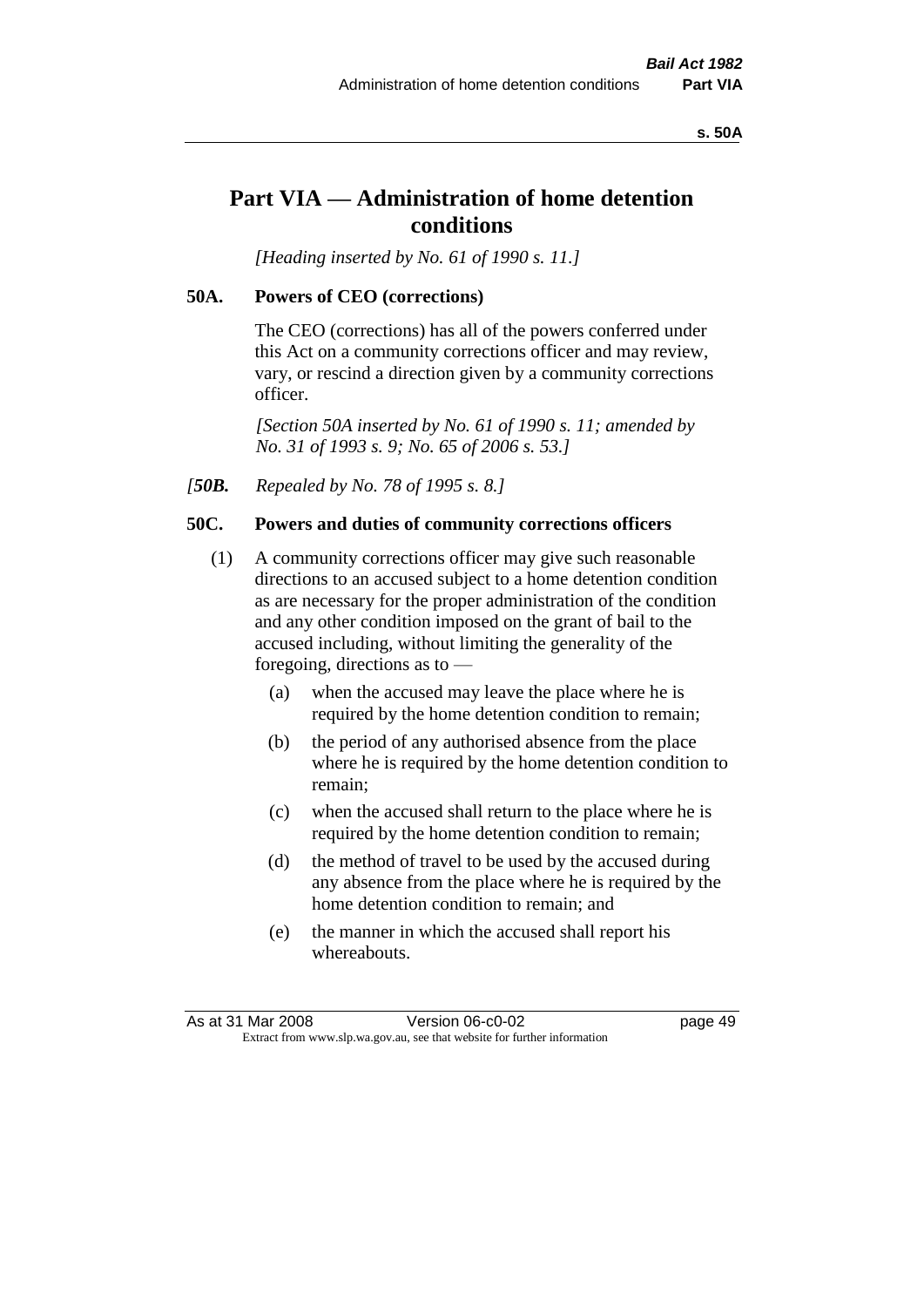# Part VIA — Administration of home detention conditions

*[Heading inserted by No. 61 of 1990 s. 11.]*

## 50A. Powers of CEO (corrections)

The CEO (corrections) has all of the powers conferred under this Act on a community corrections officer and may review, vary, or rescind a direction given by a community corrections officer.

*[Section 50A inserted by No. 61 of 1990 s. 11; amended by No. 31 of 1993 s. 9; No. 65 of 2006 s. 53.]*

*[**50B.** Repealed by No. 78 of 1995 s. 8.]*

## 50C. Powers and duties of community corrections officers

(1) A community corrections officer may give such reasonable directions to an accused subject to a home detention condition as are necessary for the proper administration of the condition and any other condition imposed on the grant of bail to the accused including, without limiting the generality of the foregoing, directions as to —

- (a) when the accused may leave the place where he is required by the home detention condition to remain;
- (b) the period of any authorised absence from the place where he is required by the home detention condition to remain;
- (c) when the accused shall return to the place where he is required by the home detention condition to remain;
- (d) the method of travel to be used by the accused during any absence from the place where he is required by the home detention condition to remain; and
- (e) the manner in which the accused shall report his whereabouts.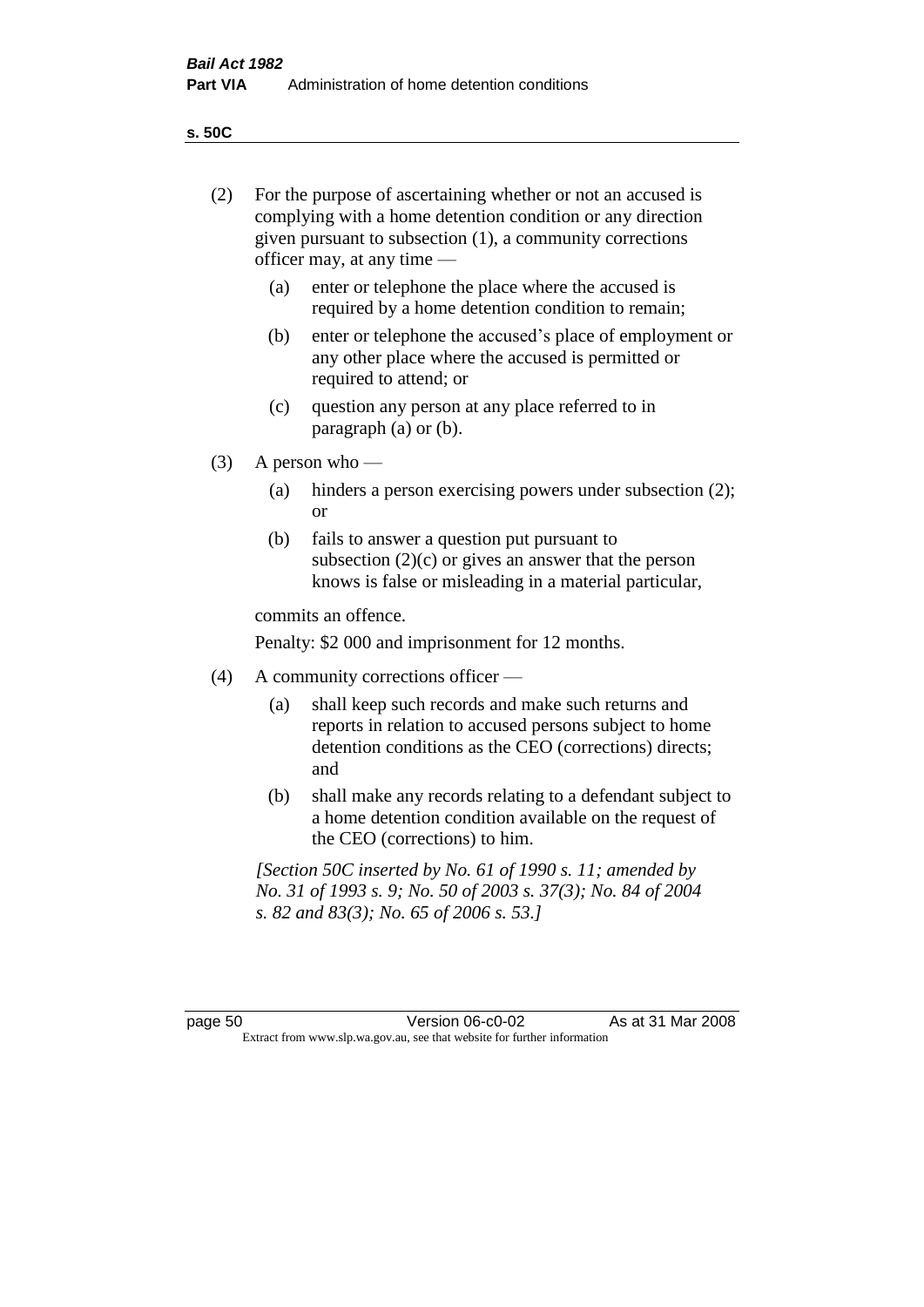**s. 50C**

(2) For the purpose of ascertaining whether or not an accused is complying with a home detention condition or any direction given pursuant to subsection (1), a community corrections officer may, at any time —

(a) enter or telephone the place where the accused is required by a home detention condition to remain;

(b) enter or telephone the accused's place of employment or any other place where the accused is permitted or required to attend; or

(c) question any person at any place referred to in paragraph (a) or (b).

(3) A person who —

(a) hinders a person exercising powers under subsection (2); or

(b) fails to answer a question put pursuant to subsection (2)(c) or gives an answer that the person knows is false or misleading in a material particular,

commits an offence.

Penalty: $2 000 and imprisonment for 12 months.

(4) A community corrections officer —

(a) shall keep such records and make such returns and reports in relation to accused persons subject to home detention conditions as the CEO (corrections) directs; and

(b) shall make any records relating to a defendant subject to a home detention condition available on the request of the CEO (corrections) to him.

*[Section 50C inserted by No. 61 of 1990 s. 11; amended by No. 31 of 1993 s. 9; No. 50 of 2003 s. 37(3); No. 84 of 2004 s. 82 and 83(3); No. 65 of 2006 s. 53.]*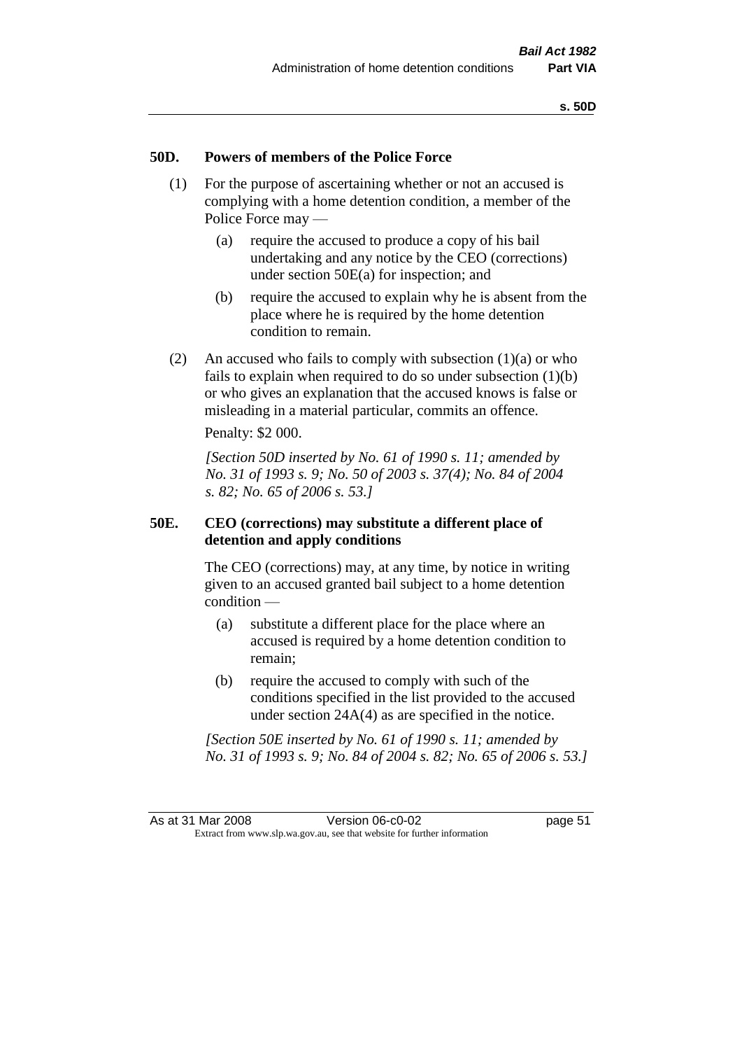## 50D. Powers of members of the Police Force

(1) For the purpose of ascertaining whether or not an accused is complying with a home detention condition, a member of the Police Force may —

(a) require the accused to produce a copy of his bail undertaking and any notice by the CEO (corrections) under section 50E(a) for inspection; and

(b) require the accused to explain why he is absent from the place where he is required by the home detention condition to remain.

(2) An accused who fails to comply with subsection (1)(a) or who fails to explain when required to do so under subsection (1)(b) or who gives an explanation that the accused knows is false or misleading in a material particular, commits an offence.

Penalty: $2 000.

*[Section 50D inserted by No. 61 of 1990 s. 11; amended by No. 31 of 1993 s. 9; No. 50 of 2003 s. 37(4); No. 84 of 2004 s. 82; No. 65 of 2006 s. 53.]*

## 50E. CEO (corrections) may substitute a different place of detention and apply conditions

The CEO (corrections) may, at any time, by notice in writing given to an accused granted bail subject to a home detention condition —

(a) substitute a different place for the place where an accused is required by a home detention condition to remain;

(b) require the accused to comply with such of the conditions specified in the list provided to the accused under section 24A(4) as are specified in the notice.

*[Section 50E inserted by No. 61 of 1990 s. 11; amended by No. 31 of 1993 s. 9; No. 84 of 2004 s. 82; No. 65 of 2006 s. 53.]*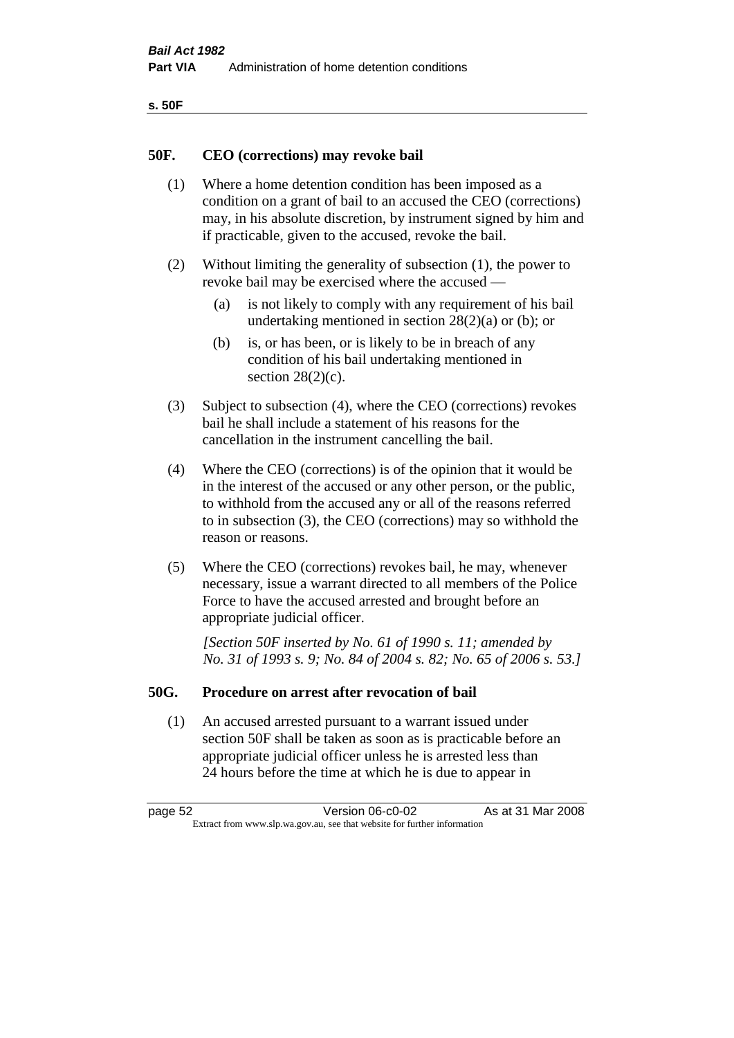## 50F. CEO (corrections) may revoke bail

(1) Where a home detention condition has been imposed as a condition on a grant of bail to an accused the CEO (corrections) may, in his absolute discretion, by instrument signed by him and if practicable, given to the accused, revoke the bail.

(2) Without limiting the generality of subsection (1), the power to revoke bail may be exercised where the accused —

- (a) is not likely to comply with any requirement of his bail undertaking mentioned in section 28(2)(a) or (b); or
- (b) is, or has been, or is likely to be in breach of any condition of his bail undertaking mentioned in section 28(2)(c).

(3) Subject to subsection (4), where the CEO (corrections) revokes bail he shall include a statement of his reasons for the cancellation in the instrument cancelling the bail.

(4) Where the CEO (corrections) is of the opinion that it would be in the interest of the accused or any other person, or the public, to withhold from the accused any or all of the reasons referred to in subsection (3), the CEO (corrections) may so withhold the reason or reasons.

(5) Where the CEO (corrections) revokes bail, he may, whenever necessary, issue a warrant directed to all members of the Police Force to have the accused arrested and brought before an appropriate judicial officer.

*[Section 50F inserted by No. 61 of 1990 s. 11; amended by No. 31 of 1993 s. 9; No. 84 of 2004 s. 82; No. 65 of 2006 s. 53.]*

## 50G. Procedure on arrest after revocation of bail

(1) An accused arrested pursuant to a warrant issued under section 50F shall be taken as soon as is practicable before an appropriate judicial officer unless he is arrested less than 24 hours before the time at which he is due to appear in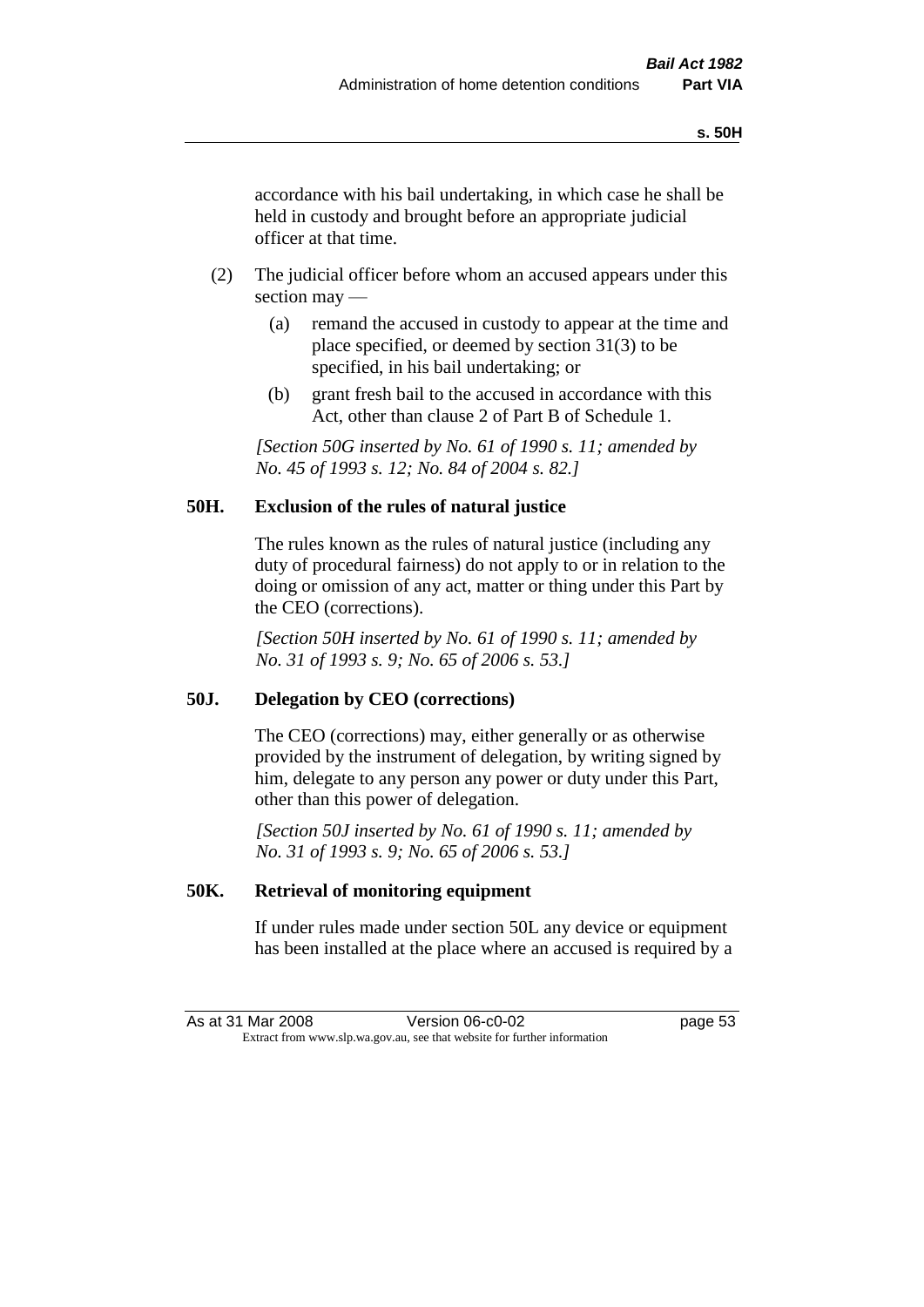accordance with his bail undertaking, in which case he shall be held in custody and brought before an appropriate judicial officer at that time.

(2) The judicial officer before whom an accused appears under this section may —

(a) remand the accused in custody to appear at the time and place specified, or deemed by section 31(3) to be specified, in his bail undertaking; or

(b) grant fresh bail to the accused in accordance with this Act, other than clause 2 of Part B of Schedule 1.

*[Section 50G inserted by No. 61 of 1990 s. 11; amended by No. 45 of 1993 s. 12; No. 84 of 2004 s. 82.]*

### 50H. Exclusion of the rules of natural justice

The rules known as the rules of natural justice (including any duty of procedural fairness) do not apply to or in relation to the doing or omission of any act, matter or thing under this Part by the CEO (corrections).

*[Section 50H inserted by No. 61 of 1990 s. 11; amended by No. 31 of 1993 s. 9; No. 65 of 2006 s. 53.]*

### 50J. Delegation by CEO (corrections)

The CEO (corrections) may, either generally or as otherwise provided by the instrument of delegation, by writing signed by him, delegate to any person any power or duty under this Part, other than this power of delegation.

*[Section 50J inserted by No. 61 of 1990 s. 11; amended by No. 31 of 1993 s. 9; No. 65 of 2006 s. 53.]*

### 50K. Retrieval of monitoring equipment

If under rules made under section 50L any device or equipment has been installed at the place where an accused is required by a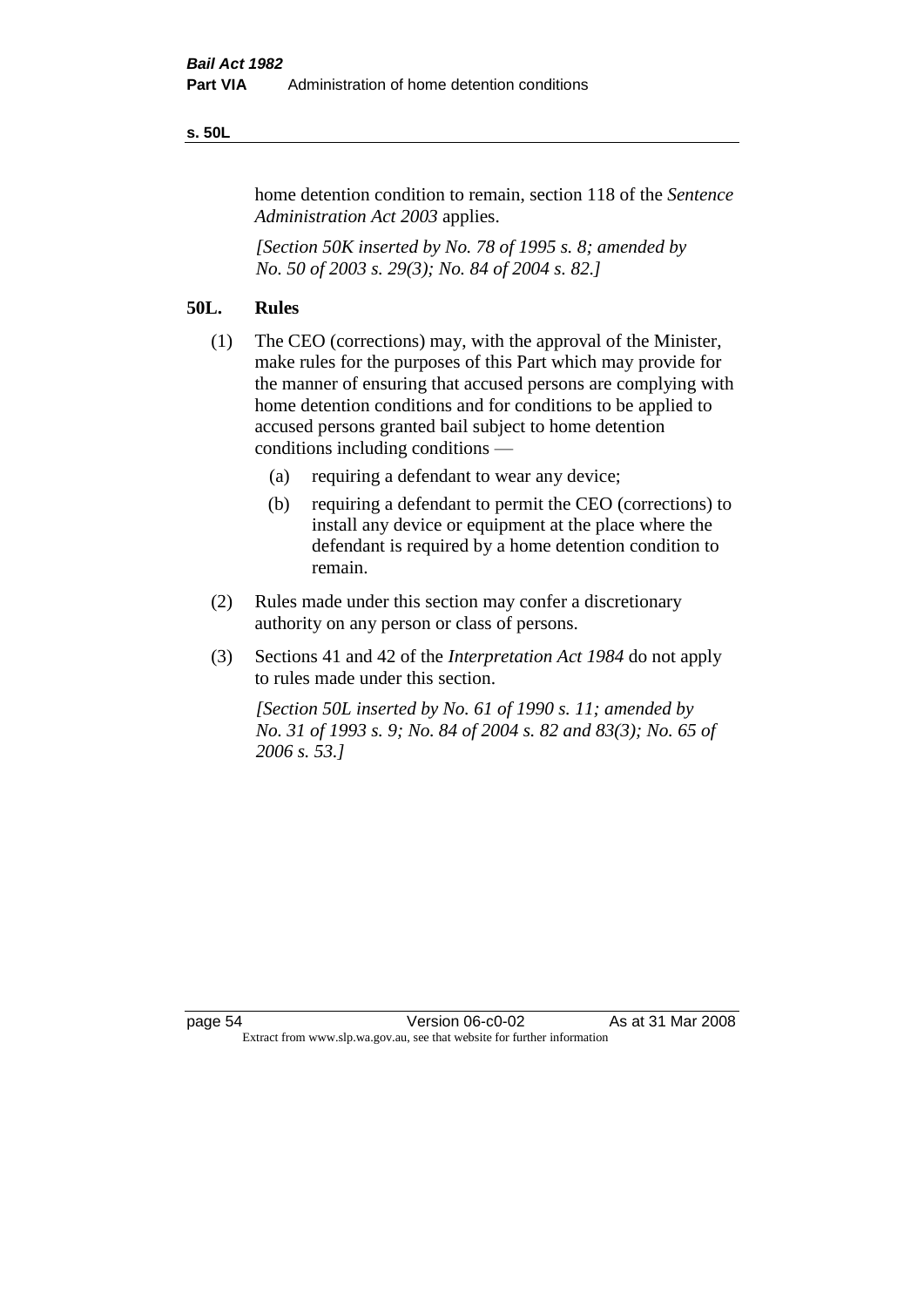home detention condition to remain, section 118 of the *Sentence Administration Act 2003* applies.

*[Section 50K inserted by No. 78 of 1995 s. 8; amended by No. 50 of 2003 s. 29(3); No. 84 of 2004 s. 82.]*

## 50L. Rules

(1) The CEO (corrections) may, with the approval of the Minister, make rules for the purposes of this Part which may provide for the manner of ensuring that accused persons are complying with home detention conditions and for conditions to be applied to accused persons granted bail subject to home detention conditions including conditions —

- (a) requiring a defendant to wear any device;
- (b) requiring a defendant to permit the CEO (corrections) to install any device or equipment at the place where the defendant is required by a home detention condition to remain.

(2) Rules made under this section may confer a discretionary authority on any person or class of persons.

(3) Sections 41 and 42 of the *Interpretation Act 1984* do not apply to rules made under this section.

*[Section 50L inserted by No. 61 of 1990 s. 11; amended by No. 31 of 1993 s. 9; No. 84 of 2004 s. 82 and 83(3); No. 65 of 2006 s. 53.]*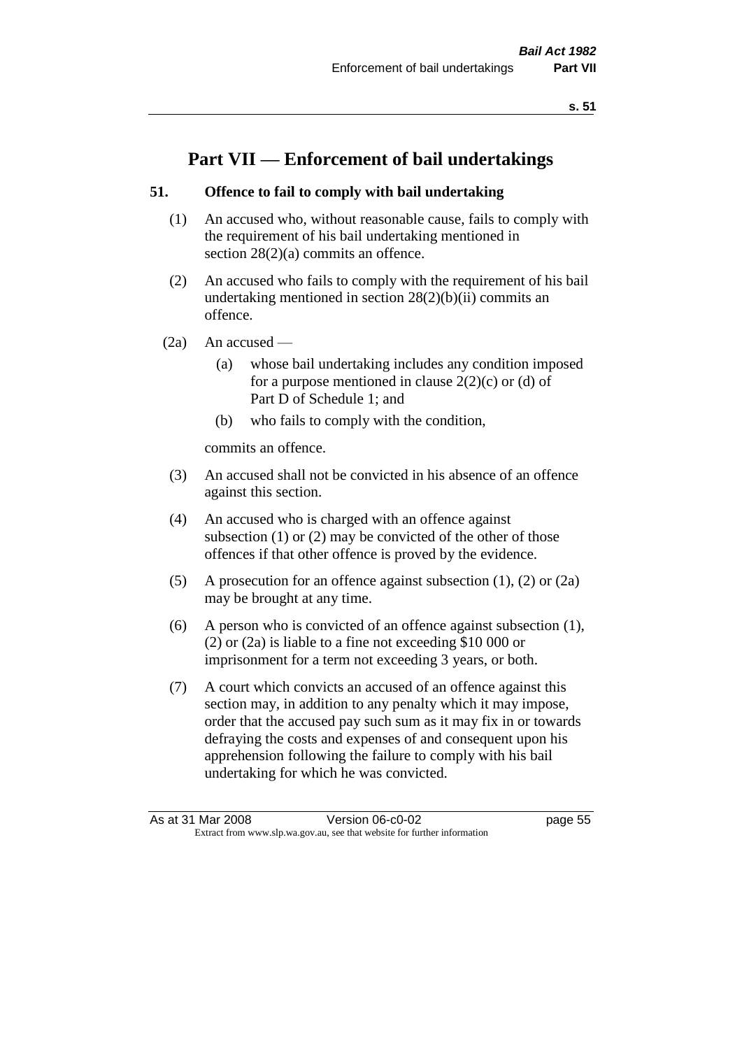# Part VII — Enforcement of bail undertakings

## 51. Offence to fail to comply with bail undertaking

(1) An accused who, without reasonable cause, fails to comply with the requirement of his bail undertaking mentioned in section 28(2)(a) commits an offence.

(2) An accused who fails to comply with the requirement of his bail undertaking mentioned in section 28(2)(b)(ii) commits an offence.

(2a) An accused —

- (a) whose bail undertaking includes any condition imposed for a purpose mentioned in clause 2(2)(c) or (d) of Part D of Schedule 1; and
- (b) who fails to comply with the condition,

commits an offence.

(3) An accused shall not be convicted in his absence of an offence against this section.

(4) An accused who is charged with an offence against subsection (1) or (2) may be convicted of the other of those offences if that other offence is proved by the evidence.

(5) A prosecution for an offence against subsection (1), (2) or (2a) may be brought at any time.

(6) A person who is convicted of an offence against subsection (1), (2) or (2a) is liable to a fine not exceeding $10 000 or imprisonment for a term not exceeding 3 years, or both.

(7) A court which convicts an accused of an offence against this section may, in addition to any penalty which it may impose, order that the accused pay such sum as it may fix in or towards defraying the costs and expenses of and consequent upon his apprehension following the failure to comply with his bail undertaking for which he was convicted.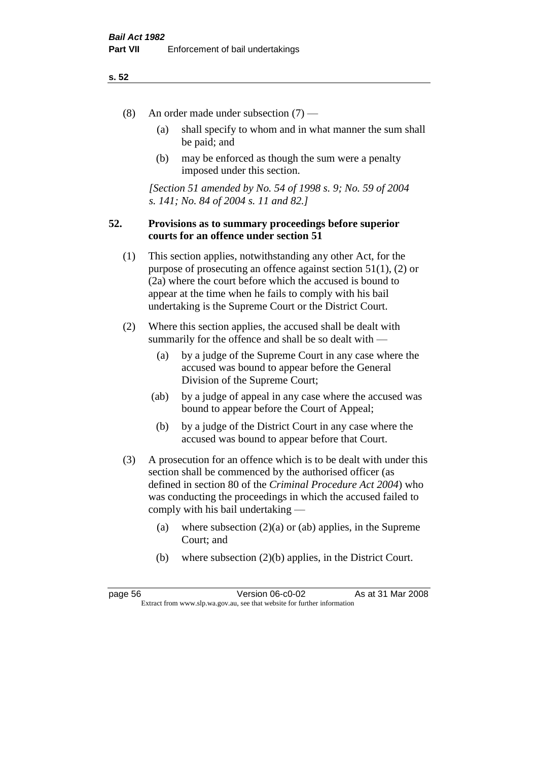(8) An order made under subsection (7) —

(a) shall specify to whom and in what manner the sum shall be paid; and

(b) may be enforced as though the sum were a penalty imposed under this section.

*[Section 51 amended by No. 54 of 1998 s. 9; No. 59 of 2004 s. 141; No. 84 of 2004 s. 11 and 82.]*

### 52. Provisions as to summary proceedings before superior courts for an offence under section 51

(1) This section applies, notwithstanding any other Act, for the purpose of prosecuting an offence against section 51(1), (2) or (2a) where the court before which the accused is bound to appear at the time when he fails to comply with his bail undertaking is the Supreme Court or the District Court.

(2) Where this section applies, the accused shall be dealt with summarily for the offence and shall be so dealt with —

(a) by a judge of the Supreme Court in any case where the accused was bound to appear before the General Division of the Supreme Court;

(ab) by a judge of appeal in any case where the accused was bound to appear before the Court of Appeal;

(b) by a judge of the District Court in any case where the accused was bound to appear before that Court.

(3) A prosecution for an offence which is to be dealt with under this section shall be commenced by the authorised officer (as defined in section 80 of the *Criminal Procedure Act 2004*) who was conducting the proceedings in which the accused failed to comply with his bail undertaking —

(a) where subsection (2)(a) or (ab) applies, in the Supreme Court; and

(b) where subsection (2)(b) applies, in the District Court.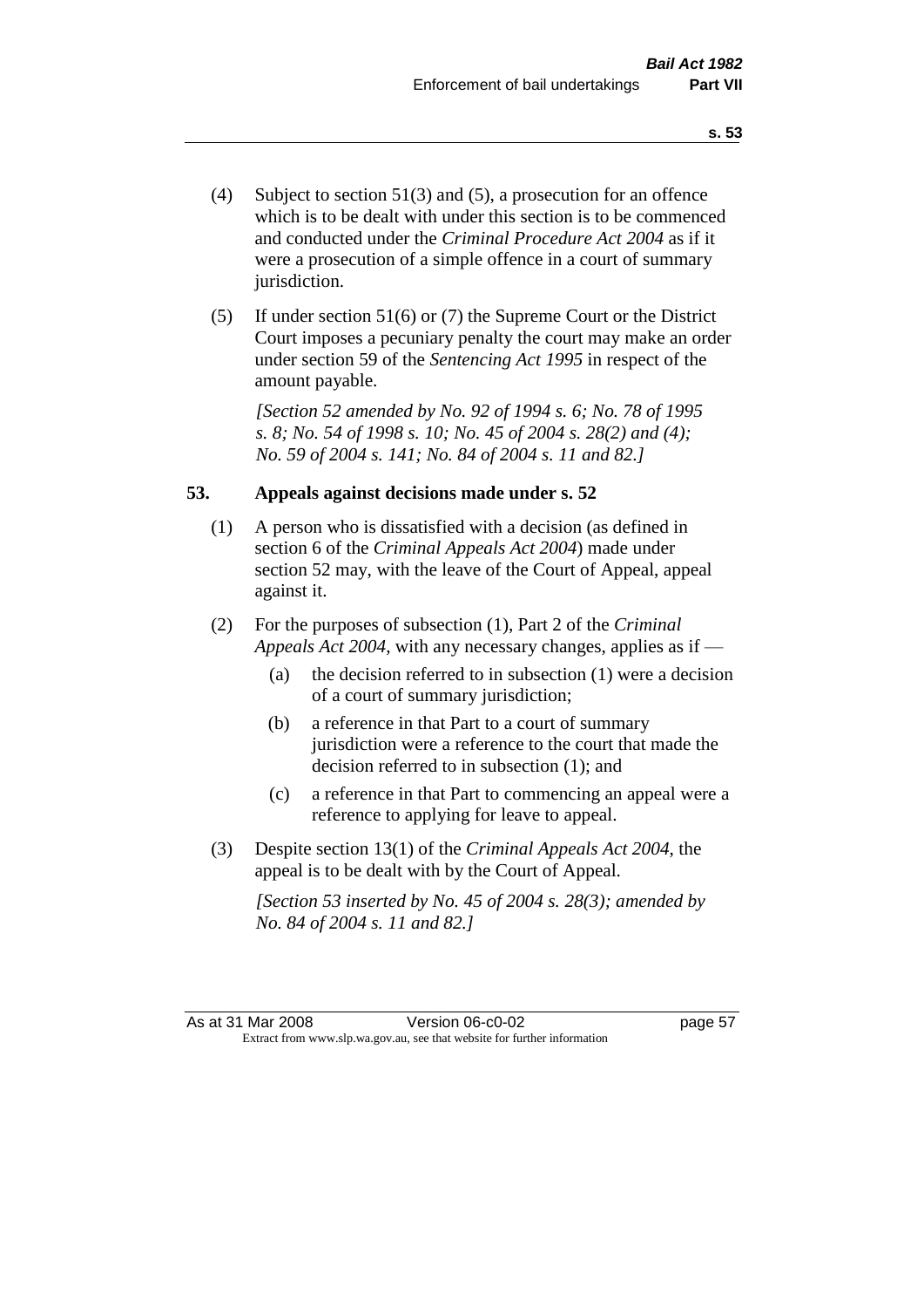(4) Subject to section 51(3) and (5), a prosecution for an offence which is to be dealt with under this section is to be commenced and conducted under the *Criminal Procedure Act 2004* as if it were a prosecution of a simple offence in a court of summary jurisdiction.

(5) If under section 51(6) or (7) the Supreme Court or the District Court imposes a pecuniary penalty the court may make an order under section 59 of the *Sentencing Act 1995* in respect of the amount payable.

*[Section 52 amended by No. 92 of 1994 s. 6; No. 78 of 1995 s. 8; No. 54 of 1998 s. 10; No. 45 of 2004 s. 28(2) and (4); No. 59 of 2004 s. 141; No. 84 of 2004 s. 11 and 82.]*

## 53. Appeals against decisions made under s. 52

(1) A person who is dissatisfied with a decision (as defined in section 6 of the *Criminal Appeals Act 2004*) made under section 52 may, with the leave of the Court of Appeal, appeal against it.

(2) For the purposes of subsection (1), Part 2 of the *Criminal Appeals Act 2004*, with any necessary changes, applies as if —

- (a) the decision referred to in subsection (1) were a decision of a court of summary jurisdiction;
- (b) a reference in that Part to a court of summary jurisdiction were a reference to the court that made the decision referred to in subsection (1); and
- (c) a reference in that Part to commencing an appeal were a reference to applying for leave to appeal.

(3) Despite section 13(1) of the *Criminal Appeals Act 2004*, the appeal is to be dealt with by the Court of Appeal.

*[Section 53 inserted by No. 45 of 2004 s. 28(3); amended by No. 84 of 2004 s. 11 and 82.]*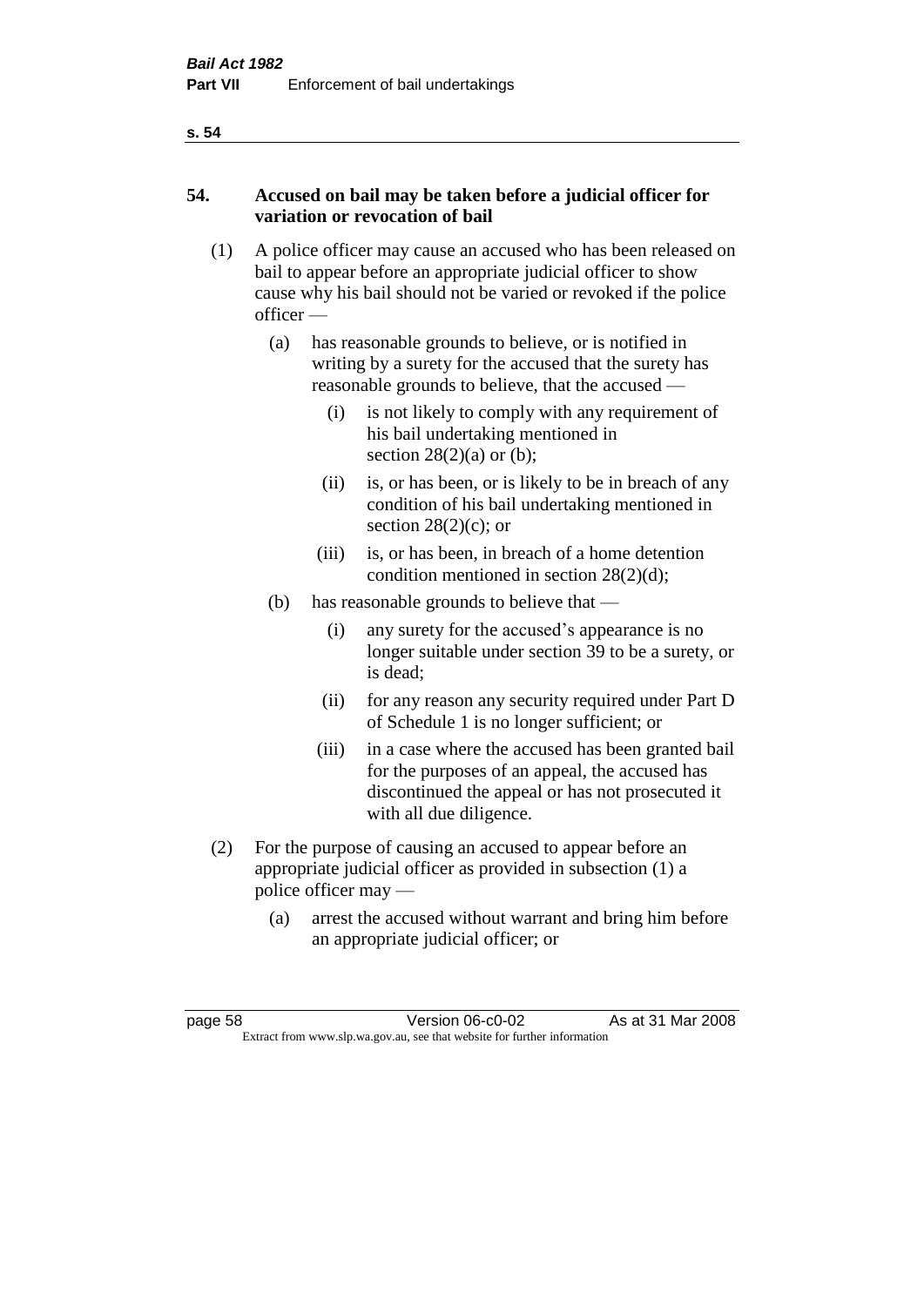## 54. Accused on bail may be taken before a judicial officer for variation or revocation of bail

(1) A police officer may cause an accused who has been released on bail to appear before an appropriate judicial officer to show cause why his bail should not be varied or revoked if the police officer —

   (a) has reasonable grounds to believe, or is notified in writing by a surety for the accused that the surety has reasonable grounds to believe, that the accused —

      (i) is not likely to comply with any requirement of his bail undertaking mentioned in section 28(2)(a) or (b);

      (ii) is, or has been, or is likely to be in breach of any condition of his bail undertaking mentioned in section 28(2)(c); or

      (iii) is, or has been, in breach of a home detention condition mentioned in section 28(2)(d);

   (b) has reasonable grounds to believe that —

      (i) any surety for the accused's appearance is no longer suitable under section 39 to be a surety, or is dead;

      (ii) for any reason any security required under Part D of Schedule 1 is no longer sufficient; or

      (iii) in a case where the accused has been granted bail for the purposes of an appeal, the accused has discontinued the appeal or has not prosecuted it with all due diligence.

(2) For the purpose of causing an accused to appear before an appropriate judicial officer as provided in subsection (1) a police officer may —

   (a) arrest the accused without warrant and bring him before an appropriate judicial officer; or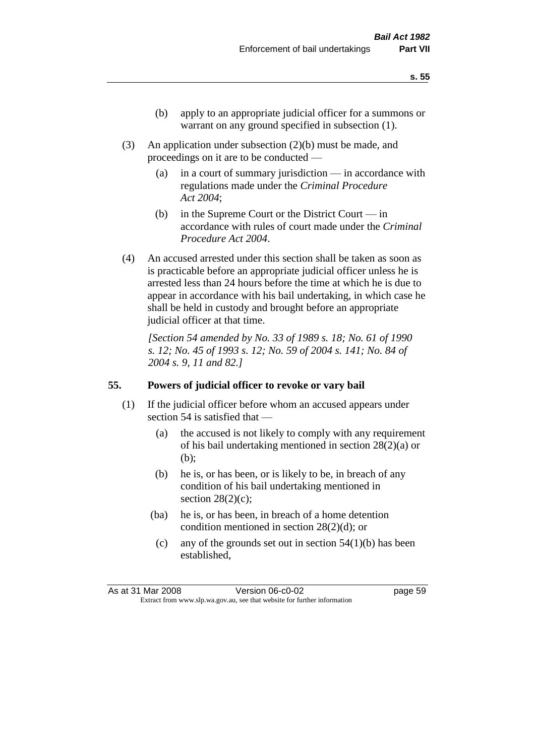(b) apply to an appropriate judicial officer for a summons or warrant on any ground specified in subsection (1).

(3) An application under subsection (2)(b) must be made, and proceedings on it are to be conducted —

(a) in a court of summary jurisdiction — in accordance with regulations made under the *Criminal Procedure Act 2004*;

(b) in the Supreme Court or the District Court — in accordance with rules of court made under the *Criminal Procedure Act 2004*.

(4) An accused arrested under this section shall be taken as soon as is practicable before an appropriate judicial officer unless he is arrested less than 24 hours before the time at which he is due to appear in accordance with his bail undertaking, in which case he shall be held in custody and brought before an appropriate judicial officer at that time.

*[Section 54 amended by No. 33 of 1989 s. 18; No. 61 of 1990 s. 12; No. 45 of 1993 s. 12; No. 59 of 2004 s. 141; No. 84 of 2004 s. 9, 11 and 82.]*

## 55. Powers of judicial officer to revoke or vary bail

(1) If the judicial officer before whom an accused appears under section 54 is satisfied that —

(a) the accused is not likely to comply with any requirement of his bail undertaking mentioned in section 28(2)(a) or (b);

(b) he is, or has been, or is likely to be, in breach of any condition of his bail undertaking mentioned in section 28(2)(c);

(ba) he is, or has been, in breach of a home detention condition mentioned in section 28(2)(d); or

(c) any of the grounds set out in section 54(1)(b) has been established,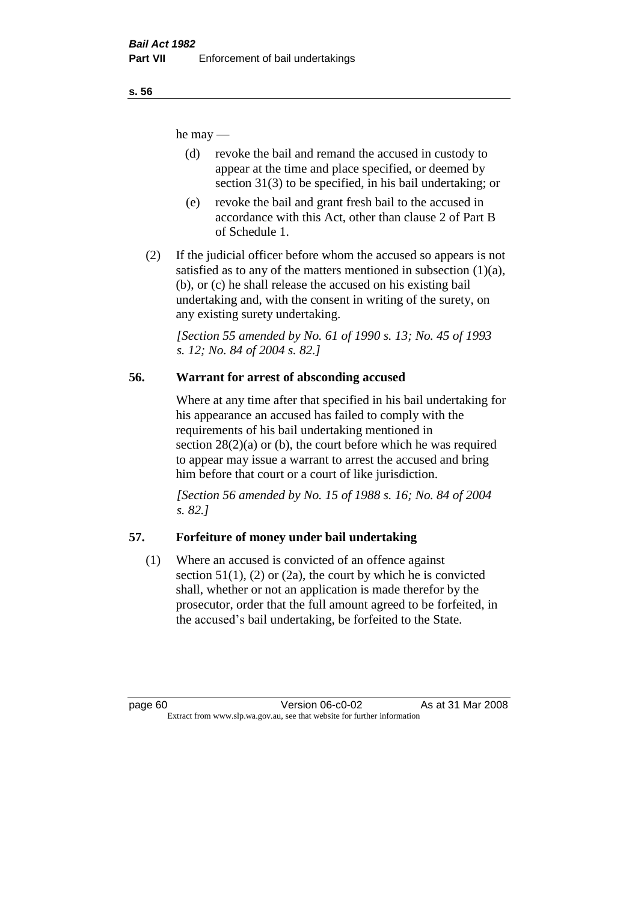he may —

(d) revoke the bail and remand the accused in custody to appear at the time and place specified, or deemed by section 31(3) to be specified, in his bail undertaking; or

(e) revoke the bail and grant fresh bail to the accused in accordance with this Act, other than clause 2 of Part B of Schedule 1.

(2) If the judicial officer before whom the accused so appears is not satisfied as to any of the matters mentioned in subsection (1)(a), (b), or (c) he shall release the accused on his existing bail undertaking and, with the consent in writing of the surety, on any existing surety undertaking.

*[Section 55 amended by No. 61 of 1990 s. 13; No. 45 of 1993 s. 12; No. 84 of 2004 s. 82.]*

## 56. Warrant for arrest of absconding accused

Where at any time after that specified in his bail undertaking for his appearance an accused has failed to comply with the requirements of his bail undertaking mentioned in section 28(2)(a) or (b), the court before which he was required to appear may issue a warrant to arrest the accused and bring him before that court or a court of like jurisdiction.

*[Section 56 amended by No. 15 of 1988 s. 16; No. 84 of 2004 s. 82.]*

## 57. Forfeiture of money under bail undertaking

(1) Where an accused is convicted of an offence against section 51(1), (2) or (2a), the court by which he is convicted shall, whether or not an application is made therefor by the prosecutor, order that the full amount agreed to be forfeited, in the accused's bail undertaking, be forfeited to the State.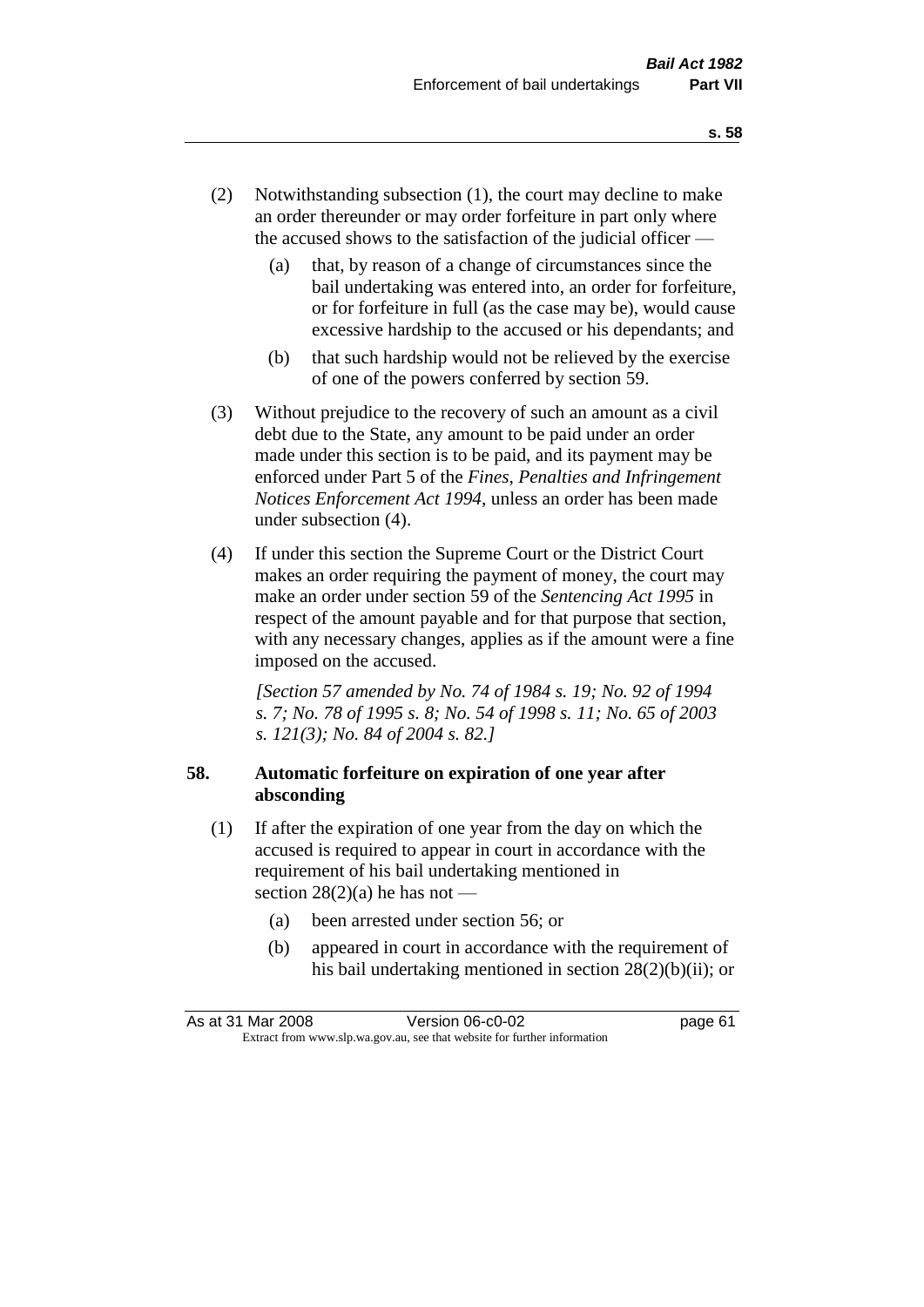(2) Notwithstanding subsection (1), the court may decline to make an order thereunder or may order forfeiture in part only where the accused shows to the satisfaction of the judicial officer —

(a) that, by reason of a change of circumstances since the bail undertaking was entered into, an order for forfeiture, or for forfeiture in full (as the case may be), would cause excessive hardship to the accused or his dependants; and

(b) that such hardship would not be relieved by the exercise of one of the powers conferred by section 59.

(3) Without prejudice to the recovery of such an amount as a civil debt due to the State, any amount to be paid under an order made under this section is to be paid, and its payment may be enforced under Part 5 of the *Fines, Penalties and Infringement Notices Enforcement Act 1994*, unless an order has been made under subsection (4).

(4) If under this section the Supreme Court or the District Court makes an order requiring the payment of money, the court may make an order under section 59 of the *Sentencing Act 1995* in respect of the amount payable and for that purpose that section, with any necessary changes, applies as if the amount were a fine imposed on the accused.

*[Section 57 amended by No. 74 of 1984 s. 19; No. 92 of 1994 s. 7; No. 78 of 1995 s. 8; No. 54 of 1998 s. 11; No. 65 of 2003 s. 121(3); No. 84 of 2004 s. 82.]*

## 58. Automatic forfeiture on expiration of one year after absconding

(1) If after the expiration of one year from the day on which the accused is required to appear in court in accordance with the requirement of his bail undertaking mentioned in section 28(2)(a) he has not —

(a) been arrested under section 56; or

(b) appeared in court in accordance with the requirement of his bail undertaking mentioned in section 28(2)(b)(ii); or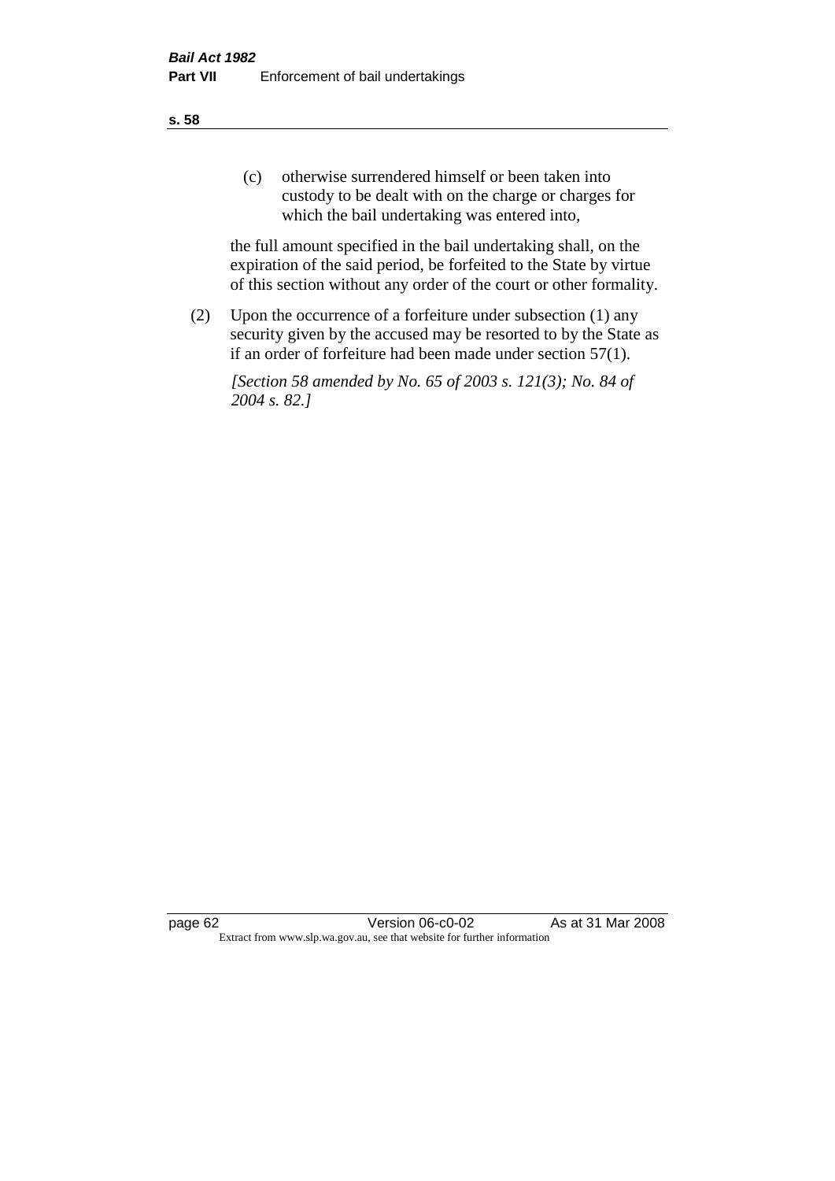(c) otherwise surrendered himself or been taken into custody to be dealt with on the charge or charges for which the bail undertaking was entered into,

the full amount specified in the bail undertaking shall, on the expiration of the said period, be forfeited to the State by virtue of this section without any order of the court or other formality.

(2) Upon the occurrence of a forfeiture under subsection (1) any security given by the accused may be resorted to by the State as if an order of forfeiture had been made under section 57(1).

*[Section 58 amended by No. 65 of 2003 s. 121(3); No. 84 of 2004 s. 82.]*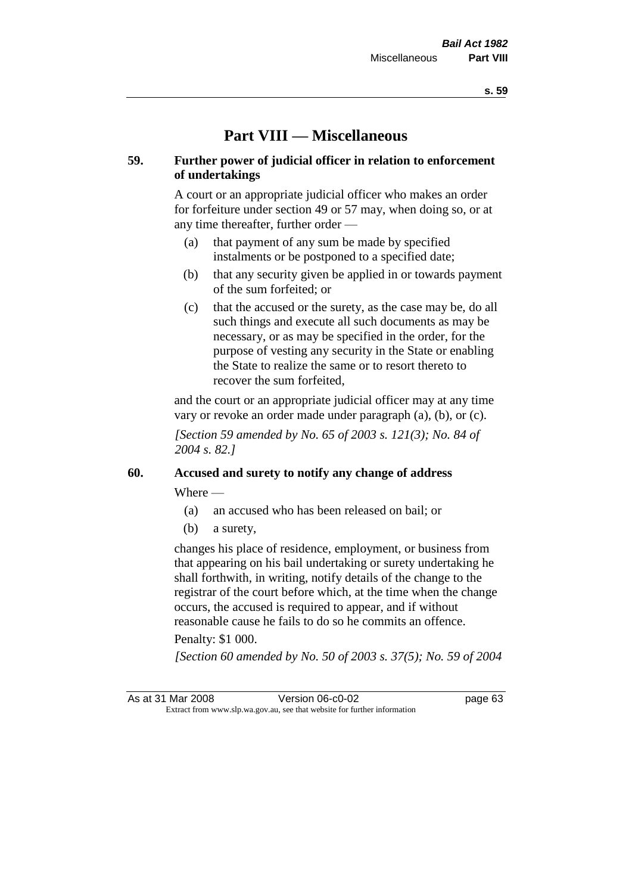# Part VIII — Miscellaneous

## 59. Further power of judicial officer in relation to enforcement of undertakings

A court or an appropriate judicial officer who makes an order for forfeiture under section 49 or 57 may, when doing so, or at any time thereafter, further order —

- (a) that payment of any sum be made by specified instalments or be postponed to a specified date;
- (b) that any security given be applied in or towards payment of the sum forfeited; or
- (c) that the accused or the surety, as the case may be, do all such things and execute all such documents as may be necessary, or as may be specified in the order, for the purpose of vesting any security in the State or enabling the State to realize the same or to resort thereto to recover the sum forfeited,

and the court or an appropriate judicial officer may at any time vary or revoke an order made under paragraph (a), (b), or (c).

*[Section 59 amended by No. 65 of 2003 s. 121(3); No. 84 of 2004 s. 82.]*

## 60. Accused and surety to notify any change of address

Where —

- (a) an accused who has been released on bail; or
- (b) a surety,

changes his place of residence, employment, or business from that appearing on his bail undertaking or surety undertaking he shall forthwith, in writing, notify details of the change to the registrar of the court before which, at the time when the change occurs, the accused is required to appear, and if without reasonable cause he fails to do so he commits an offence.

Penalty: $1 000.

*[Section 60 amended by No. 50 of 2003 s. 37(5); No. 59 of 2004*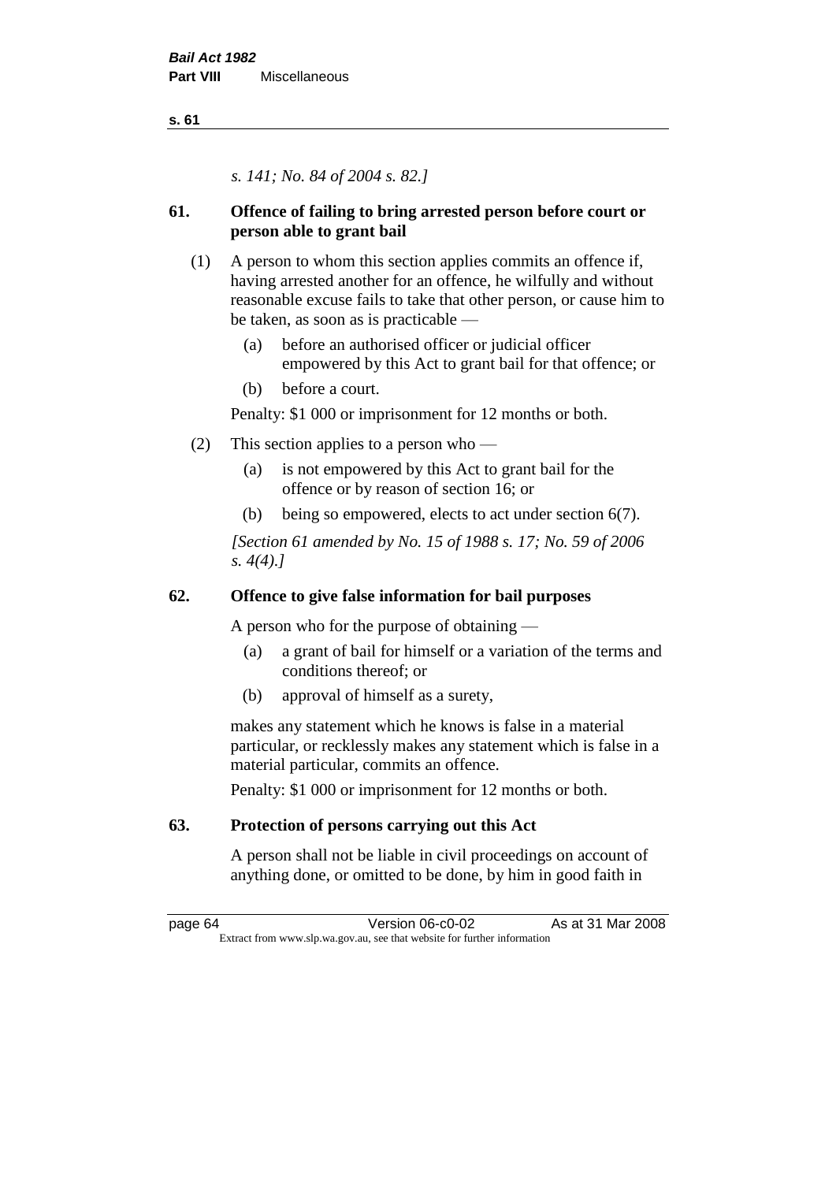*s. 141; No. 84 of 2004 s. 82.]*

## 61. Offence of failing to bring arrested person before court or person able to grant bail

(1) A person to whom this section applies commits an offence if, having arrested another for an offence, he wilfully and without reasonable excuse fails to take that other person, or cause him to be taken, as soon as is practicable —

  (a) before an authorised officer or judicial officer empowered by this Act to grant bail for that offence; or

  (b) before a court.

Penalty: $1 000 or imprisonment for 12 months or both.

(2) This section applies to a person who —

  (a) is not empowered by this Act to grant bail for the offence or by reason of section 16; or

  (b) being so empowered, elects to act under section 6(7).

*[Section 61 amended by No. 15 of 1988 s. 17; No. 59 of 2006 s. 4(4).]*

## 62. Offence to give false information for bail purposes

A person who for the purpose of obtaining —

  (a) a grant of bail for himself or a variation of the terms and conditions thereof; or

  (b) approval of himself as a surety,

makes any statement which he knows is false in a material particular, or recklessly makes any statement which is false in a material particular, commits an offence.

Penalty: $1 000 or imprisonment for 12 months or both.

## 63. Protection of persons carrying out this Act

A person shall not be liable in civil proceedings on account of anything done, or omitted to be done, by him in good faith in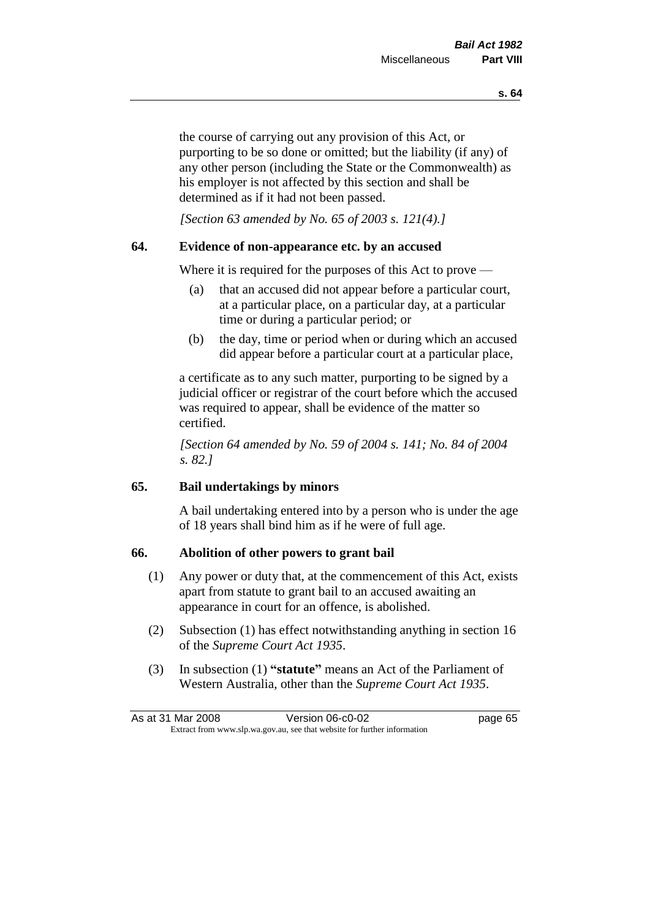the course of carrying out any provision of this Act, or purporting to be so done or omitted; but the liability (if any) of any other person (including the State or the Commonwealth) as his employer is not affected by this section and shall be determined as if it had not been passed.

*[Section 63 amended by No. 65 of 2003 s. 121(4).]*

## 64. Evidence of non-appearance etc. by an accused

Where it is required for the purposes of this Act to prove —

(a) that an accused did not appear before a particular court, at a particular place, on a particular day, at a particular time or during a particular period; or

(b) the day, time or period when or during which an accused did appear before a particular court at a particular place,

a certificate as to any such matter, purporting to be signed by a judicial officer or registrar of the court before which the accused was required to appear, shall be evidence of the matter so certified.

*[Section 64 amended by No. 59 of 2004 s. 141; No. 84 of 2004 s. 82.]*

## 65. Bail undertakings by minors

A bail undertaking entered into by a person who is under the age of 18 years shall bind him as if he were of full age.

## 66. Abolition of other powers to grant bail

(1) Any power or duty that, at the commencement of this Act, exists apart from statute to grant bail to an accused awaiting an appearance in court for an offence, is abolished.

(2) Subsection (1) has effect notwithstanding anything in section 16 of the *Supreme Court Act 1935*.

(3) In subsection (1) **"statute"** means an Act of the Parliament of Western Australia, other than the *Supreme Court Act 1935*.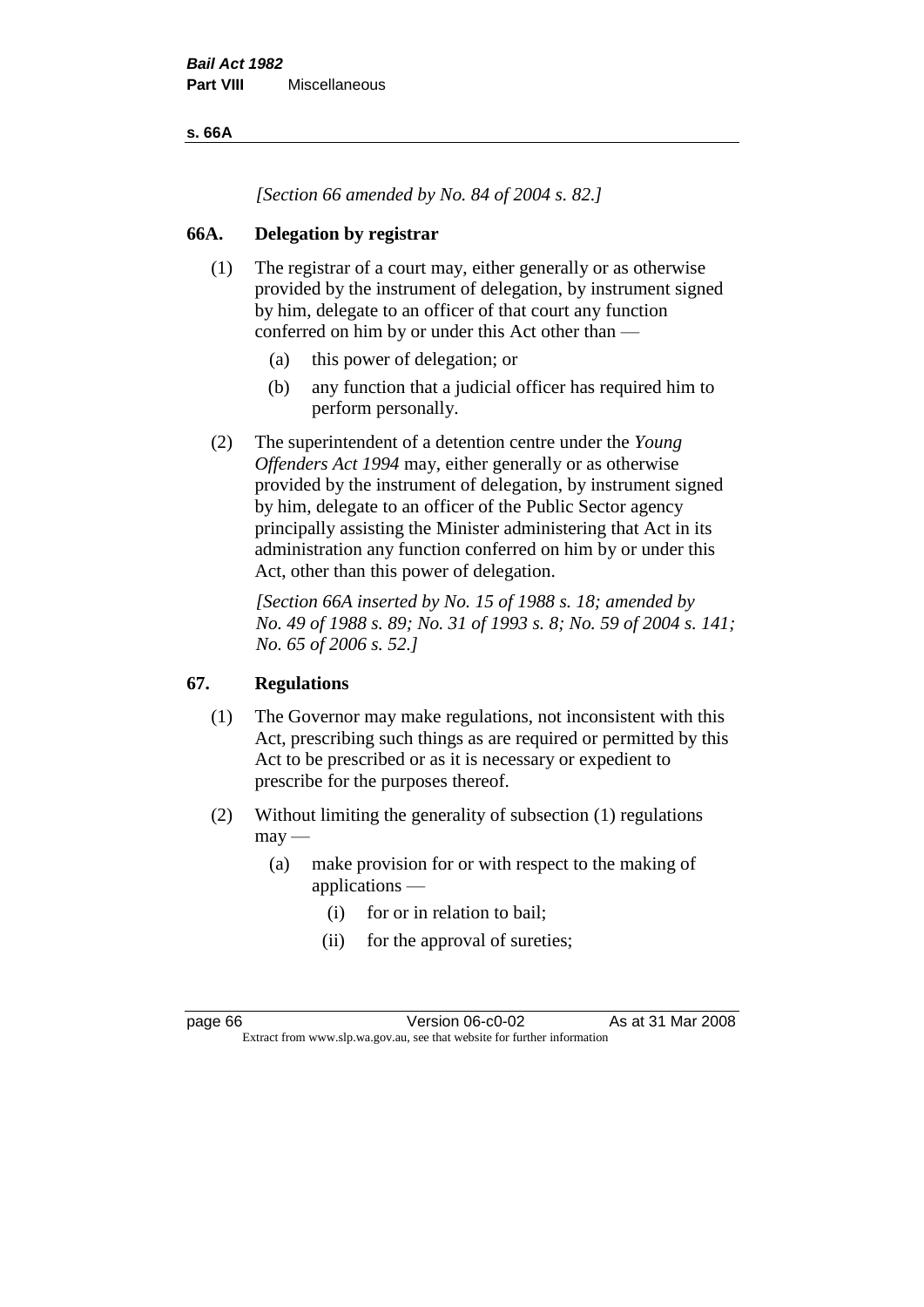*[Section 66 amended by No. 84 of 2004 s. 82.]*

## 66A. Delegation by registrar

(1) The registrar of a court may, either generally or as otherwise provided by the instrument of delegation, by instrument signed by him, delegate to an officer of that court any function conferred on him by or under this Act other than —

- (a) this power of delegation; or
- (b) any function that a judicial officer has required him to perform personally.

(2) The superintendent of a detention centre under the *Young Offenders Act 1994* may, either generally or as otherwise provided by the instrument of delegation, by instrument signed by him, delegate to an officer of the Public Sector agency principally assisting the Minister administering that Act in its administration any function conferred on him by or under this Act, other than this power of delegation.

*[Section 66A inserted by No. 15 of 1988 s. 18; amended by No. 49 of 1988 s. 89; No. 31 of 1993 s. 8; No. 59 of 2004 s. 141; No. 65 of 2006 s. 52.]*

## 67. Regulations

(1) The Governor may make regulations, not inconsistent with this Act, prescribing such things as are required or permitted by this Act to be prescribed or as it is necessary or expedient to prescribe for the purposes thereof.

(2) Without limiting the generality of subsection (1) regulations may —

- (a) make provision for or with respect to the making of applications —
  - (i) for or in relation to bail;
  - (ii) for the approval of sureties;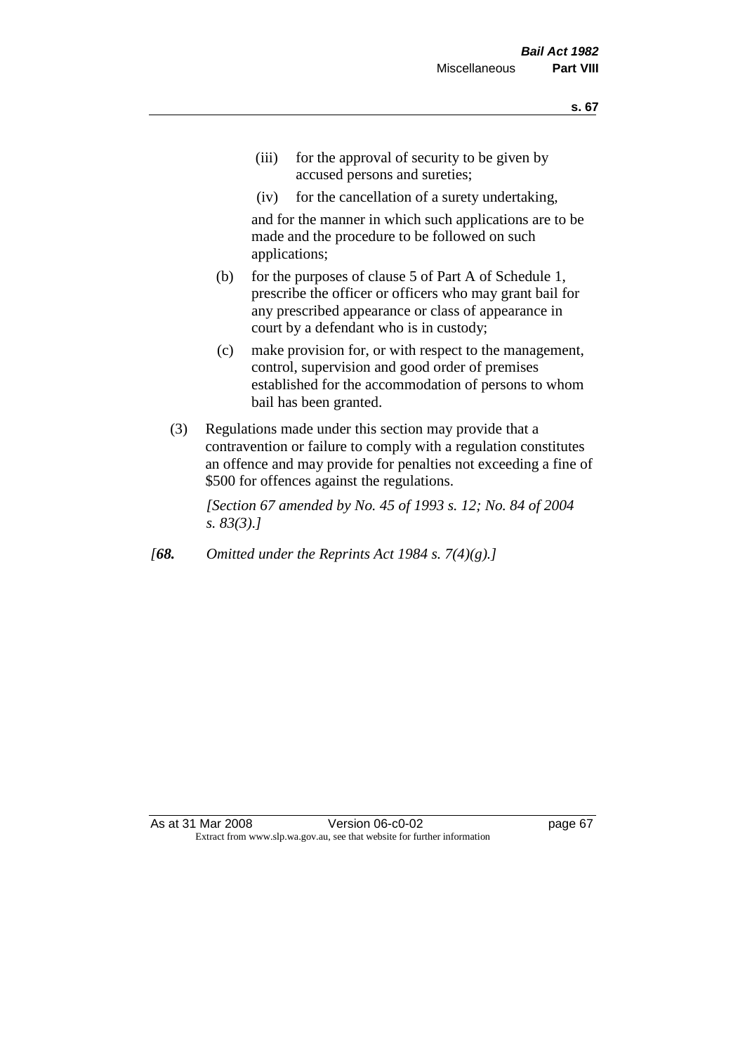(iii) for the approval of security to be given by accused persons and sureties;

(iv) for the cancellation of a surety undertaking,

and for the manner in which such applications are to be made and the procedure to be followed on such applications;

(b) for the purposes of clause 5 of Part A of Schedule 1, prescribe the officer or officers who may grant bail for any prescribed appearance or class of appearance in court by a defendant who is in custody;

(c) make provision for, or with respect to the management, control, supervision and good order of premises established for the accommodation of persons to whom bail has been granted.

(3) Regulations made under this section may provide that a contravention or failure to comply with a regulation constitutes an offence and may provide for penalties not exceeding a fine of $500 for offences against the regulations.

*[Section 67 amended by No. 45 of 1993 s. 12; No. 84 of 2004 s. 83(3).]*

*[**68.** Omitted under the Reprints Act 1984 s. 7(4)(g).]*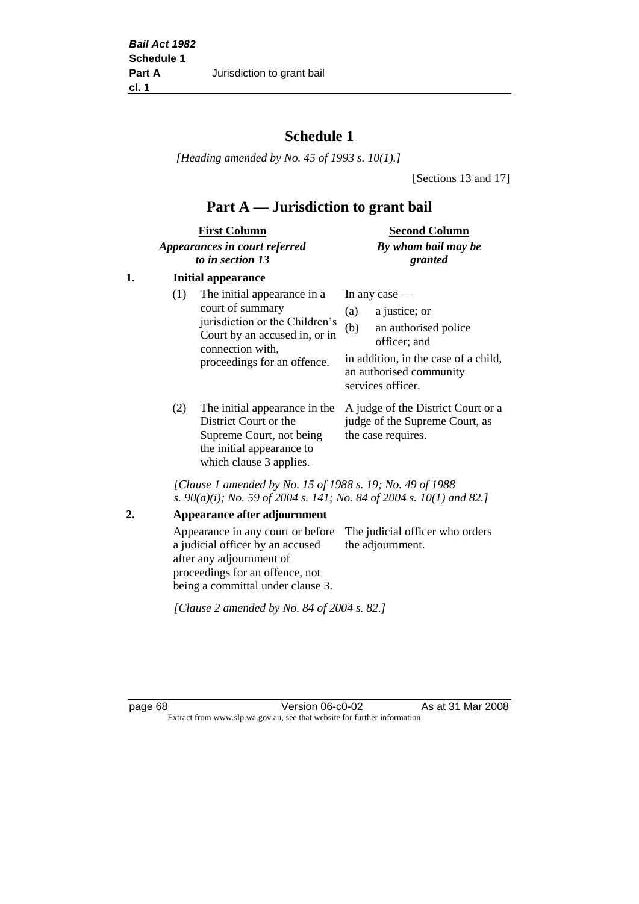# Schedule 1

*[Heading amended by No. 45 of 1993 s. 10(1).]*

[Sections 13 and 17]

## Part A — Jurisdiction to grant bail

| | **First Column** *Appearances in court referred to in section 13* | **Second Column** *By whom bail may be granted* |
|---|---|---|
| **1.** | **Initial appearance** | |
| | (1) The initial appearance in a court of summary jurisdiction or the Children's Court by an accused in, or in connection with, proceedings for an offence. | In any case — (a) a justice; or (b) an authorised police officer; and in addition, in the case of a child, an authorised community services officer. |
| | (2) The initial appearance in the District Court or the Supreme Court, not being the initial appearance to which clause 3 applies. | A judge of the District Court or a judge of the Supreme Court, as the case requires. |

*[Clause 1 amended by No. 15 of 1988 s. 19; No. 49 of 1988 s. 90(a)(i); No. 59 of 2004 s. 141; No. 84 of 2004 s. 10(1) and 82.]*

| | | |
|---|---|---|
| **2.** | **Appearance after adjournment** | |
| | Appearance in any court or before a judicial officer by an accused after any adjournment of proceedings for an offence, not being a committal under clause 3. | The judicial officer who orders the adjournment. |

*[Clause 2 amended by No. 84 of 2004 s. 82.]*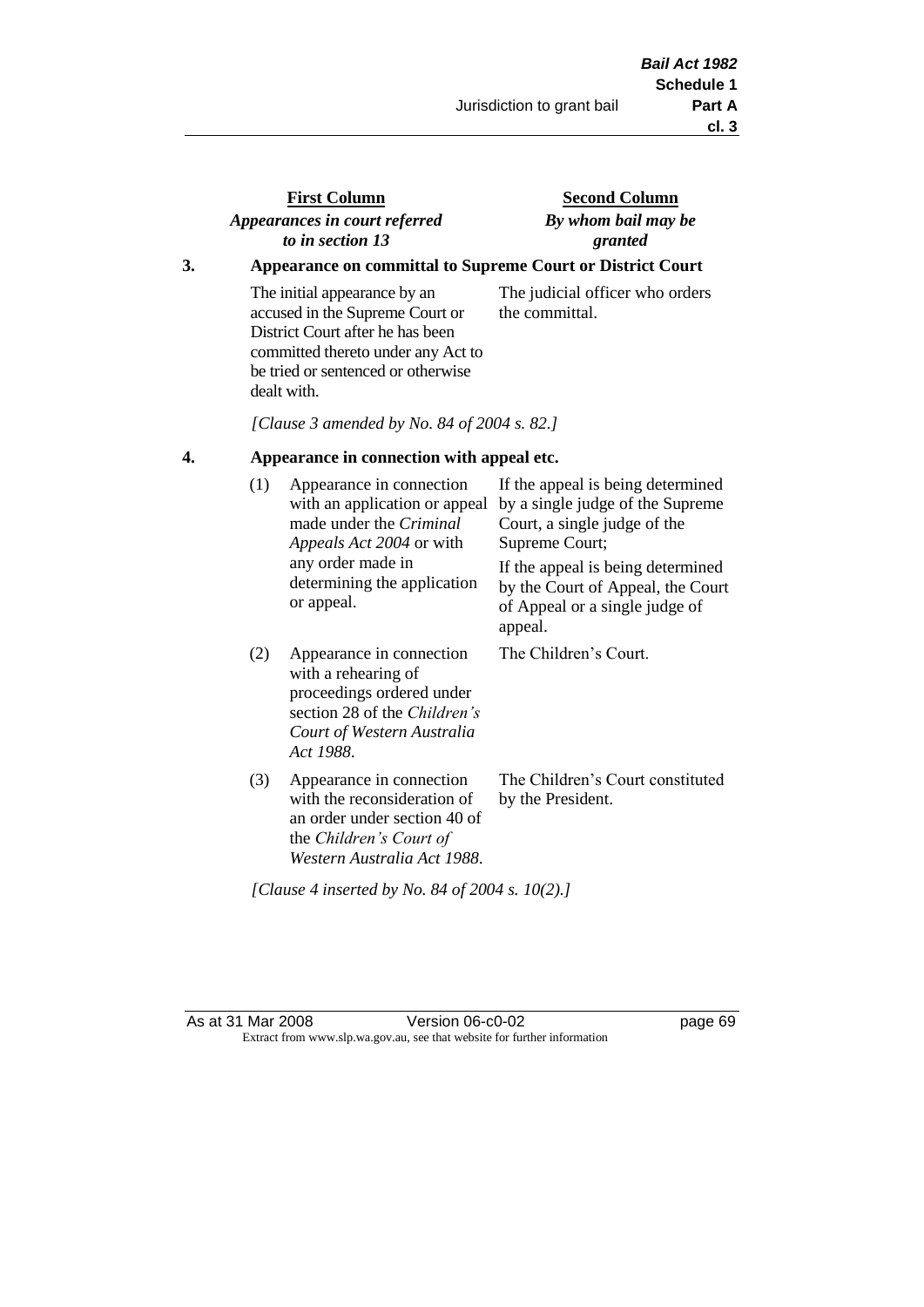| First Column<br>*Appearances in court referred to in section 13* | Second Column<br>*By whom bail may be granted* |
|---|---|

**3. Appearance on committal to Supreme Court or District Court**

| | |
|---|---|
| The initial appearance by an accused in the Supreme Court or District Court after he has been committed thereto under any Act to be tried or sentenced or otherwise dealt with. | The judicial officer who orders the committal. |

*[Clause 3 amended by No. 84 of 2004 s. 82.]*

**4. Appearance in connection with appeal etc.**

| | |
|---|---|
| (1) Appearance in connection with an application or appeal made under the *Criminal Appeals Act 2004* or with any order made in determining the application or appeal. | If the appeal is being determined by a single judge of the Supreme Court, a single judge of the Supreme Court;<br>If the appeal is being determined by the Court of Appeal, the Court of Appeal or a single judge of appeal. |
| (2) Appearance in connection with a rehearing of proceedings ordered under section 28 of the *Children's Court of Western Australia Act 1988*. | The Children's Court. |
| (3) Appearance in connection with the reconsideration of an order under section 40 of the *Children's Court of Western Australia Act 1988*. | The Children's Court constituted by the President. |

*[Clause 4 inserted by No. 84 of 2004 s. 10(2).]*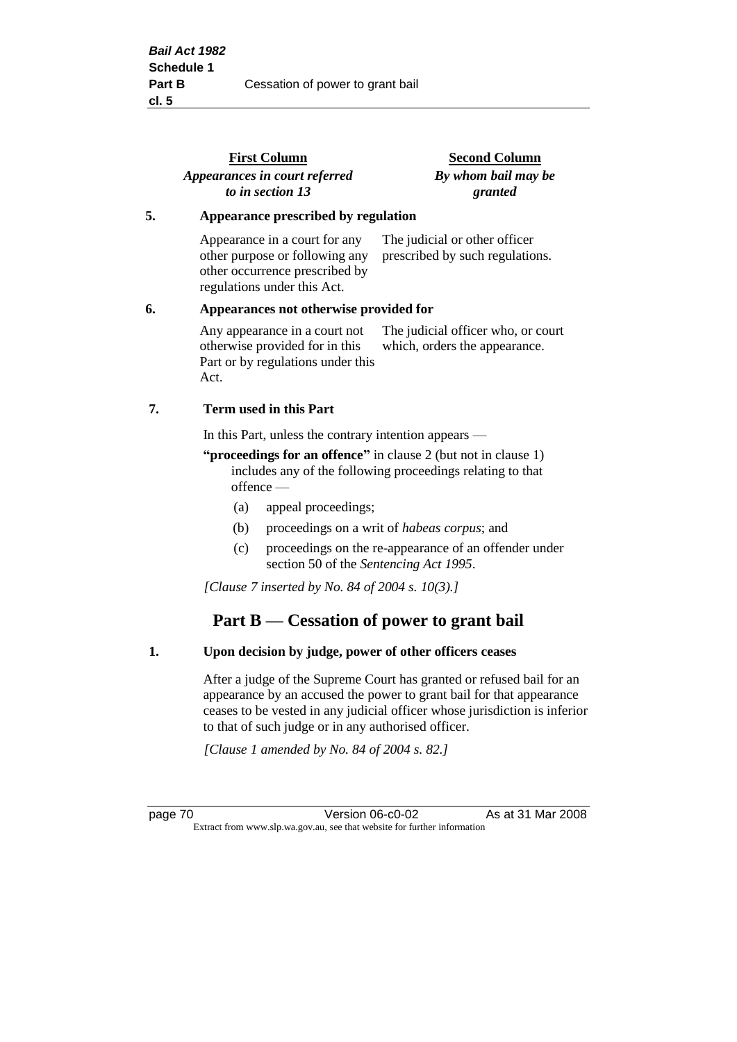| First Column<br>*Appearances in court referred to in section 13* | Second Column<br>*By whom bail may be granted* |
|---|---|
| **5. Appearance prescribed by regulation** | |
| Appearance in a court for any other purpose or following any other occurrence prescribed by regulations under this Act. | The judicial or other officer prescribed by such regulations. |
| **6. Appearances not otherwise provided for** | |
| Any appearance in a court not otherwise provided for in this Part or by regulations under this Act. | The judicial officer who, or court which, orders the appearance. |

### 7. Term used in this Part

In this Part, unless the contrary intention appears —

**"proceedings for an offence"** in clause 2 (but not in clause 1) includes any of the following proceedings relating to that offence —

(a) appeal proceedings;

(b) proceedings on a writ of *habeas corpus*; and

(c) proceedings on the re-appearance of an offender under section 50 of the *Sentencing Act 1995*.

*[Clause 7 inserted by No. 84 of 2004 s. 10(3).]*

## Part B — Cessation of power to grant bail

### 1. Upon decision by judge, power of other officers ceases

After a judge of the Supreme Court has granted or refused bail for an appearance by an accused the power to grant bail for that appearance ceases to be vested in any judicial officer whose jurisdiction is inferior to that of such judge or in any authorised officer.

*[Clause 1 amended by No. 84 of 2004 s. 82.]*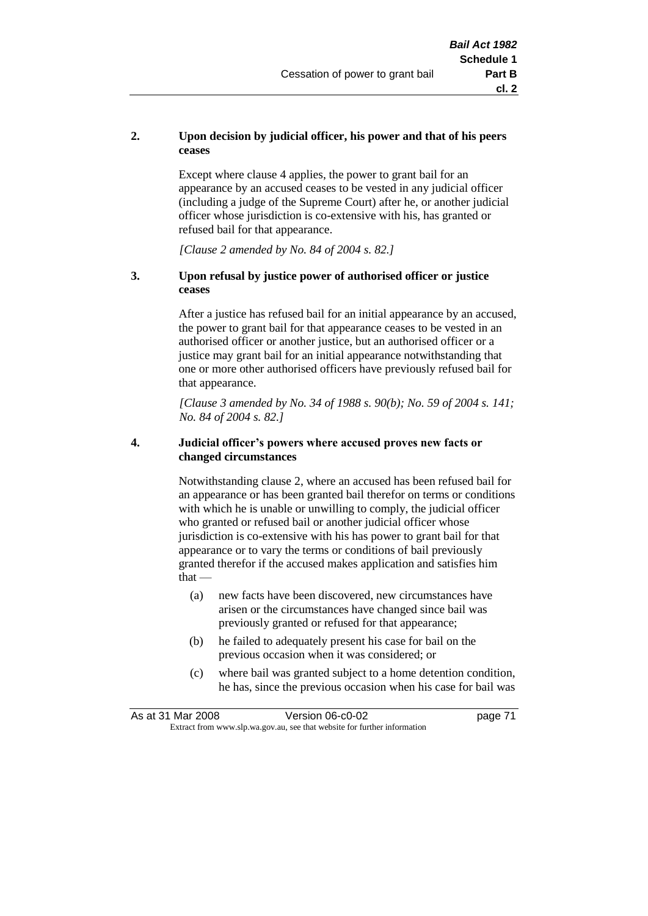**2. Upon decision by judicial officer, his power and that of his peers ceases**

Except where clause 4 applies, the power to grant bail for an appearance by an accused ceases to be vested in any judicial officer (including a judge of the Supreme Court) after he, or another judicial officer whose jurisdiction is co-extensive with his, has granted or refused bail for that appearance.

*[Clause 2 amended by No. 84 of 2004 s. 82.]*

**3. Upon refusal by justice power of authorised officer or justice ceases**

After a justice has refused bail for an initial appearance by an accused, the power to grant bail for that appearance ceases to be vested in an authorised officer or another justice, but an authorised officer or a justice may grant bail for an initial appearance notwithstanding that one or more other authorised officers have previously refused bail for that appearance.

*[Clause 3 amended by No. 34 of 1988 s. 90(b); No. 59 of 2004 s. 141; No. 84 of 2004 s. 82.]*

**4. Judicial officer's powers where accused proves new facts or changed circumstances**

Notwithstanding clause 2, where an accused has been refused bail for an appearance or has been granted bail therefor on terms or conditions with which he is unable or unwilling to comply, the judicial officer who granted or refused bail or another judicial officer whose jurisdiction is co-extensive with his has power to grant bail for that appearance or to vary the terms or conditions of bail previously granted therefor if the accused makes application and satisfies him that —

(a) new facts have been discovered, new circumstances have arisen or the circumstances have changed since bail was previously granted or refused for that appearance;

(b) he failed to adequately present his case for bail on the previous occasion when it was considered; or

(c) where bail was granted subject to a home detention condition, he has, since the previous occasion when his case for bail was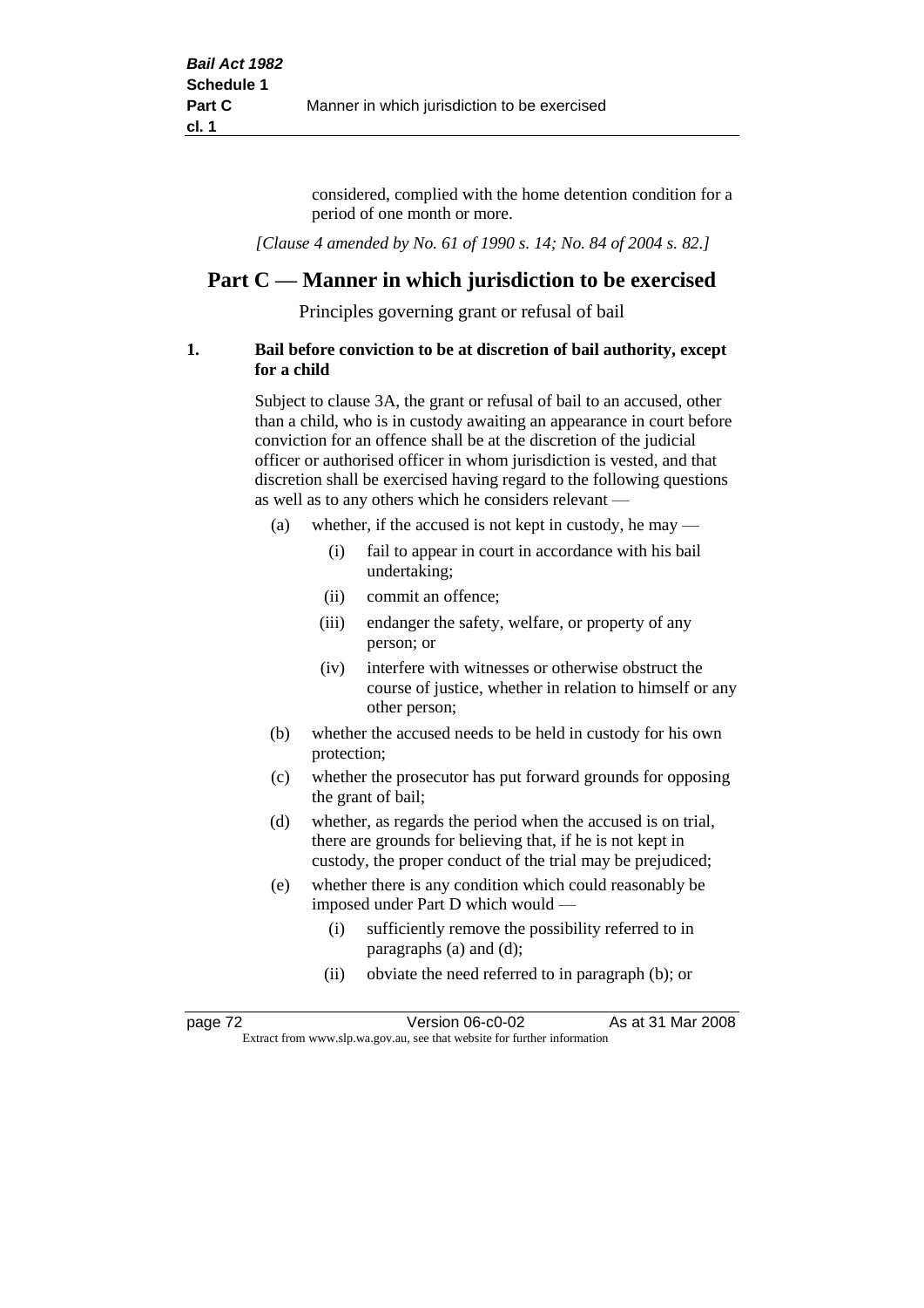considered, complied with the home detention condition for a period of one month or more.

*[Clause 4 amended by No. 61 of 1990 s. 14; No. 84 of 2004 s. 82.]*

## Part C — Manner in which jurisdiction to be exercised

Principles governing grant or refusal of bail

**1. Bail before conviction to be at discretion of bail authority, except for a child**

Subject to clause 3A, the grant or refusal of bail to an accused, other than a child, who is in custody awaiting an appearance in court before conviction for an offence shall be at the discretion of the judicial officer or authorised officer in whom jurisdiction is vested, and that discretion shall be exercised having regard to the following questions as well as to any others which he considers relevant —

- (a) whether, if the accused is not kept in custody, he may —
  - (i) fail to appear in court in accordance with his bail undertaking;
  - (ii) commit an offence;
  - (iii) endanger the safety, welfare, or property of any person; or
  - (iv) interfere with witnesses or otherwise obstruct the course of justice, whether in relation to himself or any other person;
- (b) whether the accused needs to be held in custody for his own protection;
- (c) whether the prosecutor has put forward grounds for opposing the grant of bail;
- (d) whether, as regards the period when the accused is on trial, there are grounds for believing that, if he is not kept in custody, the proper conduct of the trial may be prejudiced;
- (e) whether there is any condition which could reasonably be imposed under Part D which would —
  - (i) sufficiently remove the possibility referred to in paragraphs (a) and (d);
  - (ii) obviate the need referred to in paragraph (b); or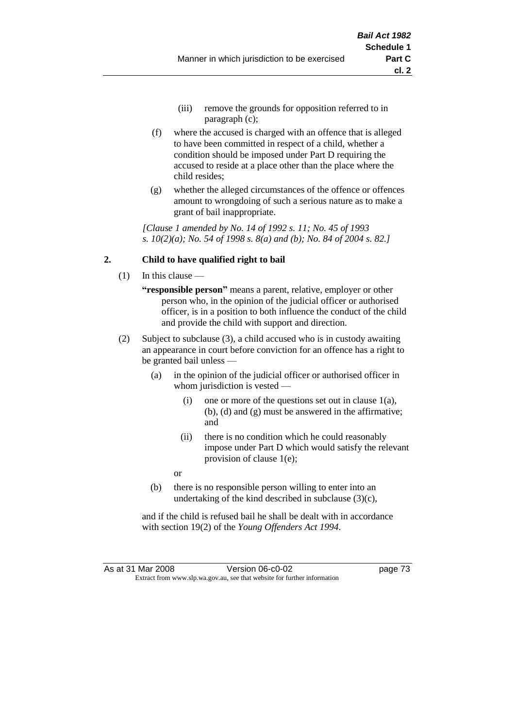(iii) remove the grounds for opposition referred to in paragraph (c);

(f) where the accused is charged with an offence that is alleged to have been committed in respect of a child, whether a condition should be imposed under Part D requiring the accused to reside at a place other than the place where the child resides;

(g) whether the alleged circumstances of the offence or offences amount to wrongdoing of such a serious nature as to make a grant of bail inappropriate.

*[Clause 1 amended by No. 14 of 1992 s. 11; No. 45 of 1993 s. 10(2)(a); No. 54 of 1998 s. 8(a) and (b); No. 84 of 2004 s. 82.]*

## 2. Child to have qualified right to bail

(1) In this clause —

**"responsible person"** means a parent, relative, employer or other person who, in the opinion of the judicial officer or authorised officer, is in a position to both influence the conduct of the child and provide the child with support and direction.

(2) Subject to subclause (3), a child accused who is in custody awaiting an appearance in court before conviction for an offence has a right to be granted bail unless —

(a) in the opinion of the judicial officer or authorised officer in whom jurisdiction is vested —

(i) one or more of the questions set out in clause 1(a), (b), (d) and (g) must be answered in the affirmative; and

(ii) there is no condition which he could reasonably impose under Part D which would satisfy the relevant provision of clause 1(e);

or

(b) there is no responsible person willing to enter into an undertaking of the kind described in subclause (3)(c),

and if the child is refused bail he shall be dealt with in accordance with section 19(2) of the *Young Offenders Act 1994*.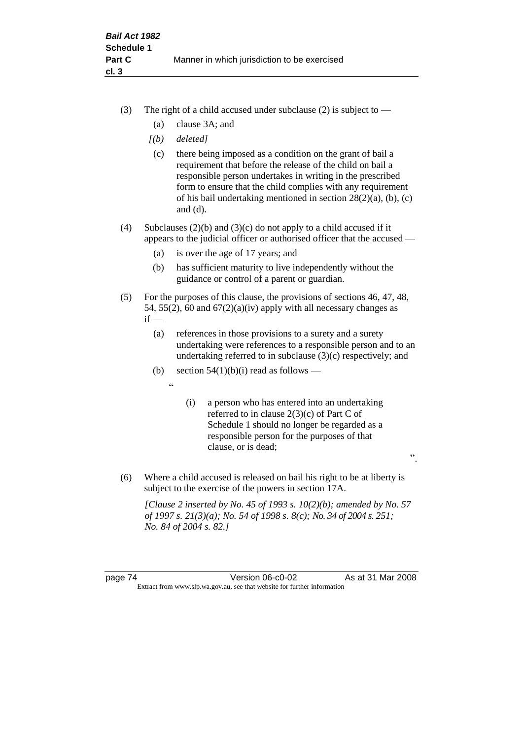(3) The right of a child accused under subclause (2) is subject to —

(a) clause 3A; and

*[(b) deleted]*

(c) there being imposed as a condition on the grant of bail a requirement that before the release of the child on bail a responsible person undertakes in writing in the prescribed form to ensure that the child complies with any requirement of his bail undertaking mentioned in section 28(2)(a), (b), (c) and (d).

(4) Subclauses (2)(b) and (3)(c) do not apply to a child accused if it appears to the judicial officer or authorised officer that the accused —

(a) is over the age of 17 years; and

(b) has sufficient maturity to live independently without the guidance or control of a parent or guardian.

(5) For the purposes of this clause, the provisions of sections 46, 47, 48, 54, 55(2), 60 and 67(2)(a)(iv) apply with all necessary changes as if —

(a) references in those provisions to a surety and a surety undertaking were references to a responsible person and to an undertaking referred to in subclause (3)(c) respectively; and

(b) section 54(1)(b)(i) read as follows —

"

(i) a person who has entered into an undertaking referred to in clause 2(3)(c) of Part C of Schedule 1 should no longer be regarded as a responsible person for the purposes of that clause, or is dead;

".

(6) Where a child accused is released on bail his right to be at liberty is subject to the exercise of the powers in section 17A.

*[Clause 2 inserted by No. 45 of 1993 s. 10(2)(b); amended by No. 57 of 1997 s. 21(3)(a); No. 54 of 1998 s. 8(c); No. 34 of 2004 s. 251; No. 84 of 2004 s. 82.]*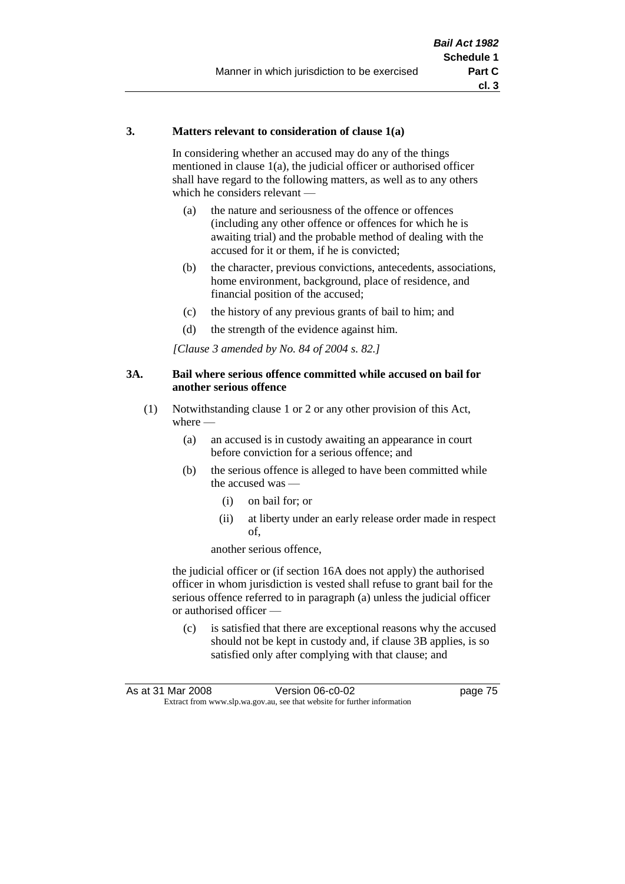### 3. Matters relevant to consideration of clause 1(a)

In considering whether an accused may do any of the things mentioned in clause 1(a), the judicial officer or authorised officer shall have regard to the following matters, as well as to any others which he considers relevant —

(a) the nature and seriousness of the offence or offences (including any other offence or offences for which he is awaiting trial) and the probable method of dealing with the accused for it or them, if he is convicted;

(b) the character, previous convictions, antecedents, associations, home environment, background, place of residence, and financial position of the accused;

(c) the history of any previous grants of bail to him; and

(d) the strength of the evidence against him.

*[Clause 3 amended by No. 84 of 2004 s. 82.]*

### 3A. Bail where serious offence committed while accused on bail for another serious offence

(1) Notwithstanding clause 1 or 2 or any other provision of this Act, where —

(a) an accused is in custody awaiting an appearance in court before conviction for a serious offence; and

(b) the serious offence is alleged to have been committed while the accused was —

(i) on bail for; or

(ii) at liberty under an early release order made in respect of,

another serious offence,

the judicial officer or (if section 16A does not apply) the authorised officer in whom jurisdiction is vested shall refuse to grant bail for the serious offence referred to in paragraph (a) unless the judicial officer or authorised officer —

(c) is satisfied that there are exceptional reasons why the accused should not be kept in custody and, if clause 3B applies, is so satisfied only after complying with that clause; and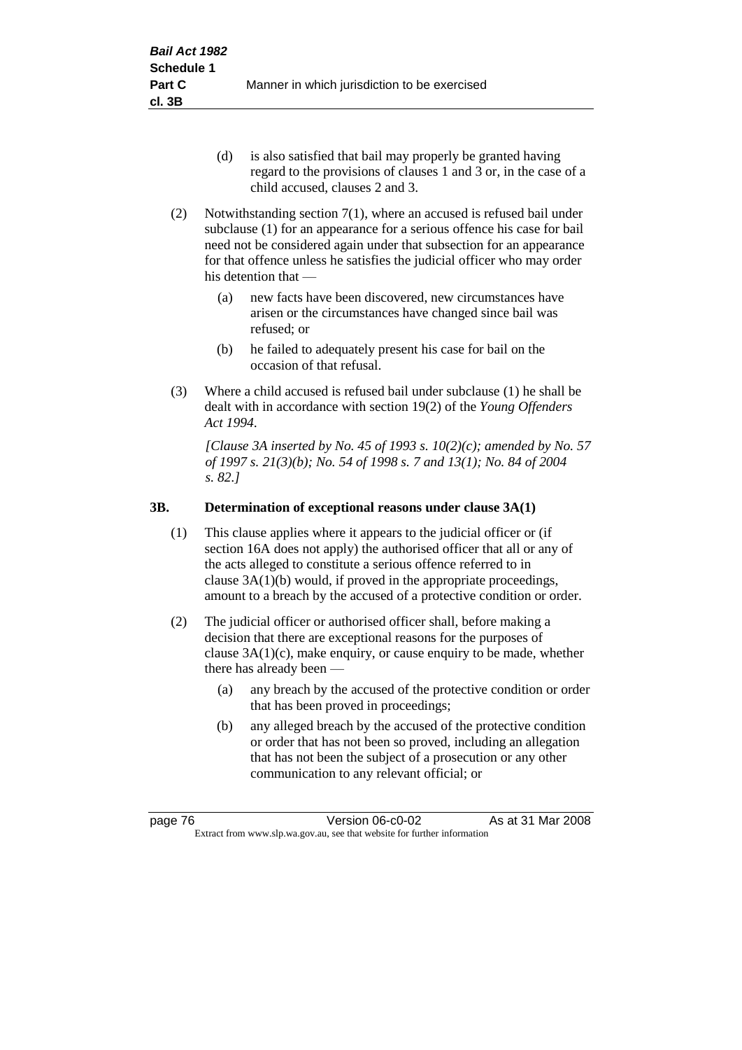(d) is also satisfied that bail may properly be granted having regard to the provisions of clauses 1 and 3 or, in the case of a child accused, clauses 2 and 3.

(2) Notwithstanding section 7(1), where an accused is refused bail under subclause (1) for an appearance for a serious offence his case for bail need not be considered again under that subsection for an appearance for that offence unless he satisfies the judicial officer who may order his detention that —

(a) new facts have been discovered, new circumstances have arisen or the circumstances have changed since bail was refused; or

(b) he failed to adequately present his case for bail on the occasion of that refusal.

(3) Where a child accused is refused bail under subclause (1) he shall be dealt with in accordance with section 19(2) of the *Young Offenders Act 1994*.

*[Clause 3A inserted by No. 45 of 1993 s. 10(2)(c); amended by No. 57 of 1997 s. 21(3)(b); No. 54 of 1998 s. 7 and 13(1); No. 84 of 2004 s. 82.]*

### 3B. Determination of exceptional reasons under clause 3A(1)

(1) This clause applies where it appears to the judicial officer or (if section 16A does not apply) the authorised officer that all or any of the acts alleged to constitute a serious offence referred to in clause 3A(1)(b) would, if proved in the appropriate proceedings, amount to a breach by the accused of a protective condition or order.

(2) The judicial officer or authorised officer shall, before making a decision that there are exceptional reasons for the purposes of clause 3A(1)(c), make enquiry, or cause enquiry to be made, whether there has already been —

(a) any breach by the accused of the protective condition or order that has been proved in proceedings;

(b) any alleged breach by the accused of the protective condition or order that has not been so proved, including an allegation that has not been the subject of a prosecution or any other communication to any relevant official; or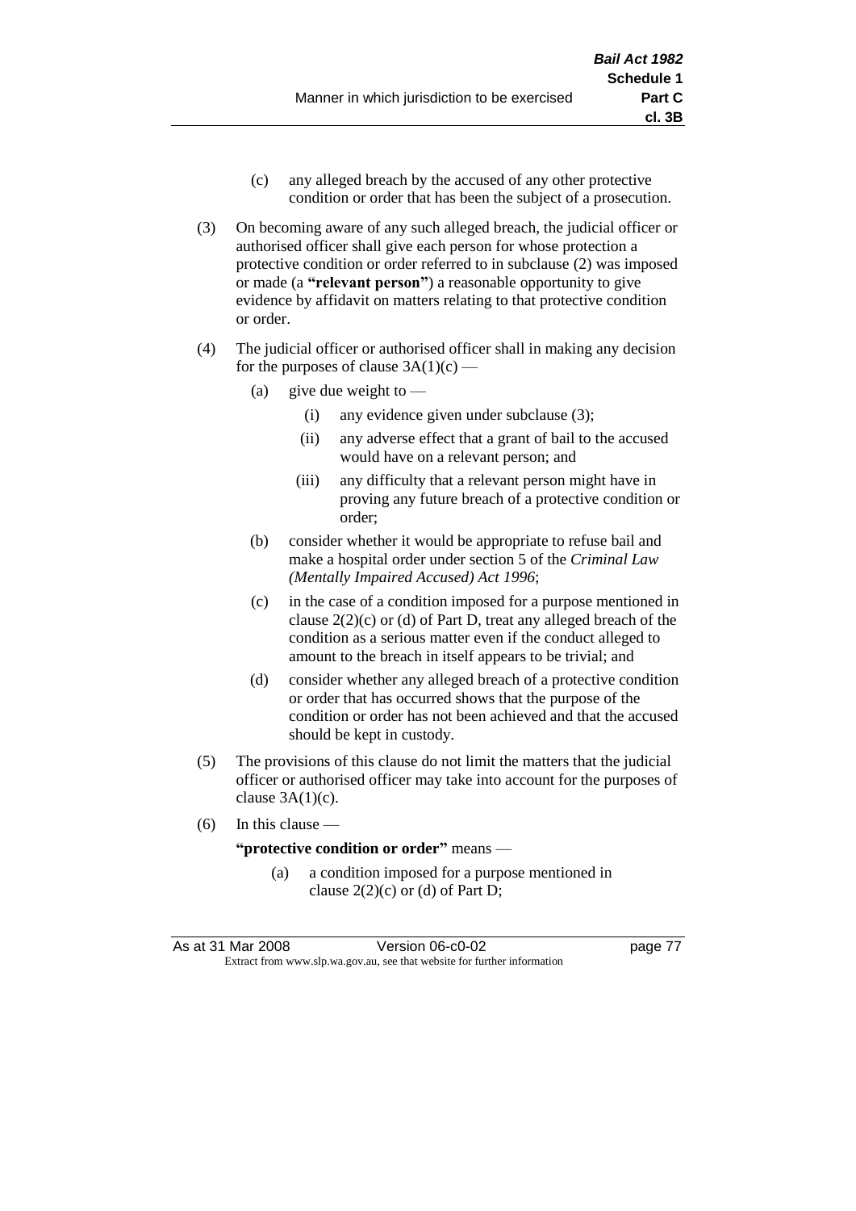- (c) any alleged breach by the accused of any other protective condition or order that has been the subject of a prosecution.

(3) On becoming aware of any such alleged breach, the judicial officer or authorised officer shall give each person for whose protection a protective condition or order referred to in subclause (2) was imposed or made (a **"relevant person"**) a reasonable opportunity to give evidence by affidavit on matters relating to that protective condition or order.

(4) The judicial officer or authorised officer shall in making any decision for the purposes of clause 3A(1)(c) —

- (a) give due weight to —
  - (i) any evidence given under subclause (3);
  - (ii) any adverse effect that a grant of bail to the accused would have on a relevant person; and
  - (iii) any difficulty that a relevant person might have in proving any future breach of a protective condition or order;
- (b) consider whether it would be appropriate to refuse bail and make a hospital order under section 5 of the *Criminal Law (Mentally Impaired Accused) Act 1996*;
- (c) in the case of a condition imposed for a purpose mentioned in clause 2(2)(c) or (d) of Part D, treat any alleged breach of the condition as a serious matter even if the conduct alleged to amount to the breach in itself appears to be trivial; and
- (d) consider whether any alleged breach of a protective condition or order that has occurred shows that the purpose of the condition or order has not been achieved and that the accused should be kept in custody.

(5) The provisions of this clause do not limit the matters that the judicial officer or authorised officer may take into account for the purposes of clause 3A(1)(c).

(6) In this clause —

**"protective condition or order"** means —

- (a) a condition imposed for a purpose mentioned in clause 2(2)(c) or (d) of Part D;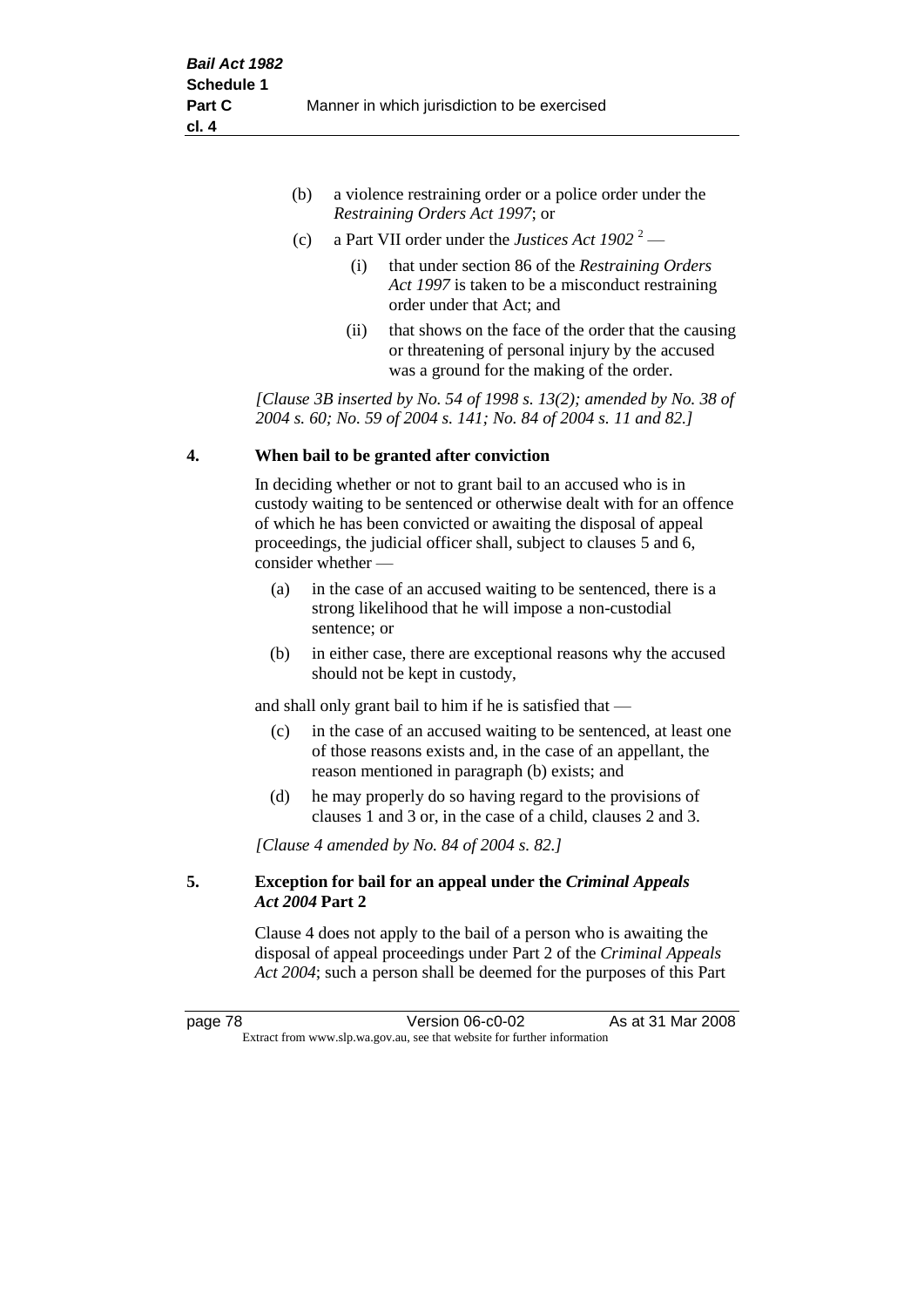(b) a violence restraining order or a police order under the *Restraining Orders Act 1997*; or

(c) a Part VII order under the *Justices Act 1902* [2] —

(i) that under section 86 of the *Restraining Orders Act 1997* is taken to be a misconduct restraining order under that Act; and

(ii) that shows on the face of the order that the causing or threatening of personal injury by the accused was a ground for the making of the order.

*[Clause 3B inserted by No. 54 of 1998 s. 13(2); amended by No. 38 of 2004 s. 60; No. 59 of 2004 s. 141; No. 84 of 2004 s. 11 and 82.]*

### 4. When bail to be granted after conviction

In deciding whether or not to grant bail to an accused who is in custody waiting to be sentenced or otherwise dealt with for an offence of which he has been convicted or awaiting the disposal of appeal proceedings, the judicial officer shall, subject to clauses 5 and 6, consider whether —

(a) in the case of an accused waiting to be sentenced, there is a strong likelihood that he will impose a non-custodial sentence; or

(b) in either case, there are exceptional reasons why the accused should not be kept in custody,

and shall only grant bail to him if he is satisfied that —

(c) in the case of an accused waiting to be sentenced, at least one of those reasons exists and, in the case of an appellant, the reason mentioned in paragraph (b) exists; and

(d) he may properly do so having regard to the provisions of clauses 1 and 3 or, in the case of a child, clauses 2 and 3.

*[Clause 4 amended by No. 84 of 2004 s. 82.]*

### 5. Exception for bail for an appeal under the *Criminal Appeals Act 2004* Part 2

Clause 4 does not apply to the bail of a person who is awaiting the disposal of appeal proceedings under Part 2 of the *Criminal Appeals Act 2004*; such a person shall be deemed for the purposes of this Part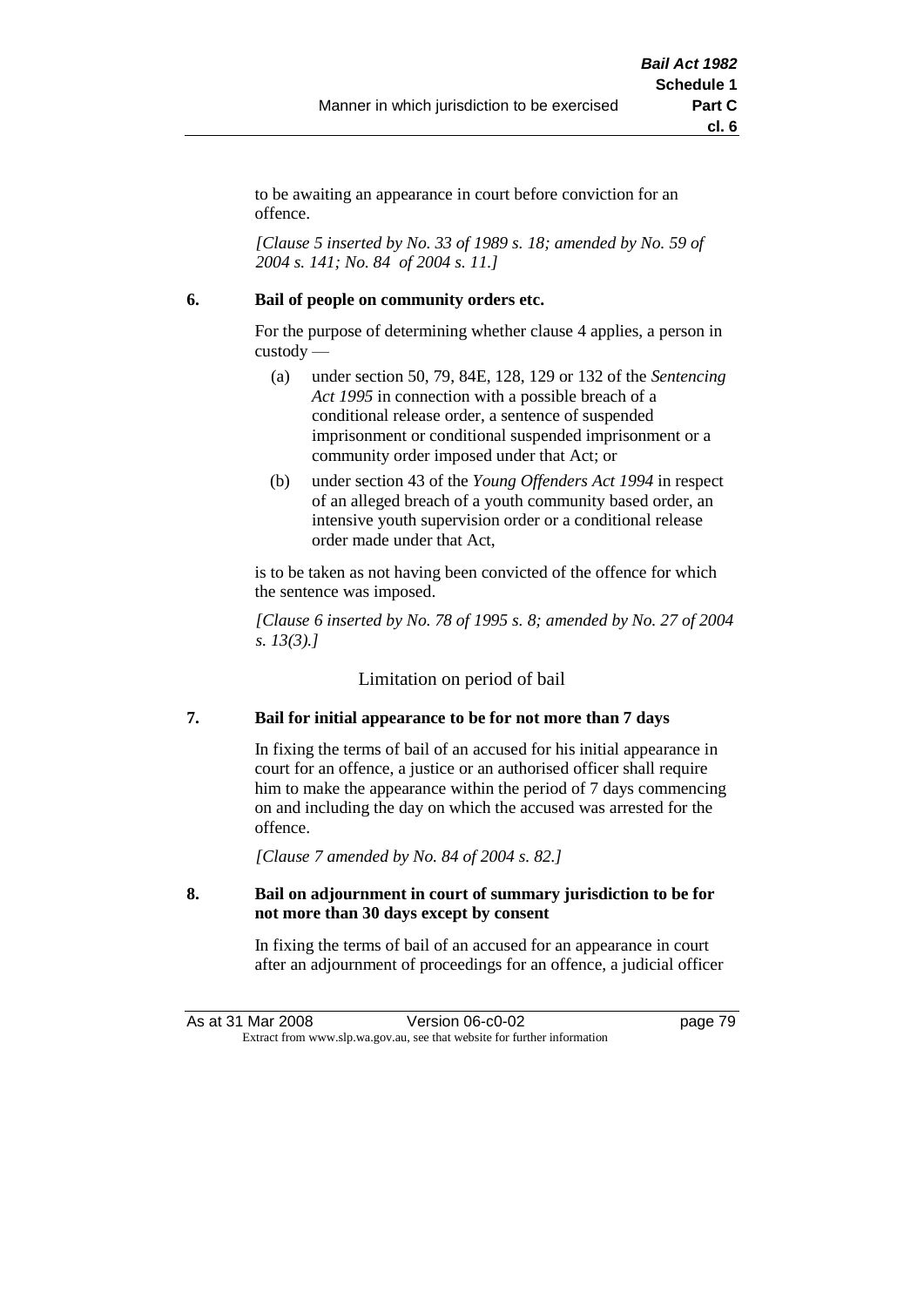to be awaiting an appearance in court before conviction for an offence.

*[Clause 5 inserted by No. 33 of 1989 s. 18; amended by No. 59 of 2004 s. 141; No. 84 of 2004 s. 11.]*

**6. Bail of people on community orders etc.**

For the purpose of determining whether clause 4 applies, a person in custody —

(a) under section 50, 79, 84E, 128, 129 or 132 of the *Sentencing Act 1995* in connection with a possible breach of a conditional release order, a sentence of suspended imprisonment or conditional suspended imprisonment or a community order imposed under that Act; or

(b) under section 43 of the *Young Offenders Act 1994* in respect of an alleged breach of a youth community based order, an intensive youth supervision order or a conditional release order made under that Act,

is to be taken as not having been convicted of the offence for which the sentence was imposed.

*[Clause 6 inserted by No. 78 of 1995 s. 8; amended by No. 27 of 2004 s. 13(3).]*

## Limitation on period of bail

**7. Bail for initial appearance to be for not more than 7 days**

In fixing the terms of bail of an accused for his initial appearance in court for an offence, a justice or an authorised officer shall require him to make the appearance within the period of 7 days commencing on and including the day on which the accused was arrested for the offence.

*[Clause 7 amended by No. 84 of 2004 s. 82.]*

**8. Bail on adjournment in court of summary jurisdiction to be for not more than 30 days except by consent**

In fixing the terms of bail of an accused for an appearance in court after an adjournment of proceedings for an offence, a judicial officer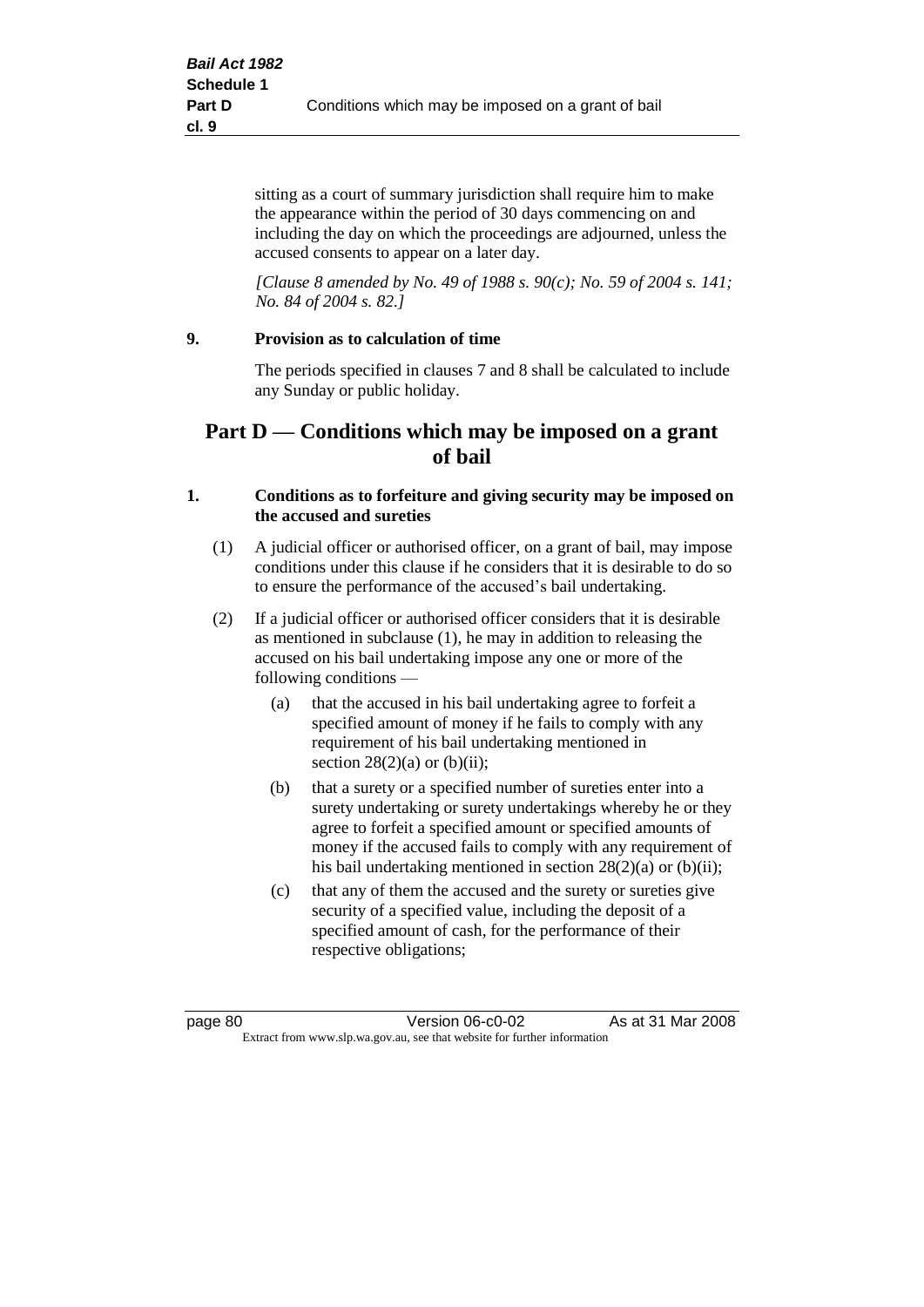sitting as a court of summary jurisdiction shall require him to make the appearance within the period of 30 days commencing on and including the day on which the proceedings are adjourned, unless the accused consents to appear on a later day.

*[Clause 8 amended by No. 49 of 1988 s. 90(c); No. 59 of 2004 s. 141; No. 84 of 2004 s. 82.]*

**9. Provision as to calculation of time**

The periods specified in clauses 7 and 8 shall be calculated to include any Sunday or public holiday.

## Part D — Conditions which may be imposed on a grant of bail

**1. Conditions as to forfeiture and giving security may be imposed on the accused and sureties**

(1) A judicial officer or authorised officer, on a grant of bail, may impose conditions under this clause if he considers that it is desirable to do so to ensure the performance of the accused's bail undertaking.

(2) If a judicial officer or authorised officer considers that it is desirable as mentioned in subclause (1), he may in addition to releasing the accused on his bail undertaking impose any one or more of the following conditions —

(a) that the accused in his bail undertaking agree to forfeit a specified amount of money if he fails to comply with any requirement of his bail undertaking mentioned in section 28(2)(a) or (b)(ii);

(b) that a surety or a specified number of sureties enter into a surety undertaking or surety undertakings whereby he or they agree to forfeit a specified amount or specified amounts of money if the accused fails to comply with any requirement of his bail undertaking mentioned in section 28(2)(a) or (b)(ii);

(c) that any of them the accused and the surety or sureties give security of a specified value, including the deposit of a specified amount of cash, for the performance of their respective obligations;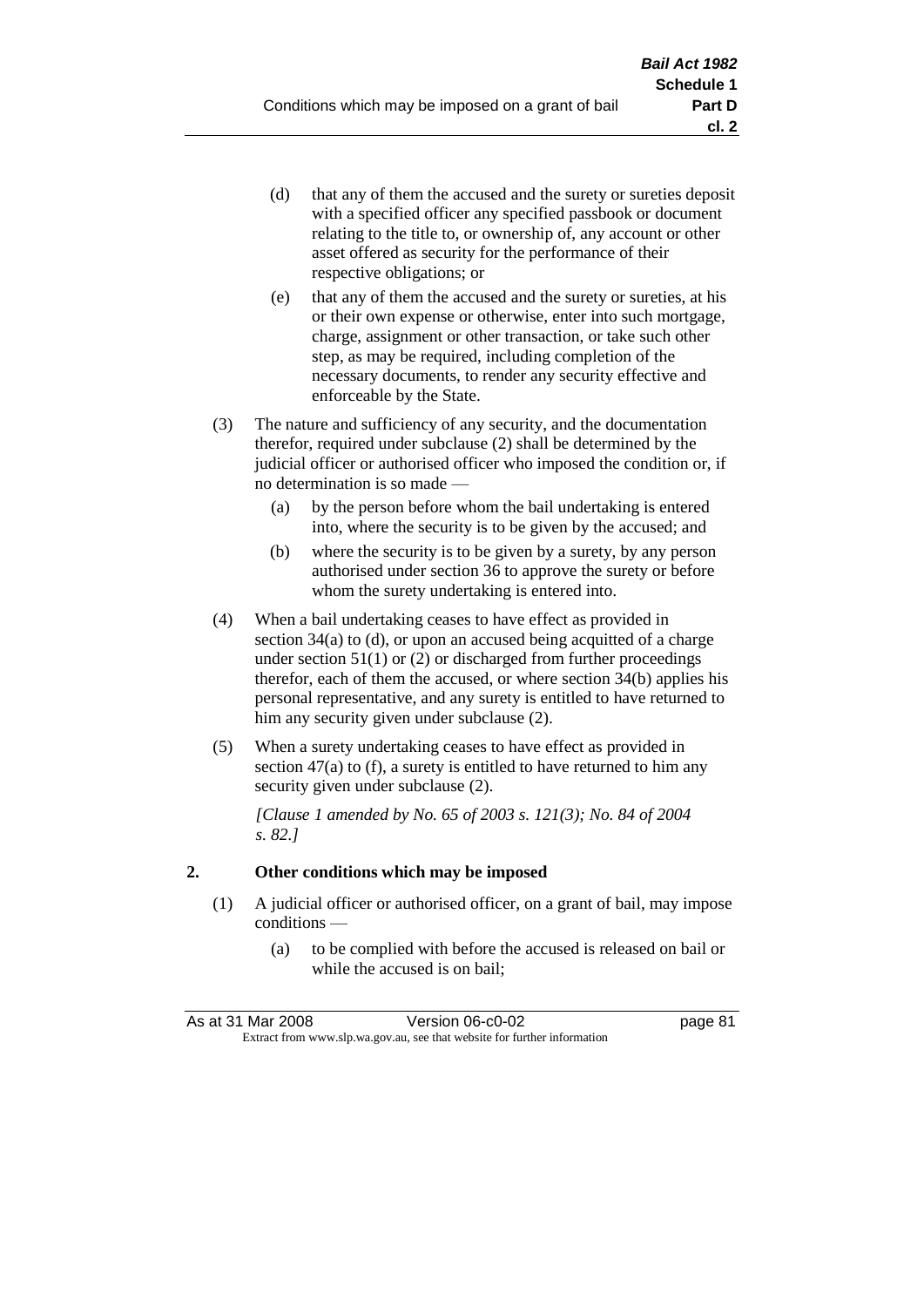(d) that any of them the accused and the surety or sureties deposit with a specified officer any specified passbook or document relating to the title to, or ownership of, any account or other asset offered as security for the performance of their respective obligations; or

(e) that any of them the accused and the surety or sureties, at his or their own expense or otherwise, enter into such mortgage, charge, assignment or other transaction, or take such other step, as may be required, including completion of the necessary documents, to render any security effective and enforceable by the State.

(3) The nature and sufficiency of any security, and the documentation therefor, required under subclause (2) shall be determined by the judicial officer or authorised officer who imposed the condition or, if no determination is so made —

(a) by the person before whom the bail undertaking is entered into, where the security is to be given by the accused; and

(b) where the security is to be given by a surety, by any person authorised under section 36 to approve the surety or before whom the surety undertaking is entered into.

(4) When a bail undertaking ceases to have effect as provided in section 34(a) to (d), or upon an accused being acquitted of a charge under section 51(1) or (2) or discharged from further proceedings therefor, each of them the accused, or where section 34(b) applies his personal representative, and any surety is entitled to have returned to him any security given under subclause (2).

(5) When a surety undertaking ceases to have effect as provided in section 47(a) to (f), a surety is entitled to have returned to him any security given under subclause (2).

*[Clause 1 amended by No. 65 of 2003 s. 121(3); No. 84 of 2004 s. 82.]*

## 2. Other conditions which may be imposed

(1) A judicial officer or authorised officer, on a grant of bail, may impose conditions —

(a) to be complied with before the accused is released on bail or while the accused is on bail;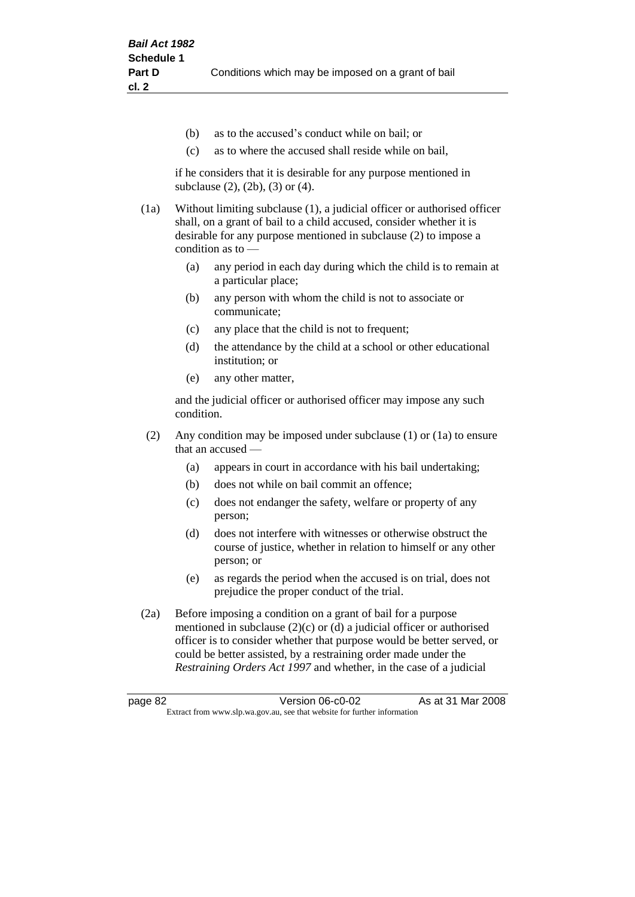(b) as to the accused's conduct while on bail; or

(c) as to where the accused shall reside while on bail,

if he considers that it is desirable for any purpose mentioned in subclause (2), (2b), (3) or (4).

(1a) Without limiting subclause (1), a judicial officer or authorised officer shall, on a grant of bail to a child accused, consider whether it is desirable for any purpose mentioned in subclause (2) to impose a condition as to —

(a) any period in each day during which the child is to remain at a particular place;

(b) any person with whom the child is not to associate or communicate;

(c) any place that the child is not to frequent;

(d) the attendance by the child at a school or other educational institution; or

(e) any other matter,

and the judicial officer or authorised officer may impose any such condition.

(2) Any condition may be imposed under subclause (1) or (1a) to ensure that an accused —

(a) appears in court in accordance with his bail undertaking;

(b) does not while on bail commit an offence;

(c) does not endanger the safety, welfare or property of any person;

(d) does not interfere with witnesses or otherwise obstruct the course of justice, whether in relation to himself or any other person; or

(e) as regards the period when the accused is on trial, does not prejudice the proper conduct of the trial.

(2a) Before imposing a condition on a grant of bail for a purpose mentioned in subclause (2)(c) or (d) a judicial officer or authorised officer is to consider whether that purpose would be better served, or could be better assisted, by a restraining order made under the *Restraining Orders Act 1997* and whether, in the case of a judicial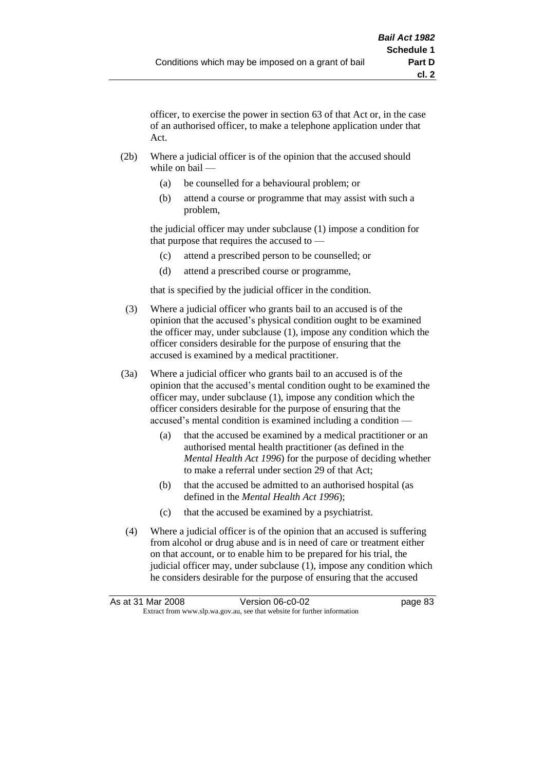officer, to exercise the power in section 63 of that Act or, in the case of an authorised officer, to make a telephone application under that Act.

(2b) Where a judicial officer is of the opinion that the accused should while on bail —

(a) be counselled for a behavioural problem; or

(b) attend a course or programme that may assist with such a problem,

the judicial officer may under subclause (1) impose a condition for that purpose that requires the accused to —

(c) attend a prescribed person to be counselled; or

(d) attend a prescribed course or programme,

that is specified by the judicial officer in the condition.

(3) Where a judicial officer who grants bail to an accused is of the opinion that the accused's physical condition ought to be examined the officer may, under subclause (1), impose any condition which the officer considers desirable for the purpose of ensuring that the accused is examined by a medical practitioner.

(3a) Where a judicial officer who grants bail to an accused is of the opinion that the accused's mental condition ought to be examined the officer may, under subclause (1), impose any condition which the officer considers desirable for the purpose of ensuring that the accused's mental condition is examined including a condition —

(a) that the accused be examined by a medical practitioner or an authorised mental health practitioner (as defined in the *Mental Health Act 1996*) for the purpose of deciding whether to make a referral under section 29 of that Act;

(b) that the accused be admitted to an authorised hospital (as defined in the *Mental Health Act 1996*);

(c) that the accused be examined by a psychiatrist.

(4) Where a judicial officer is of the opinion that an accused is suffering from alcohol or drug abuse and is in need of care or treatment either on that account, or to enable him to be prepared for his trial, the judicial officer may, under subclause (1), impose any condition which he considers desirable for the purpose of ensuring that the accused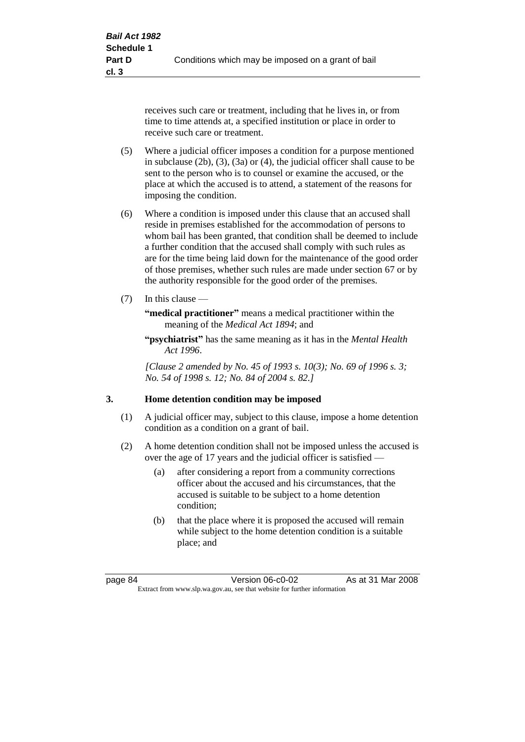receives such care or treatment, including that he lives in, or from time to time attends at, a specified institution or place in order to receive such care or treatment.

(5) Where a judicial officer imposes a condition for a purpose mentioned in subclause (2b), (3), (3a) or (4), the judicial officer shall cause to be sent to the person who is to counsel or examine the accused, or the place at which the accused is to attend, a statement of the reasons for imposing the condition.

(6) Where a condition is imposed under this clause that an accused shall reside in premises established for the accommodation of persons to whom bail has been granted, that condition shall be deemed to include a further condition that the accused shall comply with such rules as are for the time being laid down for the maintenance of the good order of those premises, whether such rules are made under section 67 or by the authority responsible for the good order of the premises.

(7) In this clause —

**"medical practitioner"** means a medical practitioner within the meaning of the *Medical Act 1894*; and

**"psychiatrist"** has the same meaning as it has in the *Mental Health Act 1996*.

*[Clause 2 amended by No. 45 of 1993 s. 10(3); No. 69 of 1996 s. 3; No. 54 of 1998 s. 12; No. 84 of 2004 s. 82.]*

### 3. Home detention condition may be imposed

(1) A judicial officer may, subject to this clause, impose a home detention condition as a condition on a grant of bail.

(2) A home detention condition shall not be imposed unless the accused is over the age of 17 years and the judicial officer is satisfied —

(a) after considering a report from a community corrections officer about the accused and his circumstances, that the accused is suitable to be subject to a home detention condition;

(b) that the place where it is proposed the accused will remain while subject to the home detention condition is a suitable place; and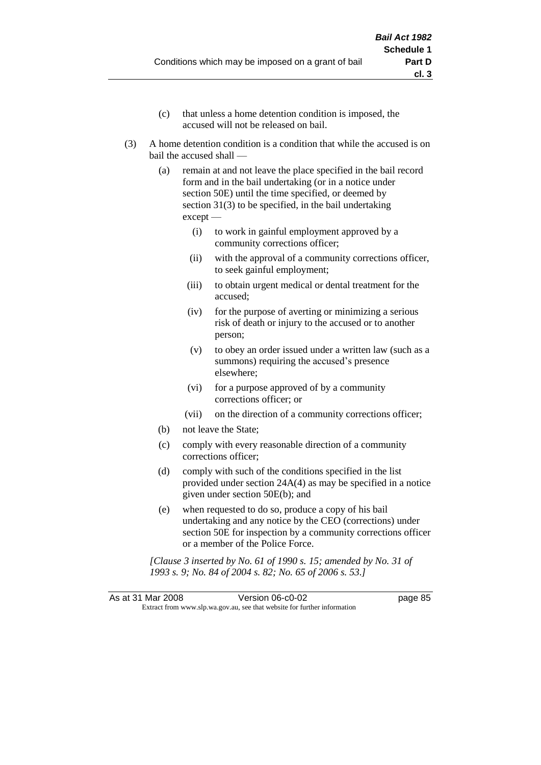(c) that unless a home detention condition is imposed, the accused will not be released on bail.

(3) A home detention condition is a condition that while the accused is on bail the accused shall —

  (a) remain at and not leave the place specified in the bail record form and in the bail undertaking (or in a notice under section 50E) until the time specified, or deemed by section 31(3) to be specified, in the bail undertaking except —

    (i) to work in gainful employment approved by a community corrections officer;

    (ii) with the approval of a community corrections officer, to seek gainful employment;

    (iii) to obtain urgent medical or dental treatment for the accused;

    (iv) for the purpose of averting or minimizing a serious risk of death or injury to the accused or to another person;

    (v) to obey an order issued under a written law (such as a summons) requiring the accused's presence elsewhere;

    (vi) for a purpose approved of by a community corrections officer; or

    (vii) on the direction of a community corrections officer;

  (b) not leave the State;

  (c) comply with every reasonable direction of a community corrections officer;

  (d) comply with such of the conditions specified in the list provided under section 24A(4) as may be specified in a notice given under section 50E(b); and

  (e) when requested to do so, produce a copy of his bail undertaking and any notice by the CEO (corrections) under section 50E for inspection by a community corrections officer or a member of the Police Force.

*[Clause 3 inserted by No. 61 of 1990 s. 15; amended by No. 31 of 1993 s. 9; No. 84 of 2004 s. 82; No. 65 of 2006 s. 53.]*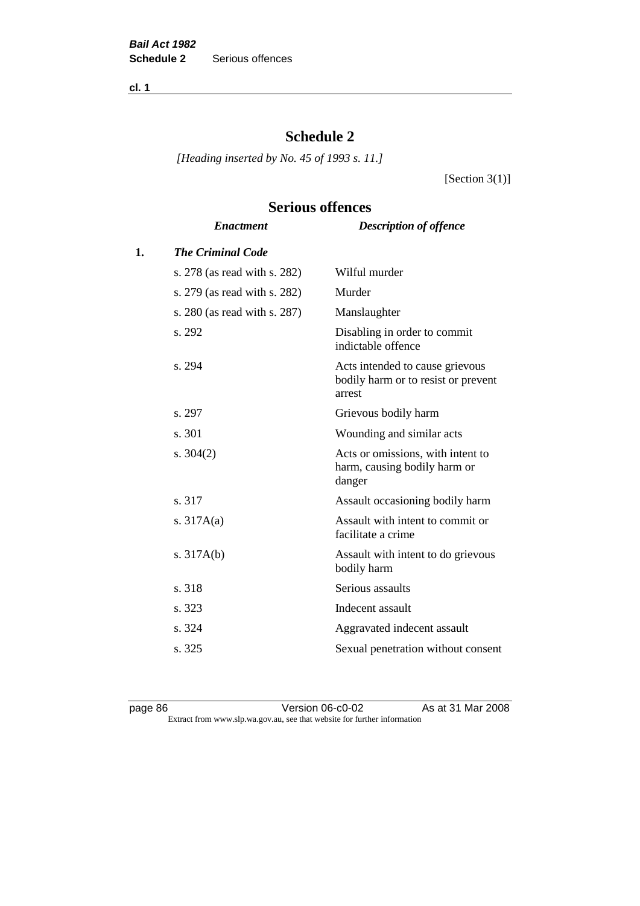# Schedule 2

*[Heading inserted by No. 45 of 1993 s. 11.]*

[Section 3(1)]

## Serious offences

| | *Enactment* | *Description of offence* |
|---|---|---|
| **1.** | ***The Criminal Code*** | |
| | s. 278 (as read with s. 282) | Wilful murder |
| | s. 279 (as read with s. 282) | Murder |
| | s. 280 (as read with s. 287) | Manslaughter |
| | s. 292 | Disabling in order to commit indictable offence |
| | s. 294 | Acts intended to cause grievous bodily harm or to resist or prevent arrest |
| | s. 297 | Grievous bodily harm |
| | s. 301 | Wounding and similar acts |
| | s. 304(2) | Acts or omissions, with intent to harm, causing bodily harm or danger |
| | s. 317 | Assault occasioning bodily harm |
| | s. 317A(a) | Assault with intent to commit or facilitate a crime |
| | s. 317A(b) | Assault with intent to do grievous bodily harm |
| | s. 318 | Serious assaults |
| | s. 323 | Indecent assault |
| | s. 324 | Aggravated indecent assault |
| | s. 325 | Sexual penetration without consent |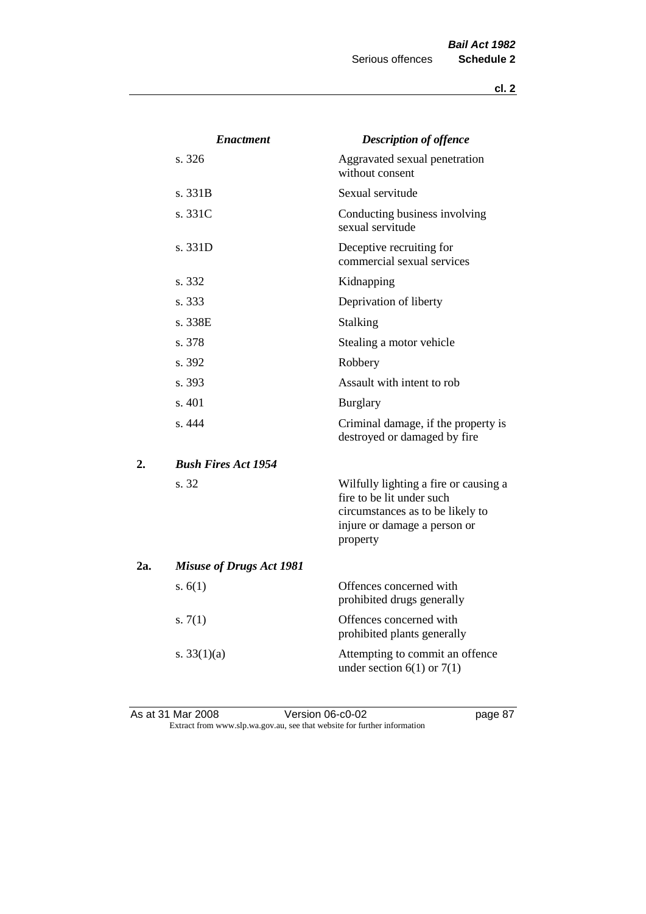| | *Enactment* | *Description of offence* |
|---|---|---|
| | s. 326 | Aggravated sexual penetration without consent |
| | s. 331B | Sexual servitude |
| | s. 331C | Conducting business involving sexual servitude |
| | s. 331D | Deceptive recruiting for commercial sexual services |
| | s. 332 | Kidnapping |
| | s. 333 | Deprivation of liberty |
| | s. 338E | Stalking |
| | s. 378 | Stealing a motor vehicle |
| | s. 392 | Robbery |
| | s. 393 | Assault with intent to rob |
| | s. 401 | Burglary |
| | s. 444 | Criminal damage, if the property is destroyed or damaged by fire |
| **2.** | ***Bush Fires Act 1954*** | |
| | s. 32 | Wilfully lighting a fire or causing a fire to be lit under such circumstances as to be likely to injure or damage a person or property |
| **2a.** | ***Misuse of Drugs Act 1981*** | |
| | s. 6(1) | Offences concerned with prohibited drugs generally |
| | s. 7(1) | Offences concerned with prohibited plants generally |
| | s. 33(1)(a) | Attempting to commit an offence under section 6(1) or 7(1) |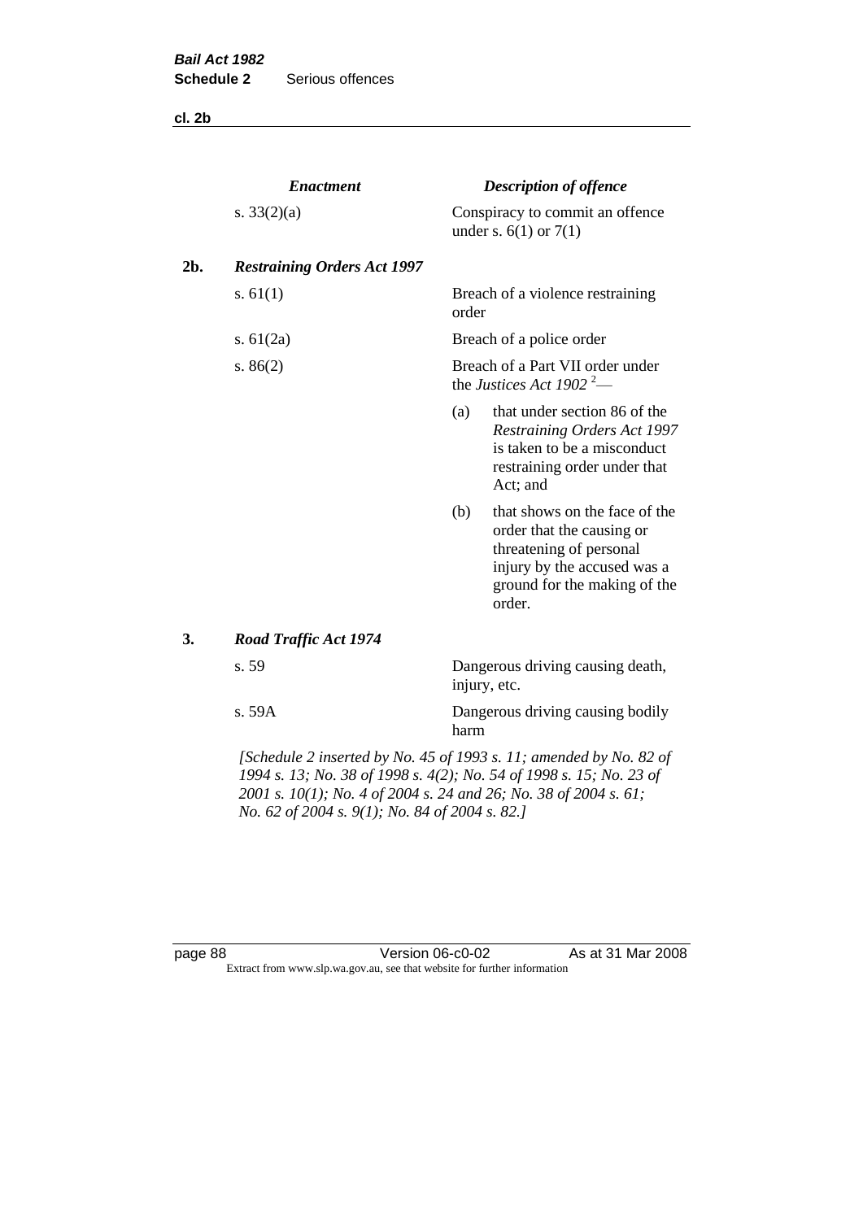| | *Enactment* | *Description of offence* |
|---|---|---|
| | s. 33(2)(a) | Conspiracy to commit an offence under s. 6(1) or 7(1) |
| **2b.** | ***Restraining Orders Act 1997*** | |
| | s. 61(1) | Breach of a violence restraining order |
| | s. 61(2a) | Breach of a police order |
| | s. 86(2) | Breach of a Part VII order under the *Justices Act 1902* [2]— (a) that under section 86 of the *Restraining Orders Act 1997* is taken to be a misconduct restraining order under that Act; and (b) that shows on the face of the order that the causing or threatening of personal injury by the accused was a ground for the making of the order. |
| **3.** | ***Road Traffic Act 1974*** | |
| | s. 59 | Dangerous driving causing death, injury, etc. |
| | s. 59A | Dangerous driving causing bodily harm |

*[Schedule 2 inserted by No. 45 of 1993 s. 11; amended by No. 82 of 1994 s. 13; No. 38 of 1998 s. 4(2); No. 54 of 1998 s. 15; No. 23 of 2001 s. 10(1); No. 4 of 2004 s. 24 and 26; No. 38 of 2004 s. 61; No. 62 of 2004 s. 9(1); No. 84 of 2004 s. 82.]*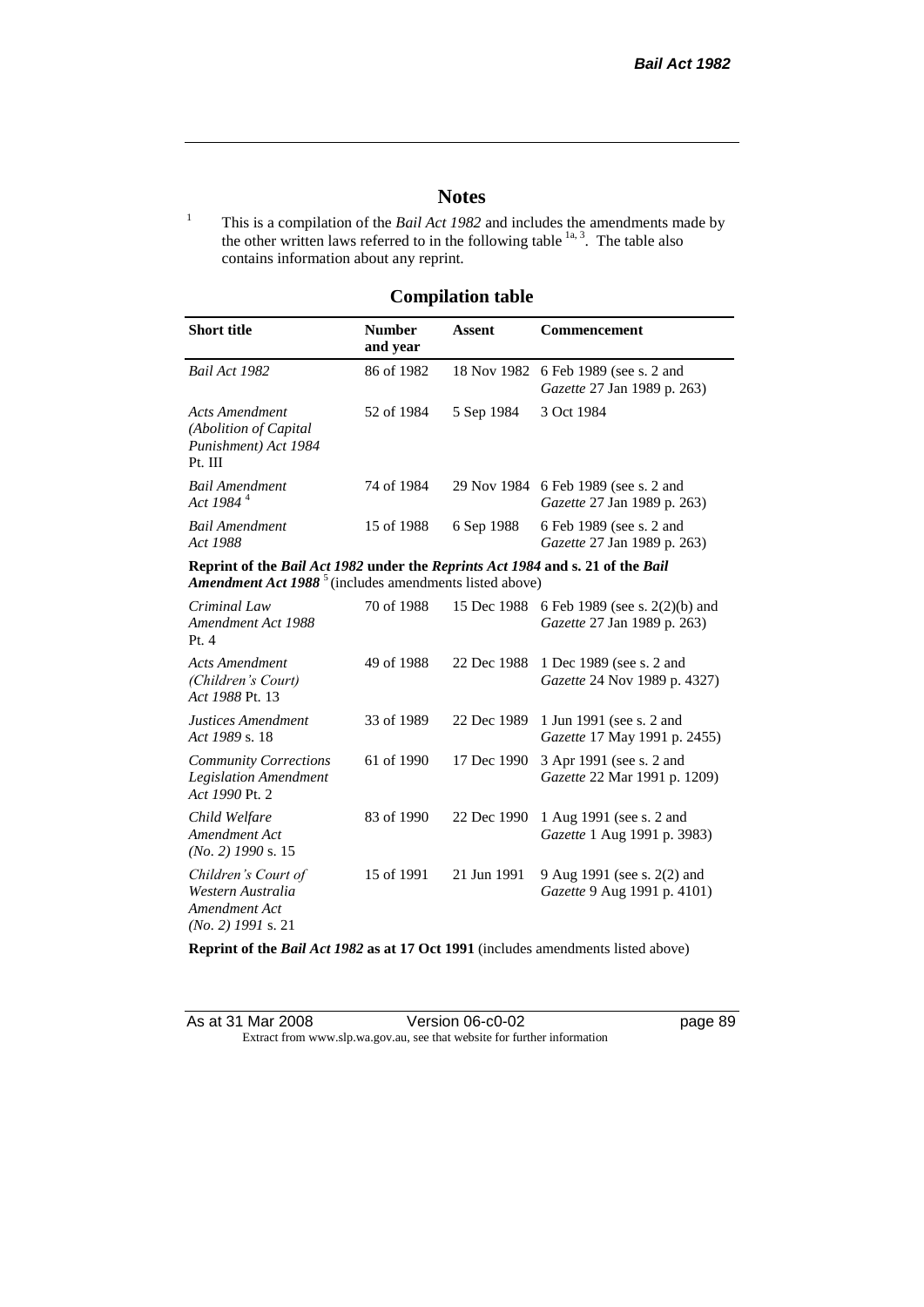# Notes

[1] This is a compilation of the *Bail Act 1982* and includes the amendments made by the other written laws referred to in the following table [1a, 3]. The table also contains information about any reprint.

## Compilation table

| Short title | Number and year | Assent | Commencement |
|---|---|---|---|
| *Bail Act 1982* | 86 of 1982 | 18 Nov 1982 | 6 Feb 1989 (see s. 2 and *Gazette* 27 Jan 1989 p. 263) |
| *Acts Amendment (Abolition of Capital Punishment) Act 1984* Pt. III | 52 of 1984 | 5 Sep 1984 | 3 Oct 1984 |
| *Bail Amendment Act 1984* [4] | 74 of 1984 | 29 Nov 1984 | 6 Feb 1989 (see s. 2 and *Gazette* 27 Jan 1989 p. 263) |
| *Bail Amendment Act 1988* | 15 of 1988 | 6 Sep 1988 | 6 Feb 1989 (see s. 2 and *Gazette* 27 Jan 1989 p. 263) |
| **Reprint of the *Bail Act 1982* under the *Reprints Act 1984* and s. 21 of the *Bail Amendment Act 1988*** [5] (includes amendments listed above) | | | |
| *Criminal Law Amendment Act 1988* Pt. 4 | 70 of 1988 | 15 Dec 1988 | 6 Feb 1989 (see s. 2(2)(b) and *Gazette* 27 Jan 1989 p. 263) |
| *Acts Amendment (Children's Court) Act 1988* Pt. 13 | 49 of 1988 | 22 Dec 1988 | 1 Dec 1989 (see s. 2 and *Gazette* 24 Nov 1989 p. 4327) |
| *Justices Amendment Act 1989* s. 18 | 33 of 1989 | 22 Dec 1989 | 1 Jun 1991 (see s. 2 and *Gazette* 17 May 1991 p. 2455) |
| *Community Corrections Legislation Amendment Act 1990* Pt. 2 | 61 of 1990 | 17 Dec 1990 | 3 Apr 1991 (see s. 2 and *Gazette* 22 Mar 1991 p. 1209) |
| *Child Welfare Amendment Act (No. 2) 1990* s. 15 | 83 of 1990 | 22 Dec 1990 | 1 Aug 1991 (see s. 2 and *Gazette* 1 Aug 1991 p. 3983) |
| *Children's Court of Western Australia Amendment Act (No. 2) 1991* s. 21 | 15 of 1991 | 21 Jun 1991 | 9 Aug 1991 (see s. 2(2) and *Gazette* 9 Aug 1991 p. 4101) |
| **Reprint of the *Bail Act 1982* as at 17 Oct 1991** (includes amendments listed above) | | | |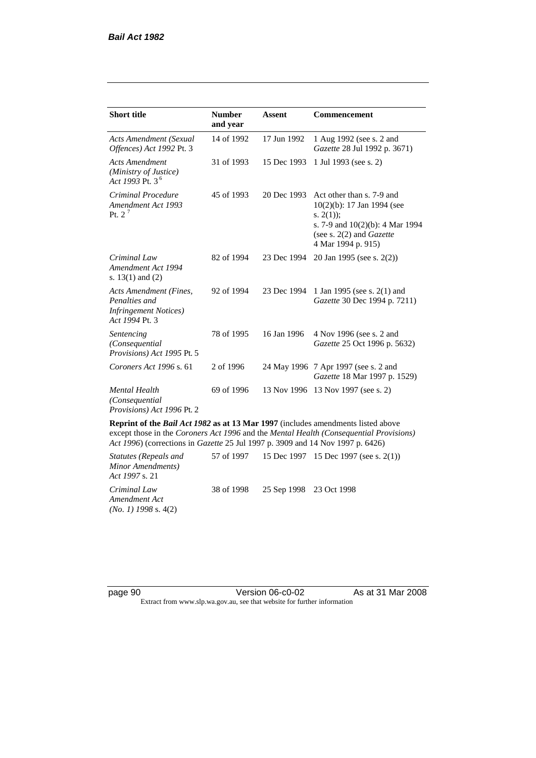| Short title | Number and year | Assent | Commencement |
|---|---|---|---|
| *Acts Amendment (Sexual Offences) Act 1992* Pt. 3 | 14 of 1992 | 17 Jun 1992 | 1 Aug 1992 (see s. 2 and *Gazette* 28 Jul 1992 p. 3671) |
| *Acts Amendment (Ministry of Justice) Act 1993* Pt. 3 [6] | 31 of 1993 | 15 Dec 1993 | 1 Jul 1993 (see s. 2) |
| *Criminal Procedure Amendment Act 1993* Pt. 2 [7] | 45 of 1993 | 20 Dec 1993 | Act other than s. 7-9 and 10(2)(b): 17 Jan 1994 (see s. 2(1)); s. 7-9 and 10(2)(b): 4 Mar 1994 (see s. 2(2) and *Gazette* 4 Mar 1994 p. 915) |
| *Criminal Law Amendment Act 1994* s. 13(1) and (2) | 82 of 1994 | 23 Dec 1994 | 20 Jan 1995 (see s. 2(2)) |
| *Acts Amendment (Fines, Penalties and Infringement Notices) Act 1994* Pt. 3 | 92 of 1994 | 23 Dec 1994 | 1 Jan 1995 (see s. 2(1) and *Gazette* 30 Dec 1994 p. 7211) |
| *Sentencing (Consequential Provisions) Act 1995* Pt. 5 | 78 of 1995 | 16 Jan 1996 | 4 Nov 1996 (see s. 2 and *Gazette* 25 Oct 1996 p. 5632) |
| *Coroners Act 1996* s. 61 | 2 of 1996 | 24 May 1996 | 7 Apr 1997 (see s. 2 and *Gazette* 18 Mar 1997 p. 1529) |
| *Mental Health (Consequential Provisions) Act 1996* Pt. 2 | 69 of 1996 | 13 Nov 1996 | 13 Nov 1997 (see s. 2) |
| **Reprint of the *Bail Act 1982* as at 13 Mar 1997** (includes amendments listed above except those in the *Coroners Act 1996* and the *Mental Health (Consequential Provisions) Act 1996*) (corrections in *Gazette* 25 Jul 1997 p. 3909 and 14 Nov 1997 p. 6426) | | | |
| *Statutes (Repeals and Minor Amendments) Act 1997* s. 21 | 57 of 1997 | 15 Dec 1997 | 15 Dec 1997 (see s. 2(1)) |
| *Criminal Law Amendment Act (No. 1) 1998* s. 4(2) | 38 of 1998 | 25 Sep 1998 | 23 Oct 1998 |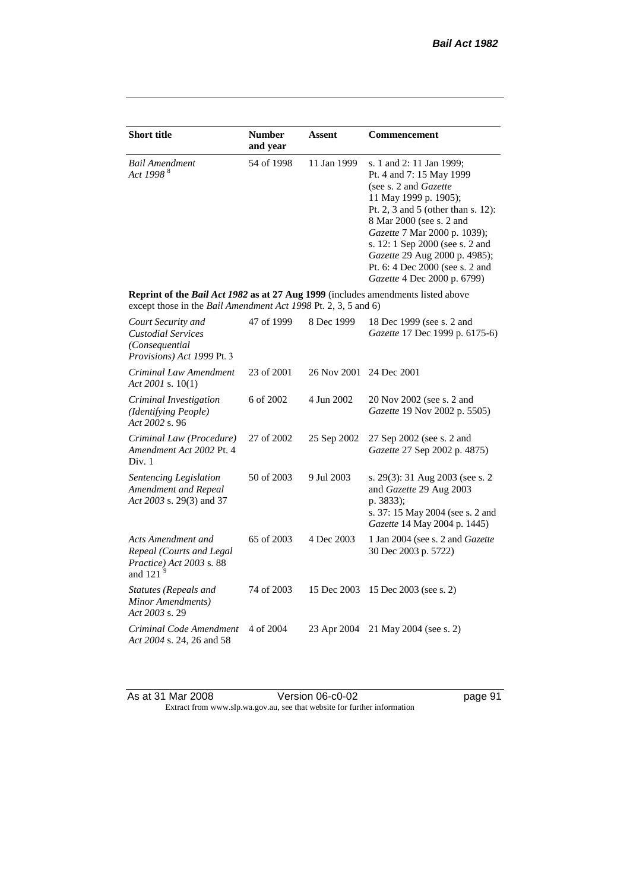| Short title | Number and year | Assent | Commencement |
|---|---|---|---|
| *Bail Amendment Act 1998* [8] | 54 of 1998 | 11 Jan 1999 | s. 1 and 2: 11 Jan 1999; Pt. 4 and 7: 15 May 1999 (see s. 2 and *Gazette* 11 May 1999 p. 1905); Pt. 2, 3 and 5 (other than s. 12): 8 Mar 2000 (see s. 2 and *Gazette* 7 Mar 2000 p. 1039); s. 12: 1 Sep 2000 (see s. 2 and *Gazette* 29 Aug 2000 p. 4985); Pt. 6: 4 Dec 2000 (see s. 2 and *Gazette* 4 Dec 2000 p. 6799) |
| **Reprint of the *Bail Act 1982* as at 27 Aug 1999** (includes amendments listed above except those in the *Bail Amendment Act 1998* Pt. 2, 3, 5 and 6) | | | |
| *Court Security and Custodial Services (Consequential Provisions) Act 1999* Pt. 3 | 47 of 1999 | 8 Dec 1999 | 18 Dec 1999 (see s. 2 and *Gazette* 17 Dec 1999 p. 6175-6) |
| *Criminal Law Amendment Act 2001* s. 10(1) | 23 of 2001 | 26 Nov 2001 | 24 Dec 2001 |
| *Criminal Investigation (Identifying People) Act 2002* s. 96 | 6 of 2002 | 4 Jun 2002 | 20 Nov 2002 (see s. 2 and *Gazette* 19 Nov 2002 p. 5505) |
| *Criminal Law (Procedure) Amendment Act 2002* Pt. 4 Div. 1 | 27 of 2002 | 25 Sep 2002 | 27 Sep 2002 (see s. 2 and *Gazette* 27 Sep 2002 p. 4875) |
| *Sentencing Legislation Amendment and Repeal Act 2003* s. 29(3) and 37 | 50 of 2003 | 9 Jul 2003 | s. 29(3): 31 Aug 2003 (see s. 2 and *Gazette* 29 Aug 2003 p. 3833); s. 37: 15 May 2004 (see s. 2 and *Gazette* 14 May 2004 p. 1445) |
| *Acts Amendment and Repeal (Courts and Legal Practice) Act 2003* s. 88 and 121 [9] | 65 of 2003 | 4 Dec 2003 | 1 Jan 2004 (see s. 2 and *Gazette* 30 Dec 2003 p. 5722) |
| *Statutes (Repeals and Minor Amendments) Act 2003* s. 29 | 74 of 2003 | 15 Dec 2003 | 15 Dec 2003 (see s. 2) |
| *Criminal Code Amendment Act 2004* s. 24, 26 and 58 | 4 of 2004 | 23 Apr 2004 | 21 May 2004 (see s. 2) |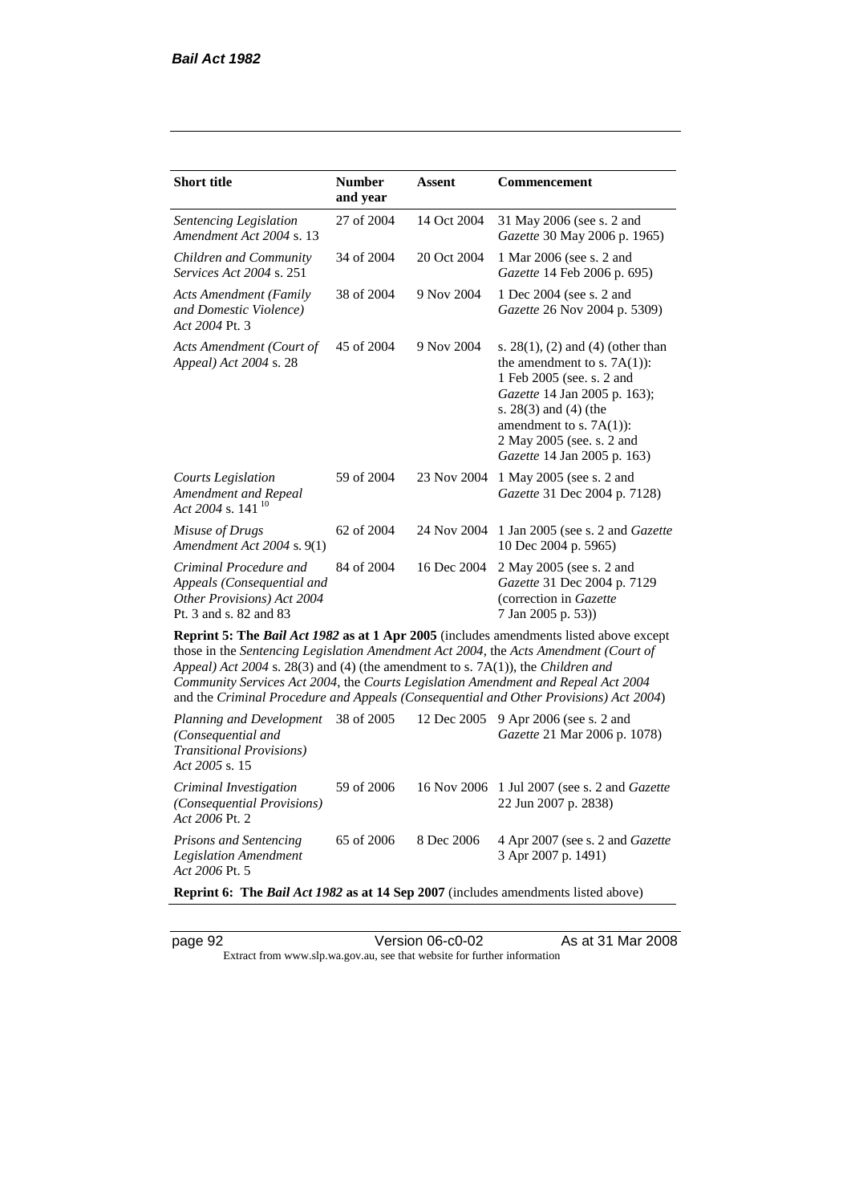| Short title | Number and year | Assent | Commencement |
|---|---|---|---|
| *Sentencing Legislation Amendment Act 2004* s. 13 | 27 of 2004 | 14 Oct 2004 | 31 May 2006 (see s. 2 and *Gazette* 30 May 2006 p. 1965) |
| *Children and Community Services Act 2004* s. 251 | 34 of 2004 | 20 Oct 2004 | 1 Mar 2006 (see s. 2 and *Gazette* 14 Feb 2006 p. 695) |
| *Acts Amendment (Family and Domestic Violence) Act 2004* Pt. 3 | 38 of 2004 | 9 Nov 2004 | 1 Dec 2004 (see s. 2 and *Gazette* 26 Nov 2004 p. 5309) |
| *Acts Amendment (Court of Appeal) Act 2004* s. 28 | 45 of 2004 | 9 Nov 2004 | s. 28(1), (2) and (4) (other than the amendment to s. 7A(1)): 1 Feb 2005 (see. s. 2 and *Gazette* 14 Jan 2005 p. 163); s. 28(3) and (4) (the amendment to s. 7A(1)): 2 May 2005 (see. s. 2 and *Gazette* 14 Jan 2005 p. 163) |
| *Courts Legislation Amendment and Repeal Act 2004* s. 141 [10] | 59 of 2004 | 23 Nov 2004 | 1 May 2005 (see s. 2 and *Gazette* 31 Dec 2004 p. 7128) |
| *Misuse of Drugs Amendment Act 2004* s. 9(1) | 62 of 2004 | 24 Nov 2004 | 1 Jan 2005 (see s. 2 and *Gazette* 10 Dec 2004 p. 5965) |
| *Criminal Procedure and Appeals (Consequential and Other Provisions) Act 2004* Pt. 3 and s. 82 and 83 | 84 of 2004 | 16 Dec 2004 | 2 May 2005 (see s. 2 and *Gazette* 31 Dec 2004 p. 7129 (correction in *Gazette* 7 Jan 2005 p. 53)) |
| **Reprint 5: The *Bail Act 1982* as at 1 Apr 2005** (includes amendments listed above except those in the *Sentencing Legislation Amendment Act 2004*, the *Acts Amendment (Court of Appeal) Act 2004* s. 28(3) and (4) (the amendment to s. 7A(1)), the *Children and Community Services Act 2004*, the *Courts Legislation Amendment and Repeal Act 2004* and the *Criminal Procedure and Appeals (Consequential and Other Provisions) Act 2004*) | | | |
| *Planning and Development (Consequential and Transitional Provisions) Act 2005* s. 15 | 38 of 2005 | 12 Dec 2005 | 9 Apr 2006 (see s. 2 and *Gazette* 21 Mar 2006 p. 1078) |
| *Criminal Investigation (Consequential Provisions) Act 2006* Pt. 2 | 59 of 2006 | 16 Nov 2006 | 1 Jul 2007 (see s. 2 and *Gazette* 22 Jun 2007 p. 2838) |
| *Prisons and Sentencing Legislation Amendment Act 2006* Pt. 5 | 65 of 2006 | 8 Dec 2006 | 4 Apr 2007 (see s. 2 and *Gazette* 3 Apr 2007 p. 1491) |
| **Reprint 6: The *Bail Act 1982* as at 14 Sep 2007** (includes amendments listed above) | | | |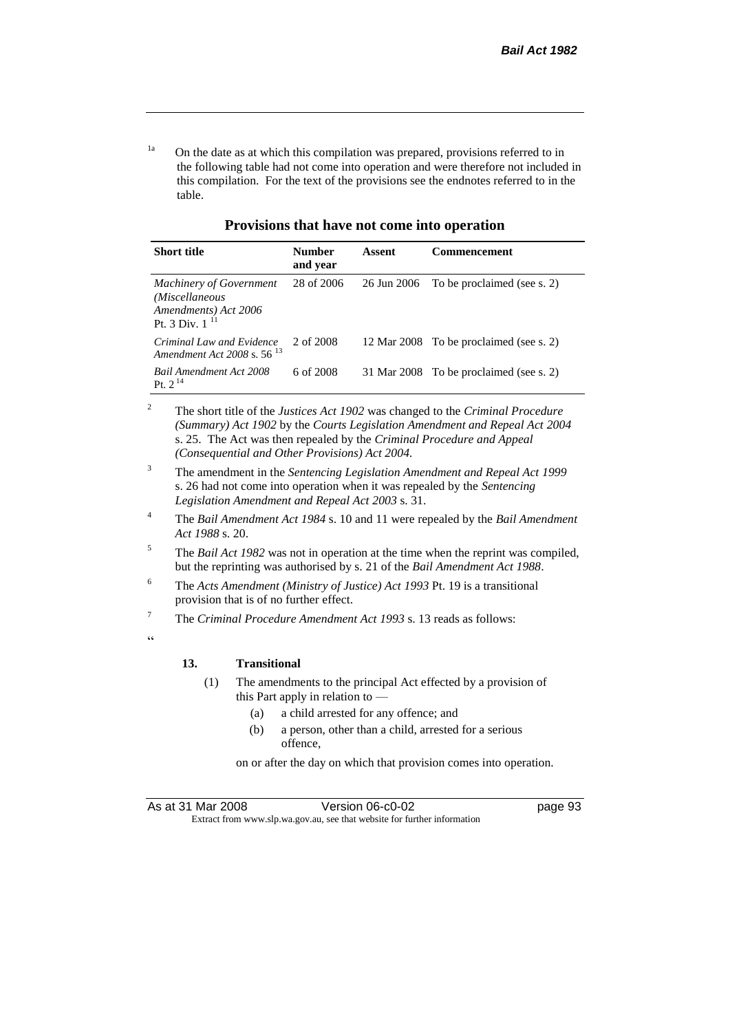[1a] On the date as at which this compilation was prepared, provisions referred to in the following table had not come into operation and were therefore not included in this compilation. For the text of the provisions see the endnotes referred to in the table.

## Provisions that have not come into operation

| Short title | Number and year | Assent | Commencement |
|---|---|---|---|
| *Machinery of Government (Miscellaneous Amendments) Act 2006* Pt. 3 Div. 1 [11] | 28 of 2006 | 26 Jun 2006 | To be proclaimed (see s. 2) |
| *Criminal Law and Evidence Amendment Act 2008* s. 56 [13] | 2 of 2008 | 12 Mar 2008 | To be proclaimed (see s. 2) |
| *Bail Amendment Act 2008* Pt. 2 [14] | 6 of 2008 | 31 Mar 2008 | To be proclaimed (see s. 2) |

[2] The short title of the *Justices Act 1902* was changed to the *Criminal Procedure (Summary) Act 1902* by the *Courts Legislation Amendment and Repeal Act 2004* s. 25. The Act was then repealed by the *Criminal Procedure and Appeal (Consequential and Other Provisions) Act 2004.*

[3] The amendment in the *Sentencing Legislation Amendment and Repeal Act 1999* s. 26 had not come into operation when it was repealed by the *Sentencing Legislation Amendment and Repeal Act 2003* s. 31.

[4] The *Bail Amendment Act 1984* s. 10 and 11 were repealed by the *Bail Amendment Act 1988* s. 20.

[5] The *Bail Act 1982* was not in operation at the time when the reprint was compiled, but the reprinting was authorised by s. 21 of the *Bail Amendment Act 1988*.

[6] The *Acts Amendment (Ministry of Justice) Act 1993* Pt. 19 is a transitional provision that is of no further effect.

[7] The *Criminal Procedure Amendment Act 1993* s. 13 reads as follows:

"

**13. Transitional**

(1) The amendments to the principal Act effected by a provision of this Part apply in relation to —

(a) a child arrested for any offence; and

(b) a person, other than a child, arrested for a serious offence,

on or after the day on which that provision comes into operation.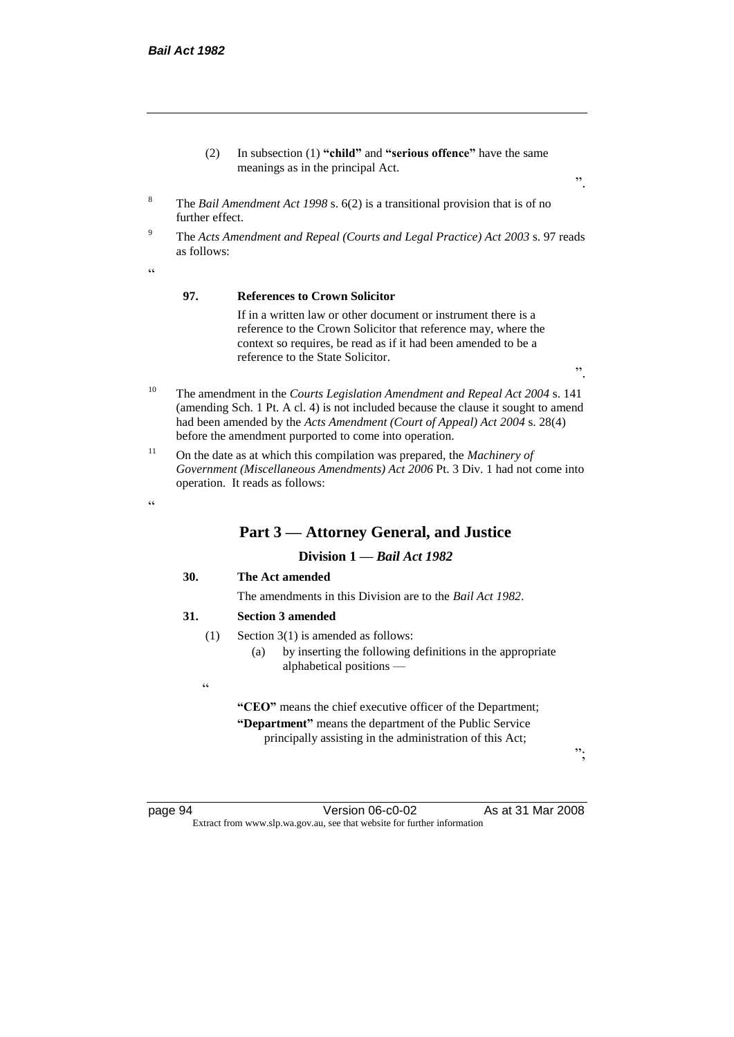(2) In subsection (1) **"child"** and **"serious offence"** have the same meanings as in the principal Act.

".

[8] The *Bail Amendment Act 1998* s. 6(2) is a transitional provision that is of no further effect.

[9] The *Acts Amendment and Repeal (Courts and Legal Practice) Act 2003* s. 97 reads as follows:

"

**97. References to Crown Solicitor**

If in a written law or other document or instrument there is a reference to the Crown Solicitor that reference may, where the context so requires, be read as if it had been amended to be a reference to the State Solicitor.

".

[10] The amendment in the *Courts Legislation Amendment and Repeal Act 2004* s. 141 (amending Sch. 1 Pt. A cl. 4) is not included because the clause it sought to amend had been amended by the *Acts Amendment (Court of Appeal) Act 2004* s. 28(4) before the amendment purported to come into operation.

[11] On the date as at which this compilation was prepared, the *Machinery of Government (Miscellaneous Amendments) Act 2006* Pt. 3 Div. 1 had not come into operation. It reads as follows:

"

## Part 3 — Attorney General, and Justice

### Division 1 — *Bail Act 1982*

**30. The Act amended**

The amendments in this Division are to the *Bail Act 1982*.

**31. Section 3 amended**

(1) Section 3(1) is amended as follows:

(a) by inserting the following definitions in the appropriate alphabetical positions —

"

**"CEO"** means the chief executive officer of the Department;

**"Department"** means the department of the Public Service principally assisting in the administration of this Act;

";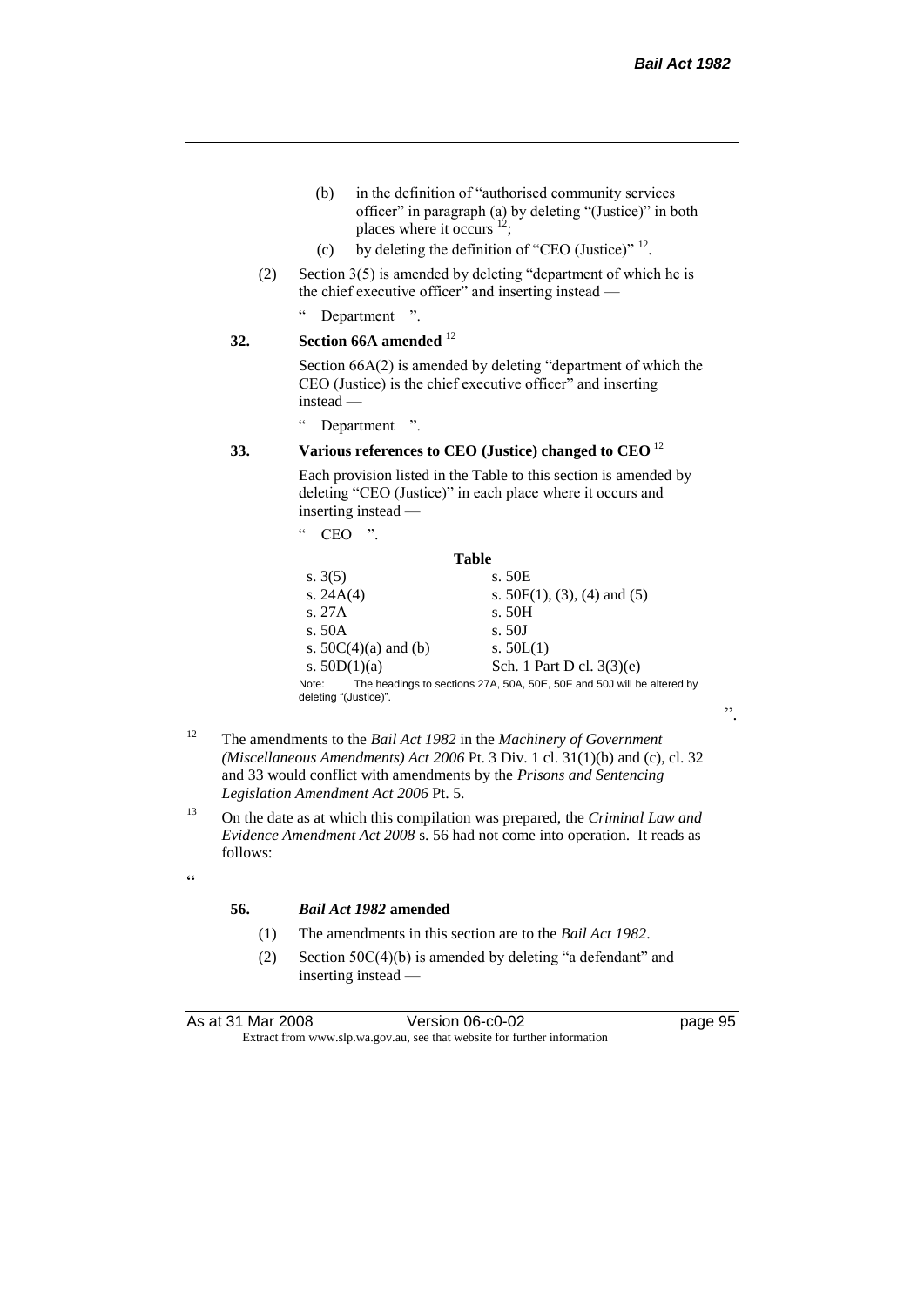(b) in the definition of "authorised community services officer" in paragraph (a) by deleting "(Justice)" in both places where it occurs [12];

(c) by deleting the definition of "CEO (Justice)" [12].

(2) Section 3(5) is amended by deleting "department of which he is the chief executive officer" and inserting instead —

" Department ".

**32. Section 66A amended** [12]

Section 66A(2) is amended by deleting "department of which the CEO (Justice) is the chief executive officer" and inserting instead —

" Department ".

**33. Various references to CEO (Justice) changed to CEO** [12]

Each provision listed in the Table to this section is amended by deleting "CEO (Justice)" in each place where it occurs and inserting instead —

" CEO ".

**Table**

| | |
|---|---|
| s. 3(5) | s. 50E |
| s. 24A(4) | s. 50F(1), (3), (4) and (5) |
| s. 27A | s. 50H |
| s. 50A | s. 50J |
| s. 50C(4)(a) and (b) | s. 50L(1) |
| s. 50D(1)(a) | Sch. 1 Part D cl. 3(3)(e) |

Note: The headings to sections 27A, 50A, 50E, 50F and 50J will be altered by deleting "(Justice)".

".

[12] The amendments to the *Bail Act 1982* in the *Machinery of Government (Miscellaneous Amendments) Act 2006* Pt. 3 Div. 1 cl. 31(1)(b) and (c), cl. 32 and 33 would conflict with amendments by the *Prisons and Sentencing Legislation Amendment Act 2006* Pt. 5.

[13] On the date as at which this compilation was prepared, the *Criminal Law and Evidence Amendment Act 2008* s. 56 had not come into operation. It reads as follows:

"

**56. *Bail Act 1982* amended**

(1) The amendments in this section are to the *Bail Act 1982*.

(2) Section 50C(4)(b) is amended by deleting "a defendant" and inserting instead —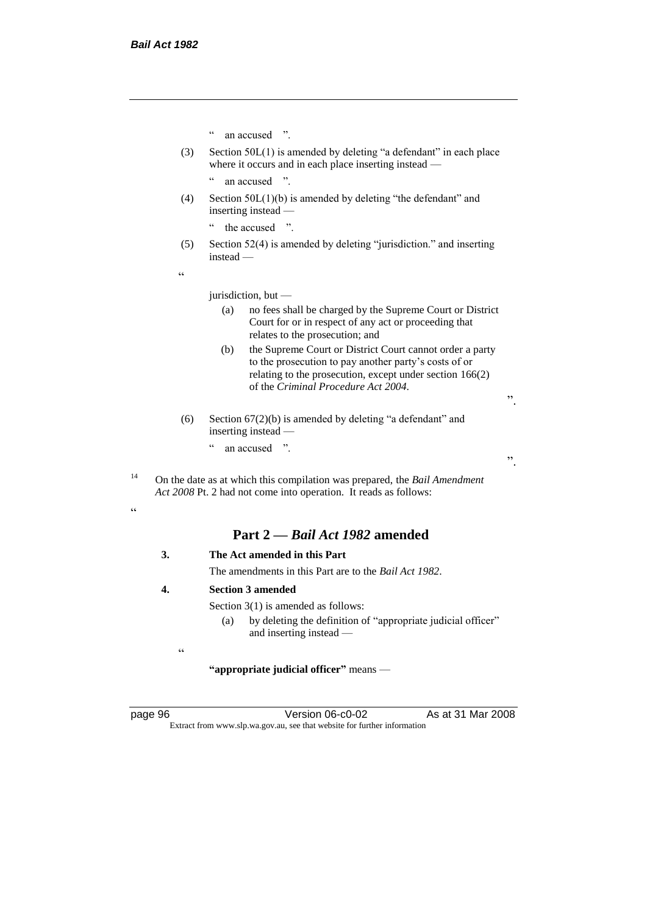" an accused ".

(3) Section 50L(1) is amended by deleting "a defendant" in each place where it occurs and in each place inserting instead —

" an accused ".

(4) Section 50L(1)(b) is amended by deleting "the defendant" and inserting instead —

" the accused ".

(5) Section 52(4) is amended by deleting "jurisdiction." and inserting instead —

"

jurisdiction, but —

(a) no fees shall be charged by the Supreme Court or District Court for or in respect of any act or proceeding that relates to the prosecution; and

(b) the Supreme Court or District Court cannot order a party to the prosecution to pay another party's costs of or relating to the prosecution, except under section 166(2) of the *Criminal Procedure Act 2004*.

".

(6) Section 67(2)(b) is amended by deleting "a defendant" and inserting instead —

" an accused ".

".

[14] On the date as at which this compilation was prepared, the *Bail Amendment Act 2008* Pt. 2 had not come into operation. It reads as follows:

"

## Part 2 — *Bail Act 1982* amended

**3. The Act amended in this Part**

The amendments in this Part are to the *Bail Act 1982*.

**4. Section 3 amended**

Section 3(1) is amended as follows:

(a) by deleting the definition of "appropriate judicial officer" and inserting instead —

"

**"appropriate judicial officer"** means —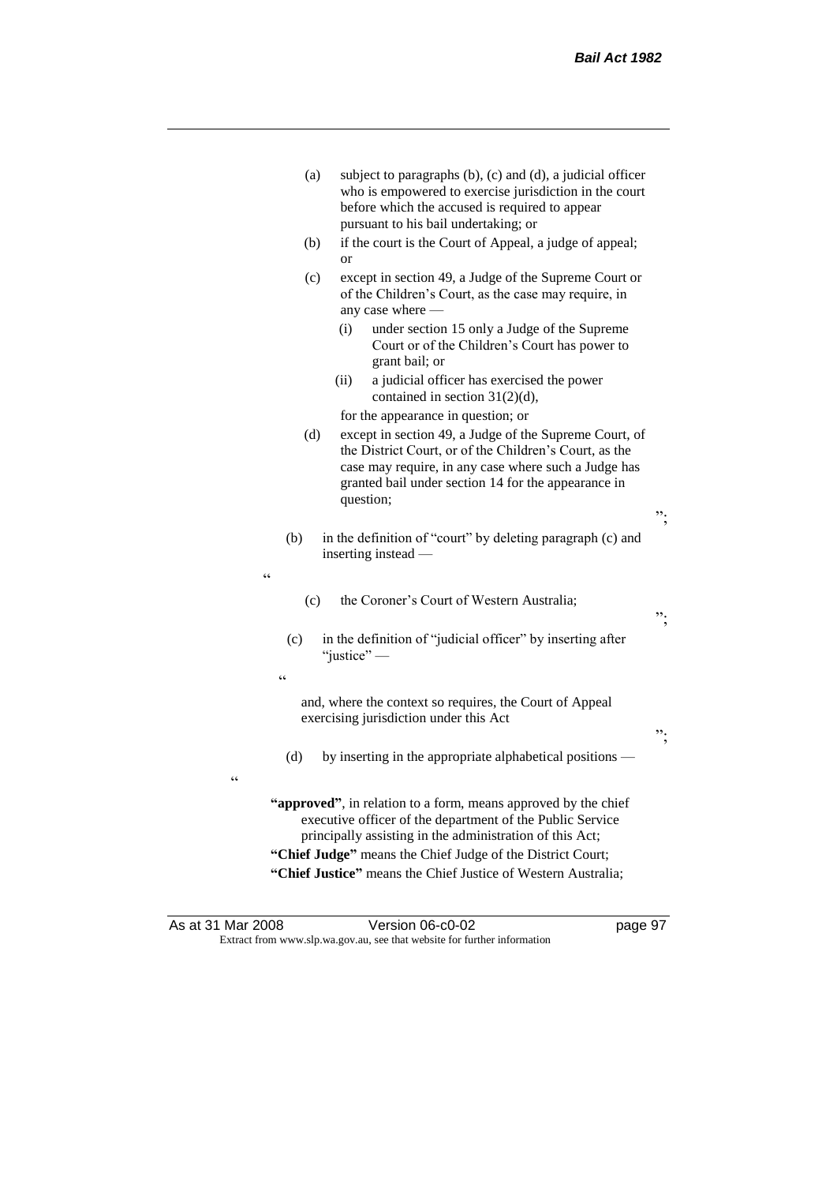(a) subject to paragraphs (b), (c) and (d), a judicial officer who is empowered to exercise jurisdiction in the court before which the accused is required to appear pursuant to his bail undertaking; or

(b) if the court is the Court of Appeal, a judge of appeal; or

(c) except in section 49, a Judge of the Supreme Court or of the Children's Court, as the case may require, in any case where —

  (i) under section 15 only a Judge of the Supreme Court or of the Children's Court has power to grant bail; or

  (ii) a judicial officer has exercised the power contained in section 31(2)(d),

  for the appearance in question; or

(d) except in section 49, a Judge of the Supreme Court, of the District Court, or of the Children's Court, as the case may require, in any case where such a Judge has granted bail under section 14 for the appearance in question;

";

(b) in the definition of "court" by deleting paragraph (c) and inserting instead —

"

(c) the Coroner's Court of Western Australia;

";

(c) in the definition of "judicial officer" by inserting after "justice" —

"

and, where the context so requires, the Court of Appeal exercising jurisdiction under this Act

";

(d) by inserting in the appropriate alphabetical positions —

"

**"approved"**, in relation to a form, means approved by the chief executive officer of the department of the Public Service principally assisting in the administration of this Act;

**"Chief Judge"** means the Chief Judge of the District Court;

**"Chief Justice"** means the Chief Justice of Western Australia;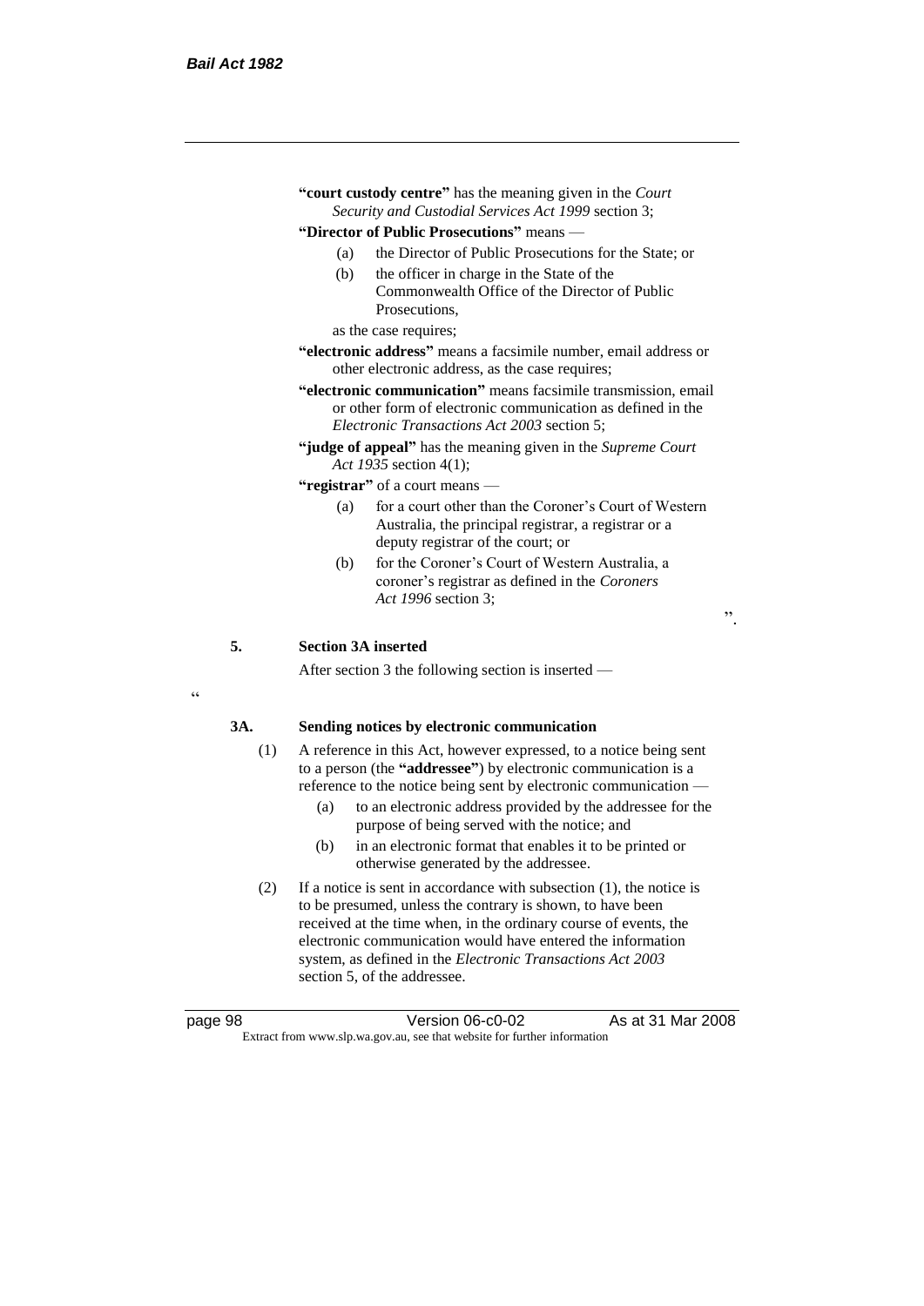**"court custody centre"** has the meaning given in the *Court Security and Custodial Services Act 1999* section 3;

**"Director of Public Prosecutions"** means —

(a) the Director of Public Prosecutions for the State; or

(b) the officer in charge in the State of the Commonwealth Office of the Director of Public Prosecutions,

as the case requires;

**"electronic address"** means a facsimile number, email address or other electronic address, as the case requires;

**"electronic communication"** means facsimile transmission, email or other form of electronic communication as defined in the *Electronic Transactions Act 2003* section 5;

**"judge of appeal"** has the meaning given in the *Supreme Court Act 1935* section 4(1);

**"registrar"** of a court means —

(a) for a court other than the Coroner's Court of Western Australia, the principal registrar, a registrar or a deputy registrar of the court; or

(b) for the Coroner's Court of Western Australia, a coroner's registrar as defined in the *Coroners Act 1996* section 3;

".

**5. Section 3A inserted**

After section 3 the following section is inserted —

"

**3A. Sending notices by electronic communication**

(1) A reference in this Act, however expressed, to a notice being sent to a person (the **"addressee"**) by electronic communication is a reference to the notice being sent by electronic communication —

(a) to an electronic address provided by the addressee for the purpose of being served with the notice; and

(b) in an electronic format that enables it to be printed or otherwise generated by the addressee.

(2) If a notice is sent in accordance with subsection (1), the notice is to be presumed, unless the contrary is shown, to have been received at the time when, in the ordinary course of events, the electronic communication would have entered the information system, as defined in the *Electronic Transactions Act 2003* section 5, of the addressee.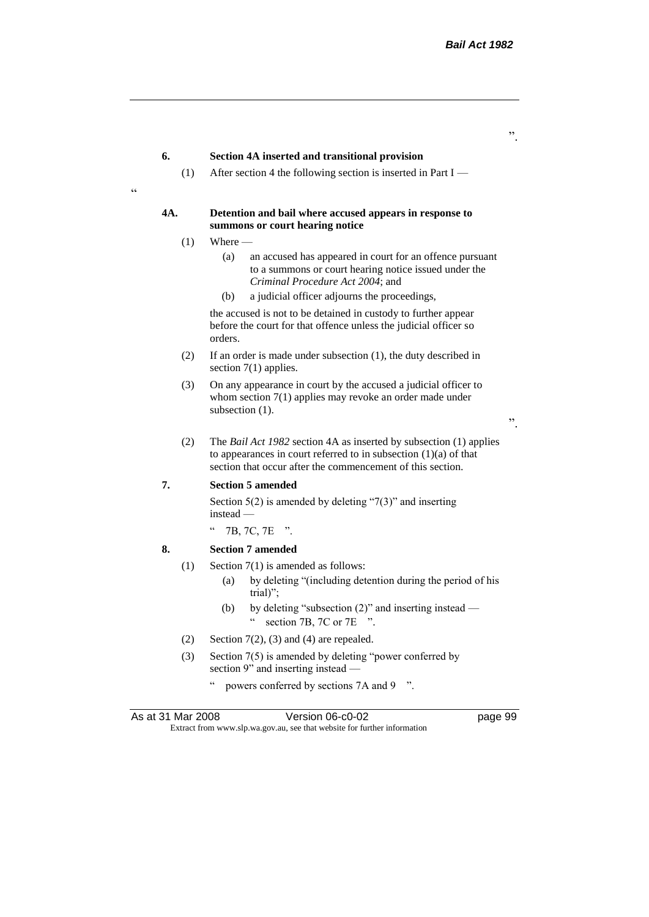".

**6. Section 4A inserted and transitional provision**

(1) After section 4 the following section is inserted in Part I —

"

**4A. Detention and bail where accused appears in response to summons or court hearing notice**

(1) Where —

(a) an accused has appeared in court for an offence pursuant to a summons or court hearing notice issued under the *Criminal Procedure Act 2004*; and

(b) a judicial officer adjourns the proceedings,

the accused is not to be detained in custody to further appear before the court for that offence unless the judicial officer so orders.

(2) If an order is made under subsection (1), the duty described in section 7(1) applies.

(3) On any appearance in court by the accused a judicial officer to whom section 7(1) applies may revoke an order made under subsection (1).

".

(2) The *Bail Act 1982* section 4A as inserted by subsection (1) applies to appearances in court referred to in subsection (1)(a) of that section that occur after the commencement of this section.

**7. Section 5 amended**

Section 5(2) is amended by deleting "7(3)" and inserting instead —

" 7B, 7C, 7E ".

**8. Section 7 amended**

(1) Section 7(1) is amended as follows:

(a) by deleting "(including detention during the period of his trial)";

(b) by deleting "subsection (2)" and inserting instead —
" section 7B, 7C or 7E ".

(2) Section 7(2), (3) and (4) are repealed.

(3) Section 7(5) is amended by deleting "power conferred by section 9" and inserting instead —

" powers conferred by sections 7A and 9 ".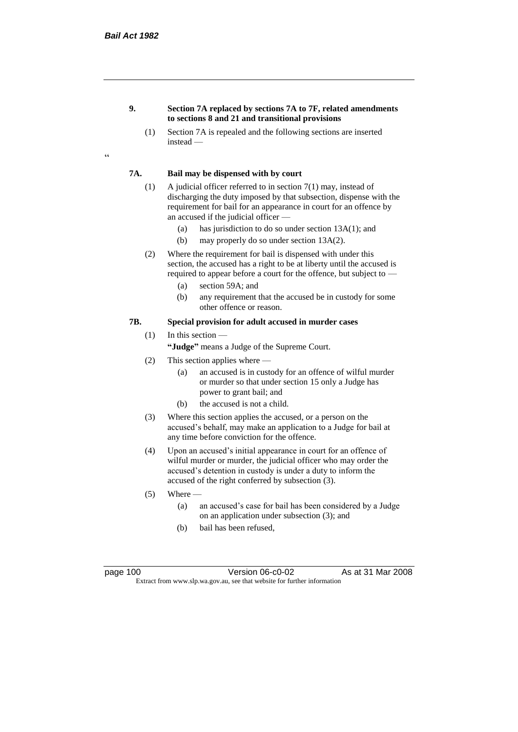**9. Section 7A replaced by sections 7A to 7F, related amendments to sections 8 and 21 and transitional provisions**

(1) Section 7A is repealed and the following sections are inserted instead —

"

**7A. Bail may be dispensed with by court**

(1) A judicial officer referred to in section 7(1) may, instead of discharging the duty imposed by that subsection, dispense with the requirement for bail for an appearance in court for an offence by an accused if the judicial officer —

(a) has jurisdiction to do so under section 13A(1); and

(b) may properly do so under section 13A(2).

(2) Where the requirement for bail is dispensed with under this section, the accused has a right to be at liberty until the accused is required to appear before a court for the offence, but subject to —

(a) section 59A; and

(b) any requirement that the accused be in custody for some other offence or reason.

**7B. Special provision for adult accused in murder cases**

(1) In this section —

**"Judge"** means a Judge of the Supreme Court.

(2) This section applies where —

(a) an accused is in custody for an offence of wilful murder or murder so that under section 15 only a Judge has power to grant bail; and

(b) the accused is not a child.

(3) Where this section applies the accused, or a person on the accused's behalf, may make an application to a Judge for bail at any time before conviction for the offence.

(4) Upon an accused's initial appearance in court for an offence of wilful murder or murder, the judicial officer who may order the accused's detention in custody is under a duty to inform the accused of the right conferred by subsection (3).

(5) Where —

(a) an accused's case for bail has been considered by a Judge on an application under subsection (3); and

(b) bail has been refused,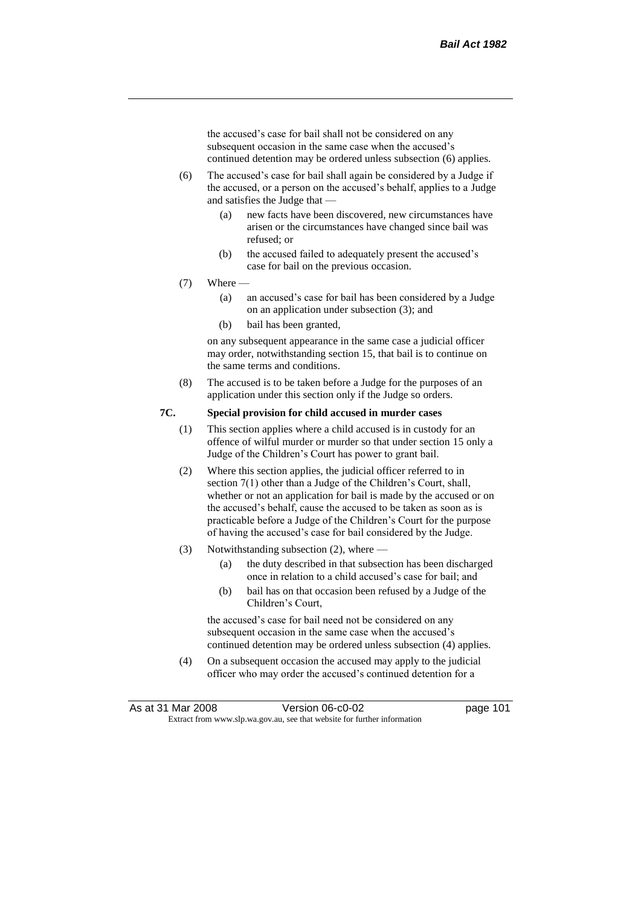the accused's case for bail shall not be considered on any subsequent occasion in the same case when the accused's continued detention may be ordered unless subsection (6) applies.

(6) The accused's case for bail shall again be considered by a Judge if the accused, or a person on the accused's behalf, applies to a Judge and satisfies the Judge that —

(a) new facts have been discovered, new circumstances have arisen or the circumstances have changed since bail was refused; or

(b) the accused failed to adequately present the accused's case for bail on the previous occasion.

(7) Where —

(a) an accused's case for bail has been considered by a Judge on an application under subsection (3); and

(b) bail has been granted,

on any subsequent appearance in the same case a judicial officer may order, notwithstanding section 15, that bail is to continue on the same terms and conditions.

(8) The accused is to be taken before a Judge for the purposes of an application under this section only if the Judge so orders.

**7C. Special provision for child accused in murder cases**

(1) This section applies where a child accused is in custody for an offence of wilful murder or murder so that under section 15 only a Judge of the Children's Court has power to grant bail.

(2) Where this section applies, the judicial officer referred to in section 7(1) other than a Judge of the Children's Court, shall, whether or not an application for bail is made by the accused or on the accused's behalf, cause the accused to be taken as soon as is practicable before a Judge of the Children's Court for the purpose of having the accused's case for bail considered by the Judge.

(3) Notwithstanding subsection (2), where —

(a) the duty described in that subsection has been discharged once in relation to a child accused's case for bail; and

(b) bail has on that occasion been refused by a Judge of the Children's Court,

the accused's case for bail need not be considered on any subsequent occasion in the same case when the accused's continued detention may be ordered unless subsection (4) applies.

(4) On a subsequent occasion the accused may apply to the judicial officer who may order the accused's continued detention for a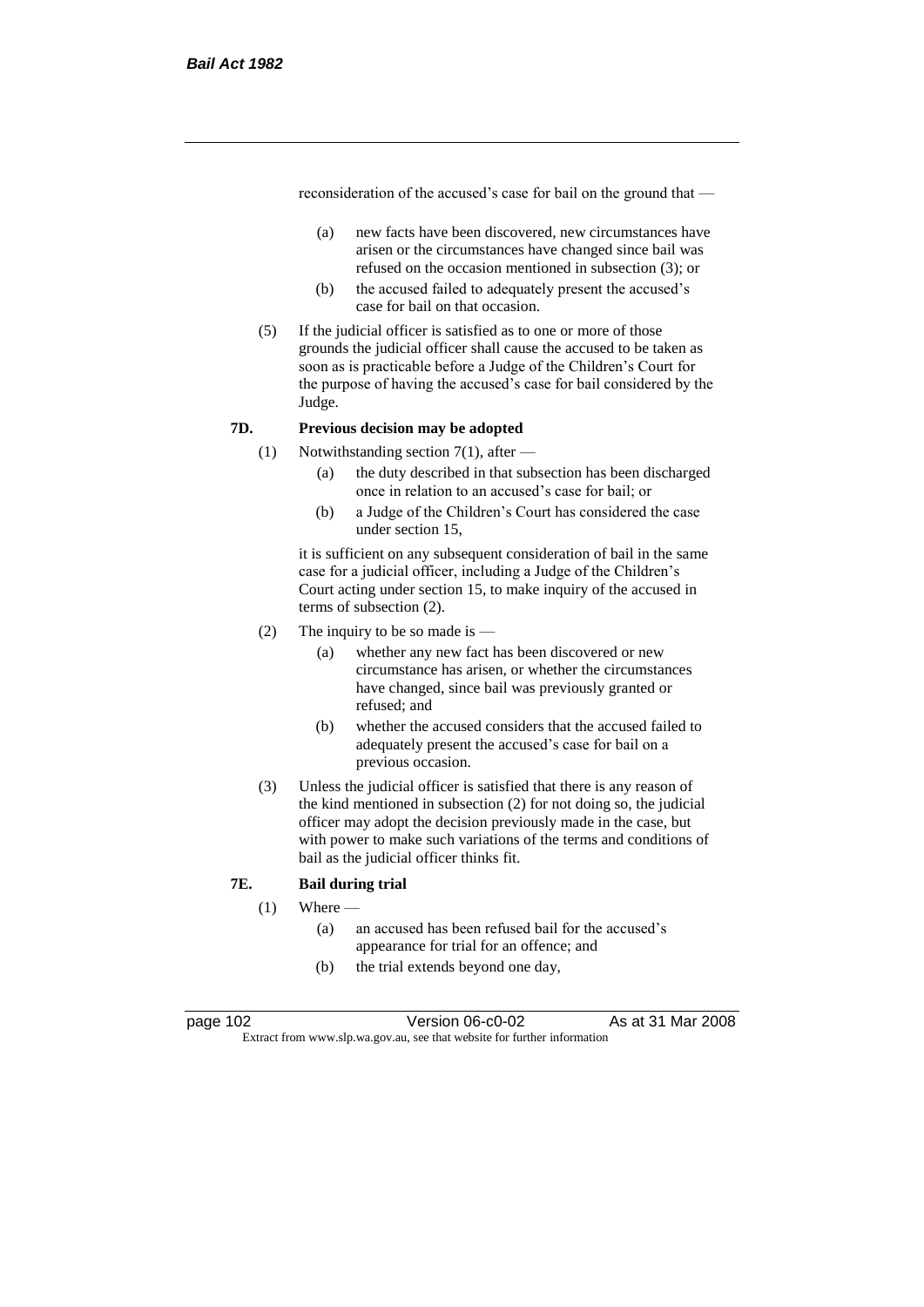reconsideration of the accused's case for bail on the ground that —

(a) new facts have been discovered, new circumstances have arisen or the circumstances have changed since bail was refused on the occasion mentioned in subsection (3); or

(b) the accused failed to adequately present the accused's case for bail on that occasion.

(5) If the judicial officer is satisfied as to one or more of those grounds the judicial officer shall cause the accused to be taken as soon as is practicable before a Judge of the Children's Court for the purpose of having the accused's case for bail considered by the Judge.

**7D. Previous decision may be adopted**

(1) Notwithstanding section 7(1), after —

(a) the duty described in that subsection has been discharged once in relation to an accused's case for bail; or

(b) a Judge of the Children's Court has considered the case under section 15,

it is sufficient on any subsequent consideration of bail in the same case for a judicial officer, including a Judge of the Children's Court acting under section 15, to make inquiry of the accused in terms of subsection (2).

(2) The inquiry to be so made is —

(a) whether any new fact has been discovered or new circumstance has arisen, or whether the circumstances have changed, since bail was previously granted or refused; and

(b) whether the accused considers that the accused failed to adequately present the accused's case for bail on a previous occasion.

(3) Unless the judicial officer is satisfied that there is any reason of the kind mentioned in subsection (2) for not doing so, the judicial officer may adopt the decision previously made in the case, but with power to make such variations of the terms and conditions of bail as the judicial officer thinks fit.

**7E. Bail during trial**

(1) Where —

(a) an accused has been refused bail for the accused's appearance for trial for an offence; and

(b) the trial extends beyond one day,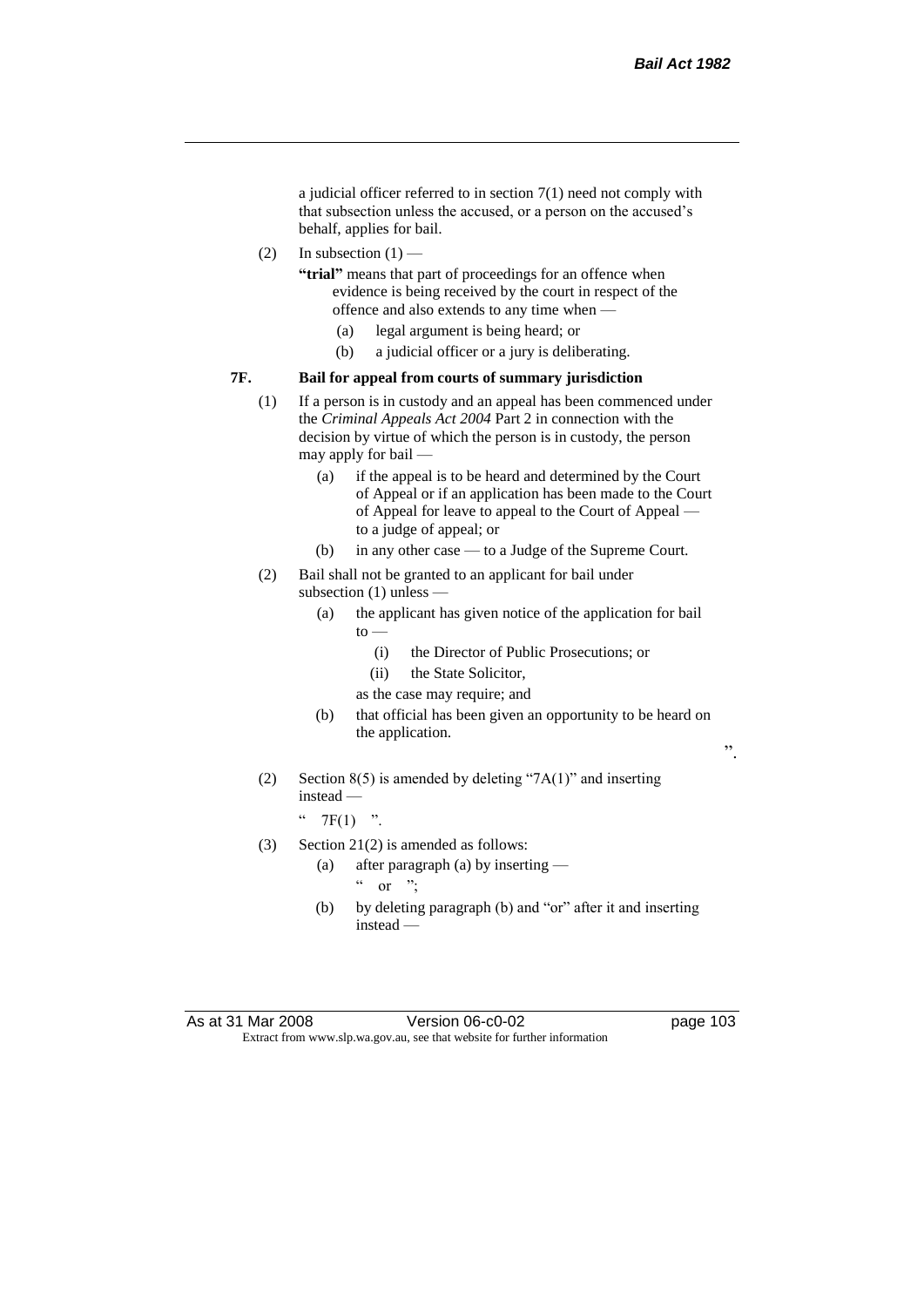a judicial officer referred to in section 7(1) need not comply with that subsection unless the accused, or a person on the accused's behalf, applies for bail.

(2) In subsection (1) —

**"trial"** means that part of proceedings for an offence when evidence is being received by the court in respect of the offence and also extends to any time when —

(a) legal argument is being heard; or

(b) a judicial officer or a jury is deliberating.

**7F. Bail for appeal from courts of summary jurisdiction**

(1) If a person is in custody and an appeal has been commenced under the *Criminal Appeals Act 2004* Part 2 in connection with the decision by virtue of which the person is in custody, the person may apply for bail —

(a) if the appeal is to be heard and determined by the Court of Appeal or if an application has been made to the Court of Appeal for leave to appeal to the Court of Appeal — to a judge of appeal; or

(b) in any other case — to a Judge of the Supreme Court.

(2) Bail shall not be granted to an applicant for bail under subsection (1) unless —

(a) the applicant has given notice of the application for bail to —

(i) the Director of Public Prosecutions; or

(ii) the State Solicitor,

as the case may require; and

(b) that official has been given an opportunity to be heard on the application.

".

(2) Section 8(5) is amended by deleting "7A(1)" and inserting instead —

" 7F(1) ".

(3) Section 21(2) is amended as follows:

(a) after paragraph (a) by inserting —

" or ";

(b) by deleting paragraph (b) and "or" after it and inserting instead —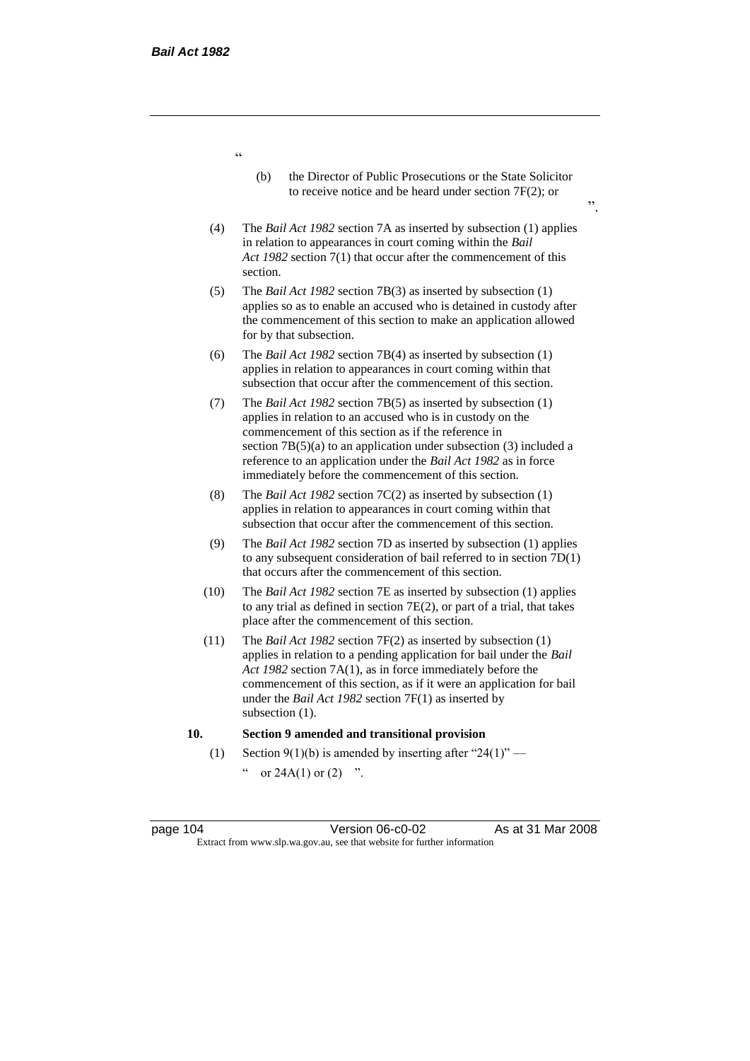"

(b) the Director of Public Prosecutions or the State Solicitor to receive notice and be heard under section 7F(2); or

".

(4) The *Bail Act 1982* section 7A as inserted by subsection (1) applies in relation to appearances in court coming within the *Bail Act 1982* section 7(1) that occur after the commencement of this section.

(5) The *Bail Act 1982* section 7B(3) as inserted by subsection (1) applies so as to enable an accused who is detained in custody after the commencement of this section to make an application allowed for by that subsection.

(6) The *Bail Act 1982* section 7B(4) as inserted by subsection (1) applies in relation to appearances in court coming within that subsection that occur after the commencement of this section.

(7) The *Bail Act 1982* section 7B(5) as inserted by subsection (1) applies in relation to an accused who is in custody on the commencement of this section as if the reference in section 7B(5)(a) to an application under subsection (3) included a reference to an application under the *Bail Act 1982* as in force immediately before the commencement of this section.

(8) The *Bail Act 1982* section 7C(2) as inserted by subsection (1) applies in relation to appearances in court coming within that subsection that occur after the commencement of this section.

(9) The *Bail Act 1982* section 7D as inserted by subsection (1) applies to any subsequent consideration of bail referred to in section 7D(1) that occurs after the commencement of this section.

(10) The *Bail Act 1982* section 7E as inserted by subsection (1) applies to any trial as defined in section 7E(2), or part of a trial, that takes place after the commencement of this section.

(11) The *Bail Act 1982* section 7F(2) as inserted by subsection (1) applies in relation to a pending application for bail under the *Bail Act 1982* section 7A(1), as in force immediately before the commencement of this section, as if it were an application for bail under the *Bail Act 1982* section 7F(1) as inserted by subsection (1).

**10. Section 9 amended and transitional provision**

(1) Section 9(1)(b) is amended by inserting after "24(1)" —

" or 24A(1) or (2) ".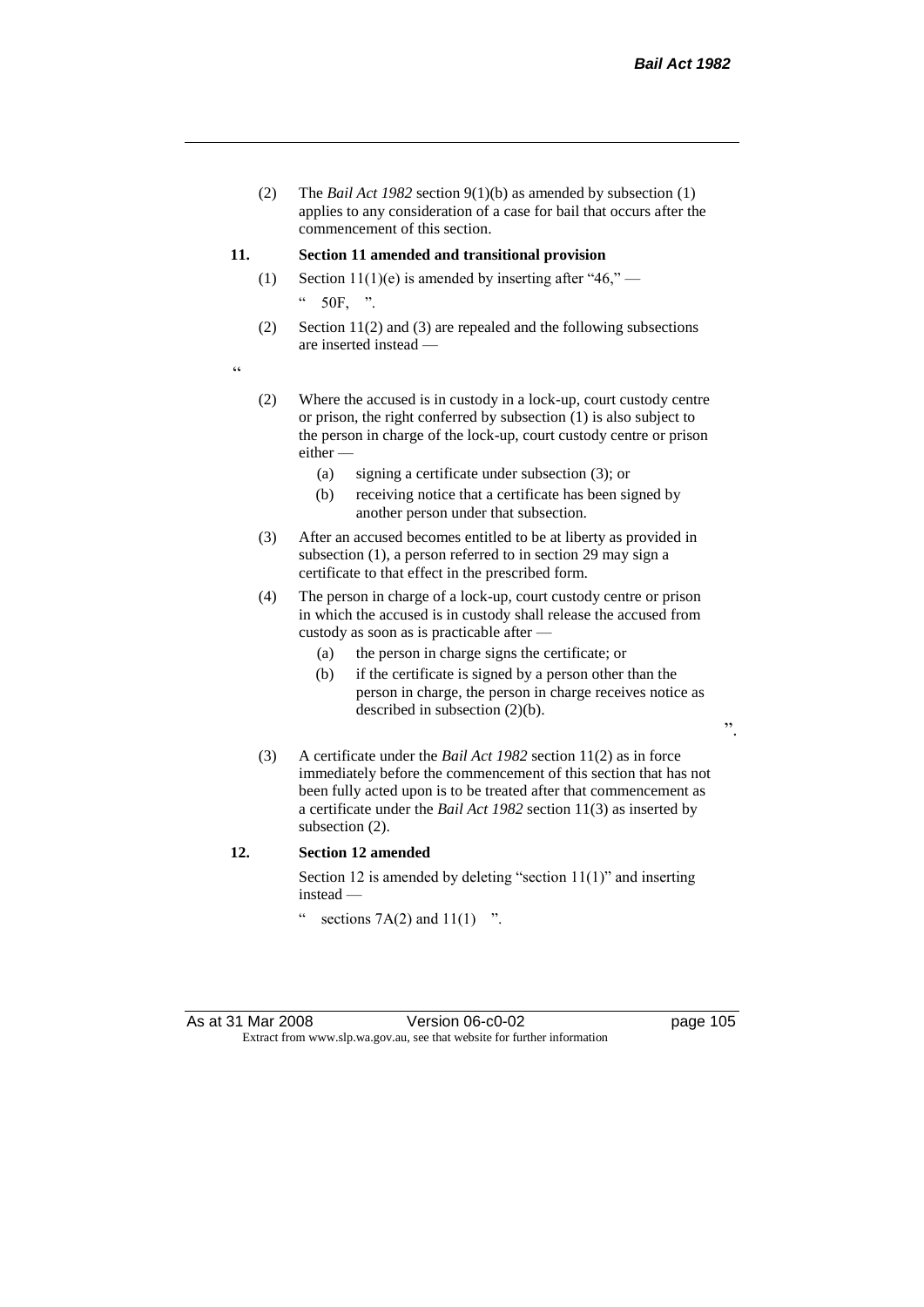(2) The *Bail Act 1982* section 9(1)(b) as amended by subsection (1) applies to any consideration of a case for bail that occurs after the commencement of this section.

**11. Section 11 amended and transitional provision**

(1) Section 11(1)(e) is amended by inserting after "46," —

" 50F, ".

(2) Section 11(2) and (3) are repealed and the following subsections are inserted instead —

"

(2) Where the accused is in custody in a lock-up, court custody centre or prison, the right conferred by subsection (1) is also subject to the person in charge of the lock-up, court custody centre or prison either —

(a) signing a certificate under subsection (3); or

(b) receiving notice that a certificate has been signed by another person under that subsection.

(3) After an accused becomes entitled to be at liberty as provided in subsection (1), a person referred to in section 29 may sign a certificate to that effect in the prescribed form.

(4) The person in charge of a lock-up, court custody centre or prison in which the accused is in custody shall release the accused from custody as soon as is practicable after —

(a) the person in charge signs the certificate; or

(b) if the certificate is signed by a person other than the person in charge, the person in charge receives notice as described in subsection (2)(b).

".

(3) A certificate under the *Bail Act 1982* section 11(2) as in force immediately before the commencement of this section that has not been fully acted upon is to be treated after that commencement as a certificate under the *Bail Act 1982* section 11(3) as inserted by subsection (2).

**12. Section 12 amended**

Section 12 is amended by deleting "section 11(1)" and inserting instead —

" sections 7A(2) and 11(1) ".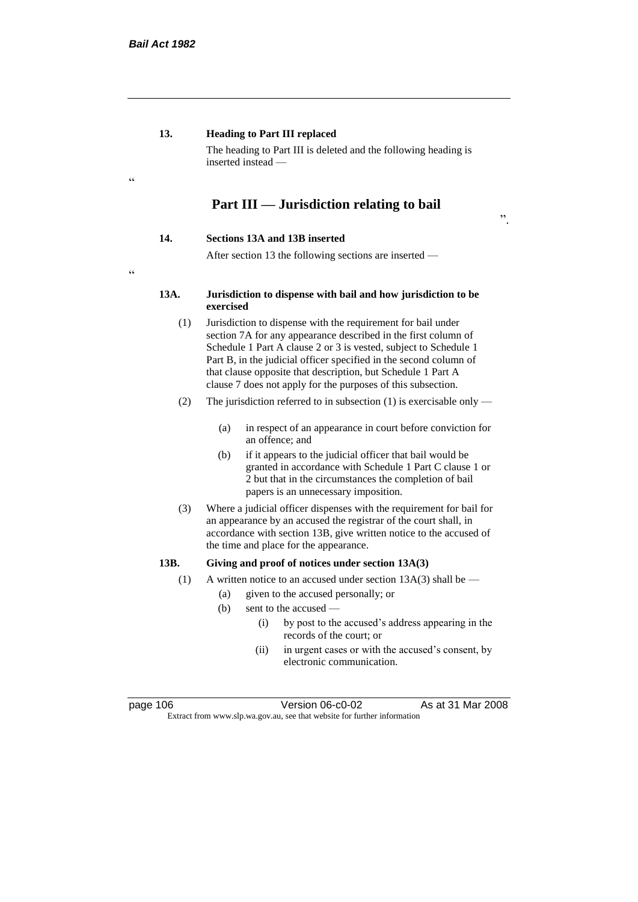**13. Heading to Part III replaced**

The heading to Part III is deleted and the following heading is inserted instead —

"

## Part III — Jurisdiction relating to bail

".

**14. Sections 13A and 13B inserted**

After section 13 the following sections are inserted —

"

**13A. Jurisdiction to dispense with bail and how jurisdiction to be exercised**

(1) Jurisdiction to dispense with the requirement for bail under section 7A for any appearance described in the first column of Schedule 1 Part A clause 2 or 3 is vested, subject to Schedule 1 Part B, in the judicial officer specified in the second column of that clause opposite that description, but Schedule 1 Part A clause 7 does not apply for the purposes of this subsection.

(2) The jurisdiction referred to in subsection (1) is exercisable only —

(a) in respect of an appearance in court before conviction for an offence; and

(b) if it appears to the judicial officer that bail would be granted in accordance with Schedule 1 Part C clause 1 or 2 but that in the circumstances the completion of bail papers is an unnecessary imposition.

(3) Where a judicial officer dispenses with the requirement for bail for an appearance by an accused the registrar of the court shall, in accordance with section 13B, give written notice to the accused of the time and place for the appearance.

**13B. Giving and proof of notices under section 13A(3)**

(1) A written notice to an accused under section 13A(3) shall be —

(a) given to the accused personally; or

(b) sent to the accused —

(i) by post to the accused's address appearing in the records of the court; or

(ii) in urgent cases or with the accused's consent, by electronic communication.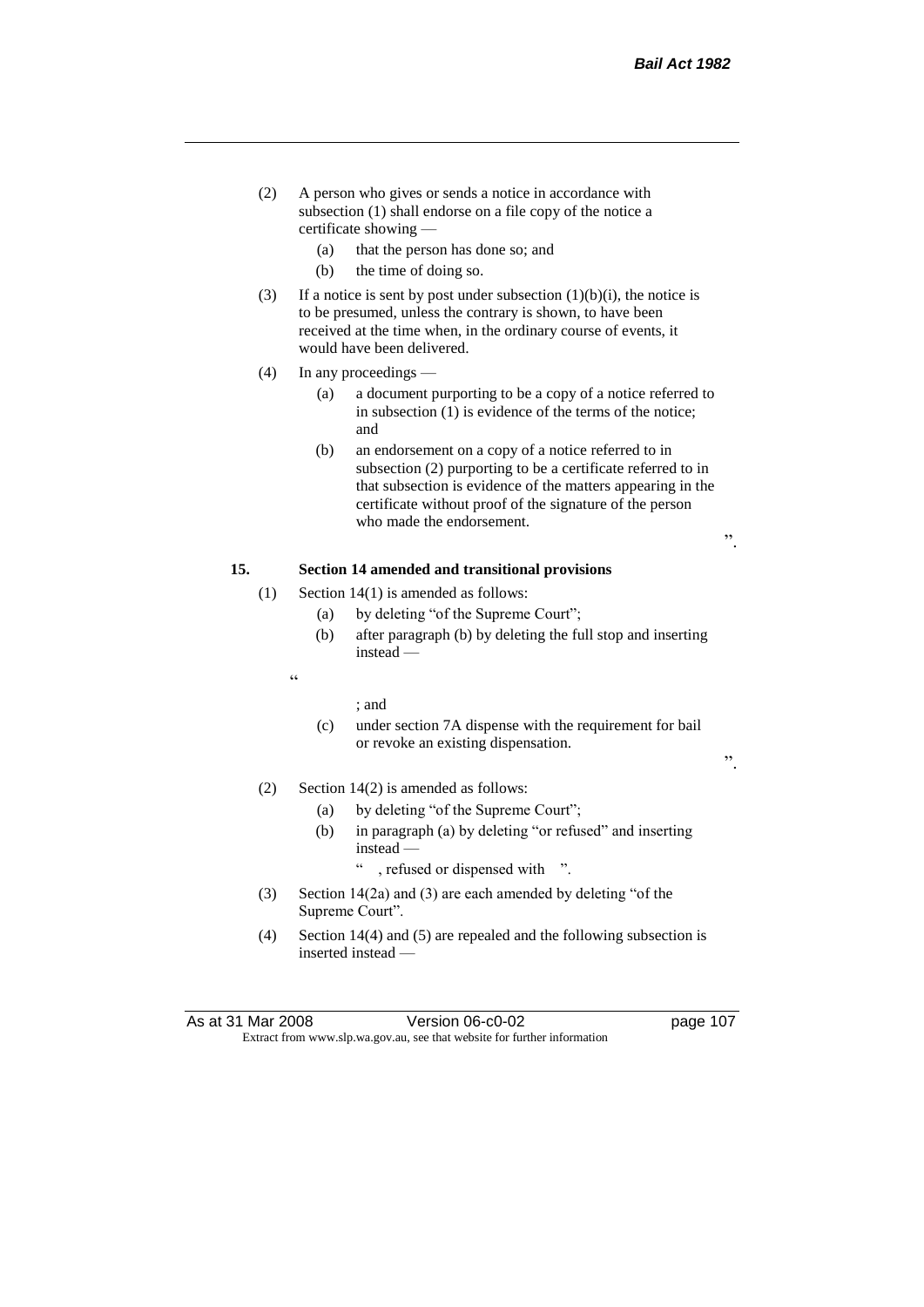(2) A person who gives or sends a notice in accordance with subsection (1) shall endorse on a file copy of the notice a certificate showing —

  (a) that the person has done so; and

  (b) the time of doing so.

(3) If a notice is sent by post under subsection (1)(b)(i), the notice is to be presumed, unless the contrary is shown, to have been received at the time when, in the ordinary course of events, it would have been delivered.

(4) In any proceedings —

  (a) a document purporting to be a copy of a notice referred to in subsection (1) is evidence of the terms of the notice; and

  (b) an endorsement on a copy of a notice referred to in subsection (2) purporting to be a certificate referred to in that subsection is evidence of the matters appearing in the certificate without proof of the signature of the person who made the endorsement.

".

**15. Section 14 amended and transitional provisions**

(1) Section 14(1) is amended as follows:

  (a) by deleting "of the Supreme Court";

  (b) after paragraph (b) by deleting the full stop and inserting instead —

"

; and

  (c) under section 7A dispense with the requirement for bail or revoke an existing dispensation.

".

(2) Section 14(2) is amended as follows:

  (a) by deleting "of the Supreme Court";

  (b) in paragraph (a) by deleting "or refused" and inserting instead —

" , refused or dispensed with ".

(3) Section 14(2a) and (3) are each amended by deleting "of the Supreme Court".

(4) Section 14(4) and (5) are repealed and the following subsection is inserted instead —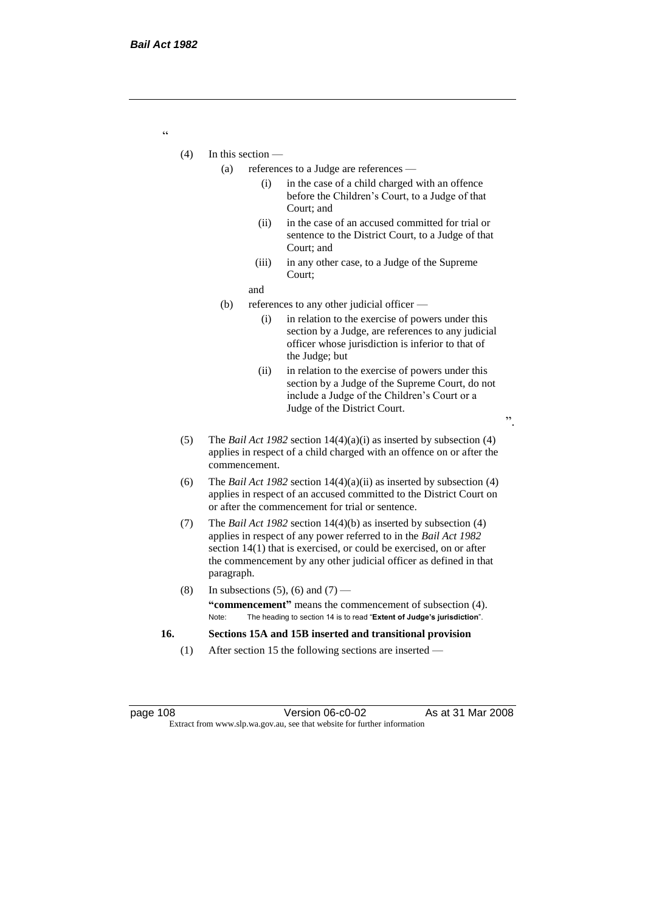"

(4) In this section —

(a) references to a Judge are references —

(i) in the case of a child charged with an offence before the Children's Court, to a Judge of that Court; and

(ii) in the case of an accused committed for trial or sentence to the District Court, to a Judge of that Court; and

(iii) in any other case, to a Judge of the Supreme Court;

and

(b) references to any other judicial officer —

(i) in relation to the exercise of powers under this section by a Judge, are references to any judicial officer whose jurisdiction is inferior to that of the Judge; but

(ii) in relation to the exercise of powers under this section by a Judge of the Supreme Court, do not include a Judge of the Children's Court or a Judge of the District Court.

".

(5) The *Bail Act 1982* section 14(4)(a)(i) as inserted by subsection (4) applies in respect of a child charged with an offence on or after the commencement.

(6) The *Bail Act 1982* section 14(4)(a)(ii) as inserted by subsection (4) applies in respect of an accused committed to the District Court on or after the commencement for trial or sentence.

(7) The *Bail Act 1982* section 14(4)(b) as inserted by subsection (4) applies in respect of any power referred to in the *Bail Act 1982* section 14(1) that is exercised, or could be exercised, on or after the commencement by any other judicial officer as defined in that paragraph.

(8) In subsections (5), (6) and (7) —

**"commencement"** means the commencement of subsection (4).

Note: The heading to section 14 is to read "**Extent of Judge's jurisdiction**".

**16. Sections 15A and 15B inserted and transitional provision**

(1) After section 15 the following sections are inserted —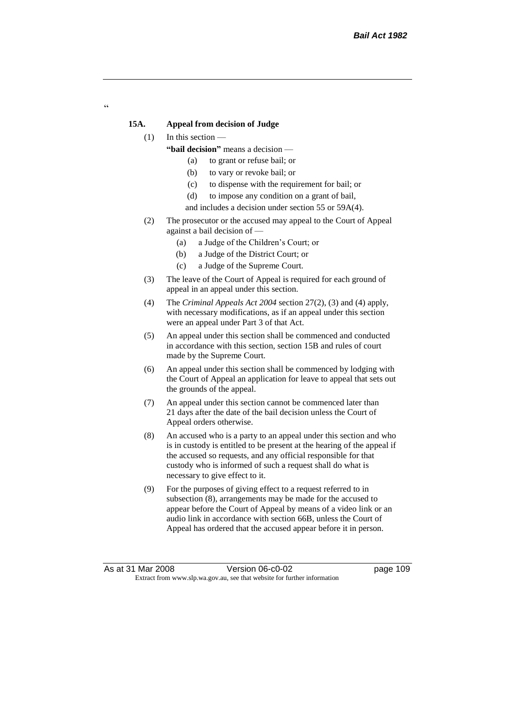"

**15A. Appeal from decision of Judge**

(1) In this section —

**"bail decision"** means a decision —

(a) to grant or refuse bail; or

(b) to vary or revoke bail; or

(c) to dispense with the requirement for bail; or

(d) to impose any condition on a grant of bail,

and includes a decision under section 55 or 59A(4).

(2) The prosecutor or the accused may appeal to the Court of Appeal against a bail decision of —

(a) a Judge of the Children's Court; or

(b) a Judge of the District Court; or

(c) a Judge of the Supreme Court.

(3) The leave of the Court of Appeal is required for each ground of appeal in an appeal under this section.

(4) The *Criminal Appeals Act 2004* section 27(2), (3) and (4) apply, with necessary modifications, as if an appeal under this section were an appeal under Part 3 of that Act.

(5) An appeal under this section shall be commenced and conducted in accordance with this section, section 15B and rules of court made by the Supreme Court.

(6) An appeal under this section shall be commenced by lodging with the Court of Appeal an application for leave to appeal that sets out the grounds of the appeal.

(7) An appeal under this section cannot be commenced later than 21 days after the date of the bail decision unless the Court of Appeal orders otherwise.

(8) An accused who is a party to an appeal under this section and who is in custody is entitled to be present at the hearing of the appeal if the accused so requests, and any official responsible for that custody who is informed of such a request shall do what is necessary to give effect to it.

(9) For the purposes of giving effect to a request referred to in subsection (8), arrangements may be made for the accused to appear before the Court of Appeal by means of a video link or an audio link in accordance with section 66B, unless the Court of Appeal has ordered that the accused appear before it in person.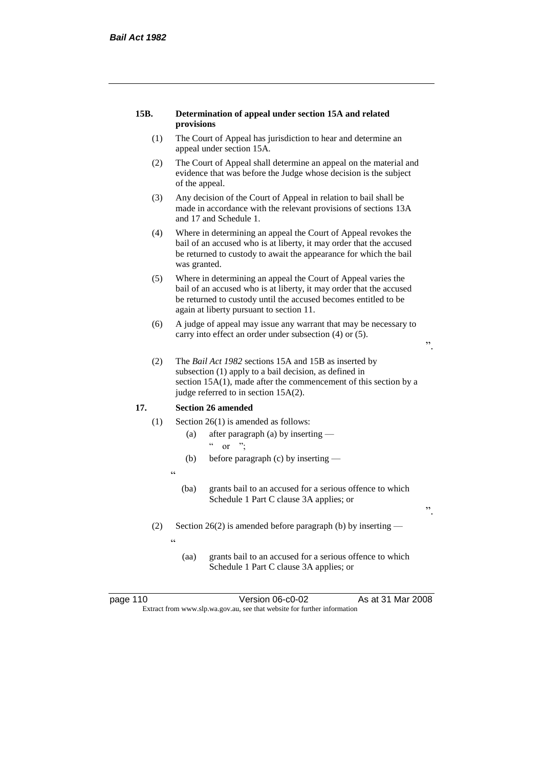**15B. Determination of appeal under section 15A and related provisions**

(1) The Court of Appeal has jurisdiction to hear and determine an appeal under section 15A.

(2) The Court of Appeal shall determine an appeal on the material and evidence that was before the Judge whose decision is the subject of the appeal.

(3) Any decision of the Court of Appeal in relation to bail shall be made in accordance with the relevant provisions of sections 13A and 17 and Schedule 1.

(4) Where in determining an appeal the Court of Appeal revokes the bail of an accused who is at liberty, it may order that the accused be returned to custody to await the appearance for which the bail was granted.

(5) Where in determining an appeal the Court of Appeal varies the bail of an accused who is at liberty, it may order that the accused be returned to custody until the accused becomes entitled to be again at liberty pursuant to section 11.

(6) A judge of appeal may issue any warrant that may be necessary to carry into effect an order under subsection (4) or (5).

".

(2) The *Bail Act 1982* sections 15A and 15B as inserted by subsection (1) apply to a bail decision, as defined in section 15A(1), made after the commencement of this section by a judge referred to in section 15A(2).

**17. Section 26 amended**

(1) Section 26(1) is amended as follows:

(a) after paragraph (a) by inserting —

" or ";

(b) before paragraph (c) by inserting —

"

(ba) grants bail to an accused for a serious offence to which Schedule 1 Part C clause 3A applies; or

".

(2) Section 26(2) is amended before paragraph (b) by inserting —

"

(aa) grants bail to an accused for a serious offence to which Schedule 1 Part C clause 3A applies; or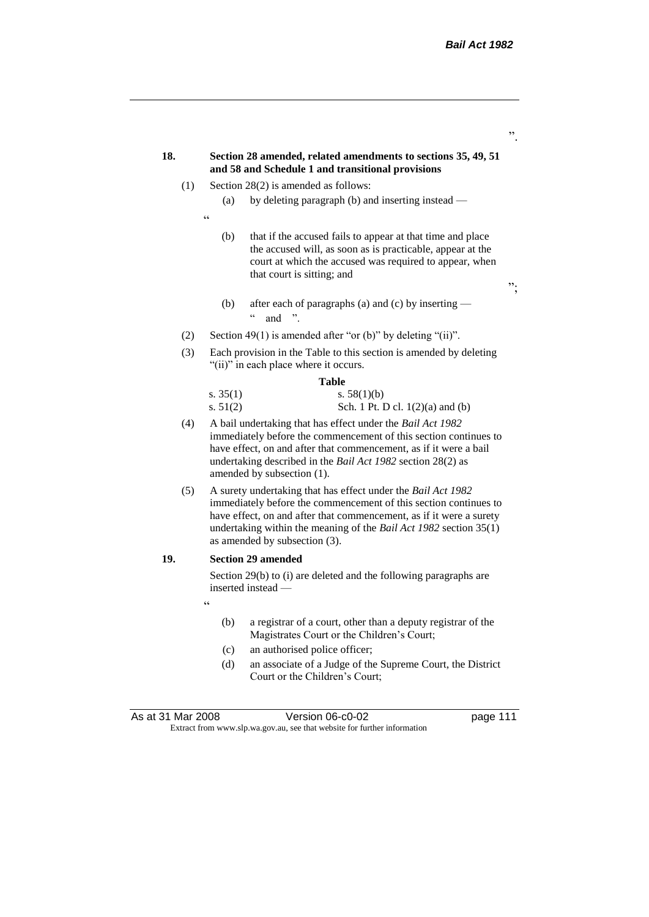".

**18. Section 28 amended, related amendments to sections 35, 49, 51 and 58 and Schedule 1 and transitional provisions**

(1) Section 28(2) is amended as follows:

(a) by deleting paragraph (b) and inserting instead —

"

(b) that if the accused fails to appear at that time and place the accused will, as soon as is practicable, appear at the court at which the accused was required to appear, when that court is sitting; and

";

(b) after each of paragraphs (a) and (c) by inserting — " and ".

(2) Section 49(1) is amended after "or (b)" by deleting "(ii)".

(3) Each provision in the Table to this section is amended by deleting "(ii)" in each place where it occurs.

**Table**

| | |
|---|---|
| s. 35(1) | s. 58(1)(b) |
| s. 51(2) | Sch. 1 Pt. D cl. 1(2)(a) and (b) |

(4) A bail undertaking that has effect under the *Bail Act 1982* immediately before the commencement of this section continues to have effect, on and after that commencement, as if it were a bail undertaking described in the *Bail Act 1982* section 28(2) as amended by subsection (1).

(5) A surety undertaking that has effect under the *Bail Act 1982* immediately before the commencement of this section continues to have effect, on and after that commencement, as if it were a surety undertaking within the meaning of the *Bail Act 1982* section 35(1) as amended by subsection (3).

**19. Section 29 amended**

Section 29(b) to (i) are deleted and the following paragraphs are inserted instead —

"

(b) a registrar of a court, other than a deputy registrar of the Magistrates Court or the Children's Court;

(c) an authorised police officer;

(d) an associate of a Judge of the Supreme Court, the District Court or the Children's Court;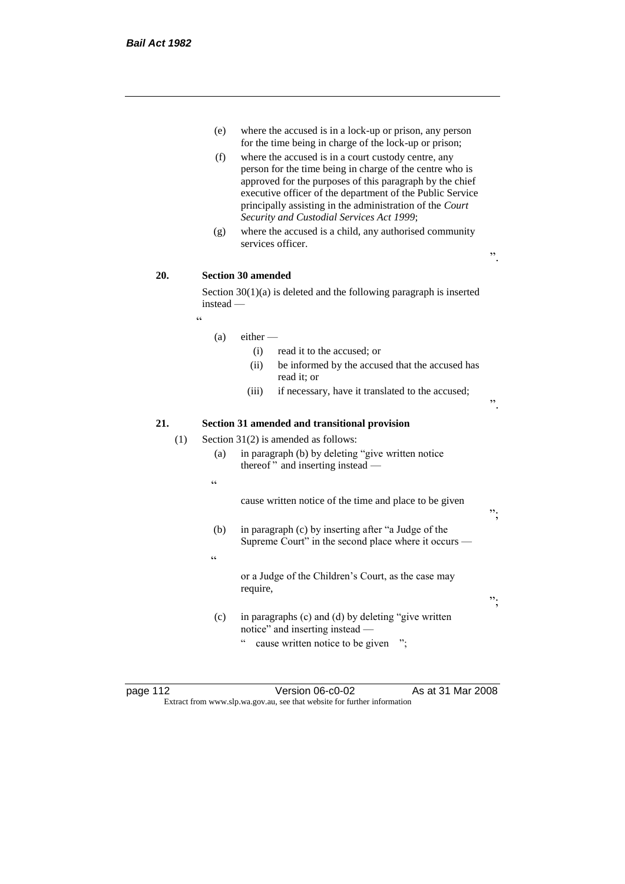(e) where the accused is in a lock-up or prison, any person for the time being in charge of the lock-up or prison;

(f) where the accused is in a court custody centre, any person for the time being in charge of the centre who is approved for the purposes of this paragraph by the chief executive officer of the department of the Public Service principally assisting in the administration of the *Court Security and Custodial Services Act 1999*;

(g) where the accused is a child, any authorised community services officer.

".

**20. Section 30 amended**

Section 30(1)(a) is deleted and the following paragraph is inserted instead —

"

(a) either —

(i) read it to the accused; or

(ii) be informed by the accused that the accused has read it; or

(iii) if necessary, have it translated to the accused;

".

**21. Section 31 amended and transitional provision**

(1) Section 31(2) is amended as follows:

(a) in paragraph (b) by deleting "give written notice thereof " and inserting instead —

"

cause written notice of the time and place to be given

";

(b) in paragraph (c) by inserting after "a Judge of the Supreme Court" in the second place where it occurs —

"

or a Judge of the Children's Court, as the case may require,

";

(c) in paragraphs (c) and (d) by deleting "give written notice" and inserting instead —

" cause written notice to be given ";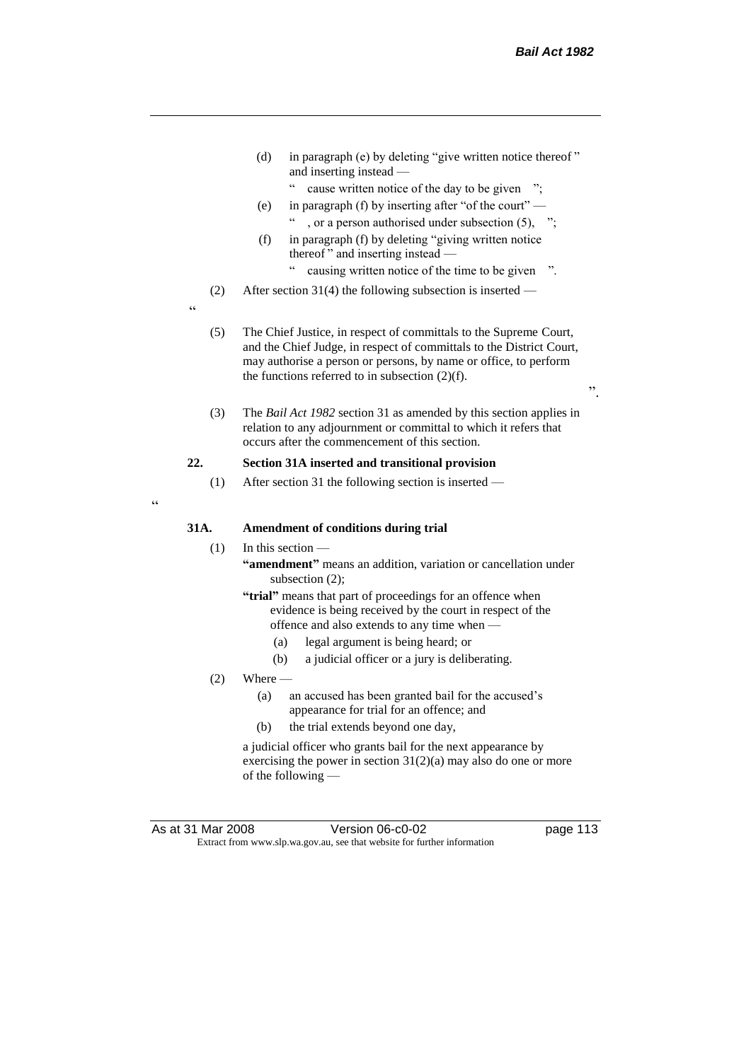(d) in paragraph (e) by deleting "give written notice thereof " and inserting instead —

" cause written notice of the day to be given ";

(e) in paragraph (f) by inserting after "of the court" —

" , or a person authorised under subsection (5), ";

(f) in paragraph (f) by deleting "giving written notice thereof " and inserting instead —

" causing written notice of the time to be given ".

(2) After section 31(4) the following subsection is inserted —

"

(5) The Chief Justice, in respect of committals to the Supreme Court, and the Chief Judge, in respect of committals to the District Court, may authorise a person or persons, by name or office, to perform the functions referred to in subsection (2)(f).

".

(3) The *Bail Act 1982* section 31 as amended by this section applies in relation to any adjournment or committal to which it refers that occurs after the commencement of this section.

**22. Section 31A inserted and transitional provision**

(1) After section 31 the following section is inserted —

"

**31A. Amendment of conditions during trial**

(1) In this section —

**"amendment"** means an addition, variation or cancellation under subsection (2);

**"trial"** means that part of proceedings for an offence when evidence is being received by the court in respect of the offence and also extends to any time when —

(a) legal argument is being heard; or

(b) a judicial officer or a jury is deliberating.

(2) Where —

(a) an accused has been granted bail for the accused's appearance for trial for an offence; and

(b) the trial extends beyond one day,

a judicial officer who grants bail for the next appearance by exercising the power in section 31(2)(a) may also do one or more of the following —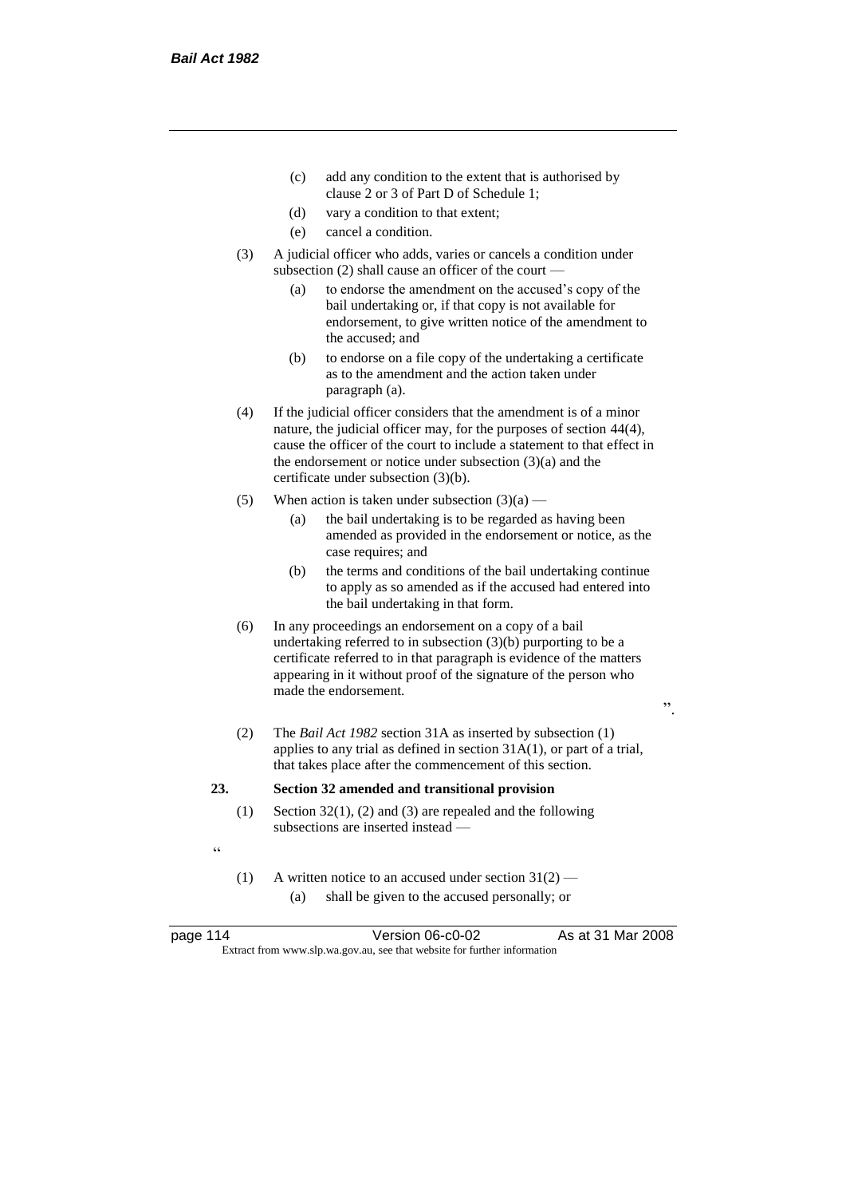(c) add any condition to the extent that is authorised by clause 2 or 3 of Part D of Schedule 1;

(d) vary a condition to that extent;

(e) cancel a condition.

(3) A judicial officer who adds, varies or cancels a condition under subsection (2) shall cause an officer of the court —

(a) to endorse the amendment on the accused's copy of the bail undertaking or, if that copy is not available for endorsement, to give written notice of the amendment to the accused; and

(b) to endorse on a file copy of the undertaking a certificate as to the amendment and the action taken under paragraph (a).

(4) If the judicial officer considers that the amendment is of a minor nature, the judicial officer may, for the purposes of section 44(4), cause the officer of the court to include a statement to that effect in the endorsement or notice under subsection (3)(a) and the certificate under subsection (3)(b).

(5) When action is taken under subsection (3)(a) —

(a) the bail undertaking is to be regarded as having been amended as provided in the endorsement or notice, as the case requires; and

(b) the terms and conditions of the bail undertaking continue to apply as so amended as if the accused had entered into the bail undertaking in that form.

(6) In any proceedings an endorsement on a copy of a bail undertaking referred to in subsection (3)(b) purporting to be a certificate referred to in that paragraph is evidence of the matters appearing in it without proof of the signature of the person who made the endorsement.

".

(2) The *Bail Act 1982* section 31A as inserted by subsection (1) applies to any trial as defined in section 31A(1), or part of a trial, that takes place after the commencement of this section.

**23. Section 32 amended and transitional provision**

(1) Section 32(1), (2) and (3) are repealed and the following subsections are inserted instead —

"

(1) A written notice to an accused under section 31(2) —

(a) shall be given to the accused personally; or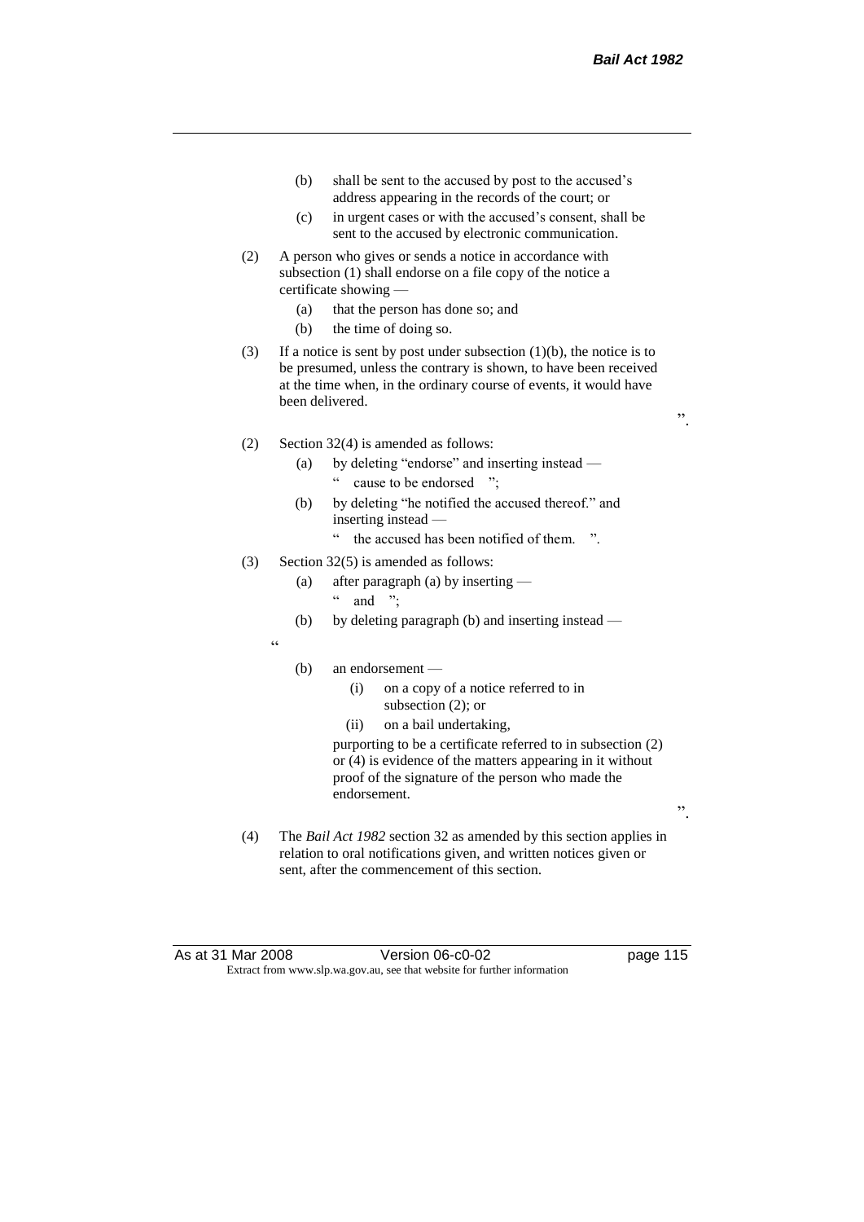(b) shall be sent to the accused by post to the accused's address appearing in the records of the court; or

(c) in urgent cases or with the accused's consent, shall be sent to the accused by electronic communication.

(2) A person who gives or sends a notice in accordance with subsection (1) shall endorse on a file copy of the notice a certificate showing —

(a) that the person has done so; and

(b) the time of doing so.

(3) If a notice is sent by post under subsection (1)(b), the notice is to be presumed, unless the contrary is shown, to have been received at the time when, in the ordinary course of events, it would have been delivered.

".

(2) Section 32(4) is amended as follows:

(a) by deleting "endorse" and inserting instead —

" cause to be endorsed ";

(b) by deleting "he notified the accused thereof." and inserting instead —

" the accused has been notified of them. ".

(3) Section 32(5) is amended as follows:

(a) after paragraph (a) by inserting —

" and ";

(b) by deleting paragraph (b) and inserting instead —

"

(b) an endorsement —

(i) on a copy of a notice referred to in subsection (2); or

(ii) on a bail undertaking,

purporting to be a certificate referred to in subsection (2) or (4) is evidence of the matters appearing in it without proof of the signature of the person who made the endorsement.

".

(4) The *Bail Act 1982* section 32 as amended by this section applies in relation to oral notifications given, and written notices given or sent, after the commencement of this section.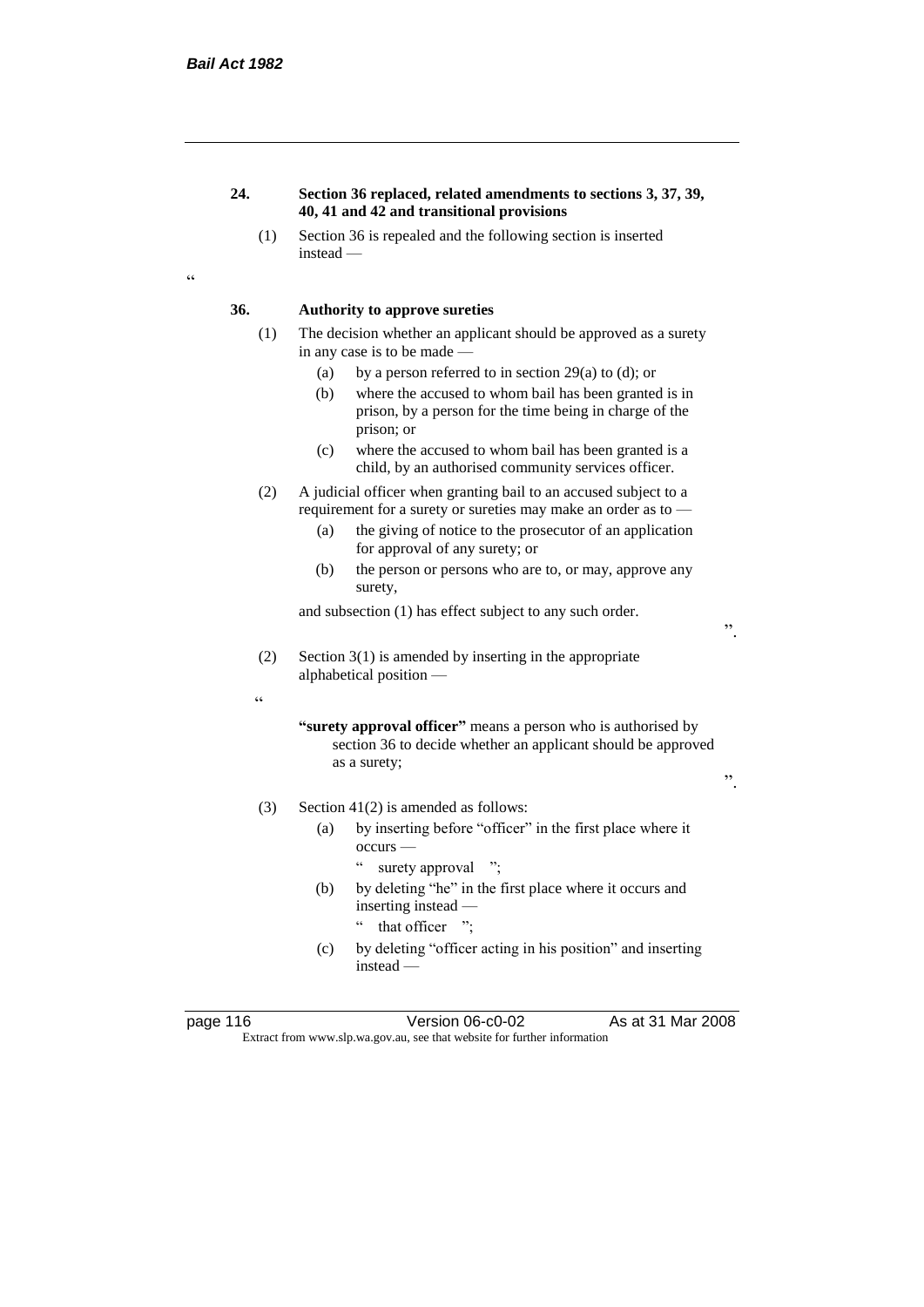**24. Section 36 replaced, related amendments to sections 3, 37, 39, 40, 41 and 42 and transitional provisions**

(1) Section 36 is repealed and the following section is inserted instead —

"

**36. Authority to approve sureties**

(1) The decision whether an applicant should be approved as a surety in any case is to be made —

(a) by a person referred to in section 29(a) to (d); or

(b) where the accused to whom bail has been granted is in prison, by a person for the time being in charge of the prison; or

(c) where the accused to whom bail has been granted is a child, by an authorised community services officer.

(2) A judicial officer when granting bail to an accused subject to a requirement for a surety or sureties may make an order as to —

(a) the giving of notice to the prosecutor of an application for approval of any surety; or

(b) the person or persons who are to, or may, approve any surety,

and subsection (1) has effect subject to any such order.

".

(2) Section 3(1) is amended by inserting in the appropriate alphabetical position —

"

**"surety approval officer"** means a person who is authorised by section 36 to decide whether an applicant should be approved as a surety;

".

(3) Section 41(2) is amended as follows:

(a) by inserting before "officer" in the first place where it occurs —

" surety approval ";

(b) by deleting "he" in the first place where it occurs and inserting instead —

" that officer ";

(c) by deleting "officer acting in his position" and inserting instead —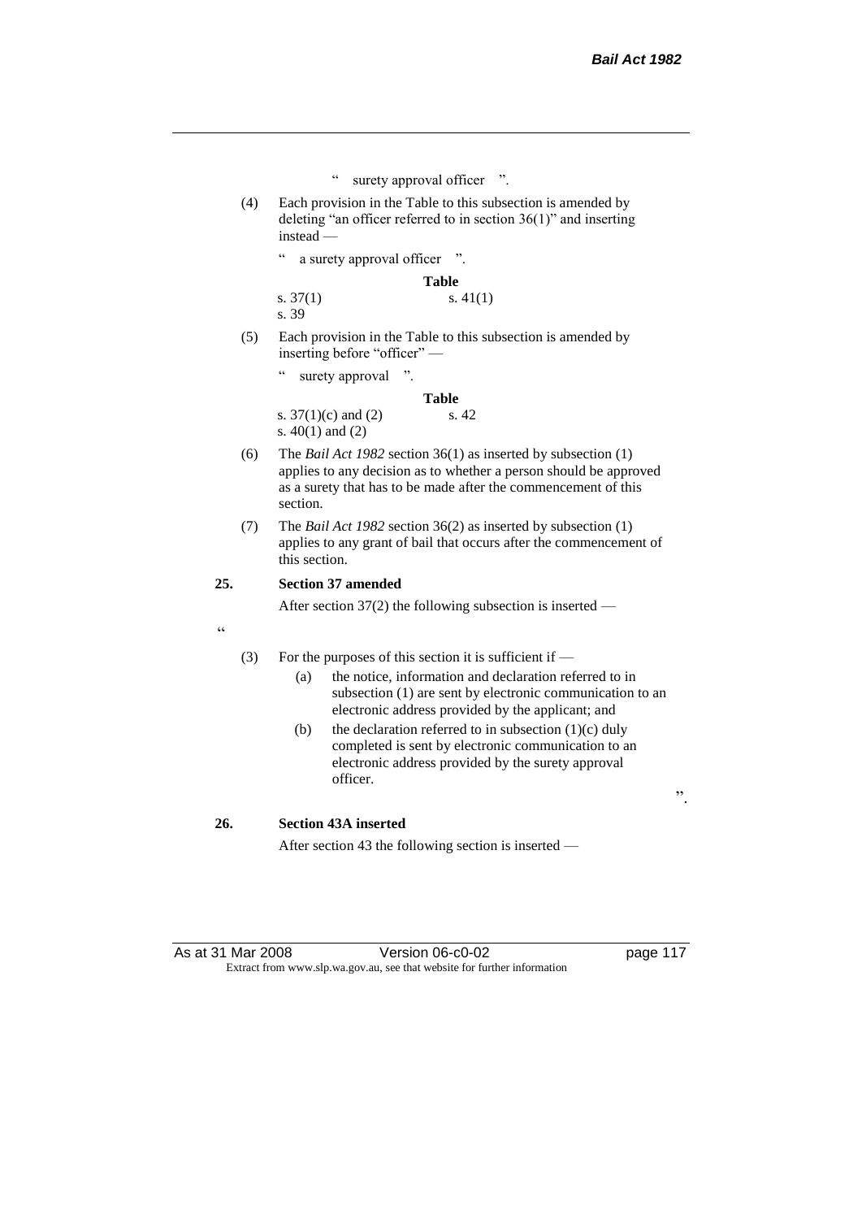" surety approval officer ".

(4) Each provision in the Table to this subsection is amended by deleting "an officer referred to in section 36(1)" and inserting instead —

" a surety approval officer ".

**Table**

| | |
|---|---|
| s. 37(1) | s. 41(1) |
| s. 39 | |

(5) Each provision in the Table to this subsection is amended by inserting before "officer" —

" surety approval ".

**Table**

| | |
|---|---|
| s. 37(1)(c) and (2) | s. 42 |
| s. 40(1) and (2) | |

(6) The *Bail Act 1982* section 36(1) as inserted by subsection (1) applies to any decision as to whether a person should be approved as a surety that has to be made after the commencement of this section.

(7) The *Bail Act 1982* section 36(2) as inserted by subsection (1) applies to any grant of bail that occurs after the commencement of this section.

**25. Section 37 amended**

After section 37(2) the following subsection is inserted —

"

(3) For the purposes of this section it is sufficient if —

(a) the notice, information and declaration referred to in subsection (1) are sent by electronic communication to an electronic address provided by the applicant; and

(b) the declaration referred to in subsection (1)(c) duly completed is sent by electronic communication to an electronic address provided by the surety approval officer.

".

**26. Section 43A inserted**

After section 43 the following section is inserted —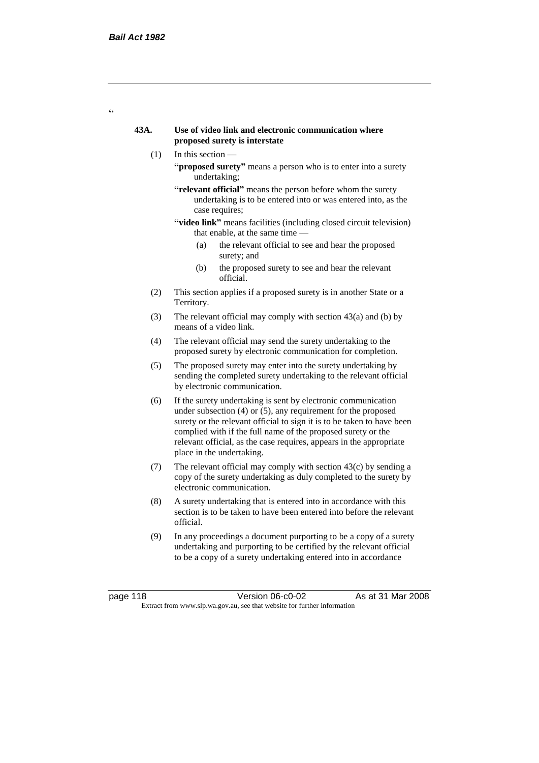“

**43A. Use of video link and electronic communication where proposed surety is interstate**

(1) In this section —

**“proposed surety”** means a person who is to enter into a surety undertaking;

**“relevant official”** means the person before whom the surety undertaking is to be entered into or was entered into, as the case requires;

**“video link”** means facilities (including closed circuit television) that enable, at the same time —

(a) the relevant official to see and hear the proposed surety; and

(b) the proposed surety to see and hear the relevant official.

(2) This section applies if a proposed surety is in another State or a Territory.

(3) The relevant official may comply with section 43(a) and (b) by means of a video link.

(4) The relevant official may send the surety undertaking to the proposed surety by electronic communication for completion.

(5) The proposed surety may enter into the surety undertaking by sending the completed surety undertaking to the relevant official by electronic communication.

(6) If the surety undertaking is sent by electronic communication under subsection (4) or (5), any requirement for the proposed surety or the relevant official to sign it is to be taken to have been complied with if the full name of the proposed surety or the relevant official, as the case requires, appears in the appropriate place in the undertaking.

(7) The relevant official may comply with section 43(c) by sending a copy of the surety undertaking as duly completed to the surety by electronic communication.

(8) A surety undertaking that is entered into in accordance with this section is to be taken to have been entered into before the relevant official.

(9) In any proceedings a document purporting to be a copy of a surety undertaking and purporting to be certified by the relevant official to be a copy of a surety undertaking entered into in accordance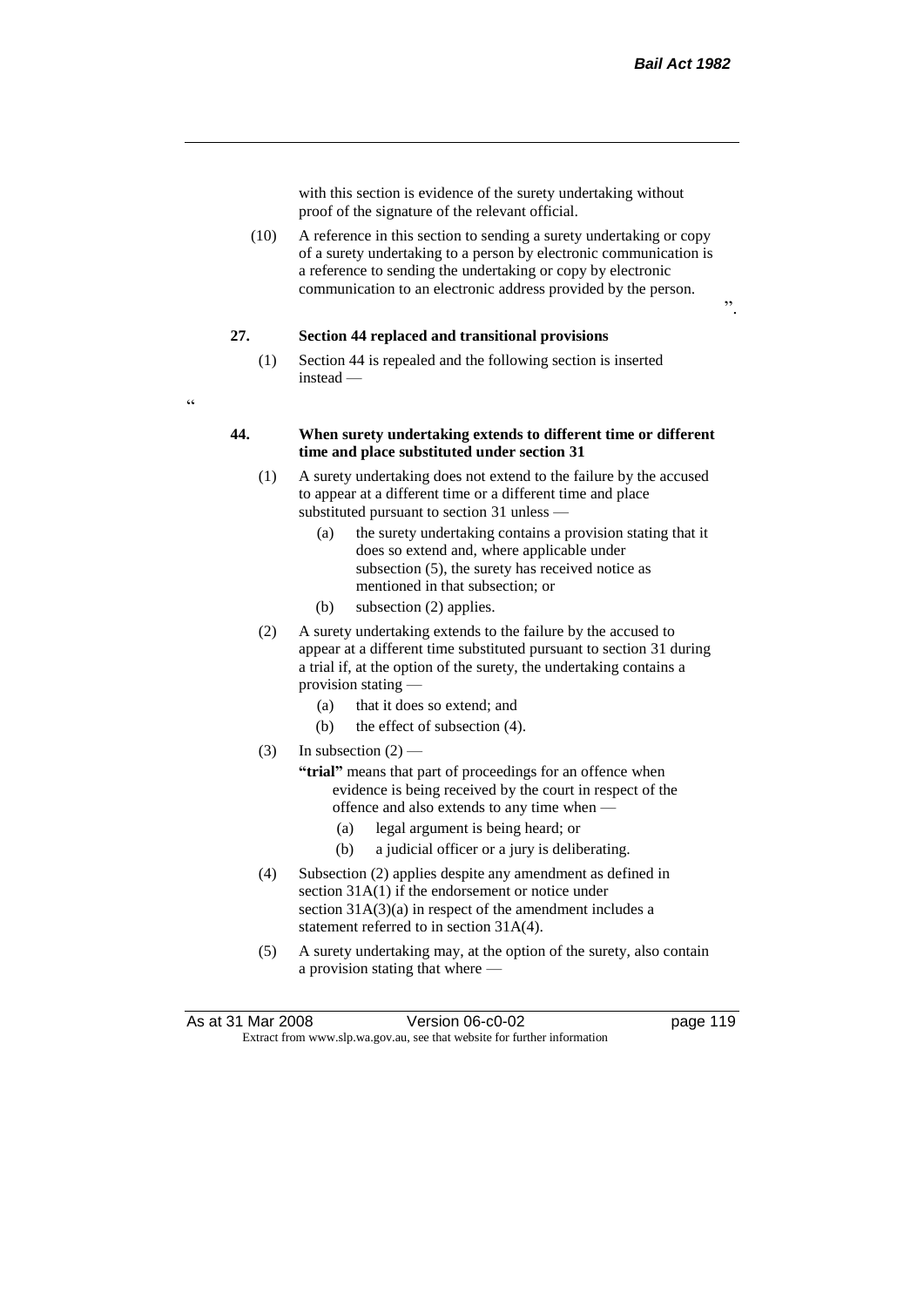with this section is evidence of the surety undertaking without proof of the signature of the relevant official.

(10) A reference in this section to sending a surety undertaking or copy of a surety undertaking to a person by electronic communication is a reference to sending the undertaking or copy by electronic communication to an electronic address provided by the person.

".

**27. Section 44 replaced and transitional provisions**

(1) Section 44 is repealed and the following section is inserted instead —

"

**44. When surety undertaking extends to different time or different time and place substituted under section 31**

(1) A surety undertaking does not extend to the failure by the accused to appear at a different time or a different time and place substituted pursuant to section 31 unless —

(a) the surety undertaking contains a provision stating that it does so extend and, where applicable under subsection (5), the surety has received notice as mentioned in that subsection; or

(b) subsection (2) applies.

(2) A surety undertaking extends to the failure by the accused to appear at a different time substituted pursuant to section 31 during a trial if, at the option of the surety, the undertaking contains a provision stating —

(a) that it does so extend; and

(b) the effect of subsection (4).

(3) In subsection (2) —

**"trial"** means that part of proceedings for an offence when evidence is being received by the court in respect of the offence and also extends to any time when —

(a) legal argument is being heard; or

(b) a judicial officer or a jury is deliberating.

(4) Subsection (2) applies despite any amendment as defined in section 31A(1) if the endorsement or notice under section 31A(3)(a) in respect of the amendment includes a statement referred to in section 31A(4).

(5) A surety undertaking may, at the option of the surety, also contain a provision stating that where —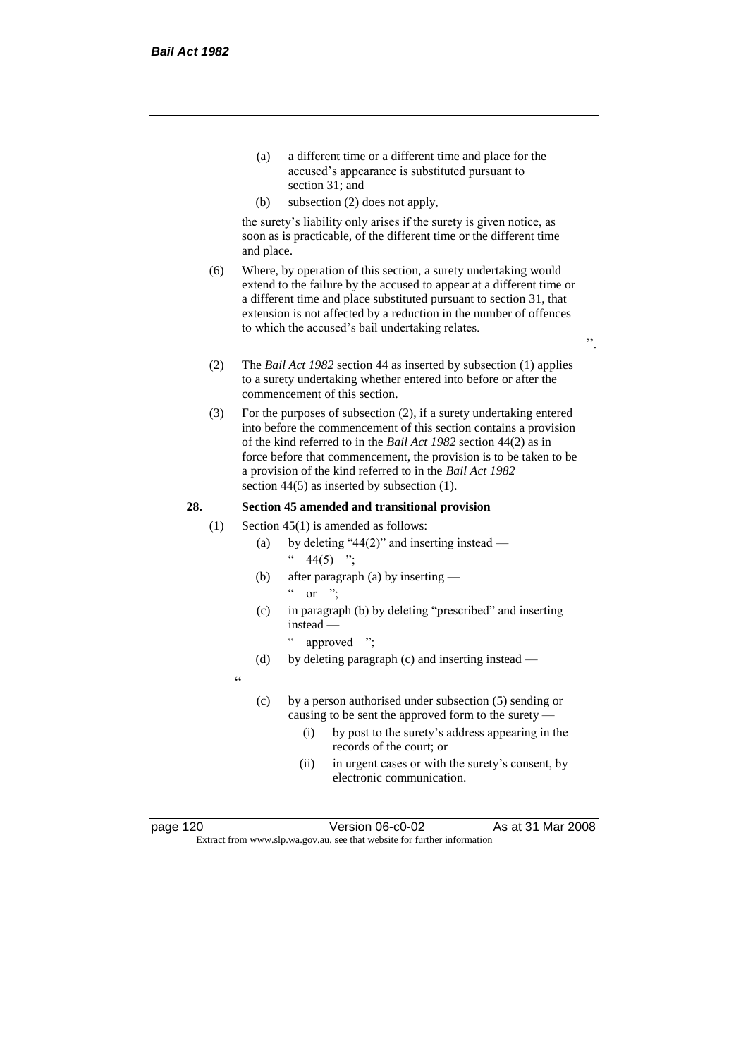(a) a different time or a different time and place for the accused's appearance is substituted pursuant to section 31; and

(b) subsection (2) does not apply,

the surety's liability only arises if the surety is given notice, as soon as is practicable, of the different time or the different time and place.

(6) Where, by operation of this section, a surety undertaking would extend to the failure by the accused to appear at a different time or a different time and place substituted pursuant to section 31, that extension is not affected by a reduction in the number of offences to which the accused's bail undertaking relates.

".

(2) The *Bail Act 1982* section 44 as inserted by subsection (1) applies to a surety undertaking whether entered into before or after the commencement of this section.

(3) For the purposes of subsection (2), if a surety undertaking entered into before the commencement of this section contains a provision of the kind referred to in the *Bail Act 1982* section 44(2) as in force before that commencement, the provision is to be taken to be a provision of the kind referred to in the *Bail Act 1982* section 44(5) as inserted by subsection (1).

**28. Section 45 amended and transitional provision**

(1) Section 45(1) is amended as follows:

(a) by deleting "44(2)" and inserting instead —

" 44(5) ";

(b) after paragraph (a) by inserting —

" or ";

(c) in paragraph (b) by deleting "prescribed" and inserting instead —

" approved ";

(d) by deleting paragraph (c) and inserting instead —

"

(c) by a person authorised under subsection (5) sending or causing to be sent the approved form to the surety —

(i) by post to the surety's address appearing in the records of the court; or

(ii) in urgent cases or with the surety's consent, by electronic communication.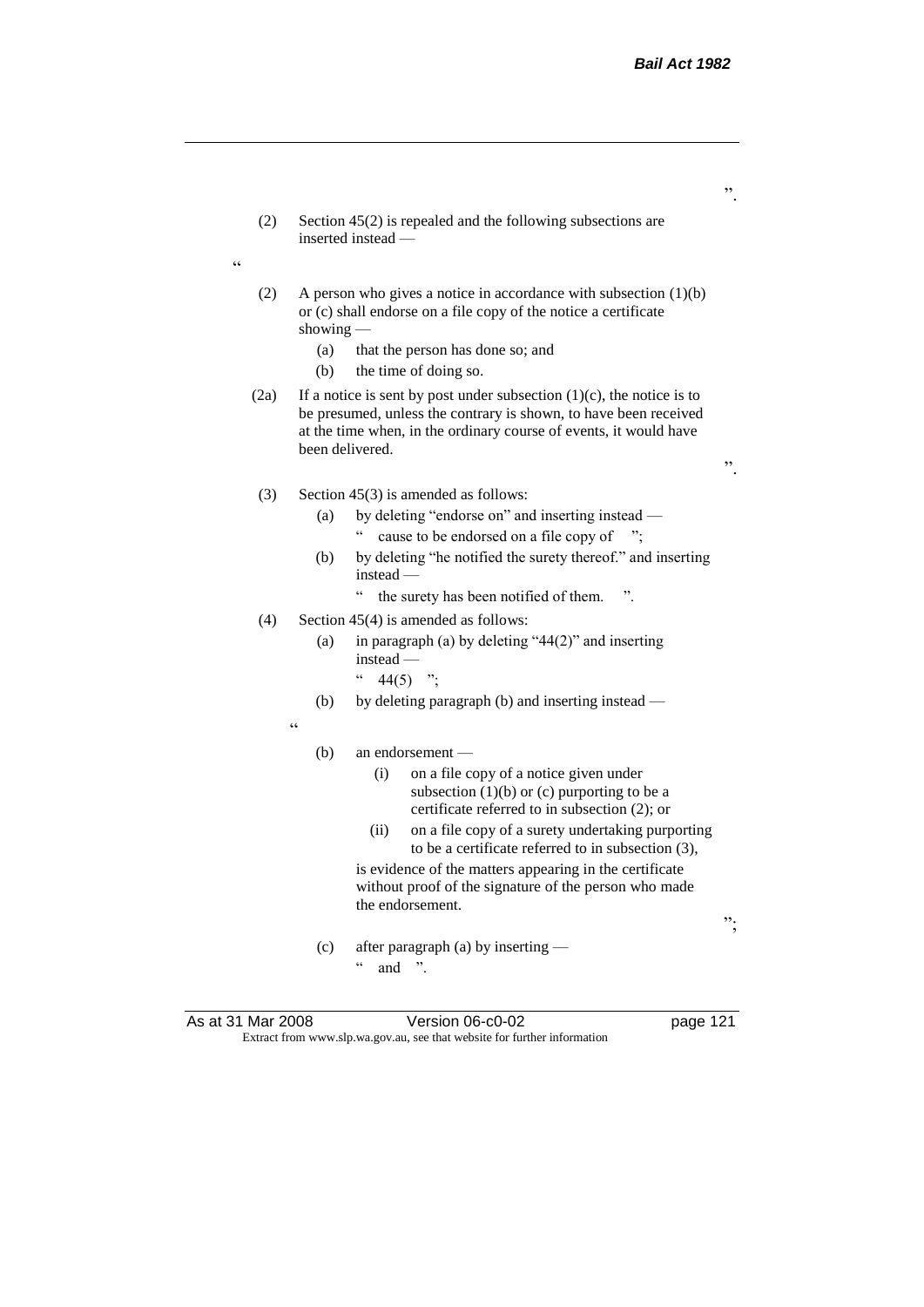”.

(2) Section 45(2) is repealed and the following subsections are inserted instead —

“

(2) A person who gives a notice in accordance with subsection (1)(b) or (c) shall endorse on a file copy of the notice a certificate showing —

  (a) that the person has done so; and

  (b) the time of doing so.

(2a) If a notice is sent by post under subsection (1)(c), the notice is to be presumed, unless the contrary is shown, to have been received at the time when, in the ordinary course of events, it would have been delivered.

”.

(3) Section 45(3) is amended as follows:

  (a) by deleting “endorse on” and inserting instead —

    “ cause to be endorsed on a file copy of ”;

  (b) by deleting “he notified the surety thereof.” and inserting instead —

    “ the surety has been notified of them. ”.

(4) Section 45(4) is amended as follows:

  (a) in paragraph (a) by deleting “44(2)” and inserting instead —

    “ 44(5) ”;

  (b) by deleting paragraph (b) and inserting instead —

“

  (b) an endorsement —

    (i) on a file copy of a notice given under subsection (1)(b) or (c) purporting to be a certificate referred to in subsection (2); or

    (ii) on a file copy of a surety undertaking purporting to be a certificate referred to in subsection (3),

  is evidence of the matters appearing in the certificate without proof of the signature of the person who made the endorsement.

”;

  (c) after paragraph (a) by inserting —

    “ and ”.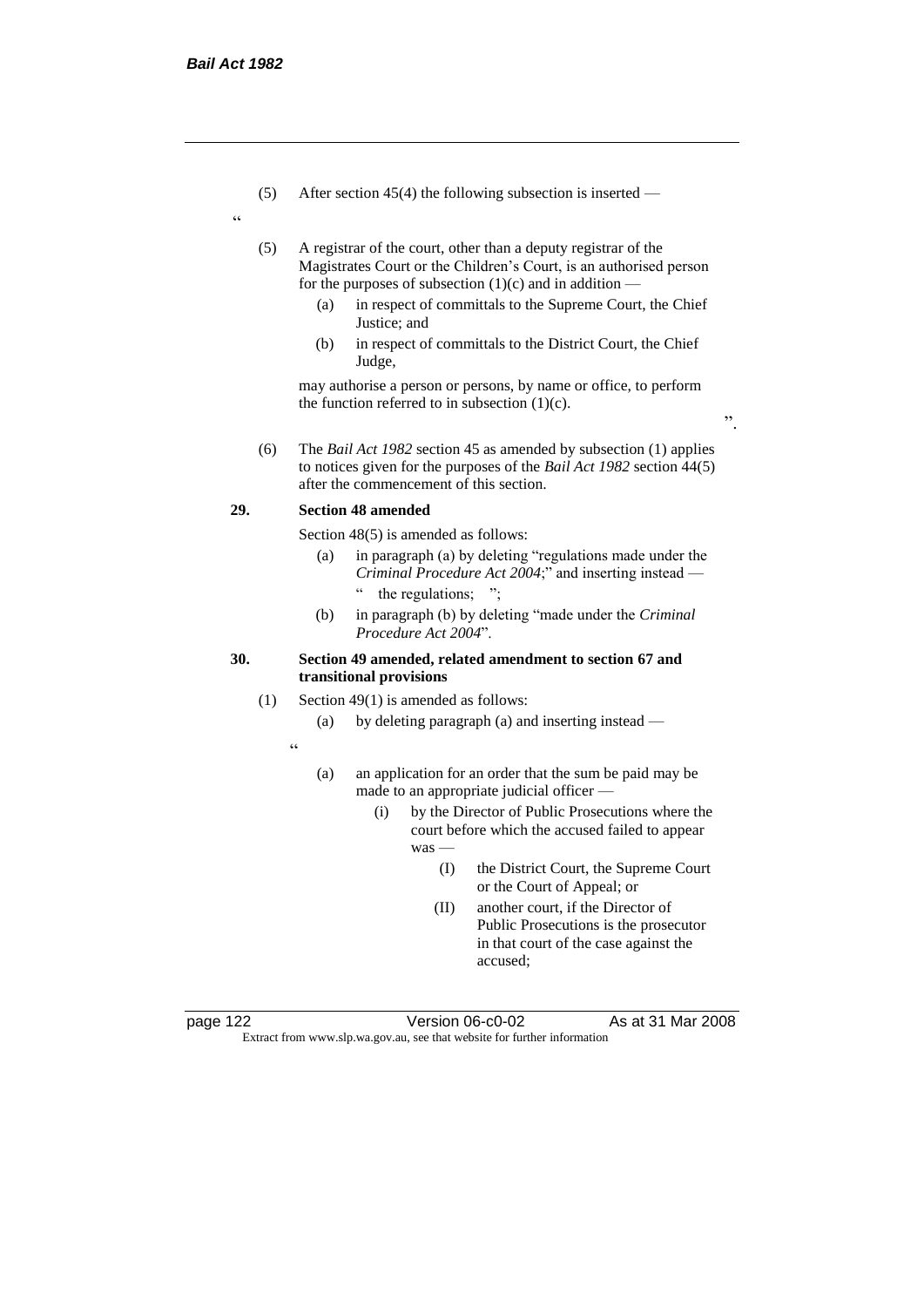(5) After section 45(4) the following subsection is inserted —

"

(5) A registrar of the court, other than a deputy registrar of the Magistrates Court or the Children's Court, is an authorised person for the purposes of subsection (1)(c) and in addition —

(a) in respect of committals to the Supreme Court, the Chief Justice; and

(b) in respect of committals to the District Court, the Chief Judge,

may authorise a person or persons, by name or office, to perform the function referred to in subsection (1)(c).

".

(6) The *Bail Act 1982* section 45 as amended by subsection (1) applies to notices given for the purposes of the *Bail Act 1982* section 44(5) after the commencement of this section.

**29. Section 48 amended**

Section 48(5) is amended as follows:

(a) in paragraph (a) by deleting "regulations made under the *Criminal Procedure Act 2004*;" and inserting instead — " the regulations; ";

(b) in paragraph (b) by deleting "made under the *Criminal Procedure Act 2004*".

**30. Section 49 amended, related amendment to section 67 and transitional provisions**

(1) Section 49(1) is amended as follows:

(a) by deleting paragraph (a) and inserting instead —

"

(a) an application for an order that the sum be paid may be made to an appropriate judicial officer —

(i) by the Director of Public Prosecutions where the court before which the accused failed to appear was —

(I) the District Court, the Supreme Court or the Court of Appeal; or

(II) another court, if the Director of Public Prosecutions is the prosecutor in that court of the case against the accused;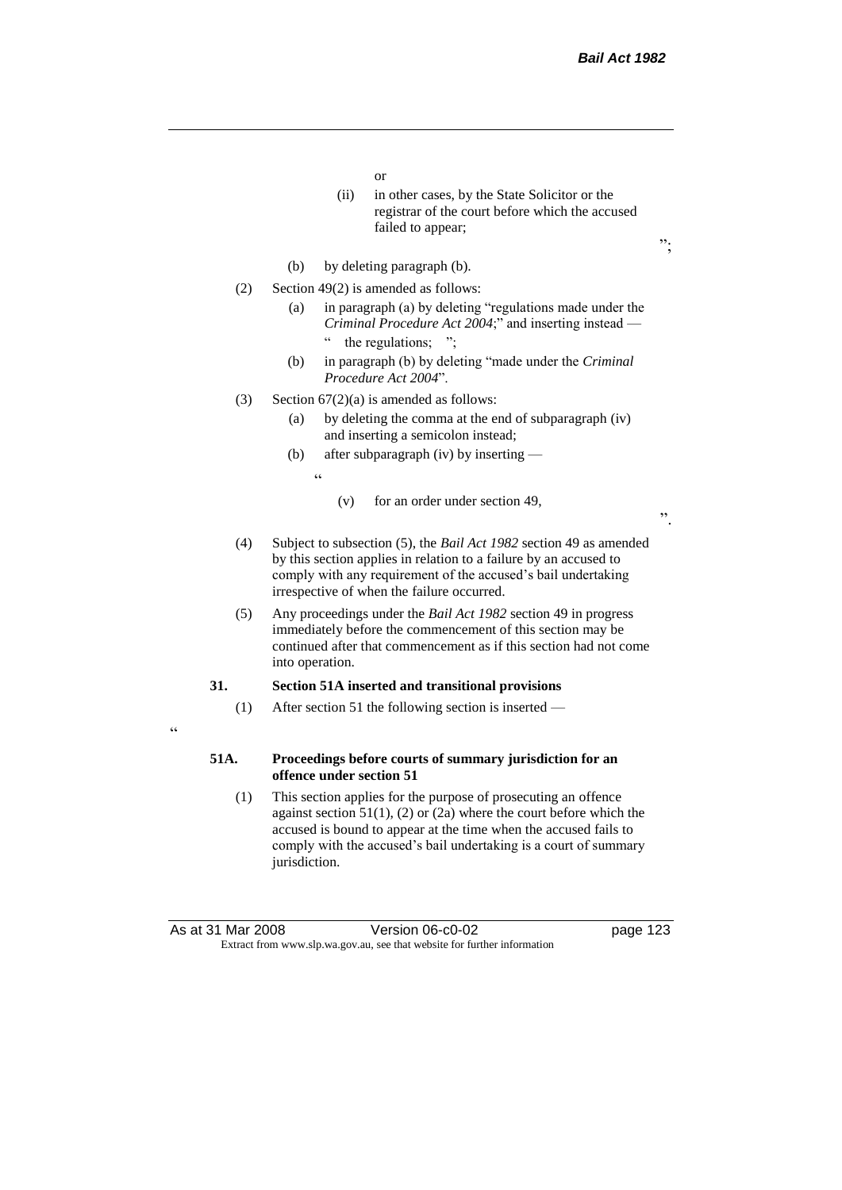or

(ii) in other cases, by the State Solicitor or the registrar of the court before which the accused failed to appear;

";

(b) by deleting paragraph (b).

(2) Section 49(2) is amended as follows:

(a) in paragraph (a) by deleting "regulations made under the *Criminal Procedure Act 2004*;" and inserting instead —

" the regulations; ";

(b) in paragraph (b) by deleting "made under the *Criminal Procedure Act 2004*".

(3) Section 67(2)(a) is amended as follows:

(a) by deleting the comma at the end of subparagraph (iv) and inserting a semicolon instead;

(b) after subparagraph (iv) by inserting —

"

(v) for an order under section 49,

".

(4) Subject to subsection (5), the *Bail Act 1982* section 49 as amended by this section applies in relation to a failure by an accused to comply with any requirement of the accused's bail undertaking irrespective of when the failure occurred.

(5) Any proceedings under the *Bail Act 1982* section 49 in progress immediately before the commencement of this section may be continued after that commencement as if this section had not come into operation.

**31. Section 51A inserted and transitional provisions**

(1) After section 51 the following section is inserted —

"

**51A. Proceedings before courts of summary jurisdiction for an offence under section 51**

(1) This section applies for the purpose of prosecuting an offence against section 51(1), (2) or (2a) where the court before which the accused is bound to appear at the time when the accused fails to comply with the accused's bail undertaking is a court of summary jurisdiction.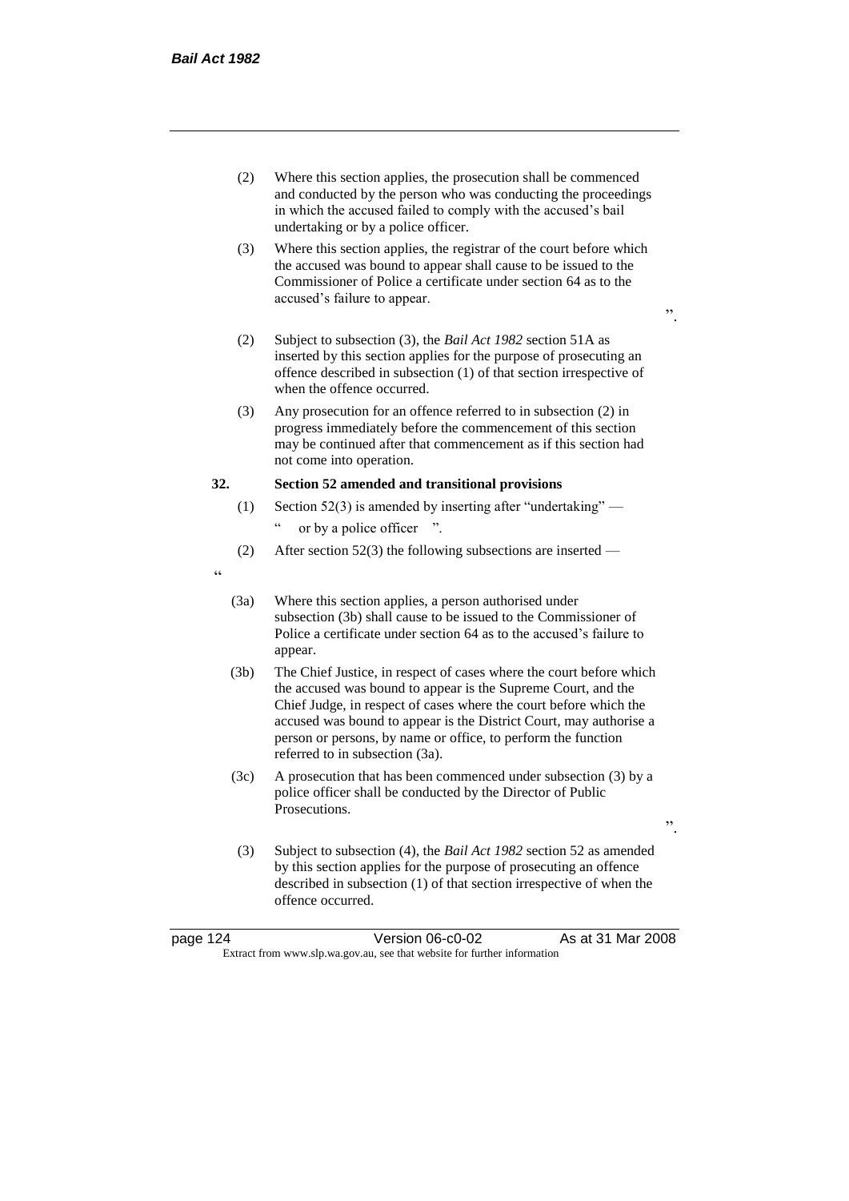(2) Where this section applies, the prosecution shall be commenced and conducted by the person who was conducting the proceedings in which the accused failed to comply with the accused's bail undertaking or by a police officer.

(3) Where this section applies, the registrar of the court before which the accused was bound to appear shall cause to be issued to the Commissioner of Police a certificate under section 64 as to the accused's failure to appear.

".

(2) Subject to subsection (3), the *Bail Act 1982* section 51A as inserted by this section applies for the purpose of prosecuting an offence described in subsection (1) of that section irrespective of when the offence occurred.

(3) Any prosecution for an offence referred to in subsection (2) in progress immediately before the commencement of this section may be continued after that commencement as if this section had not come into operation.

**32. Section 52 amended and transitional provisions**

(1) Section 52(3) is amended by inserting after "undertaking" —

" or by a police officer ".

(2) After section 52(3) the following subsections are inserted —

"

(3a) Where this section applies, a person authorised under subsection (3b) shall cause to be issued to the Commissioner of Police a certificate under section 64 as to the accused's failure to appear.

(3b) The Chief Justice, in respect of cases where the court before which the accused was bound to appear is the Supreme Court, and the Chief Judge, in respect of cases where the court before which the accused was bound to appear is the District Court, may authorise a person or persons, by name or office, to perform the function referred to in subsection (3a).

(3c) A prosecution that has been commenced under subsection (3) by a police officer shall be conducted by the Director of Public Prosecutions.

".

(3) Subject to subsection (4), the *Bail Act 1982* section 52 as amended by this section applies for the purpose of prosecuting an offence described in subsection (1) of that section irrespective of when the offence occurred.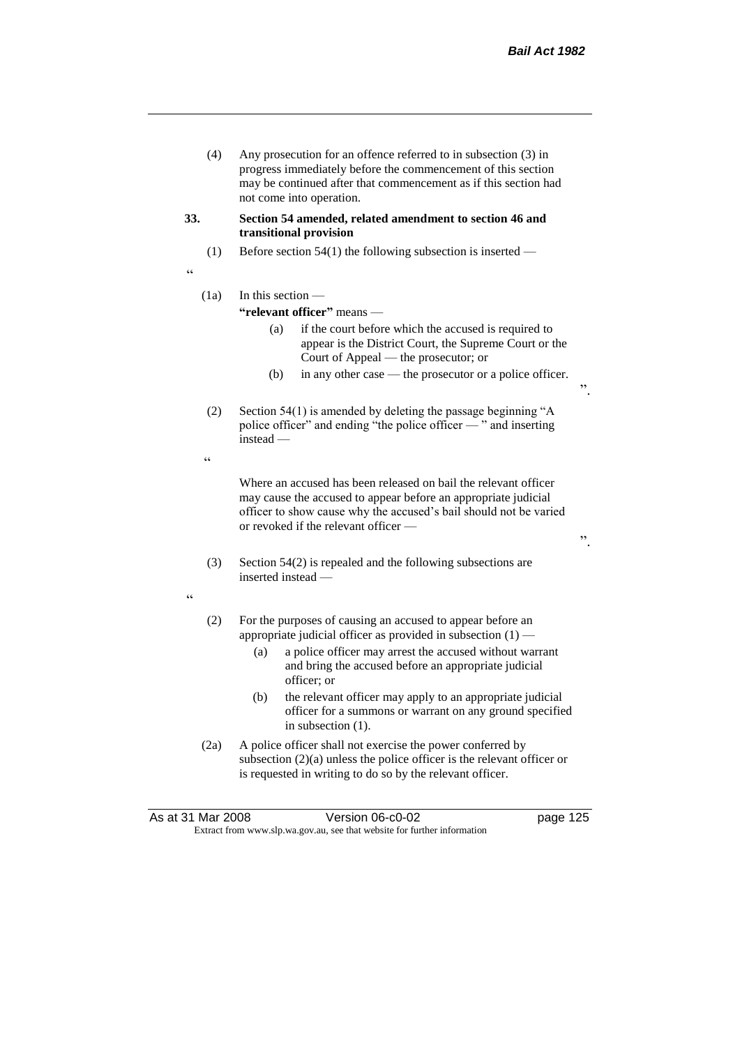(4) Any prosecution for an offence referred to in subsection (3) in progress immediately before the commencement of this section may be continued after that commencement as if this section had not come into operation.

**33. Section 54 amended, related amendment to section 46 and transitional provision**

(1) Before section 54(1) the following subsection is inserted —

"

(1a) In this section —

**"relevant officer"** means —

(a) if the court before which the accused is required to appear is the District Court, the Supreme Court or the Court of Appeal — the prosecutor; or

(b) in any other case — the prosecutor or a police officer.

".

(2) Section 54(1) is amended by deleting the passage beginning "A police officer" and ending "the police officer — " and inserting instead —

"

Where an accused has been released on bail the relevant officer may cause the accused to appear before an appropriate judicial officer to show cause why the accused's bail should not be varied or revoked if the relevant officer —

".

(3) Section 54(2) is repealed and the following subsections are inserted instead —

"

(2) For the purposes of causing an accused to appear before an appropriate judicial officer as provided in subsection (1) —

(a) a police officer may arrest the accused without warrant and bring the accused before an appropriate judicial officer; or

(b) the relevant officer may apply to an appropriate judicial officer for a summons or warrant on any ground specified in subsection (1).

(2a) A police officer shall not exercise the power conferred by subsection (2)(a) unless the police officer is the relevant officer or is requested in writing to do so by the relevant officer.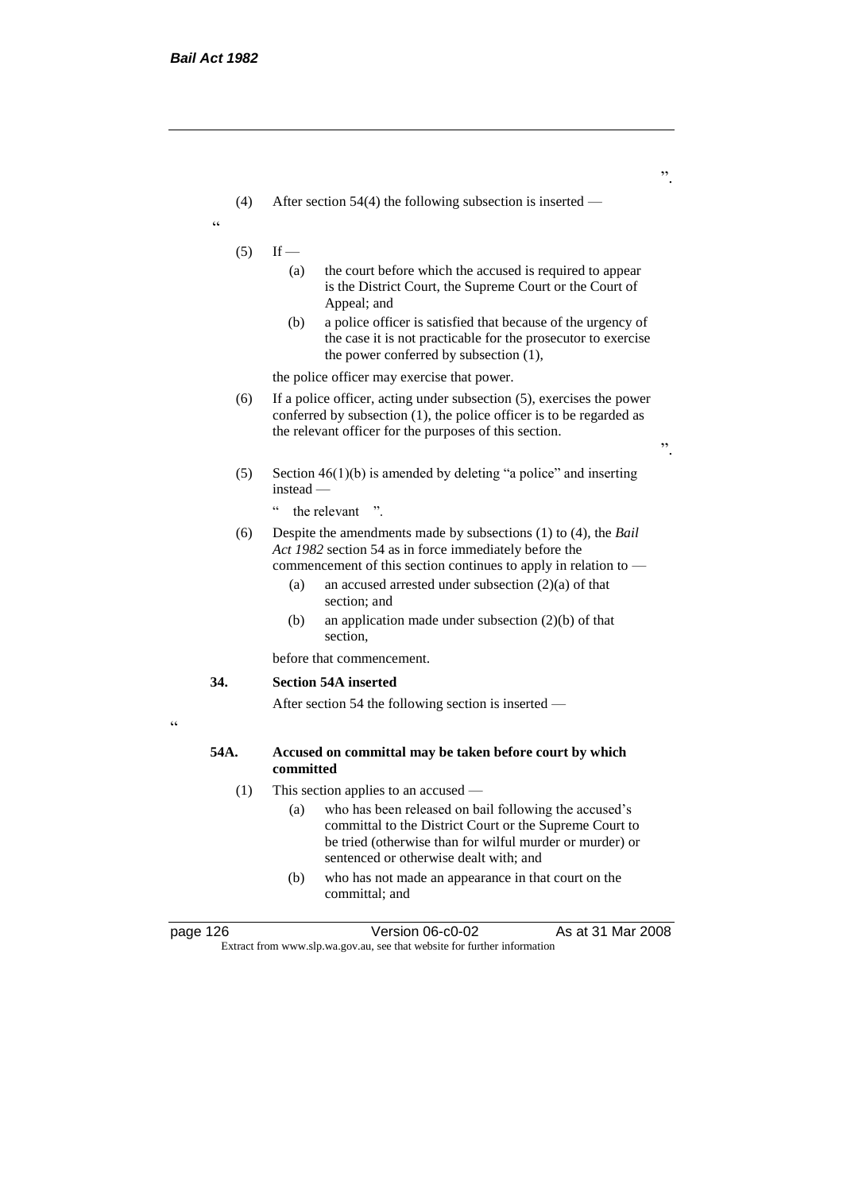".

(4) After section 54(4) the following subsection is inserted —

"

(5) If —

(a) the court before which the accused is required to appear is the District Court, the Supreme Court or the Court of Appeal; and

(b) a police officer is satisfied that because of the urgency of the case it is not practicable for the prosecutor to exercise the power conferred by subsection (1),

the police officer may exercise that power.

(6) If a police officer, acting under subsection (5), exercises the power conferred by subsection (1), the police officer is to be regarded as the relevant officer for the purposes of this section.

".

(5) Section 46(1)(b) is amended by deleting "a police" and inserting instead —

" the relevant ".

(6) Despite the amendments made by subsections (1) to (4), the *Bail Act 1982* section 54 as in force immediately before the commencement of this section continues to apply in relation to —

(a) an accused arrested under subsection (2)(a) of that section; and

(b) an application made under subsection (2)(b) of that section,

before that commencement.

**34. Section 54A inserted**

After section 54 the following section is inserted —

"

**54A. Accused on committal may be taken before court by which committed**

(1) This section applies to an accused —

(a) who has been released on bail following the accused's committal to the District Court or the Supreme Court to be tried (otherwise than for wilful murder or murder) or sentenced or otherwise dealt with; and

(b) who has not made an appearance in that court on the committal; and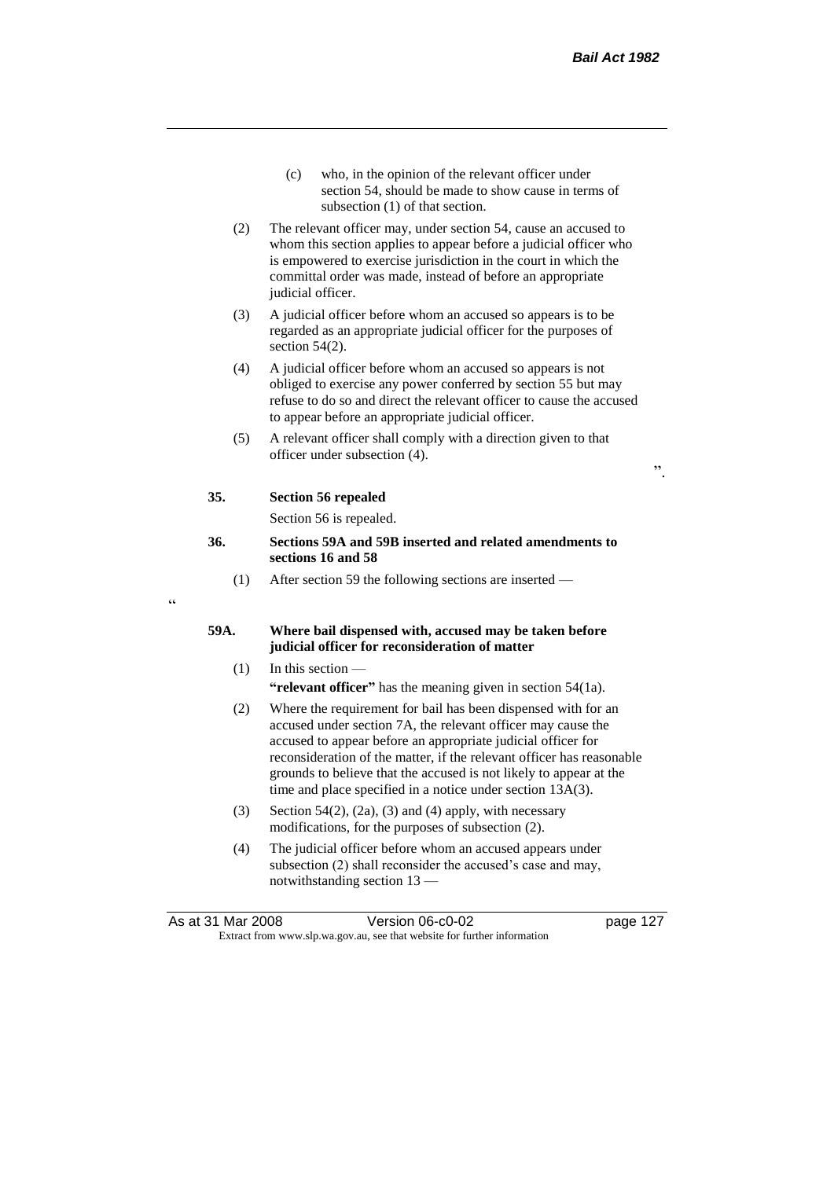(c) who, in the opinion of the relevant officer under section 54, should be made to show cause in terms of subsection (1) of that section.

(2) The relevant officer may, under section 54, cause an accused to whom this section applies to appear before a judicial officer who is empowered to exercise jurisdiction in the court in which the committal order was made, instead of before an appropriate judicial officer.

(3) A judicial officer before whom an accused so appears is to be regarded as an appropriate judicial officer for the purposes of section 54(2).

(4) A judicial officer before whom an accused so appears is not obliged to exercise any power conferred by section 55 but may refuse to do so and direct the relevant officer to cause the accused to appear before an appropriate judicial officer.

(5) A relevant officer shall comply with a direction given to that officer under subsection (4).

".

**35. Section 56 repealed**

Section 56 is repealed.

**36. Sections 59A and 59B inserted and related amendments to sections 16 and 58**

(1) After section 59 the following sections are inserted —

"

**59A. Where bail dispensed with, accused may be taken before judicial officer for reconsideration of matter**

(1) In this section —

**"relevant officer"** has the meaning given in section 54(1a).

(2) Where the requirement for bail has been dispensed with for an accused under section 7A, the relevant officer may cause the accused to appear before an appropriate judicial officer for reconsideration of the matter, if the relevant officer has reasonable grounds to believe that the accused is not likely to appear at the time and place specified in a notice under section 13A(3).

(3) Section 54(2), (2a), (3) and (4) apply, with necessary modifications, for the purposes of subsection (2).

(4) The judicial officer before whom an accused appears under subsection (2) shall reconsider the accused's case and may, notwithstanding section 13 —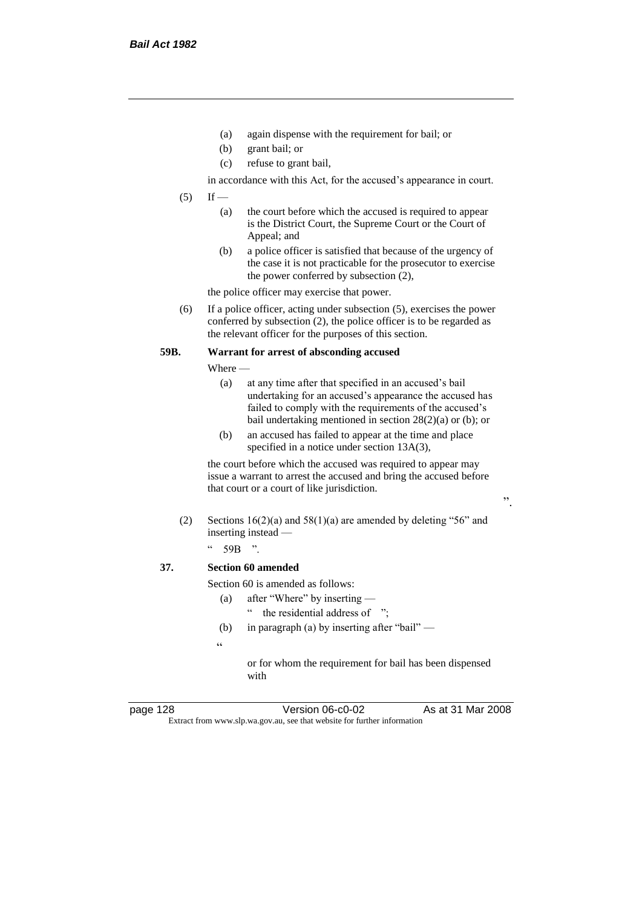(a) again dispense with the requirement for bail; or

(b) grant bail; or

(c) refuse to grant bail,

in accordance with this Act, for the accused's appearance in court.

(5) If —

(a) the court before which the accused is required to appear is the District Court, the Supreme Court or the Court of Appeal; and

(b) a police officer is satisfied that because of the urgency of the case it is not practicable for the prosecutor to exercise the power conferred by subsection (2),

the police officer may exercise that power.

(6) If a police officer, acting under subsection (5), exercises the power conferred by subsection (2), the police officer is to be regarded as the relevant officer for the purposes of this section.

**59B. Warrant for arrest of absconding accused**

Where —

(a) at any time after that specified in an accused's bail undertaking for an accused's appearance the accused has failed to comply with the requirements of the accused's bail undertaking mentioned in section 28(2)(a) or (b); or

(b) an accused has failed to appear at the time and place specified in a notice under section 13A(3),

the court before which the accused was required to appear may issue a warrant to arrest the accused and bring the accused before that court or a court of like jurisdiction.

".

(2) Sections 16(2)(a) and 58(1)(a) are amended by deleting "56" and inserting instead —

" 59B ".

**37. Section 60 amended**

Section 60 is amended as follows:

(a) after "Where" by inserting —

" the residential address of ";

(b) in paragraph (a) by inserting after "bail" —

"

or for whom the requirement for bail has been dispensed with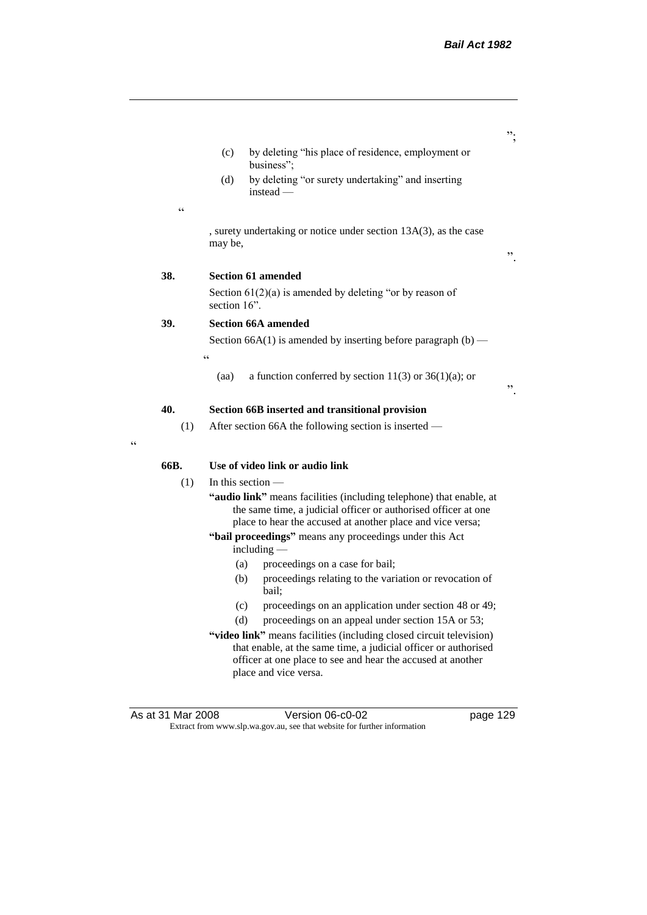";

(c) by deleting "his place of residence, employment or business";

(d) by deleting "or surety undertaking" and inserting instead —

"

, surety undertaking or notice under section 13A(3), as the case may be,

".

**38. Section 61 amended**

Section 61(2)(a) is amended by deleting "or by reason of section 16".

**39. Section 66A amended**

Section 66A(1) is amended by inserting before paragraph (b) —

"

(aa) a function conferred by section 11(3) or 36(1)(a); or

".

**40. Section 66B inserted and transitional provision**

(1) After section 66A the following section is inserted —

"

**66B. Use of video link or audio link**

(1) In this section —

**"audio link"** means facilities (including telephone) that enable, at the same time, a judicial officer or authorised officer at one place to hear the accused at another place and vice versa;

**"bail proceedings"** means any proceedings under this Act including —

(a) proceedings on a case for bail;

(b) proceedings relating to the variation or revocation of bail;

(c) proceedings on an application under section 48 or 49;

(d) proceedings on an appeal under section 15A or 53;

**"video link"** means facilities (including closed circuit television) that enable, at the same time, a judicial officer or authorised officer at one place to see and hear the accused at another place and vice versa.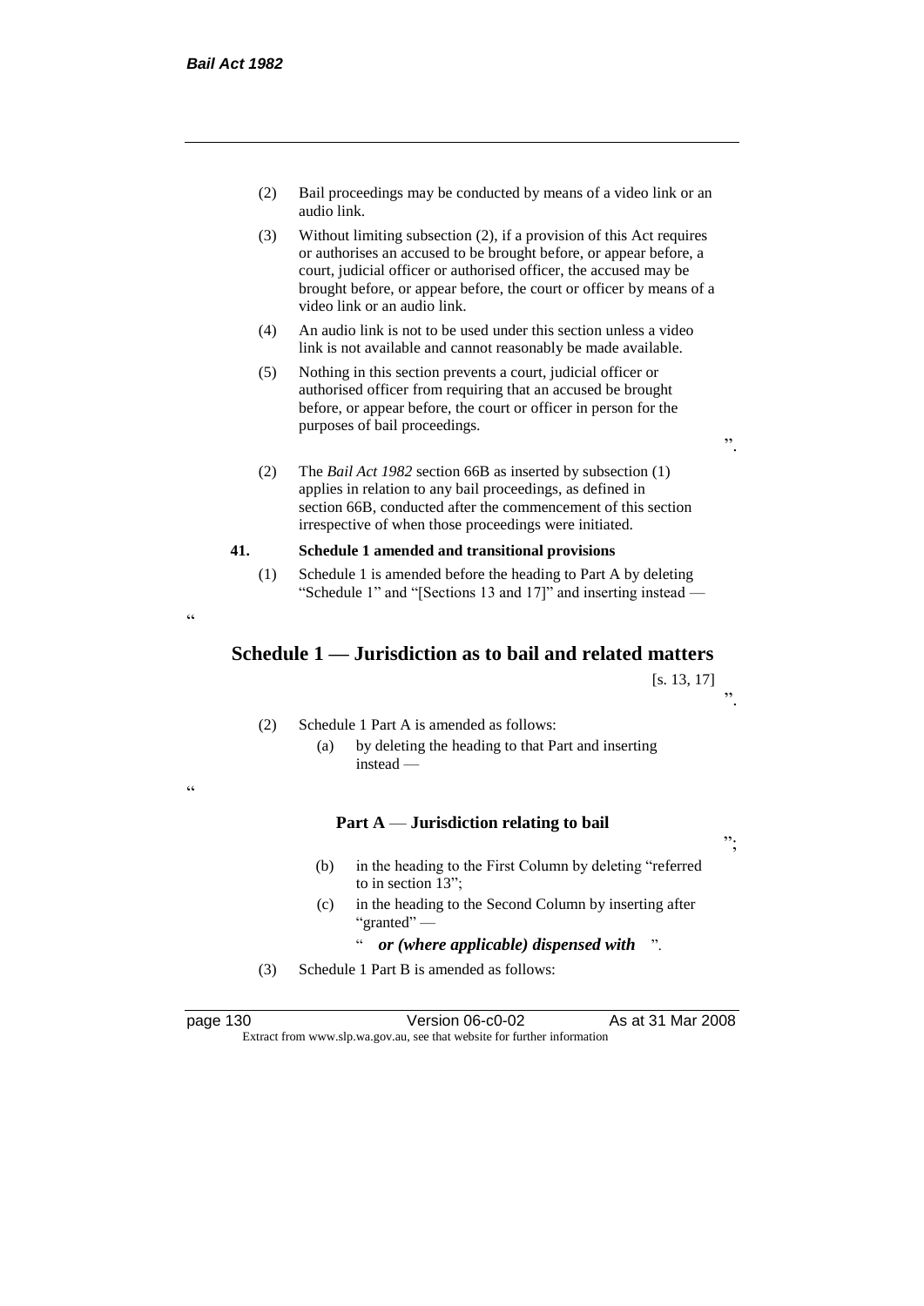(2) Bail proceedings may be conducted by means of a video link or an audio link.

(3) Without limiting subsection (2), if a provision of this Act requires or authorises an accused to be brought before, or appear before, a court, judicial officer or authorised officer, the accused may be brought before, or appear before, the court or officer by means of a video link or an audio link.

(4) An audio link is not to be used under this section unless a video link is not available and cannot reasonably be made available.

(5) Nothing in this section prevents a court, judicial officer or authorised officer from requiring that an accused be brought before, or appear before, the court or officer in person for the purposes of bail proceedings.

".

(2) The *Bail Act 1982* section 66B as inserted by subsection (1) applies in relation to any bail proceedings, as defined in section 66B, conducted after the commencement of this section irrespective of when those proceedings were initiated.

**41. Schedule 1 amended and transitional provisions**

(1) Schedule 1 is amended before the heading to Part A by deleting "Schedule 1" and "[Sections 13 and 17]" and inserting instead —

"

## Schedule 1 — Jurisdiction as to bail and related matters

[s. 13, 17]

".

(2) Schedule 1 Part A is amended as follows:

(a) by deleting the heading to that Part and inserting instead —

"

**Part A — Jurisdiction relating to bail**

";

(b) in the heading to the First Column by deleting "referred to in section 13";

(c) in the heading to the Second Column by inserting after "granted" —

" ***or (where applicable) dispensed with*** ".

(3) Schedule 1 Part B is amended as follows: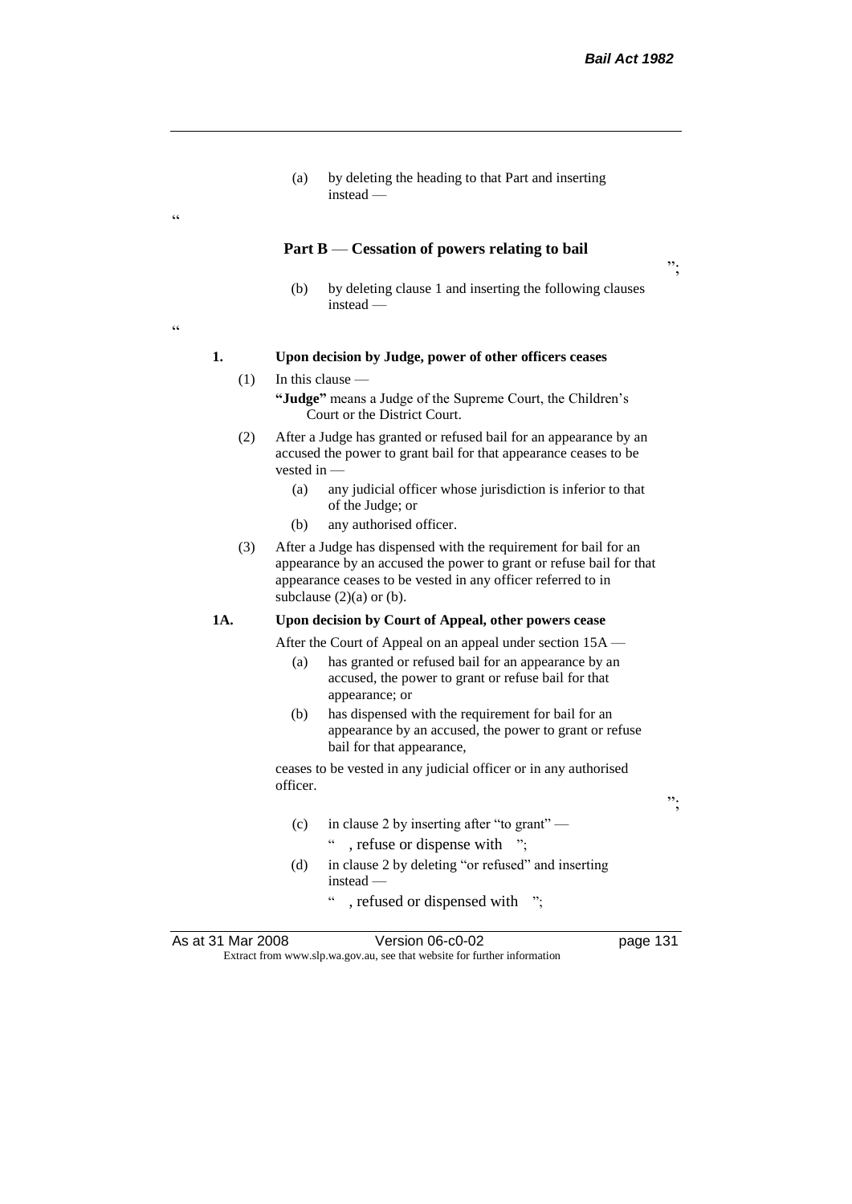(a) by deleting the heading to that Part and inserting instead —

"

**Part B — Cessation of powers relating to bail**

";

(b) by deleting clause 1 and inserting the following clauses instead —

"

**1. Upon decision by Judge, power of other officers ceases**

(1) In this clause —

**"Judge"** means a Judge of the Supreme Court, the Children's Court or the District Court.

(2) After a Judge has granted or refused bail for an appearance by an accused the power to grant bail for that appearance ceases to be vested in —

(a) any judicial officer whose jurisdiction is inferior to that of the Judge; or

(b) any authorised officer.

(3) After a Judge has dispensed with the requirement for bail for an appearance by an accused the power to grant or refuse bail for that appearance ceases to be vested in any officer referred to in subclause (2)(a) or (b).

**1A. Upon decision by Court of Appeal, other powers cease**

After the Court of Appeal on an appeal under section 15A —

(a) has granted or refused bail for an appearance by an accused, the power to grant or refuse bail for that appearance; or

(b) has dispensed with the requirement for bail for an appearance by an accused, the power to grant or refuse bail for that appearance,

ceases to be vested in any judicial officer or in any authorised officer.

";

(c) in clause 2 by inserting after "to grant" —

" , refuse or dispense with ";

(d) in clause 2 by deleting "or refused" and inserting instead —

" , refused or dispensed with ";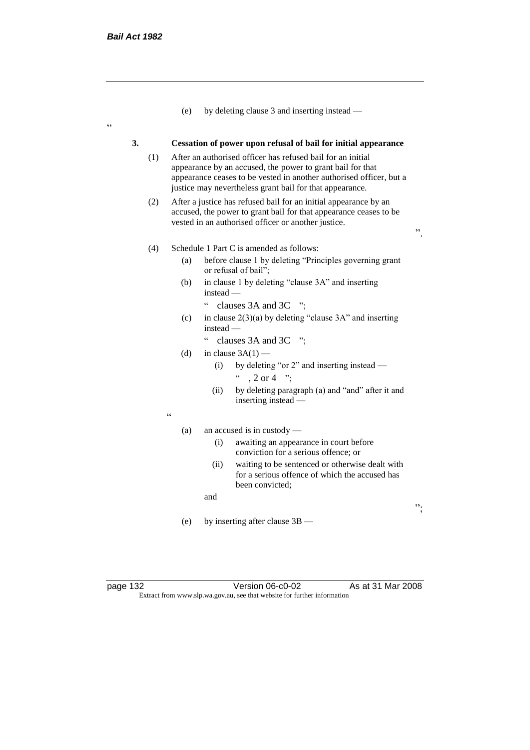(e) by deleting clause 3 and inserting instead —

"

**3. Cessation of power upon refusal of bail for initial appearance**

(1) After an authorised officer has refused bail for an initial appearance by an accused, the power to grant bail for that appearance ceases to be vested in another authorised officer, but a justice may nevertheless grant bail for that appearance.

(2) After a justice has refused bail for an initial appearance by an accused, the power to grant bail for that appearance ceases to be vested in an authorised officer or another justice.

".

(4) Schedule 1 Part C is amended as follows:

(a) before clause 1 by deleting "Principles governing grant or refusal of bail";

(b) in clause 1 by deleting "clause 3A" and inserting instead —

" clauses 3A and 3C ";

(c) in clause 2(3)(a) by deleting "clause 3A" and inserting instead —

" clauses 3A and 3C ";

(d) in clause 3A(1) —

(i) by deleting "or 2" and inserting instead —

" , 2 or 4 ";

(ii) by deleting paragraph (a) and "and" after it and inserting instead —

"

(a) an accused is in custody —

(i) awaiting an appearance in court before conviction for a serious offence; or

(ii) waiting to be sentenced or otherwise dealt with for a serious offence of which the accused has been convicted;

and

";

(e) by inserting after clause 3B —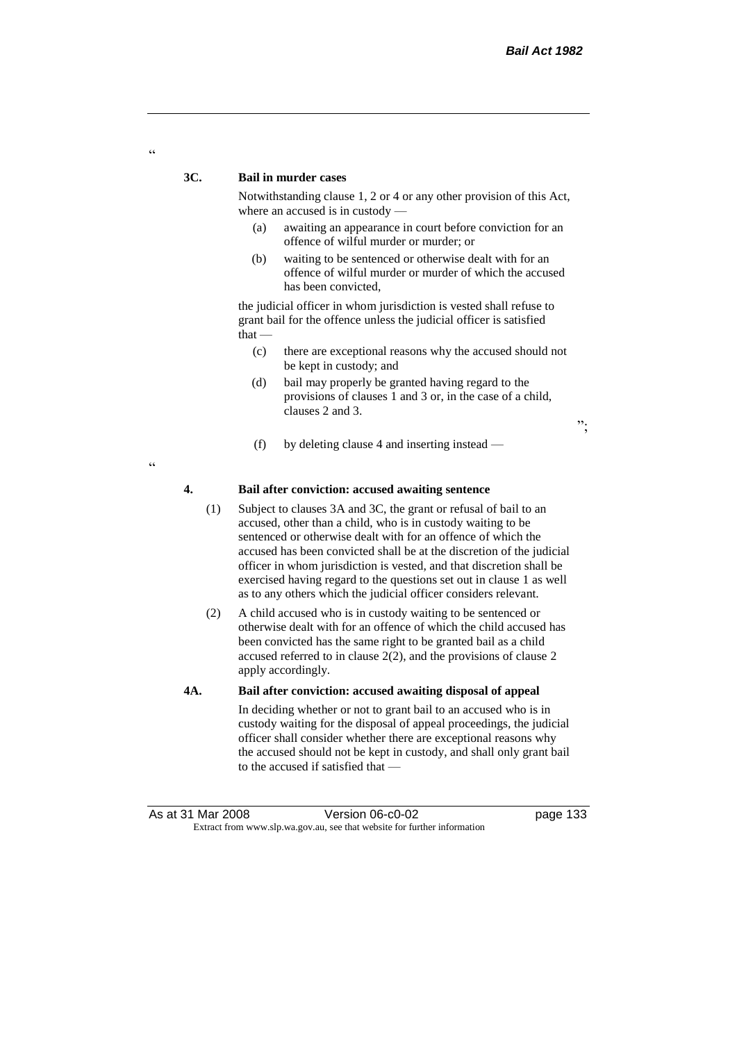"

**3C. Bail in murder cases**

Notwithstanding clause 1, 2 or 4 or any other provision of this Act, where an accused is in custody —

(a) awaiting an appearance in court before conviction for an offence of wilful murder or murder; or

(b) waiting to be sentenced or otherwise dealt with for an offence of wilful murder or murder of which the accused has been convicted,

the judicial officer in whom jurisdiction is vested shall refuse to grant bail for the offence unless the judicial officer is satisfied that —

(c) there are exceptional reasons why the accused should not be kept in custody; and

(d) bail may properly be granted having regard to the provisions of clauses 1 and 3 or, in the case of a child, clauses 2 and 3.

";

(f) by deleting clause 4 and inserting instead —

"

**4. Bail after conviction: accused awaiting sentence**

(1) Subject to clauses 3A and 3C, the grant or refusal of bail to an accused, other than a child, who is in custody waiting to be sentenced or otherwise dealt with for an offence of which the accused has been convicted shall be at the discretion of the judicial officer in whom jurisdiction is vested, and that discretion shall be exercised having regard to the questions set out in clause 1 as well as to any others which the judicial officer considers relevant.

(2) A child accused who is in custody waiting to be sentenced or otherwise dealt with for an offence of which the child accused has been convicted has the same right to be granted bail as a child accused referred to in clause 2(2), and the provisions of clause 2 apply accordingly.

**4A. Bail after conviction: accused awaiting disposal of appeal**

In deciding whether or not to grant bail to an accused who is in custody waiting for the disposal of appeal proceedings, the judicial officer shall consider whether there are exceptional reasons why the accused should not be kept in custody, and shall only grant bail to the accused if satisfied that —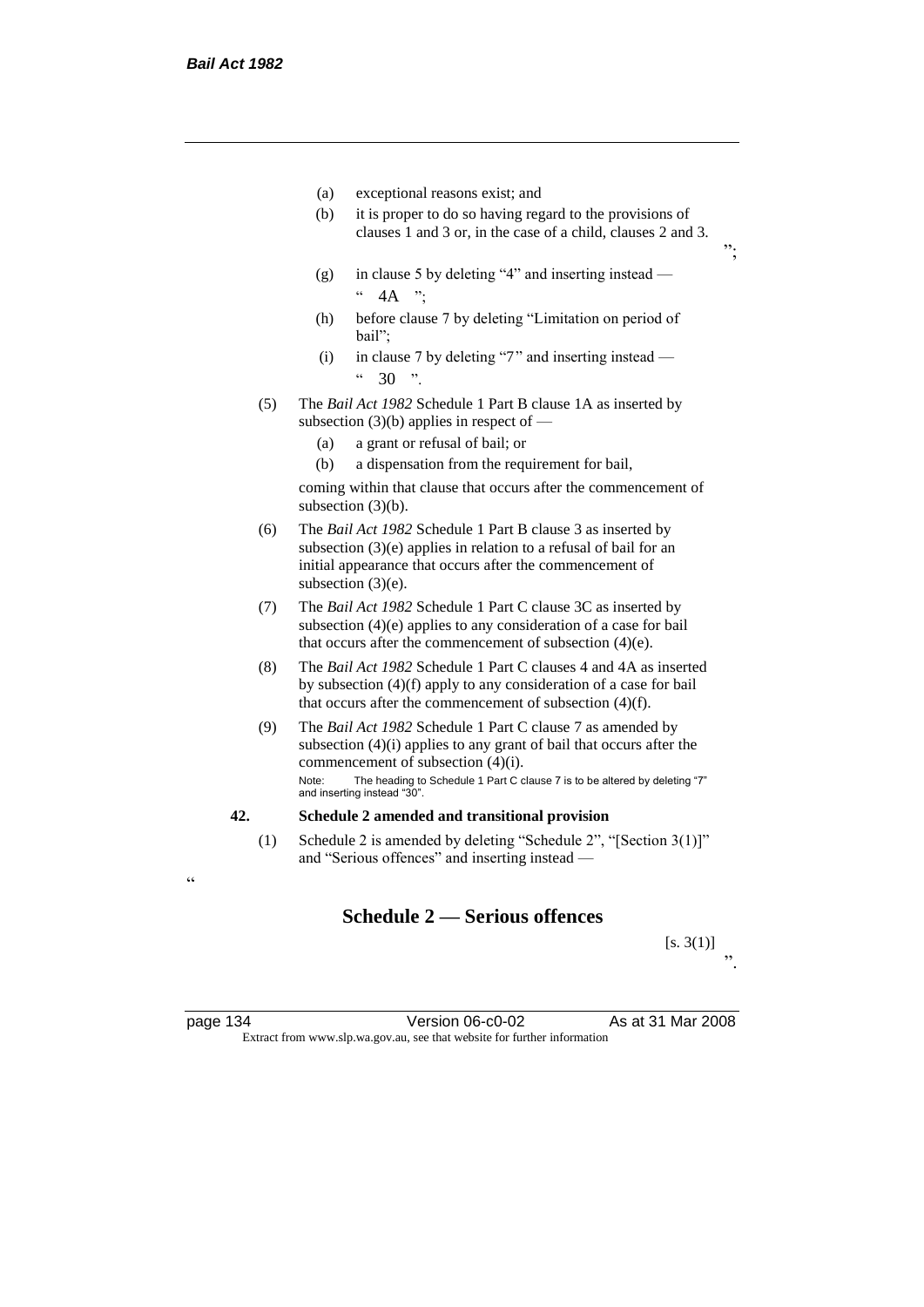(a) exceptional reasons exist; and

(b) it is proper to do so having regard to the provisions of clauses 1 and 3 or, in the case of a child, clauses 2 and 3.

";

(g) in clause 5 by deleting "4" and inserting instead —

" 4A ";

(h) before clause 7 by deleting "Limitation on period of bail";

(i) in clause 7 by deleting "7" and inserting instead —

" 30 ".

(5) The *Bail Act 1982* Schedule 1 Part B clause 1A as inserted by subsection (3)(b) applies in respect of —

(a) a grant or refusal of bail; or

(b) a dispensation from the requirement for bail,

coming within that clause that occurs after the commencement of subsection (3)(b).

(6) The *Bail Act 1982* Schedule 1 Part B clause 3 as inserted by subsection (3)(e) applies in relation to a refusal of bail for an initial appearance that occurs after the commencement of subsection (3)(e).

(7) The *Bail Act 1982* Schedule 1 Part C clause 3C as inserted by subsection (4)(e) applies to any consideration of a case for bail that occurs after the commencement of subsection (4)(e).

(8) The *Bail Act 1982* Schedule 1 Part C clauses 4 and 4A as inserted by subsection (4)(f) apply to any consideration of a case for bail that occurs after the commencement of subsection (4)(f).

(9) The *Bail Act 1982* Schedule 1 Part C clause 7 as amended by subsection (4)(i) applies to any grant of bail that occurs after the commencement of subsection (4)(i).

Note: The heading to Schedule 1 Part C clause 7 is to be altered by deleting "7" and inserting instead "30".

**42. Schedule 2 amended and transitional provision**

(1) Schedule 2 is amended by deleting "Schedule 2", "[Section 3(1)]" and "Serious offences" and inserting instead —

"

## Schedule 2 — Serious offences

[s. 3(1)]

".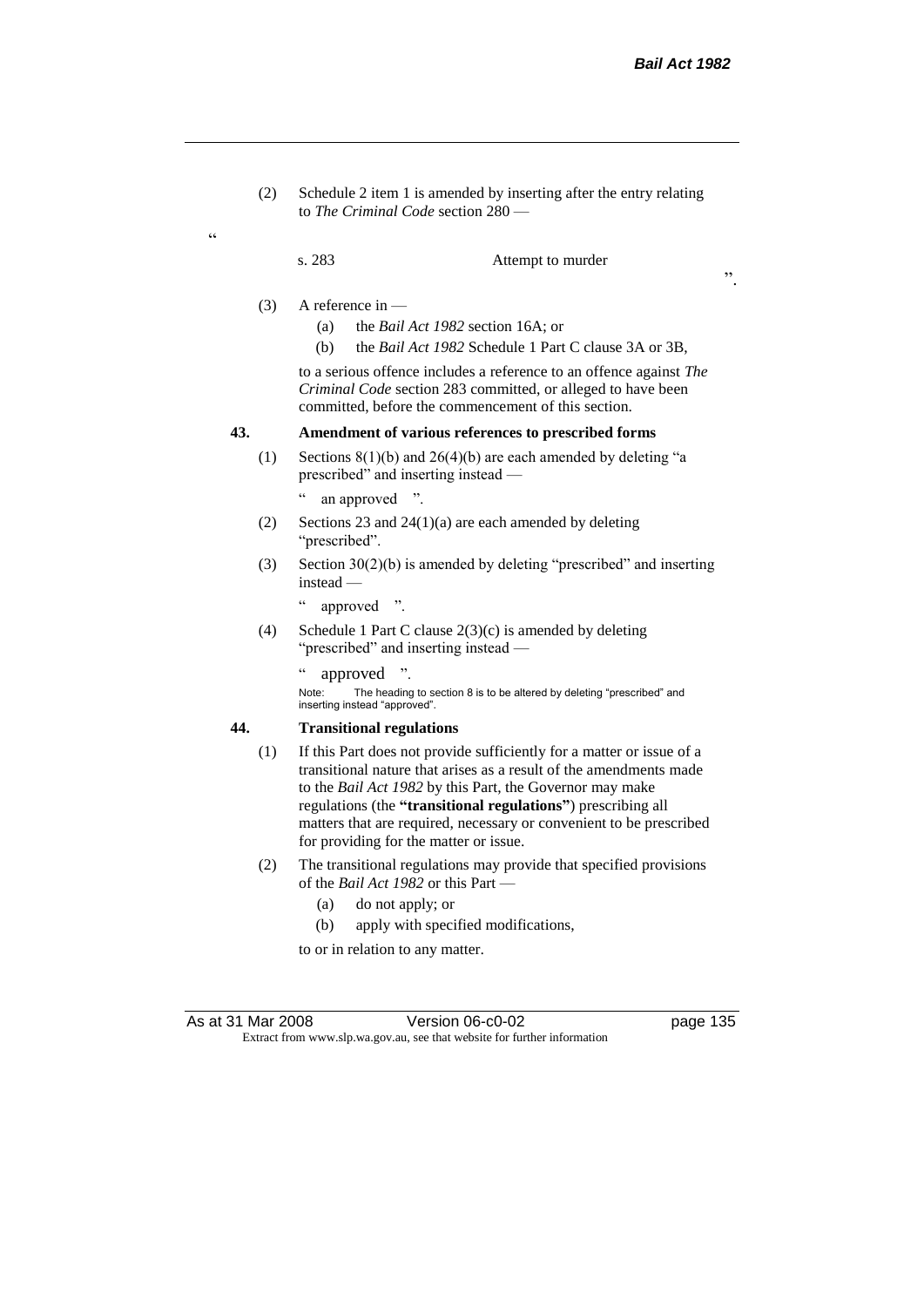(2) Schedule 2 item 1 is amended by inserting after the entry relating to *The Criminal Code* section 280 —

"

| s. 283 | Attempt to murder |
|---|---|

".

(3) A reference in —

(a) the *Bail Act 1982* section 16A; or

(b) the *Bail Act 1982* Schedule 1 Part C clause 3A or 3B,

to a serious offence includes a reference to an offence against *The Criminal Code* section 283 committed, or alleged to have been committed, before the commencement of this section.

**43. Amendment of various references to prescribed forms**

(1) Sections 8(1)(b) and 26(4)(b) are each amended by deleting "a prescribed" and inserting instead —

" an approved ".

(2) Sections 23 and 24(1)(a) are each amended by deleting "prescribed".

(3) Section 30(2)(b) is amended by deleting "prescribed" and inserting instead —

" approved ".

(4) Schedule 1 Part C clause 2(3)(c) is amended by deleting "prescribed" and inserting instead —

" approved ".

Note: The heading to section 8 is to be altered by deleting "prescribed" and inserting instead "approved".

**44. Transitional regulations**

(1) If this Part does not provide sufficiently for a matter or issue of a transitional nature that arises as a result of the amendments made to the *Bail Act 1982* by this Part, the Governor may make regulations (the **"transitional regulations"**) prescribing all matters that are required, necessary or convenient to be prescribed for providing for the matter or issue.

(2) The transitional regulations may provide that specified provisions of the *Bail Act 1982* or this Part —

(a) do not apply; or

(b) apply with specified modifications,

to or in relation to any matter.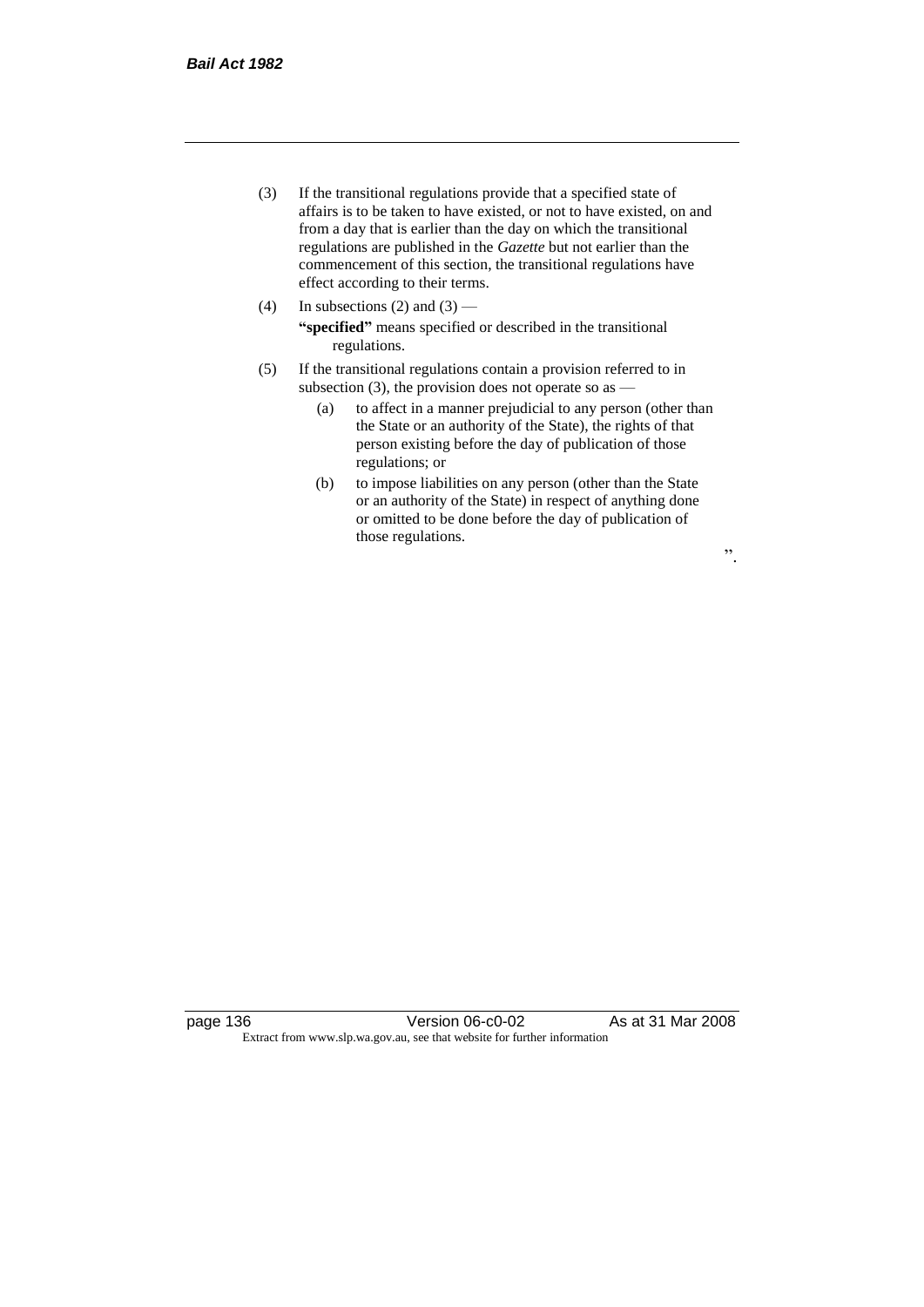(3) If the transitional regulations provide that a specified state of affairs is to be taken to have existed, or not to have existed, on and from a day that is earlier than the day on which the transitional regulations are published in the *Gazette* but not earlier than the commencement of this section, the transitional regulations have effect according to their terms.

(4) In subsections (2) and (3) —

**"specified"** means specified or described in the transitional regulations.

(5) If the transitional regulations contain a provision referred to in subsection (3), the provision does not operate so as —

(a) to affect in a manner prejudicial to any person (other than the State or an authority of the State), the rights of that person existing before the day of publication of those regulations; or

(b) to impose liabilities on any person (other than the State or an authority of the State) in respect of anything done or omitted to be done before the day of publication of those regulations.

".